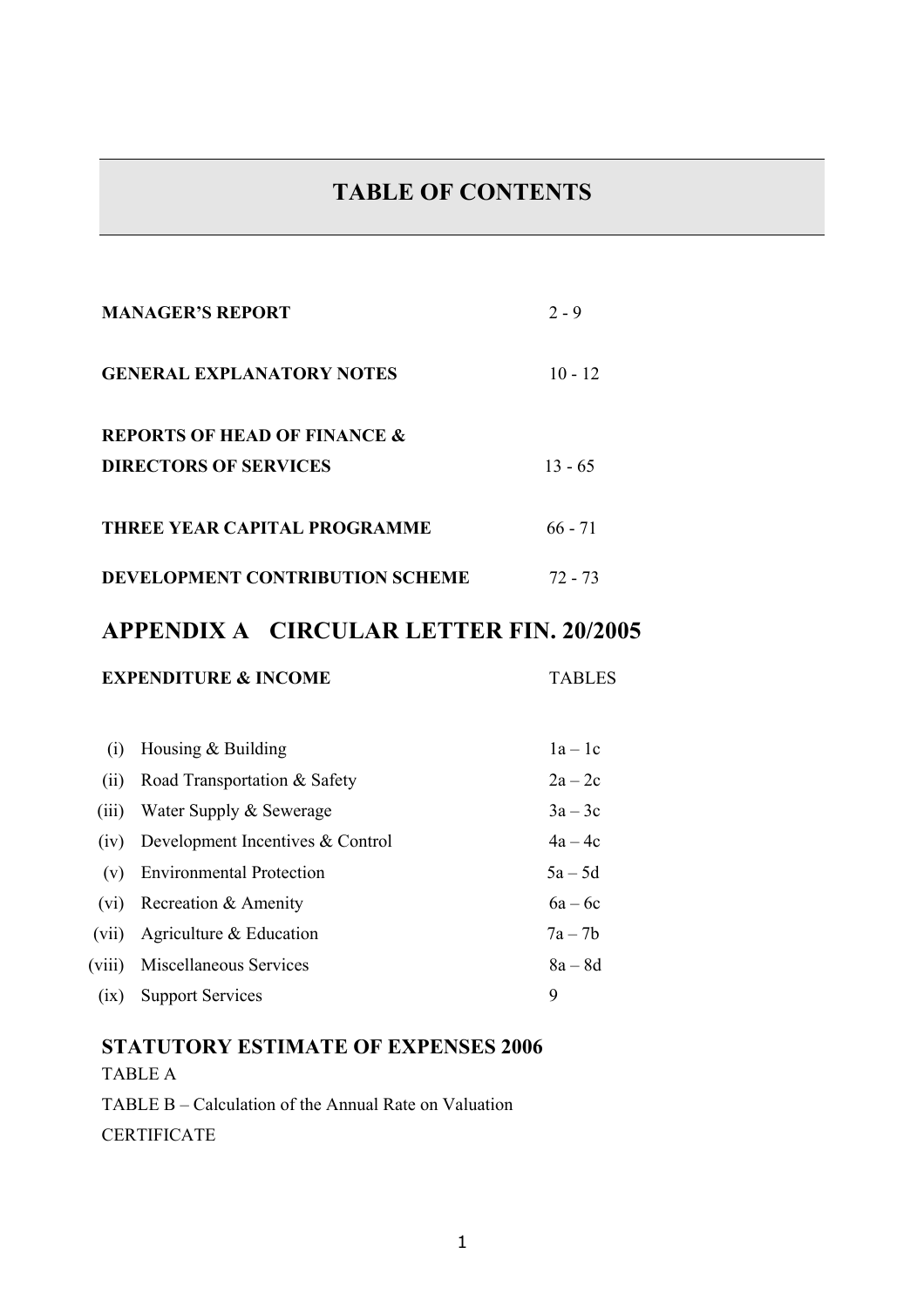# TABLE OF CONTENTS

| | |
|---|---|
| **MANAGER'S REPORT** | 2 - 9 |
| **GENERAL EXPLANATORY NOTES** | 10 - 12 |
| **REPORTS OF HEAD OF FINANCE & DIRECTORS OF SERVICES** | 13 - 65 |
| **THREE YEAR CAPITAL PROGRAMME** | 66 - 71 |
| **DEVELOPMENT CONTRIBUTION SCHEME** | 72 - 73 |

## APPENDIX A CIRCULAR LETTER FIN. 20/2005

| **EXPENDITURE & INCOME** | | TABLES |
|---|---|---|
| (i) | Housing & Building | 1a – 1c |
| (ii) | Road Transportation & Safety | 2a – 2c |
| (iii) | Water Supply & Sewerage | 3a – 3c |
| (iv) | Development Incentives & Control | 4a – 4c |
| (v) | Environmental Protection | 5a – 5d |
| (vi) | Recreation & Amenity | 6a – 6c |
| (vii) | Agriculture & Education | 7a – 7b |
| (viii) | Miscellaneous Services | 8a – 8d |
| (ix) | Support Services | 9 |

### STATUTORY ESTIMATE OF EXPENSES 2006

TABLE A

TABLE B – Calculation of the Annual Rate on Valuation

CERTIFICATE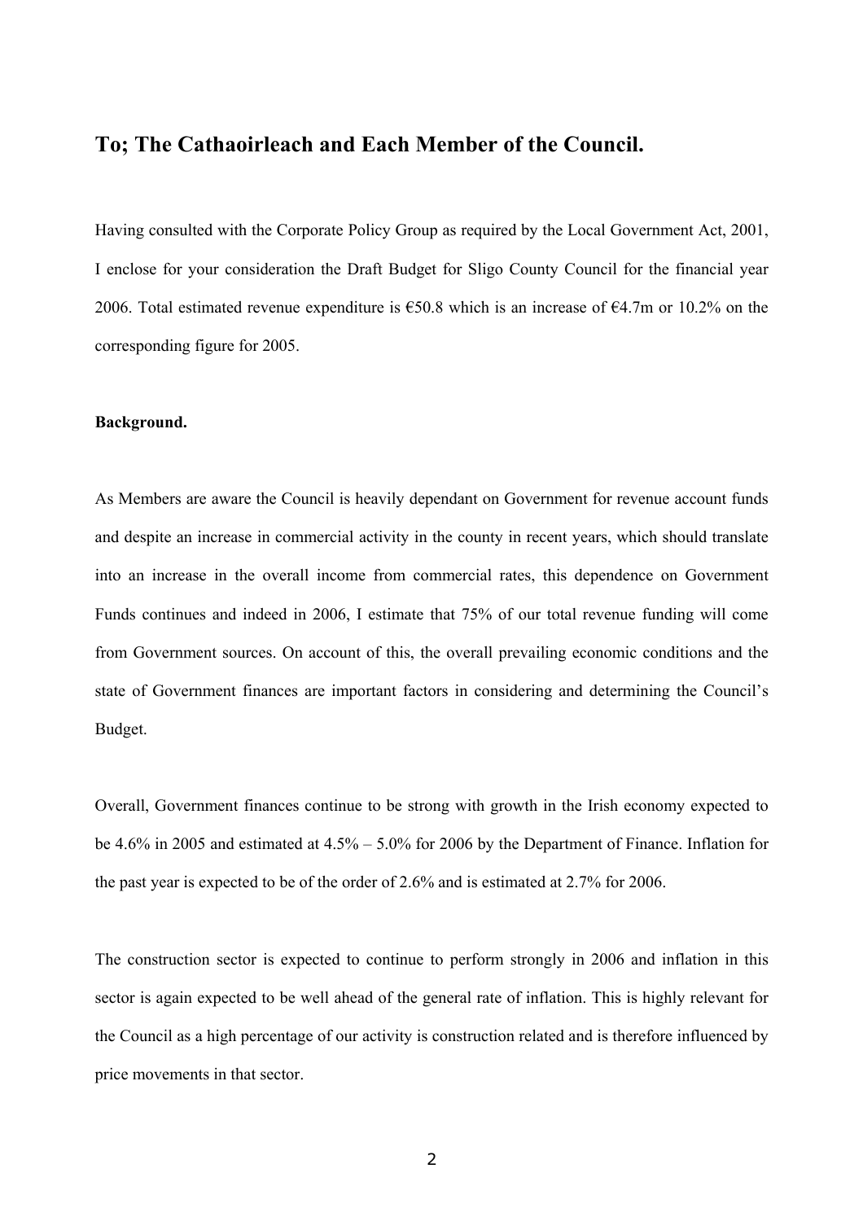## To; The Cathaoirleach and Each Member of the Council.

Having consulted with the Corporate Policy Group as required by the Local Government Act, 2001, I enclose for your consideration the Draft Budget for Sligo County Council for the financial year 2006. Total estimated revenue expenditure is €50.8 which is an increase of €4.7m or 10.2% on the corresponding figure for 2005.

**Background.**

As Members are aware the Council is heavily dependant on Government for revenue account funds and despite an increase in commercial activity in the county in recent years, which should translate into an increase in the overall income from commercial rates, this dependence on Government Funds continues and indeed in 2006, I estimate that 75% of our total revenue funding will come from Government sources. On account of this, the overall prevailing economic conditions and the state of Government finances are important factors in considering and determining the Council's Budget.

Overall, Government finances continue to be strong with growth in the Irish economy expected to be 4.6% in 2005 and estimated at 4.5% – 5.0% for 2006 by the Department of Finance. Inflation for the past year is expected to be of the order of 2.6% and is estimated at 2.7% for 2006.

The construction sector is expected to continue to perform strongly in 2006 and inflation in this sector is again expected to be well ahead of the general rate of inflation. This is highly relevant for the Council as a high percentage of our activity is construction related and is therefore influenced by price movements in that sector.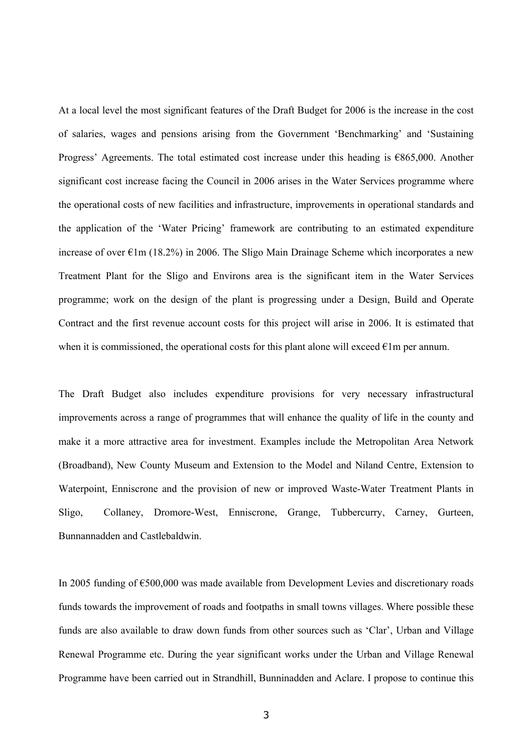At a local level the most significant features of the Draft Budget for 2006 is the increase in the cost of salaries, wages and pensions arising from the Government 'Benchmarking' and 'Sustaining Progress' Agreements. The total estimated cost increase under this heading is €865,000. Another significant cost increase facing the Council in 2006 arises in the Water Services programme where the operational costs of new facilities and infrastructure, improvements in operational standards and the application of the 'Water Pricing' framework are contributing to an estimated expenditure increase of over €1m (18.2%) in 2006. The Sligo Main Drainage Scheme which incorporates a new Treatment Plant for the Sligo and Environs area is the significant item in the Water Services programme; work on the design of the plant is progressing under a Design, Build and Operate Contract and the first revenue account costs for this project will arise in 2006. It is estimated that when it is commissioned, the operational costs for this plant alone will exceed €1m per annum.

The Draft Budget also includes expenditure provisions for very necessary infrastructural improvements across a range of programmes that will enhance the quality of life in the county and make it a more attractive area for investment. Examples include the Metropolitan Area Network (Broadband), New County Museum and Extension to the Model and Niland Centre, Extension to Waterpoint, Enniscrone and the provision of new or improved Waste-Water Treatment Plants in Sligo, Collaney, Dromore-West, Enniscrone, Grange, Tubbercurry, Carney, Gurteen, Bunnannadden and Castlebaldwin.

In 2005 funding of €500,000 was made available from Development Levies and discretionary roads funds towards the improvement of roads and footpaths in small towns villages. Where possible these funds are also available to draw down funds from other sources such as 'Clar', Urban and Village Renewal Programme etc. During the year significant works under the Urban and Village Renewal Programme have been carried out in Strandhill, Bunninadden and Aclare. I propose to continue this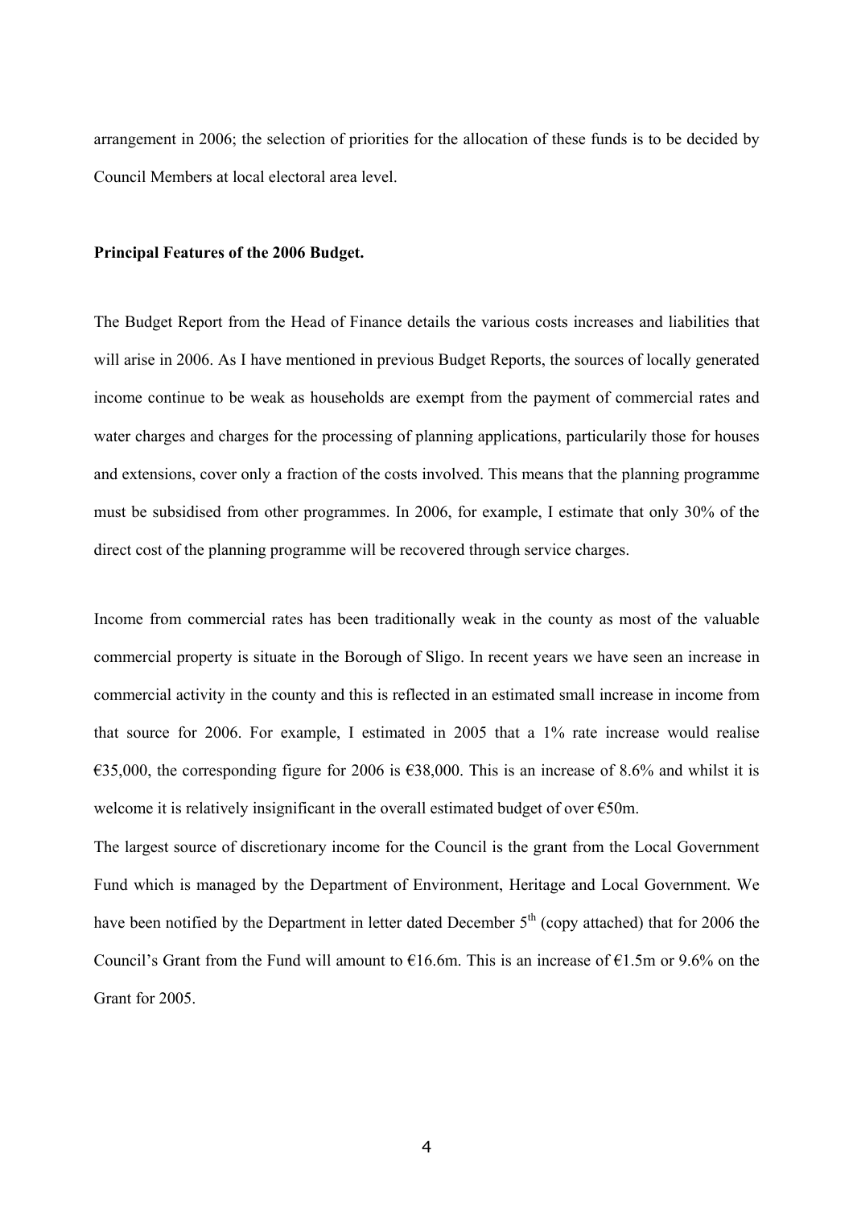arrangement in 2006; the selection of priorities for the allocation of these funds is to be decided by Council Members at local electoral area level.

**Principal Features of the 2006 Budget.**

The Budget Report from the Head of Finance details the various costs increases and liabilities that will arise in 2006. As I have mentioned in previous Budget Reports, the sources of locally generated income continue to be weak as households are exempt from the payment of commercial rates and water charges and charges for the processing of planning applications, particularily those for houses and extensions, cover only a fraction of the costs involved. This means that the planning programme must be subsidised from other programmes. In 2006, for example, I estimate that only 30% of the direct cost of the planning programme will be recovered through service charges.

Income from commercial rates has been traditionally weak in the county as most of the valuable commercial property is situate in the Borough of Sligo. In recent years we have seen an increase in commercial activity in the county and this is reflected in an estimated small increase in income from that source for 2006. For example, I estimated in 2005 that a 1% rate increase would realise €35,000, the corresponding figure for 2006 is €38,000. This is an increase of 8.6% and whilst it is welcome it is relatively insignificant in the overall estimated budget of over €50m.

The largest source of discretionary income for the Council is the grant from the Local Government Fund which is managed by the Department of Environment, Heritage and Local Government. We have been notified by the Department in letter dated December 5th (copy attached) that for 2006 the Council's Grant from the Fund will amount to €16.6m. This is an increase of €1.5m or 9.6% on the Grant for 2005.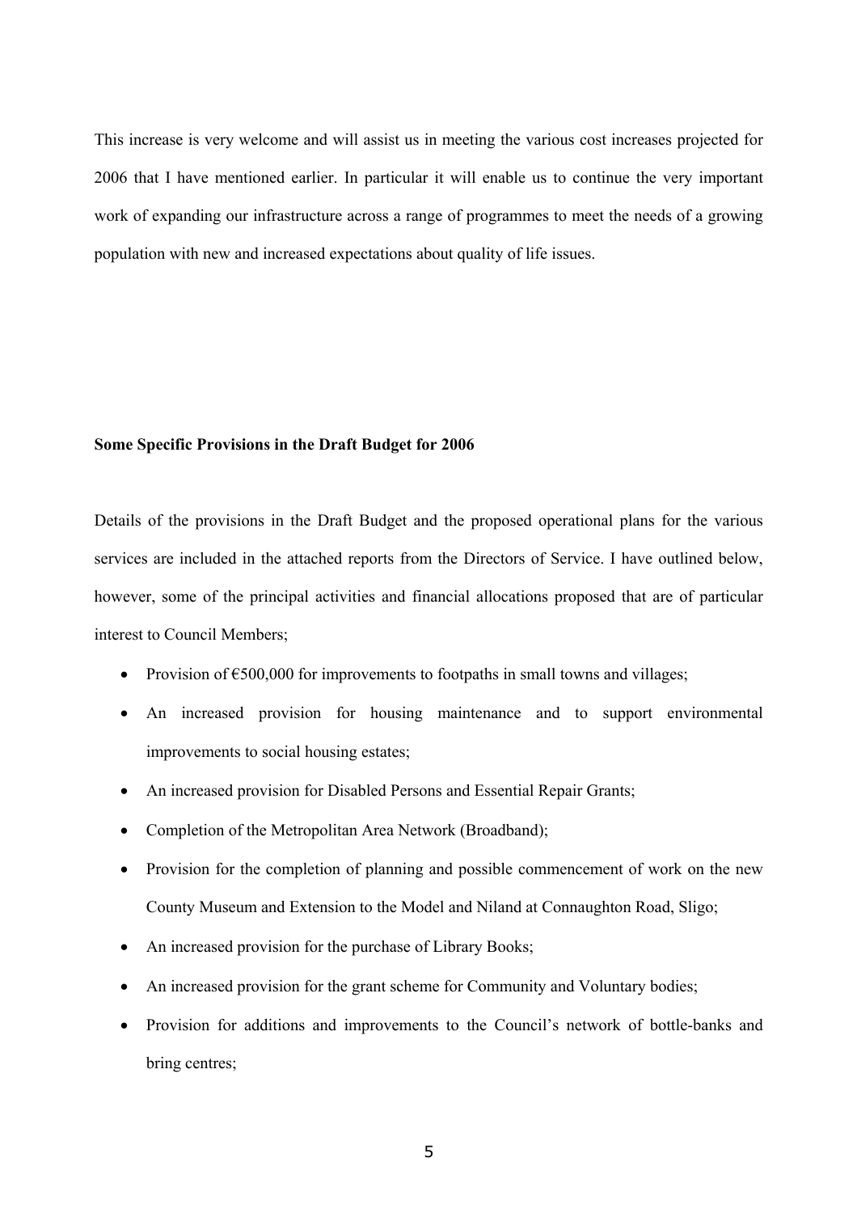This increase is very welcome and will assist us in meeting the various cost increases projected for 2006 that I have mentioned earlier. In particular it will enable us to continue the very important work of expanding our infrastructure across a range of programmes to meet the needs of a growing population with new and increased expectations about quality of life issues.

**Some Specific Provisions in the Draft Budget for 2006**

Details of the provisions in the Draft Budget and the proposed operational plans for the various services are included in the attached reports from the Directors of Service. I have outlined below, however, some of the principal activities and financial allocations proposed that are of particular interest to Council Members;

- Provision of €500,000 for improvements to footpaths in small towns and villages;
- An increased provision for housing maintenance and to support environmental improvements to social housing estates;
- An increased provision for Disabled Persons and Essential Repair Grants;
- Completion of the Metropolitan Area Network (Broadband);
- Provision for the completion of planning and possible commencement of work on the new County Museum and Extension to the Model and Niland at Connaughton Road, Sligo;
- An increased provision for the purchase of Library Books;
- An increased provision for the grant scheme for Community and Voluntary bodies;
- Provision for additions and improvements to the Council's network of bottle-banks and bring centres;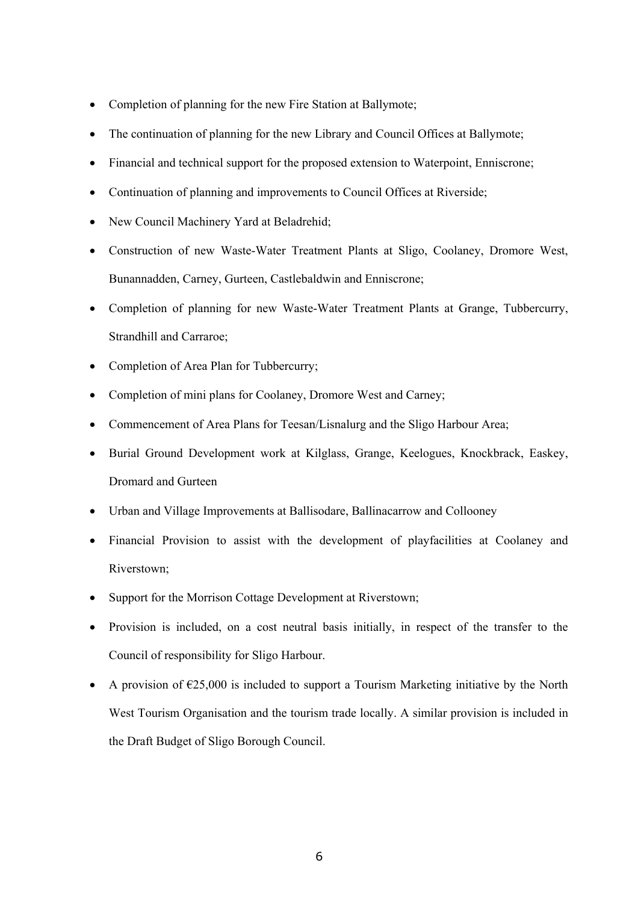- Completion of planning for the new Fire Station at Ballymote;
- The continuation of planning for the new Library and Council Offices at Ballymote;
- Financial and technical support for the proposed extension to Waterpoint, Enniscrone;
- Continuation of planning and improvements to Council Offices at Riverside;
- New Council Machinery Yard at Beladrehid;
- Construction of new Waste-Water Treatment Plants at Sligo, Coolaney, Dromore West, Bunannadden, Carney, Gurteen, Castlebaldwin and Enniscrone;
- Completion of planning for new Waste-Water Treatment Plants at Grange, Tubbercurry, Strandhill and Carraroe;
- Completion of Area Plan for Tubbercurry;
- Completion of mini plans for Coolaney, Dromore West and Carney;
- Commencement of Area Plans for Teesan/Lisnalurg and the Sligo Harbour Area;
- Burial Ground Development work at Kilglass, Grange, Keelogues, Knockbrack, Easkey, Dromard and Gurteen
- Urban and Village Improvements at Ballisodare, Ballinacarrow and Collooney
- Financial Provision to assist with the development of playfacilities at Coolaney and Riverstown;
- Support for the Morrison Cottage Development at Riverstown;
- Provision is included, on a cost neutral basis initially, in respect of the transfer to the Council of responsibility for Sligo Harbour.
- A provision of €25,000 is included to support a Tourism Marketing initiative by the North West Tourism Organisation and the tourism trade locally. A similar provision is included in the Draft Budget of Sligo Borough Council.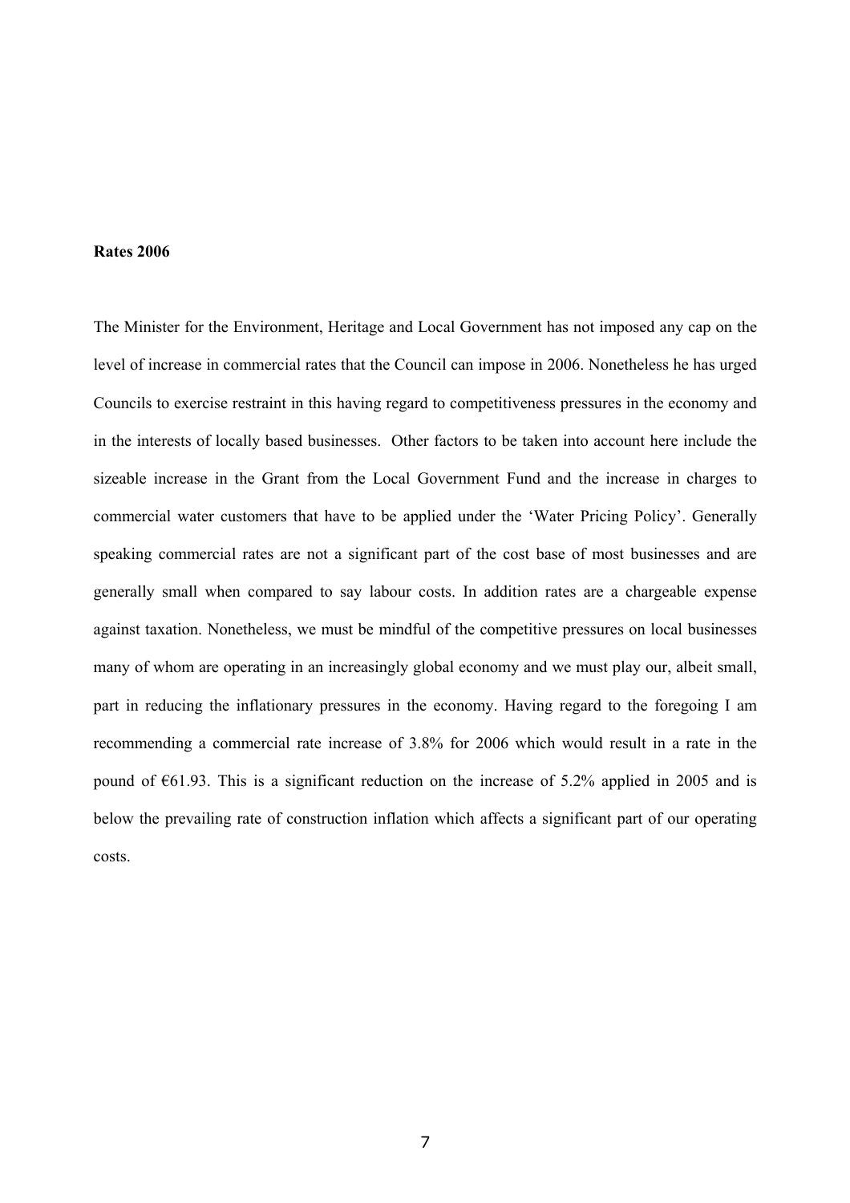**Rates 2006**

The Minister for the Environment, Heritage and Local Government has not imposed any cap on the level of increase in commercial rates that the Council can impose in 2006. Nonetheless he has urged Councils to exercise restraint in this having regard to competitiveness pressures in the economy and in the interests of locally based businesses. Other factors to be taken into account here include the sizeable increase in the Grant from the Local Government Fund and the increase in charges to commercial water customers that have to be applied under the 'Water Pricing Policy'. Generally speaking commercial rates are not a significant part of the cost base of most businesses and are generally small when compared to say labour costs. In addition rates are a chargeable expense against taxation. Nonetheless, we must be mindful of the competitive pressures on local businesses many of whom are operating in an increasingly global economy and we must play our, albeit small, part in reducing the inflationary pressures in the economy. Having regard to the foregoing I am recommending a commercial rate increase of 3.8% for 2006 which would result in a rate in the pound of €61.93. This is a significant reduction on the increase of 5.2% applied in 2005 and is below the prevailing rate of construction inflation which affects a significant part of our operating costs.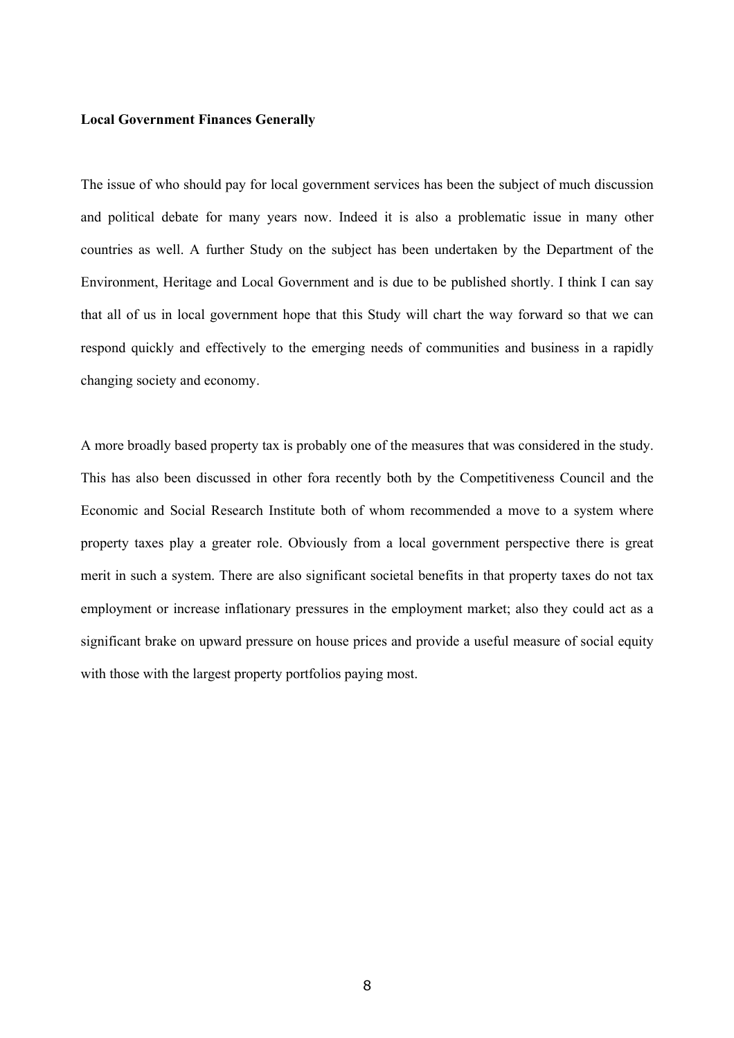**Local Government Finances Generally**

The issue of who should pay for local government services has been the subject of much discussion and political debate for many years now. Indeed it is also a problematic issue in many other countries as well. A further Study on the subject has been undertaken by the Department of the Environment, Heritage and Local Government and is due to be published shortly. I think I can say that all of us in local government hope that this Study will chart the way forward so that we can respond quickly and effectively to the emerging needs of communities and business in a rapidly changing society and economy.

A more broadly based property tax is probably one of the measures that was considered in the study. This has also been discussed in other fora recently both by the Competitiveness Council and the Economic and Social Research Institute both of whom recommended a move to a system where property taxes play a greater role. Obviously from a local government perspective there is great merit in such a system. There are also significant societal benefits in that property taxes do not tax employment or increase inflationary pressures in the employment market; also they could act as a significant brake on upward pressure on house prices and provide a useful measure of social equity with those with the largest property portfolios paying most.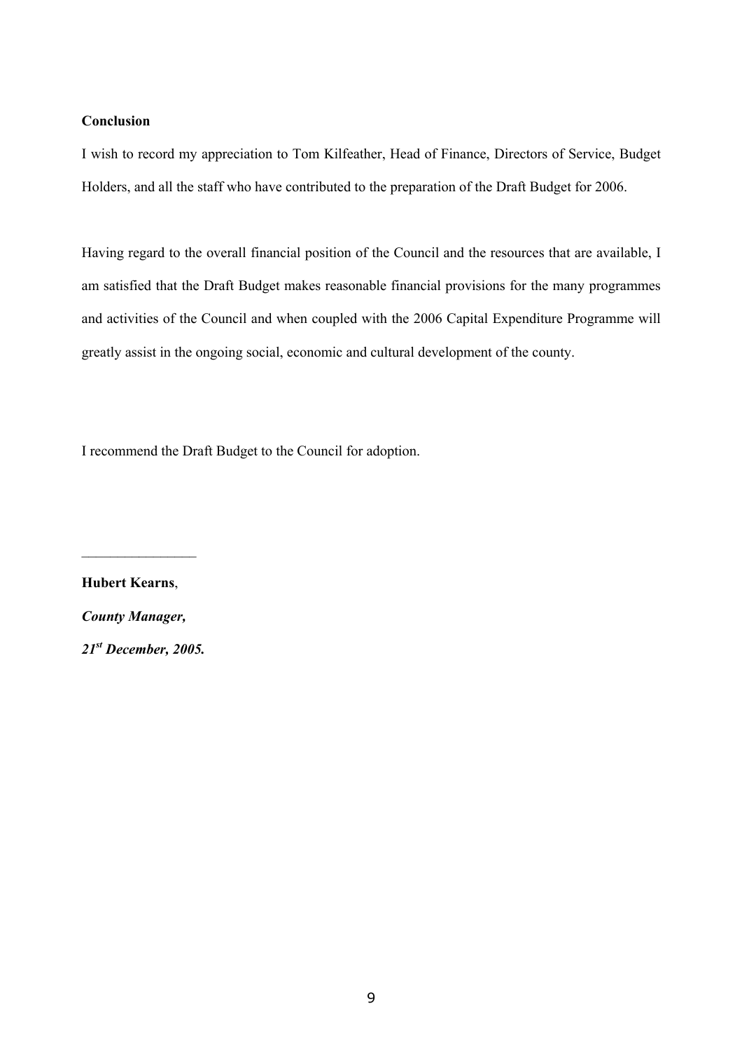**Conclusion**

I wish to record my appreciation to Tom Kilfeather, Head of Finance, Directors of Service, Budget Holders, and all the staff who have contributed to the preparation of the Draft Budget for 2006.

Having regard to the overall financial position of the Council and the resources that are available, I am satisfied that the Draft Budget makes reasonable financial provisions for the many programmes and activities of the Council and when coupled with the 2006 Capital Expenditure Programme will greatly assist in the ongoing social, economic and cultural development of the county.

I recommend the Draft Budget to the Council for adoption.

\_\_\_\_\_\_\_\_\_\_\_\_\_\_\_\_

**Hubert Kearns**,

***County Manager,***

***21st December, 2005.***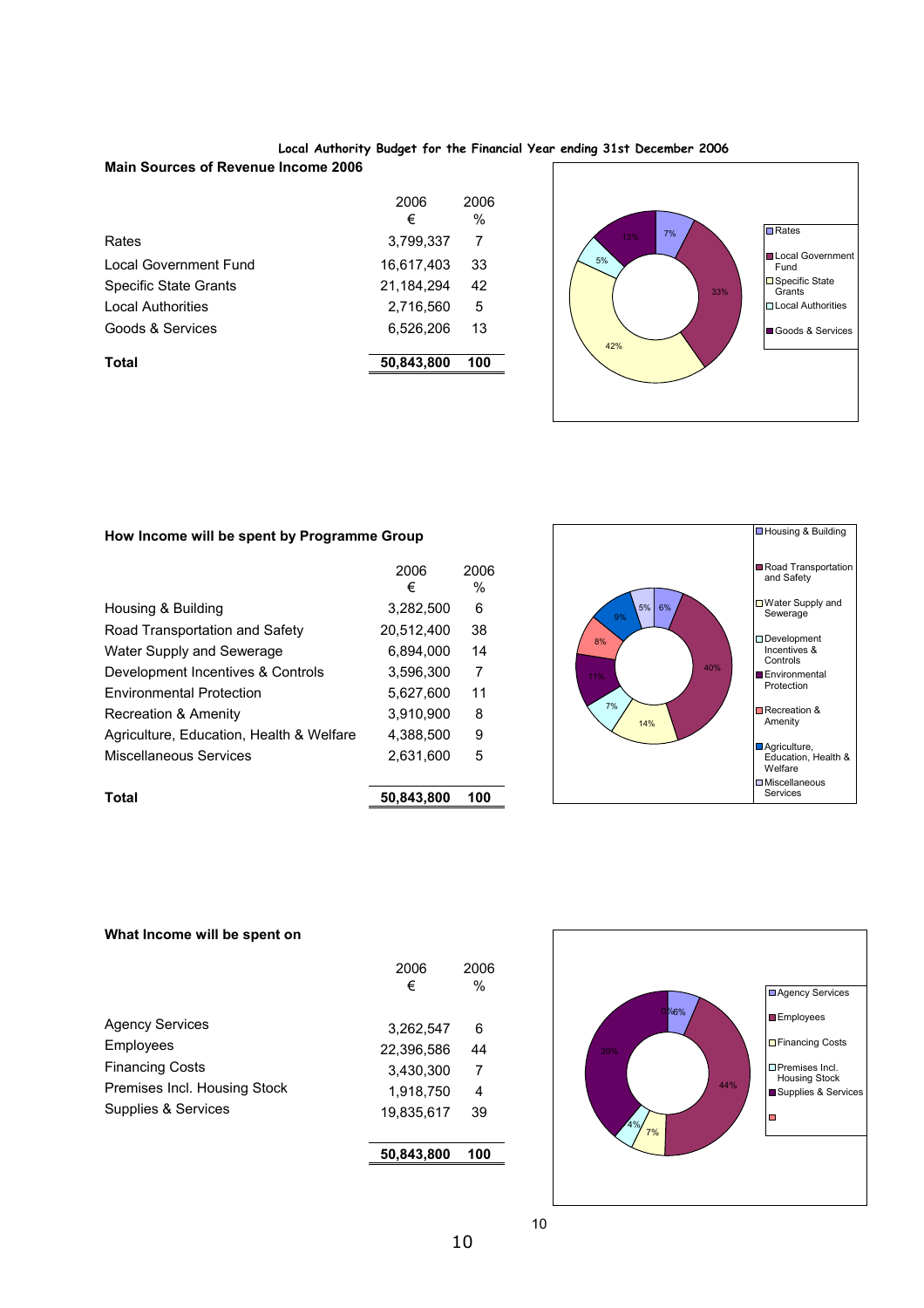## Local Authority Budget for the Financial Year ending 31st December 2006

### Main Sources of Revenue Income 2006

| | 2006 € | 2006 % |
|---|---|---|
| Rates | 3,799,337 | 7 |
| Local Government Fund | 16,617,403 | 33 |
| Specific State Grants | 21,184,294 | 42 |
| Local Authorities | 2,716,560 | 5 |
| Goods & Services | 6,526,206 | 13 |
| **Total** | **50,843,800** | **100** |

### How Income will be spent by Programme Group

| | 2006 € | 2006 % |
|---|---|---|
| Housing & Building | 3,282,500 | 6 |
| Road Transportation and Safety | 20,512,400 | 38 |
| Water Supply and Sewerage | 6,894,000 | 14 |
| Development Incentives & Controls | 3,596,300 | 7 |
| Environmental Protection | 5,627,600 | 11 |
| Recreation & Amenity | 3,910,900 | 8 |
| Agriculture, Education, Health & Welfare | 4,388,500 | 9 |
| Miscellaneous Services | 2,631,600 | 5 |
| **Total** | **50,843,800** | **100** |

### What Income will be spent on

| | 2006 € | 2006 % |
|---|---|---|
| Agency Services | 3,262,547 | 6 |
| Employees | 22,396,586 | 44 |
| Financing Costs | 3,430,300 | 7 |
| Premises Incl. Housing Stock | 1,918,750 | 4 |
| Supplies & Services | 19,835,617 | 39 |
| | **50,843,800** | **100** |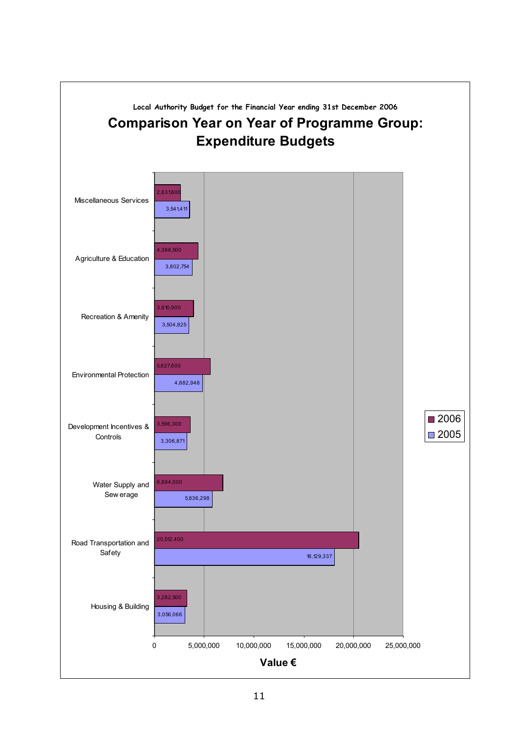Local Authority Budget for the Financial Year ending 31st December 2006

## Comparison Year on Year of Programme Group: Expenditure Budgets

| Programme Group | 2006 | 2005 |
|---|---|---|
| Miscellaneous Services | 2,631,600 | 3,541,411 |
| Agriculture & Education | 4,388,500 | 3,802,754 |
| Recreation & Amenity | 3,910,900 | 3,504,825 |
| Environmental Protection | 5,627,600 | 4,882,948 |
| Development Incentives & Controls | 3,596,300 | 3,306,871 |
| Water Supply and Sewerage | 6,894,000 | 5,836,298 |
| Road Transportation and Safety | 20,512,400 | 18,129,337 |
| Housing & Building | 3,282,500 | 3,056,066 |

Value €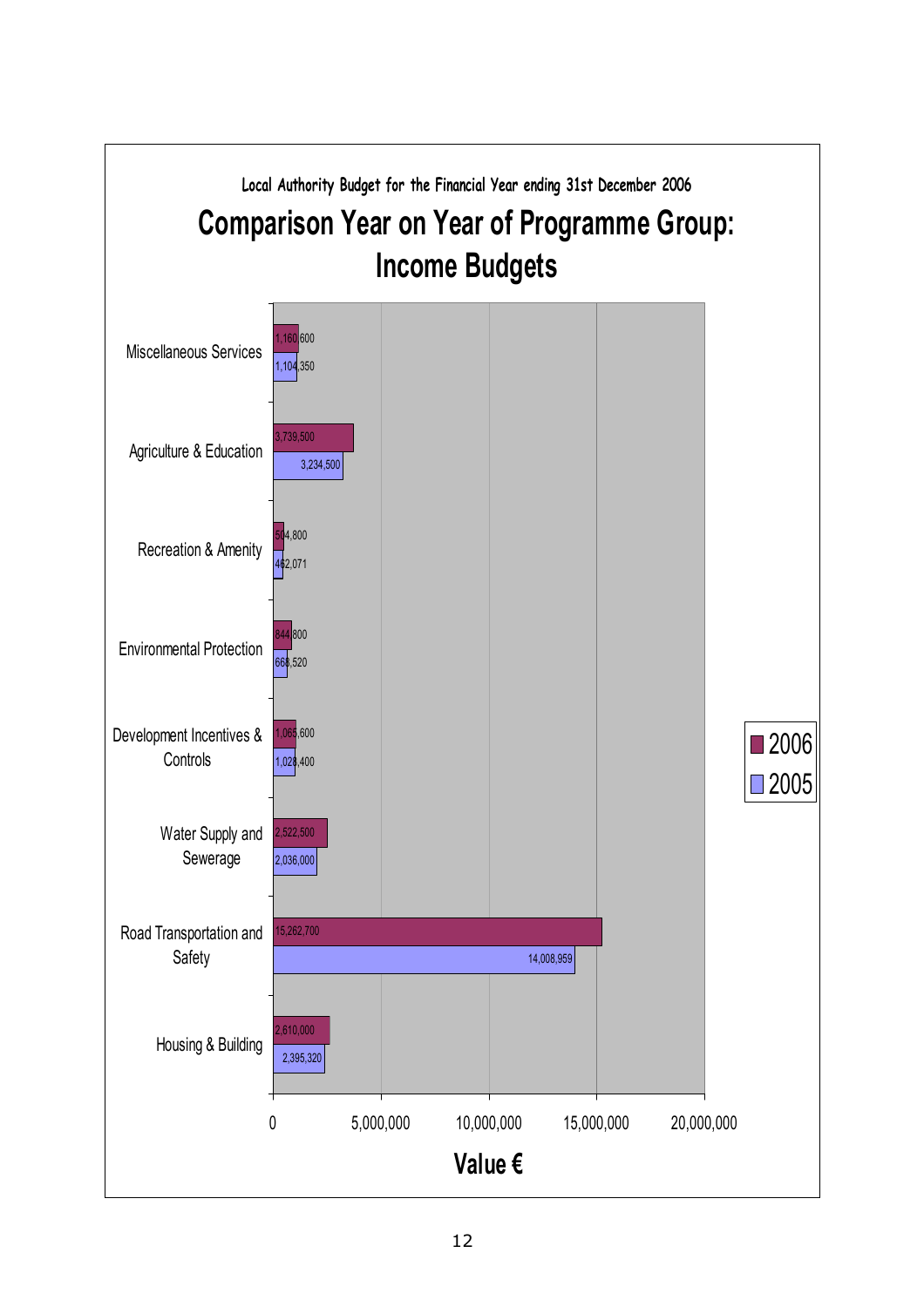Local Authority Budget for the Financial Year ending 31st December 2006

## Comparison Year on Year of Programme Group: Income Budgets

| Programme Group | 2006 | 2005 |
|---|---|---|
| Miscellaneous Services | 1,160,600 | 1,104,350 |
| Agriculture & Education | 3,739,500 | 3,234,500 |
| Recreation & Amenity | 504,800 | 462,071 |
| Environmental Protection | 844,800 | 668,520 |
| Development Incentives & Controls | 1,065,600 | 1,028,400 |
| Water Supply and Sewerage | 2,522,500 | 2,036,000 |
| Road Transportation and Safety | 15,262,700 | 14,008,959 |
| Housing & Building | 2,610,000 | 2,395,320 |

Value €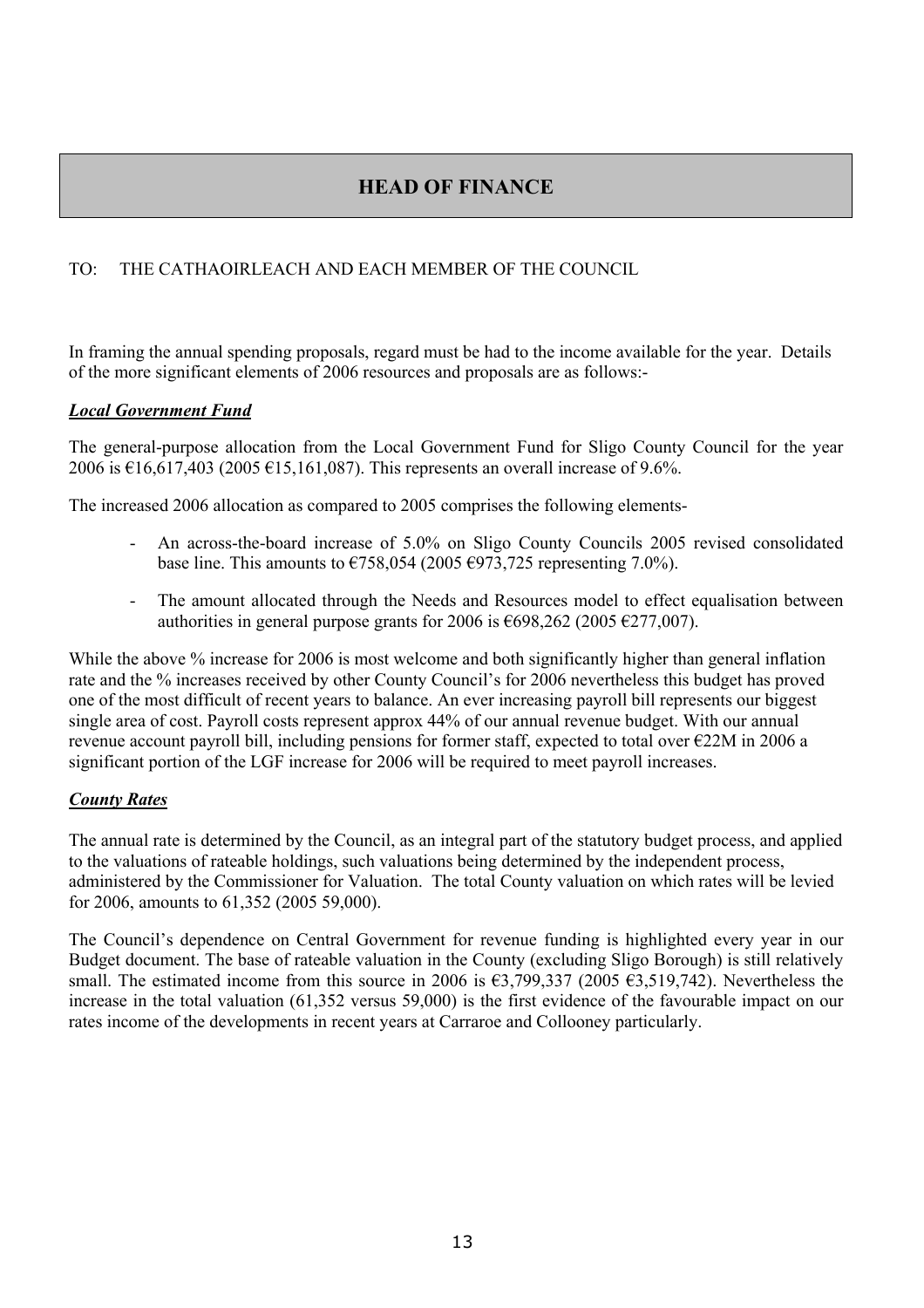# HEAD OF FINANCE

TO: THE CATHAOIRLEACH AND EACH MEMBER OF THE COUNCIL

In framing the annual spending proposals, regard must be had to the income available for the year. Details of the more significant elements of 2006 resources and proposals are as follows:-

***Local Government Fund***

The general-purpose allocation from the Local Government Fund for Sligo County Council for the year 2006 is €16,617,403 (2005 €15,161,087). This represents an overall increase of 9.6%.

The increased 2006 allocation as compared to 2005 comprises the following elements-

- An across-the-board increase of 5.0% on Sligo County Councils 2005 revised consolidated base line. This amounts to €758,054 (2005 €973,725 representing 7.0%).
- The amount allocated through the Needs and Resources model to effect equalisation between authorities in general purpose grants for 2006 is €698,262 (2005 €277,007).

While the above % increase for 2006 is most welcome and both significantly higher than general inflation rate and the % increases received by other County Council's for 2006 nevertheless this budget has proved one of the most difficult of recent years to balance. An ever increasing payroll bill represents our biggest single area of cost. Payroll costs represent approx 44% of our annual revenue budget. With our annual revenue account payroll bill, including pensions for former staff, expected to total over €22M in 2006 a significant portion of the LGF increase for 2006 will be required to meet payroll increases.

***County Rates***

The annual rate is determined by the Council, as an integral part of the statutory budget process, and applied to the valuations of rateable holdings, such valuations being determined by the independent process, administered by the Commissioner for Valuation. The total County valuation on which rates will be levied for 2006, amounts to 61,352 (2005 59,000).

The Council's dependence on Central Government for revenue funding is highlighted every year in our Budget document. The base of rateable valuation in the County (excluding Sligo Borough) is still relatively small. The estimated income from this source in 2006 is €3,799,337 (2005 €3,519,742). Nevertheless the increase in the total valuation (61,352 versus 59,000) is the first evidence of the favourable impact on our rates income of the developments in recent years at Carraroe and Collooney particularly.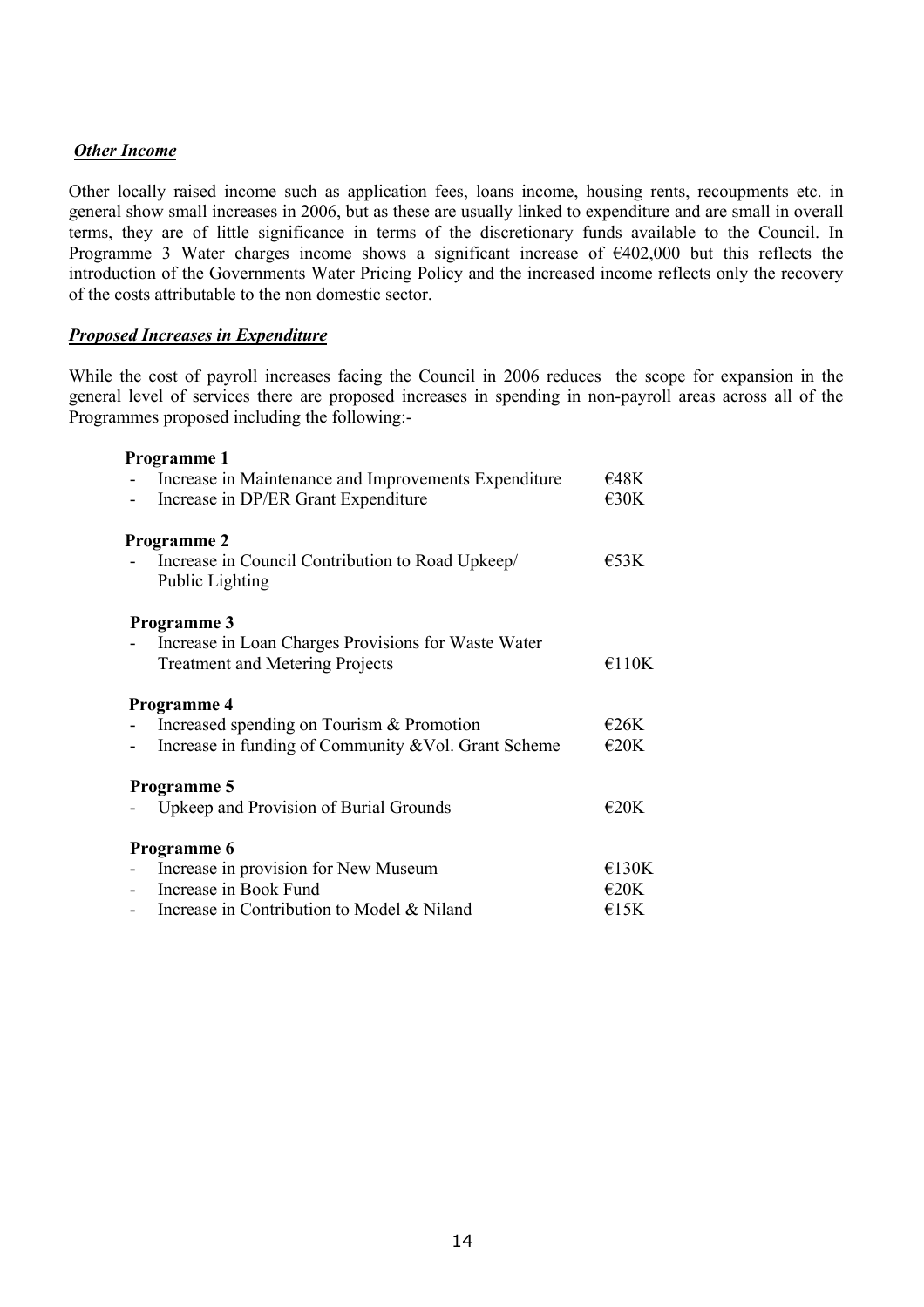***Other Income***

Other locally raised income such as application fees, loans income, housing rents, recoupments etc. in general show small increases in 2006, but as these are usually linked to expenditure and are small in overall terms, they are of little significance in terms of the discretionary funds available to the Council. In Programme 3 Water charges income shows a significant increase of €402,000 but this reflects the introduction of the Governments Water Pricing Policy and the increased income reflects only the recovery of the costs attributable to the non domestic sector.

***Proposed Increases in Expenditure***

While the cost of payroll increases facing the Council in 2006 reduces the scope for expansion in the general level of services there are proposed increases in spending in non-payroll areas across all of the Programmes proposed including the following:-

**Programme 1**

- Increase in Maintenance and Improvements Expenditure — €48K
- Increase in DP/ER Grant Expenditure — €30K

**Programme 2**

- Increase in Council Contribution to Road Upkeep/ Public Lighting — €53K

**Programme 3**

- Increase in Loan Charges Provisions for Waste Water Treatment and Metering Projects — €110K

**Programme 4**

- Increased spending on Tourism & Promotion — €26K
- Increase in funding of Community &Vol. Grant Scheme — €20K

**Programme 5**

- Upkeep and Provision of Burial Grounds — €20K

**Programme 6**

- Increase in provision for New Museum — €130K
- Increase in Book Fund — €20K
- Increase in Contribution to Model & Niland — €15K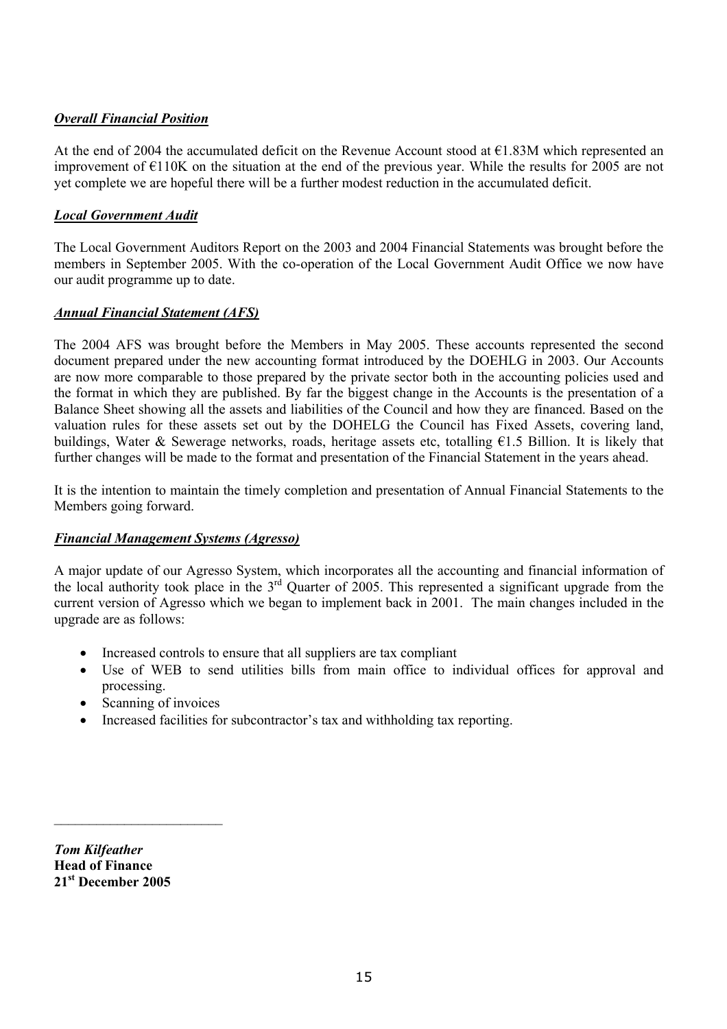***Overall Financial Position***

At the end of 2004 the accumulated deficit on the Revenue Account stood at €1.83M which represented an improvement of €110K on the situation at the end of the previous year. While the results for 2005 are not yet complete we are hopeful there will be a further modest reduction in the accumulated deficit.

***Local Government Audit***

The Local Government Auditors Report on the 2003 and 2004 Financial Statements was brought before the members in September 2005. With the co-operation of the Local Government Audit Office we now have our audit programme up to date.

***Annual Financial Statement (AFS)***

The 2004 AFS was brought before the Members in May 2005. These accounts represented the second document prepared under the new accounting format introduced by the DOEHLG in 2003. Our Accounts are now more comparable to those prepared by the private sector both in the accounting policies used and the format in which they are published. By far the biggest change in the Accounts is the presentation of a Balance Sheet showing all the assets and liabilities of the Council and how they are financed. Based on the valuation rules for these assets set out by the DOHELG the Council has Fixed Assets, covering land, buildings, Water & Sewerage networks, roads, heritage assets etc, totalling €1.5 Billion. It is likely that further changes will be made to the format and presentation of the Financial Statement in the years ahead.

It is the intention to maintain the timely completion and presentation of Annual Financial Statements to the Members going forward.

***Financial Management Systems (Agresso)***

A major update of our Agresso System, which incorporates all the accounting and financial information of the local authority took place in the 3rd Quarter of 2005. This represented a significant upgrade from the current version of Agresso which we began to implement back in 2001. The main changes included in the upgrade are as follows:

- Increased controls to ensure that all suppliers are tax compliant
- Use of WEB to send utilities bills from main office to individual offices for approval and processing.
- Scanning of invoices
- Increased facilities for subcontractor's tax and withholding tax reporting.

\_\_\_\_\_\_\_\_\_\_\_\_\_\_\_\_\_\_\_\_\_\_\_\_

***Tom Kilfeather***
**Head of Finance**
**21st December 2005**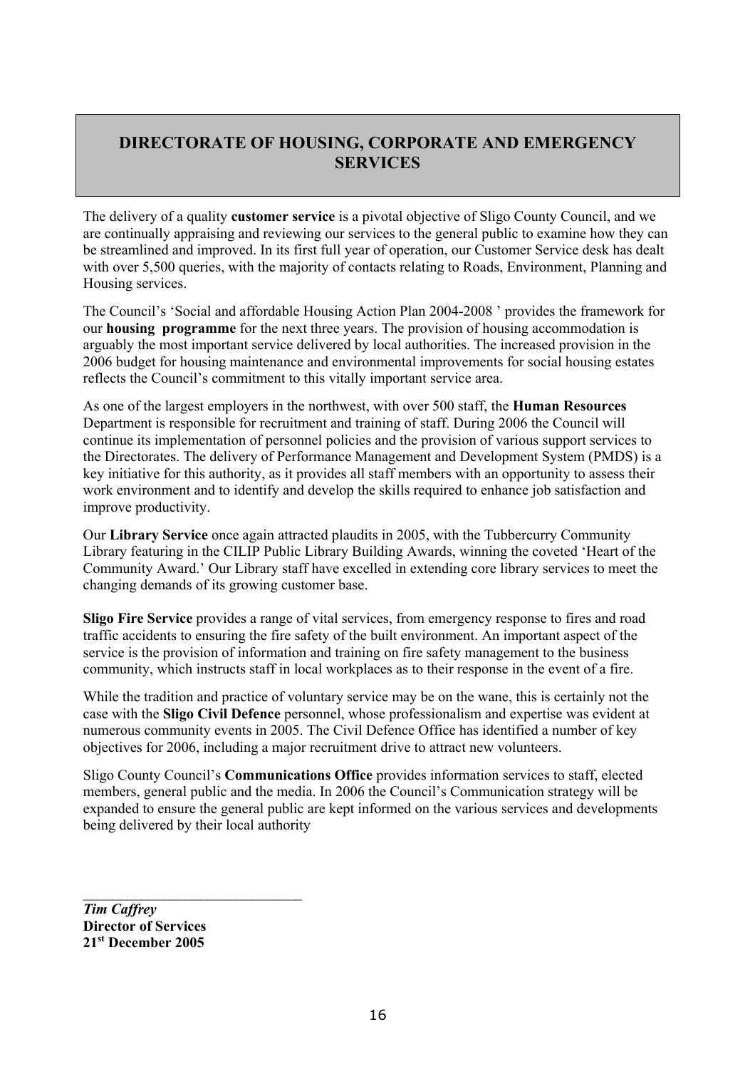## DIRECTORATE OF HOUSING, CORPORATE AND EMERGENCY SERVICES

The delivery of a quality **customer service** is a pivotal objective of Sligo County Council, and we are continually appraising and reviewing our services to the general public to examine how they can be streamlined and improved. In its first full year of operation, our Customer Service desk has dealt with over 5,500 queries, with the majority of contacts relating to Roads, Environment, Planning and Housing services.

The Council's 'Social and affordable Housing Action Plan 2004-2008 ' provides the framework for our **housing programme** for the next three years. The provision of housing accommodation is arguably the most important service delivered by local authorities. The increased provision in the 2006 budget for housing maintenance and environmental improvements for social housing estates reflects the Council's commitment to this vitally important service area.

As one of the largest employers in the northwest, with over 500 staff, the **Human Resources** Department is responsible for recruitment and training of staff. During 2006 the Council will continue its implementation of personnel policies and the provision of various support services to the Directorates. The delivery of Performance Management and Development System (PMDS) is a key initiative for this authority, as it provides all staff members with an opportunity to assess their work environment and to identify and develop the skills required to enhance job satisfaction and improve productivity.

Our **Library Service** once again attracted plaudits in 2005, with the Tubbercurry Community Library featuring in the CILIP Public Library Building Awards, winning the coveted 'Heart of the Community Award.' Our Library staff have excelled in extending core library services to meet the changing demands of its growing customer base.

**Sligo Fire Service** provides a range of vital services, from emergency response to fires and road traffic accidents to ensuring the fire safety of the built environment. An important aspect of the service is the provision of information and training on fire safety management to the business community, which instructs staff in local workplaces as to their response in the event of a fire.

While the tradition and practice of voluntary service may be on the wane, this is certainly not the case with the **Sligo Civil Defence** personnel, whose professionalism and expertise was evident at numerous community events in 2005. The Civil Defence Office has identified a number of key objectives for 2006, including a major recruitment drive to attract new volunteers.

Sligo County Council's **Communications Office** provides information services to staff, elected members, general public and the media. In 2006 the Council's Communication strategy will be expanded to ensure the general public are kept informed on the various services and developments being delivered by their local authority

______________________________

***Tim Caffrey***
**Director of Services**
**21st December 2005**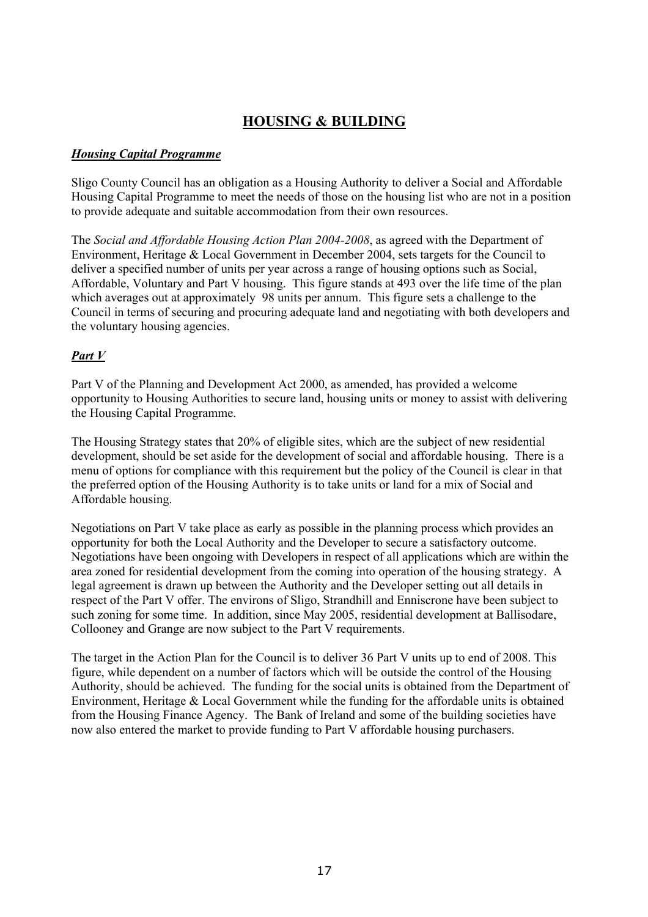# HOUSING & BUILDING

### ***Housing Capital Programme***

Sligo County Council has an obligation as a Housing Authority to deliver a Social and Affordable Housing Capital Programme to meet the needs of those on the housing list who are not in a position to provide adequate and suitable accommodation from their own resources.

The *Social and Affordable Housing Action Plan 2004-2008*, as agreed with the Department of Environment, Heritage & Local Government in December 2004, sets targets for the Council to deliver a specified number of units per year across a range of housing options such as Social, Affordable, Voluntary and Part V housing. This figure stands at 493 over the life time of the plan which averages out at approximately 98 units per annum. This figure sets a challenge to the Council in terms of securing and procuring adequate land and negotiating with both developers and the voluntary housing agencies.

### ***Part V***

Part V of the Planning and Development Act 2000, as amended, has provided a welcome opportunity to Housing Authorities to secure land, housing units or money to assist with delivering the Housing Capital Programme.

The Housing Strategy states that 20% of eligible sites, which are the subject of new residential development, should be set aside for the development of social and affordable housing. There is a menu of options for compliance with this requirement but the policy of the Council is clear in that the preferred option of the Housing Authority is to take units or land for a mix of Social and Affordable housing.

Negotiations on Part V take place as early as possible in the planning process which provides an opportunity for both the Local Authority and the Developer to secure a satisfactory outcome. Negotiations have been ongoing with Developers in respect of all applications which are within the area zoned for residential development from the coming into operation of the housing strategy. A legal agreement is drawn up between the Authority and the Developer setting out all details in respect of the Part V offer. The environs of Sligo, Strandhill and Enniscrone have been subject to such zoning for some time. In addition, since May 2005, residential development at Ballisodare, Collooney and Grange are now subject to the Part V requirements.

The target in the Action Plan for the Council is to deliver 36 Part V units up to end of 2008. This figure, while dependent on a number of factors which will be outside the control of the Housing Authority, should be achieved. The funding for the social units is obtained from the Department of Environment, Heritage & Local Government while the funding for the affordable units is obtained from the Housing Finance Agency. The Bank of Ireland and some of the building societies have now also entered the market to provide funding to Part V affordable housing purchasers.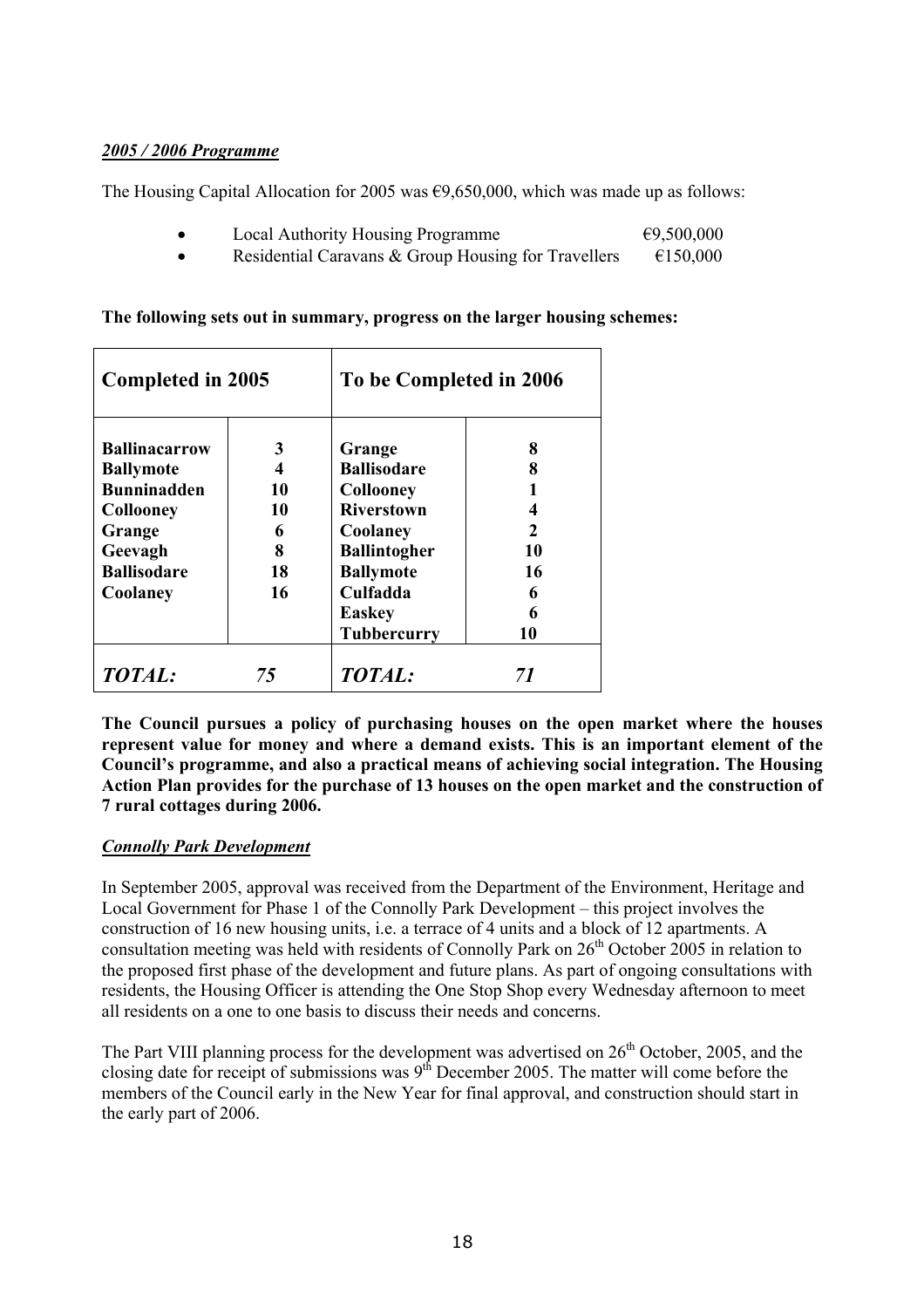***2005 / 2006 Programme***

The Housing Capital Allocation for 2005 was €9,650,000, which was made up as follows:

- Local Authority Housing Programme €9,500,000
- Residential Caravans & Group Housing for Travellers €150,000

**The following sets out in summary, progress on the larger housing schemes:**

| **Completed in 2005** | | **To be Completed in 2006** | |
|---|---|---|---|
| **Ballinacarrow** | **3** | **Grange** | **8** |
| **Ballymote** | **4** | **Ballisodare** | **8** |
| **Bunninadden** | **10** | **Collooney** | **1** |
| **Collooney** | **10** | **Riverstown** | **4** |
| **Grange** | **6** | **Coolaney** | **2** |
| **Geevagh** | **8** | **Ballintogher** | **10** |
| **Ballisodare** | **18** | **Ballymote** | **16** |
| **Coolaney** | **16** | **Culfadda** | **6** |
| | | **Easkey** | **6** |
| | | **Tubbercurry** | **10** |
| ***TOTAL:*** | ***75*** | ***TOTAL:*** | ***71*** |

**The Council pursues a policy of purchasing houses on the open market where the houses represent value for money and where a demand exists. This is an important element of the Council's programme, and also a practical means of achieving social integration. The Housing Action Plan provides for the purchase of 13 houses on the open market and the construction of 7 rural cottages during 2006.**

***Connolly Park Development***

In September 2005, approval was received from the Department of the Environment, Heritage and Local Government for Phase 1 of the Connolly Park Development – this project involves the construction of 16 new housing units, i.e. a terrace of 4 units and a block of 12 apartments. A consultation meeting was held with residents of Connolly Park on 26th October 2005 in relation to the proposed first phase of the development and future plans. As part of ongoing consultations with residents, the Housing Officer is attending the One Stop Shop every Wednesday afternoon to meet all residents on a one to one basis to discuss their needs and concerns.

The Part VIII planning process for the development was advertised on 26th October, 2005, and the closing date for receipt of submissions was 9th December 2005. The matter will come before the members of the Council early in the New Year for final approval, and construction should start in the early part of 2006.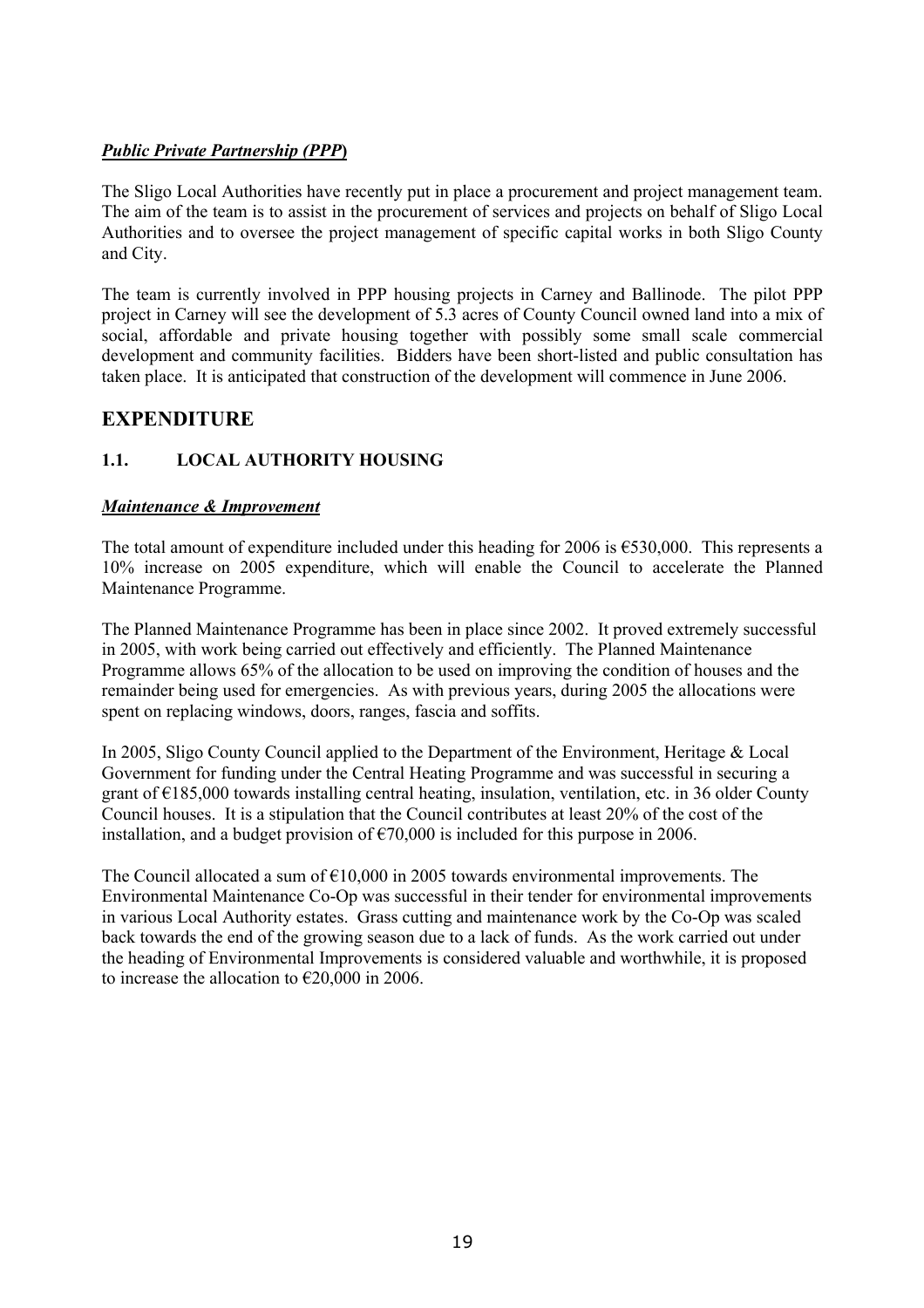***Public Private Partnership (PPP)***

The Sligo Local Authorities have recently put in place a procurement and project management team. The aim of the team is to assist in the procurement of services and projects on behalf of Sligo Local Authorities and to oversee the project management of specific capital works in both Sligo County and City.

The team is currently involved in PPP housing projects in Carney and Ballinode. The pilot PPP project in Carney will see the development of 5.3 acres of County Council owned land into a mix of social, affordable and private housing together with possibly some small scale commercial development and community facilities. Bidders have been short-listed and public consultation has taken place. It is anticipated that construction of the development will commence in June 2006.

# EXPENDITURE

## 1.1. LOCAL AUTHORITY HOUSING

***Maintenance & Improvement***

The total amount of expenditure included under this heading for 2006 is €530,000. This represents a 10% increase on 2005 expenditure, which will enable the Council to accelerate the Planned Maintenance Programme.

The Planned Maintenance Programme has been in place since 2002. It proved extremely successful in 2005, with work being carried out effectively and efficiently. The Planned Maintenance Programme allows 65% of the allocation to be used on improving the condition of houses and the remainder being used for emergencies. As with previous years, during 2005 the allocations were spent on replacing windows, doors, ranges, fascia and soffits.

In 2005, Sligo County Council applied to the Department of the Environment, Heritage & Local Government for funding under the Central Heating Programme and was successful in securing a grant of €185,000 towards installing central heating, insulation, ventilation, etc. in 36 older County Council houses. It is a stipulation that the Council contributes at least 20% of the cost of the installation, and a budget provision of €70,000 is included for this purpose in 2006.

The Council allocated a sum of €10,000 in 2005 towards environmental improvements. The Environmental Maintenance Co-Op was successful in their tender for environmental improvements in various Local Authority estates. Grass cutting and maintenance work by the Co-Op was scaled back towards the end of the growing season due to a lack of funds. As the work carried out under the heading of Environmental Improvements is considered valuable and worthwhile, it is proposed to increase the allocation to €20,000 in 2006.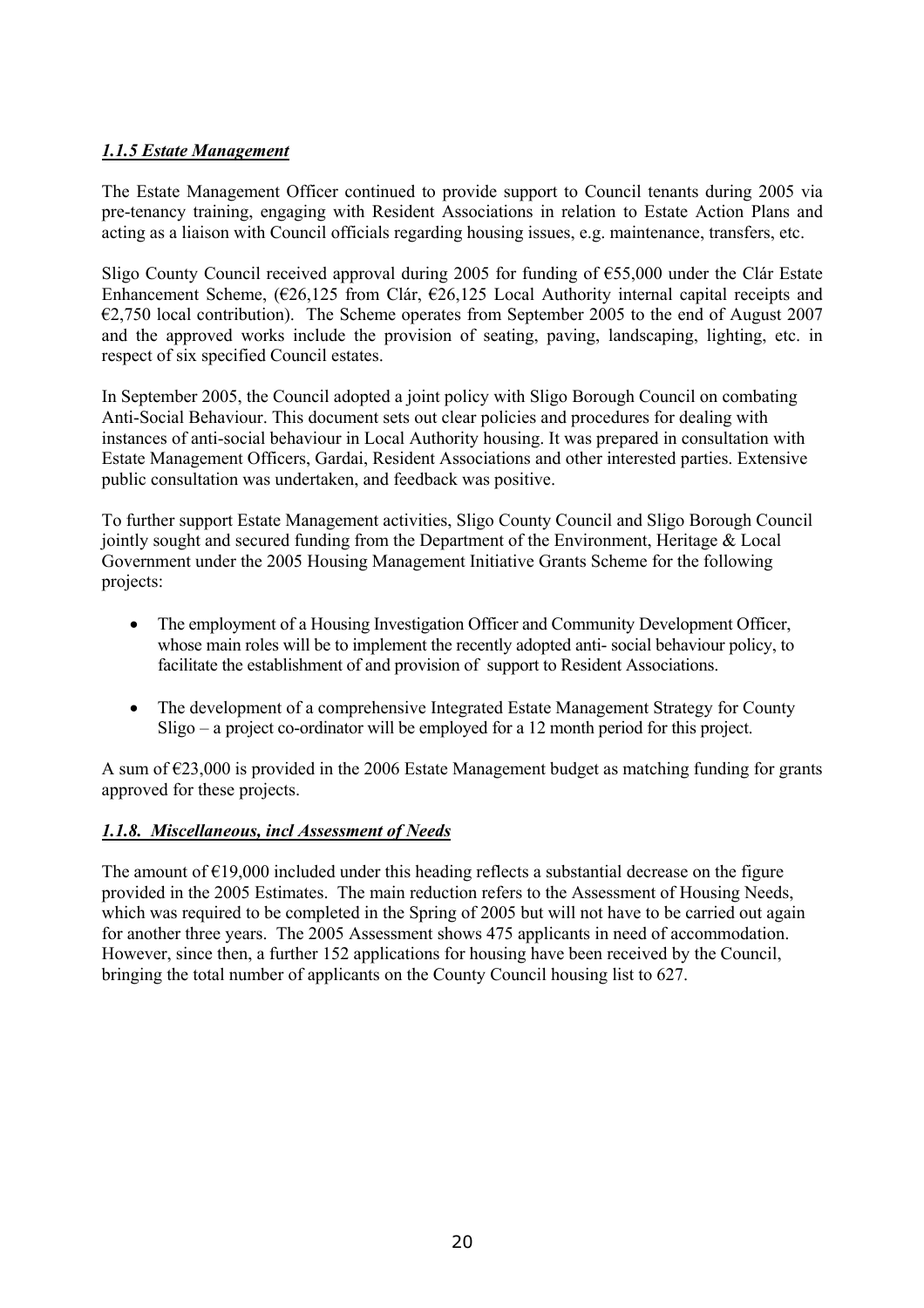### *1.1.5 Estate Management*

The Estate Management Officer continued to provide support to Council tenants during 2005 via pre-tenancy training, engaging with Resident Associations in relation to Estate Action Plans and acting as a liaison with Council officials regarding housing issues, e.g. maintenance, transfers, etc.

Sligo County Council received approval during 2005 for funding of €55,000 under the Clár Estate Enhancement Scheme, (€26,125 from Clár, €26,125 Local Authority internal capital receipts and €2,750 local contribution). The Scheme operates from September 2005 to the end of August 2007 and the approved works include the provision of seating, paving, landscaping, lighting, etc. in respect of six specified Council estates.

In September 2005, the Council adopted a joint policy with Sligo Borough Council on combating Anti-Social Behaviour. This document sets out clear policies and procedures for dealing with instances of anti-social behaviour in Local Authority housing. It was prepared in consultation with Estate Management Officers, Gardai, Resident Associations and other interested parties. Extensive public consultation was undertaken, and feedback was positive.

To further support Estate Management activities, Sligo County Council and Sligo Borough Council jointly sought and secured funding from the Department of the Environment, Heritage & Local Government under the 2005 Housing Management Initiative Grants Scheme for the following projects:

- The employment of a Housing Investigation Officer and Community Development Officer, whose main roles will be to implement the recently adopted anti- social behaviour policy, to facilitate the establishment of and provision of support to Resident Associations.
- The development of a comprehensive Integrated Estate Management Strategy for County Sligo – a project co-ordinator will be employed for a 12 month period for this project.

A sum of €23,000 is provided in the 2006 Estate Management budget as matching funding for grants approved for these projects.

### *1.1.8. Miscellaneous, incl Assessment of Needs*

The amount of €19,000 included under this heading reflects a substantial decrease on the figure provided in the 2005 Estimates. The main reduction refers to the Assessment of Housing Needs, which was required to be completed in the Spring of 2005 but will not have to be carried out again for another three years. The 2005 Assessment shows 475 applicants in need of accommodation. However, since then, a further 152 applications for housing have been received by the Council, bringing the total number of applicants on the County Council housing list to 627.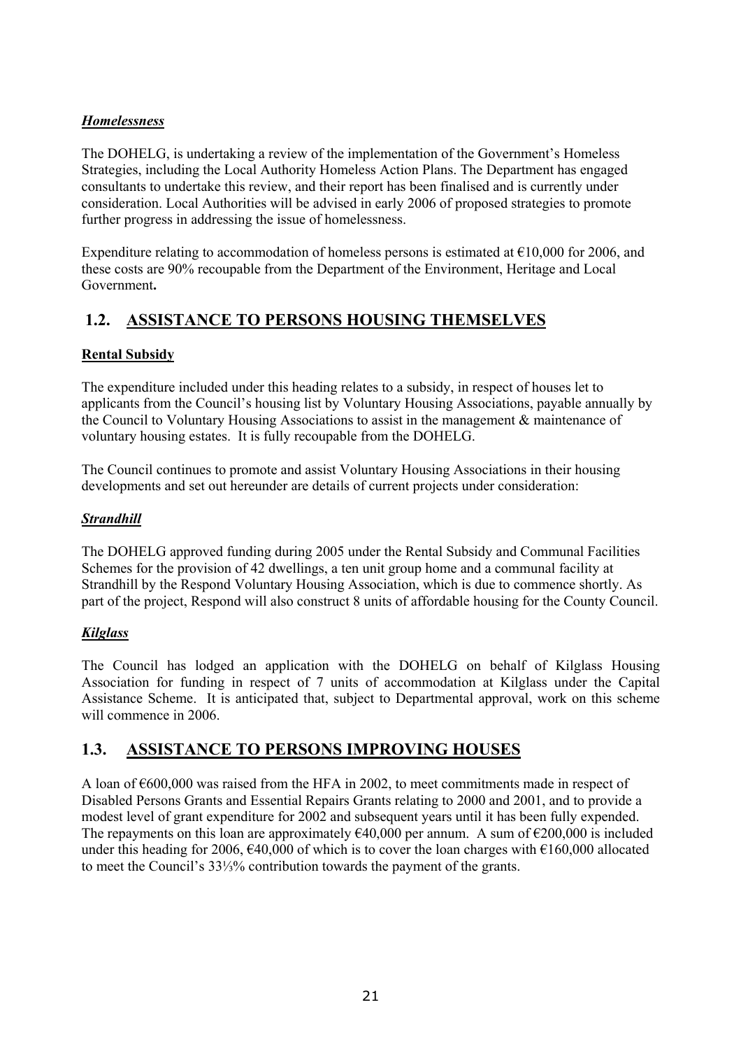***Homelessness***

The DOHELG, is undertaking a review of the implementation of the Government's Homeless Strategies, including the Local Authority Homeless Action Plans. The Department has engaged consultants to undertake this review, and their report has been finalised and is currently under consideration. Local Authorities will be advised in early 2006 of proposed strategies to promote further progress in addressing the issue of homelessness.

Expenditure relating to accommodation of homeless persons is estimated at €10,000 for 2006, and these costs are 90% recoupable from the Department of the Environment, Heritage and Local Government**.**

## 1.2. ASSISTANCE TO PERSONS HOUSING THEMSELVES

**Rental Subsidy**

The expenditure included under this heading relates to a subsidy, in respect of houses let to applicants from the Council's housing list by Voluntary Housing Associations, payable annually by the Council to Voluntary Housing Associations to assist in the management & maintenance of voluntary housing estates. It is fully recoupable from the DOHELG.

The Council continues to promote and assist Voluntary Housing Associations in their housing developments and set out hereunder are details of current projects under consideration:

***Strandhill***

The DOHELG approved funding during 2005 under the Rental Subsidy and Communal Facilities Schemes for the provision of 42 dwellings, a ten unit group home and a communal facility at Strandhill by the Respond Voluntary Housing Association, which is due to commence shortly. As part of the project, Respond will also construct 8 units of affordable housing for the County Council.

***Kilglass***

The Council has lodged an application with the DOHELG on behalf of Kilglass Housing Association for funding in respect of 7 units of accommodation at Kilglass under the Capital Assistance Scheme. It is anticipated that, subject to Departmental approval, work on this scheme will commence in 2006.

## 1.3. ASSISTANCE TO PERSONS IMPROVING HOUSES

A loan of €600,000 was raised from the HFA in 2002, to meet commitments made in respect of Disabled Persons Grants and Essential Repairs Grants relating to 2000 and 2001, and to provide a modest level of grant expenditure for 2002 and subsequent years until it has been fully expended. The repayments on this loan are approximately €40,000 per annum. A sum of €200,000 is included under this heading for 2006, €40,000 of which is to cover the loan charges with €160,000 allocated to meet the Council's 33⅓% contribution towards the payment of the grants.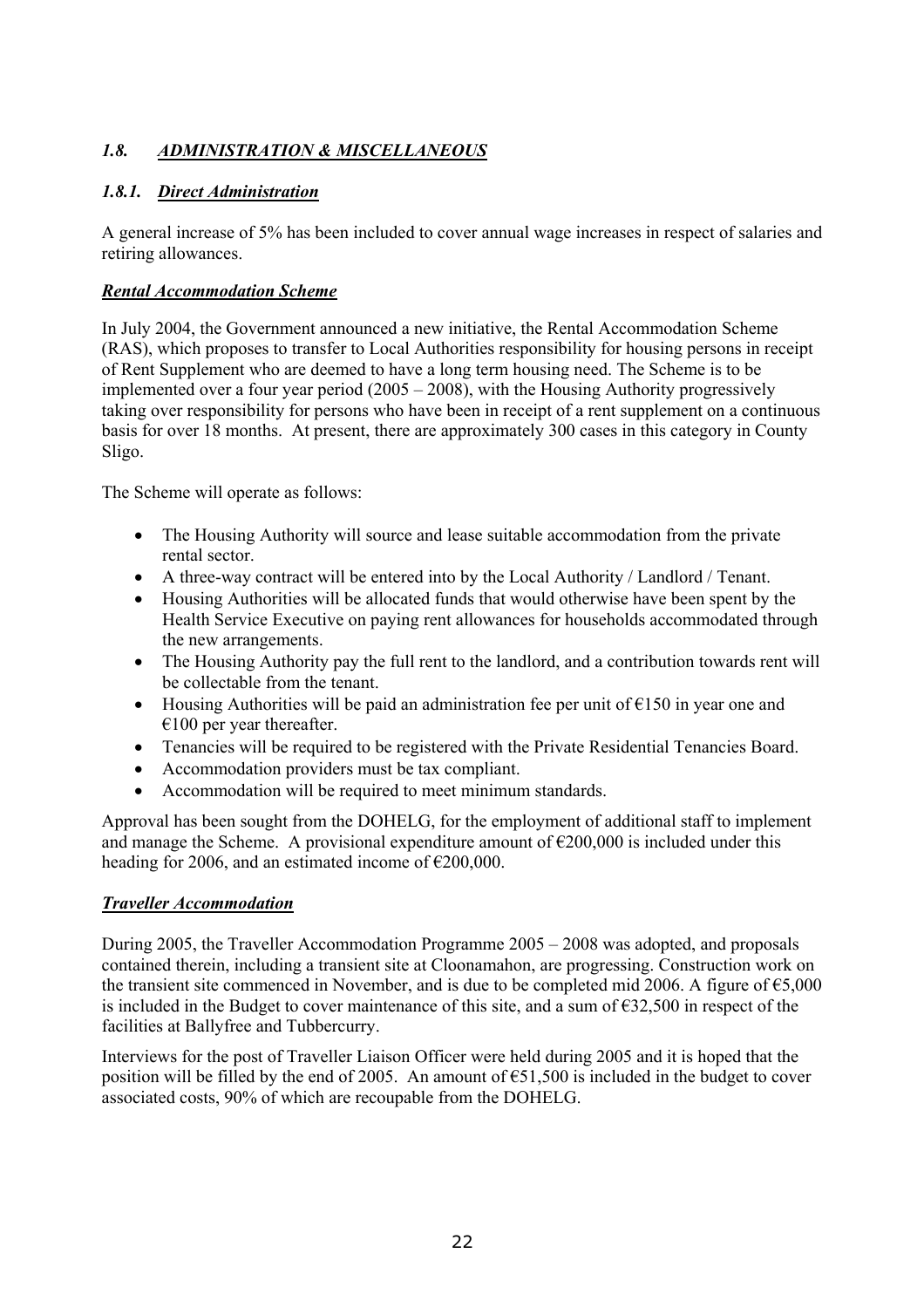## *1.8. ADMINISTRATION & MISCELLANEOUS*

### *1.8.1. Direct Administration*

A general increase of 5% has been included to cover annual wage increases in respect of salaries and retiring allowances.

***Rental Accommodation Scheme***

In July 2004, the Government announced a new initiative, the Rental Accommodation Scheme (RAS), which proposes to transfer to Local Authorities responsibility for housing persons in receipt of Rent Supplement who are deemed to have a long term housing need. The Scheme is to be implemented over a four year period (2005 – 2008), with the Housing Authority progressively taking over responsibility for persons who have been in receipt of a rent supplement on a continuous basis for over 18 months. At present, there are approximately 300 cases in this category in County Sligo.

The Scheme will operate as follows:

- The Housing Authority will source and lease suitable accommodation from the private rental sector.
- A three-way contract will be entered into by the Local Authority / Landlord / Tenant.
- Housing Authorities will be allocated funds that would otherwise have been spent by the Health Service Executive on paying rent allowances for households accommodated through the new arrangements.
- The Housing Authority pay the full rent to the landlord, and a contribution towards rent will be collectable from the tenant.
- Housing Authorities will be paid an administration fee per unit of €150 in year one and €100 per year thereafter.
- Tenancies will be required to be registered with the Private Residential Tenancies Board.
- Accommodation providers must be tax compliant.
- Accommodation will be required to meet minimum standards.

Approval has been sought from the DOHELG, for the employment of additional staff to implement and manage the Scheme. A provisional expenditure amount of €200,000 is included under this heading for 2006, and an estimated income of €200,000.

***Traveller Accommodation***

During 2005, the Traveller Accommodation Programme 2005 – 2008 was adopted, and proposals contained therein, including a transient site at Cloonamahon, are progressing. Construction work on the transient site commenced in November, and is due to be completed mid 2006. A figure of €5,000 is included in the Budget to cover maintenance of this site, and a sum of €32,500 in respect of the facilities at Ballyfree and Tubbercurry.

Interviews for the post of Traveller Liaison Officer were held during 2005 and it is hoped that the position will be filled by the end of 2005. An amount of €51,500 is included in the budget to cover associated costs, 90% of which are recoupable from the DOHELG.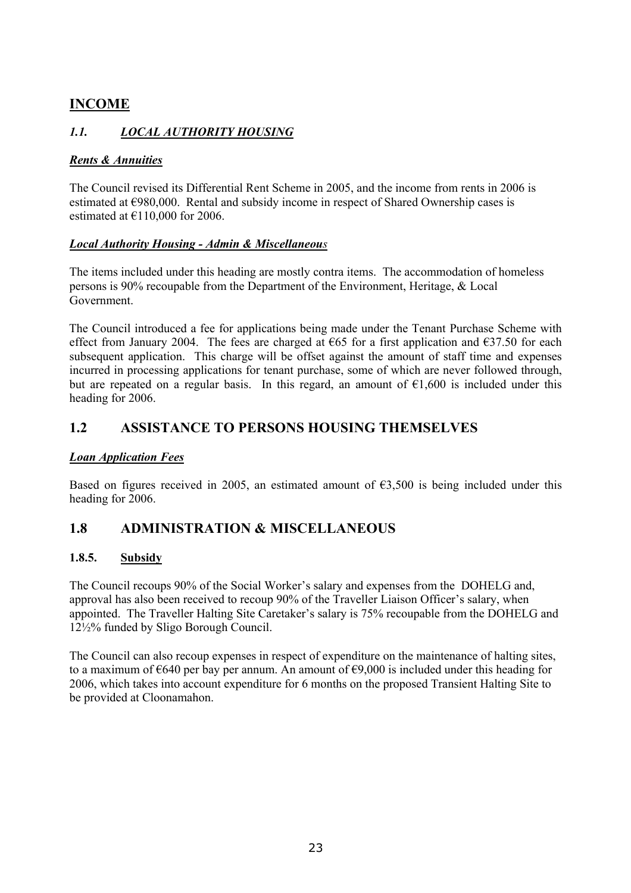# INCOME

## *1.1. LOCAL AUTHORITY HOUSING*

***Rents & Annuities***

The Council revised its Differential Rent Scheme in 2005, and the income from rents in 2006 is estimated at €980,000. Rental and subsidy income in respect of Shared Ownership cases is estimated at €110,000 for 2006.

***Local Authority Housing - Admin & Miscellaneous***

The items included under this heading are mostly contra items. The accommodation of homeless persons is 90% recoupable from the Department of the Environment, Heritage, & Local Government.

The Council introduced a fee for applications being made under the Tenant Purchase Scheme with effect from January 2004. The fees are charged at €65 for a first application and €37.50 for each subsequent application. This charge will be offset against the amount of staff time and expenses incurred in processing applications for tenant purchase, some of which are never followed through, but are repeated on a regular basis. In this regard, an amount of €1,600 is included under this heading for 2006.

## 1.2 ASSISTANCE TO PERSONS HOUSING THEMSELVES

***Loan Application Fees***

Based on figures received in 2005, an estimated amount of €3,500 is being included under this heading for 2006.

## 1.8 ADMINISTRATION & MISCELLANEOUS

### 1.8.5. Subsidy

The Council recoups 90% of the Social Worker's salary and expenses from the DOHELG and, approval has also been received to recoup 90% of the Traveller Liaison Officer's salary, when appointed. The Traveller Halting Site Caretaker's salary is 75% recoupable from the DOHELG and 12½% funded by Sligo Borough Council.

The Council can also recoup expenses in respect of expenditure on the maintenance of halting sites, to a maximum of €640 per bay per annum. An amount of €9,000 is included under this heading for 2006, which takes into account expenditure for 6 months on the proposed Transient Halting Site to be provided at Cloonamahon.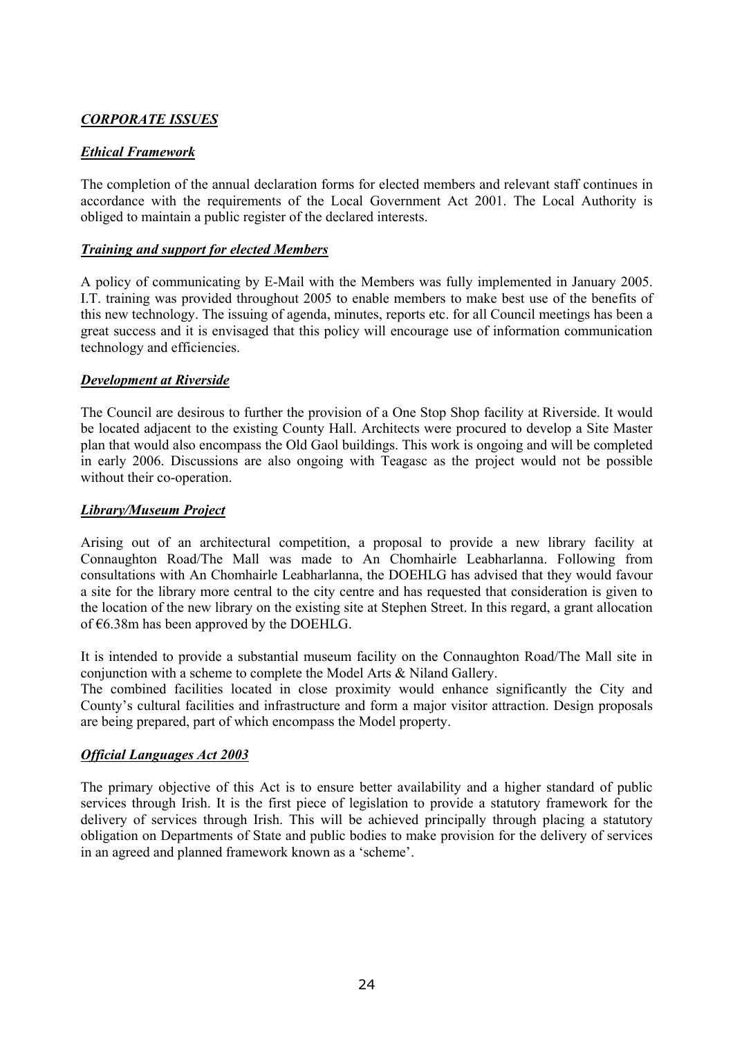## ***CORPORATE ISSUES***

### ***Ethical Framework***

The completion of the annual declaration forms for elected members and relevant staff continues in accordance with the requirements of the Local Government Act 2001. The Local Authority is obliged to maintain a public register of the declared interests.

### ***Training and support for elected Members***

A policy of communicating by E-Mail with the Members was fully implemented in January 2005. I.T. training was provided throughout 2005 to enable members to make best use of the benefits of this new technology. The issuing of agenda, minutes, reports etc. for all Council meetings has been a great success and it is envisaged that this policy will encourage use of information communication technology and efficiencies.

### ***Development at Riverside***

The Council are desirous to further the provision of a One Stop Shop facility at Riverside. It would be located adjacent to the existing County Hall. Architects were procured to develop a Site Master plan that would also encompass the Old Gaol buildings. This work is ongoing and will be completed in early 2006. Discussions are also ongoing with Teagasc as the project would not be possible without their co-operation.

### ***Library/Museum Project***

Arising out of an architectural competition, a proposal to provide a new library facility at Connaughton Road/The Mall was made to An Chomhairle Leabharlanna. Following from consultations with An Chomhairle Leabharlanna, the DOEHLG has advised that they would favour a site for the library more central to the city centre and has requested that consideration is given to the location of the new library on the existing site at Stephen Street. In this regard, a grant allocation of €6.38m has been approved by the DOEHLG.

It is intended to provide a substantial museum facility on the Connaughton Road/The Mall site in conjunction with a scheme to complete the Model Arts & Niland Gallery.
The combined facilities located in close proximity would enhance significantly the City and County's cultural facilities and infrastructure and form a major visitor attraction. Design proposals are being prepared, part of which encompass the Model property.

### ***Official Languages Act 2003***

The primary objective of this Act is to ensure better availability and a higher standard of public services through Irish. It is the first piece of legislation to provide a statutory framework for the delivery of services through Irish. This will be achieved principally through placing a statutory obligation on Departments of State and public bodies to make provision for the delivery of services in an agreed and planned framework known as a 'scheme'.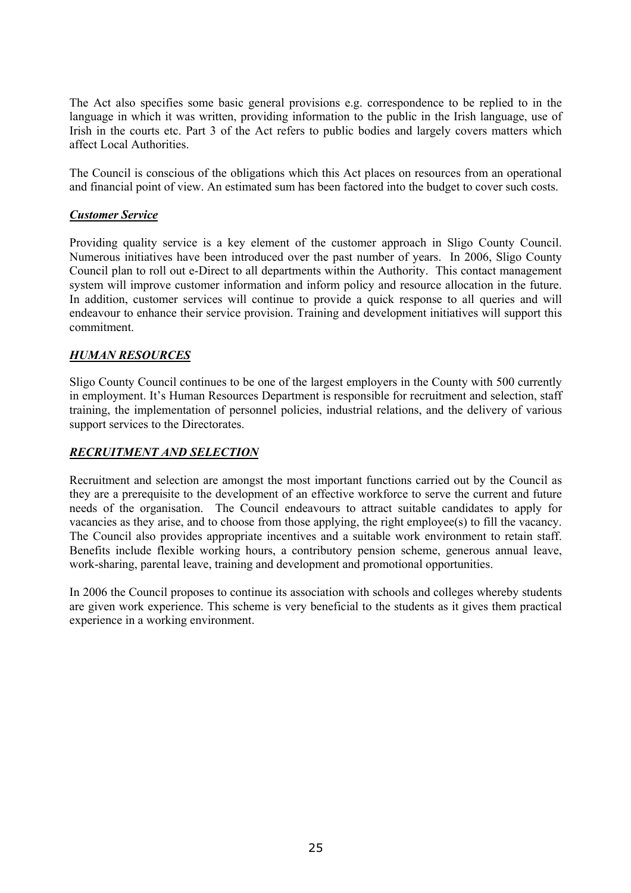The Act also specifies some basic general provisions e.g. correspondence to be replied to in the language in which it was written, providing information to the public in the Irish language, use of Irish in the courts etc. Part 3 of the Act refers to public bodies and largely covers matters which affect Local Authorities.

The Council is conscious of the obligations which this Act places on resources from an operational and financial point of view. An estimated sum has been factored into the budget to cover such costs.

### ***Customer Service***

Providing quality service is a key element of the customer approach in Sligo County Council. Numerous initiatives have been introduced over the past number of years. In 2006, Sligo County Council plan to roll out e-Direct to all departments within the Authority. This contact management system will improve customer information and inform policy and resource allocation in the future. In addition, customer services will continue to provide a quick response to all queries and will endeavour to enhance their service provision. Training and development initiatives will support this commitment.

### ***HUMAN RESOURCES***

Sligo County Council continues to be one of the largest employers in the County with 500 currently in employment. It's Human Resources Department is responsible for recruitment and selection, staff training, the implementation of personnel policies, industrial relations, and the delivery of various support services to the Directorates.

### ***RECRUITMENT AND SELECTION***

Recruitment and selection are amongst the most important functions carried out by the Council as they are a prerequisite to the development of an effective workforce to serve the current and future needs of the organisation. The Council endeavours to attract suitable candidates to apply for vacancies as they arise, and to choose from those applying, the right employee(s) to fill the vacancy. The Council also provides appropriate incentives and a suitable work environment to retain staff. Benefits include flexible working hours, a contributory pension scheme, generous annual leave, work-sharing, parental leave, training and development and promotional opportunities.

In 2006 the Council proposes to continue its association with schools and colleges whereby students are given work experience. This scheme is very beneficial to the students as it gives them practical experience in a working environment.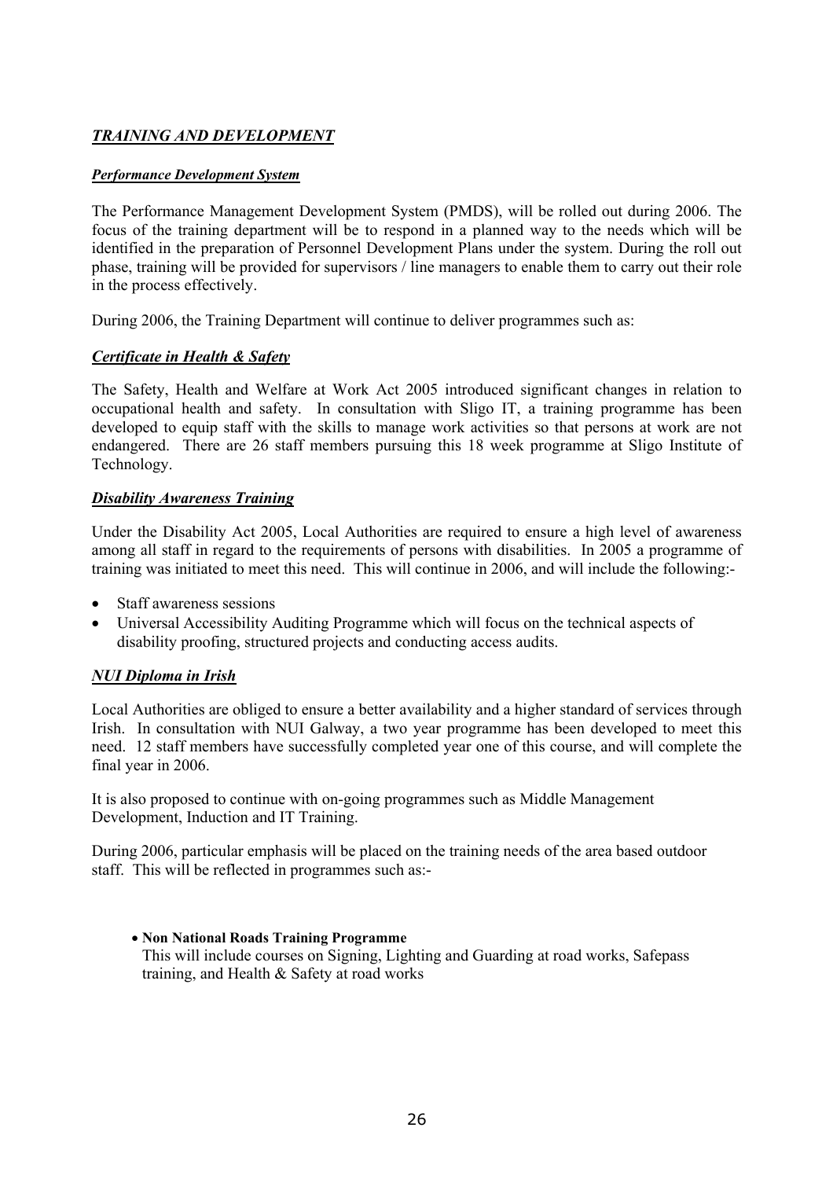## ***TRAINING AND DEVELOPMENT***

### ***Performance Development System***

The Performance Management Development System (PMDS), will be rolled out during 2006. The focus of the training department will be to respond in a planned way to the needs which will be identified in the preparation of Personnel Development Plans under the system. During the roll out phase, training will be provided for supervisors / line managers to enable them to carry out their role in the process effectively.

During 2006, the Training Department will continue to deliver programmes such as:

### ***Certificate in Health & Safety***

The Safety, Health and Welfare at Work Act 2005 introduced significant changes in relation to occupational health and safety. In consultation with Sligo IT, a training programme has been developed to equip staff with the skills to manage work activities so that persons at work are not endangered. There are 26 staff members pursuing this 18 week programme at Sligo Institute of Technology.

### ***Disability Awareness Training***

Under the Disability Act 2005, Local Authorities are required to ensure a high level of awareness among all staff in regard to the requirements of persons with disabilities. In 2005 a programme of training was initiated to meet this need. This will continue in 2006, and will include the following:-

- Staff awareness sessions
- Universal Accessibility Auditing Programme which will focus on the technical aspects of disability proofing, structured projects and conducting access audits.

### ***NUI Diploma in Irish***

Local Authorities are obliged to ensure a better availability and a higher standard of services through Irish. In consultation with NUI Galway, a two year programme has been developed to meet this need. 12 staff members have successfully completed year one of this course, and will complete the final year in 2006.

It is also proposed to continue with on-going programmes such as Middle Management Development, Induction and IT Training.

During 2006, particular emphasis will be placed on the training needs of the area based outdoor staff. This will be reflected in programmes such as:-

- **Non National Roads Training Programme**
  This will include courses on Signing, Lighting and Guarding at road works, Safepass training, and Health & Safety at road works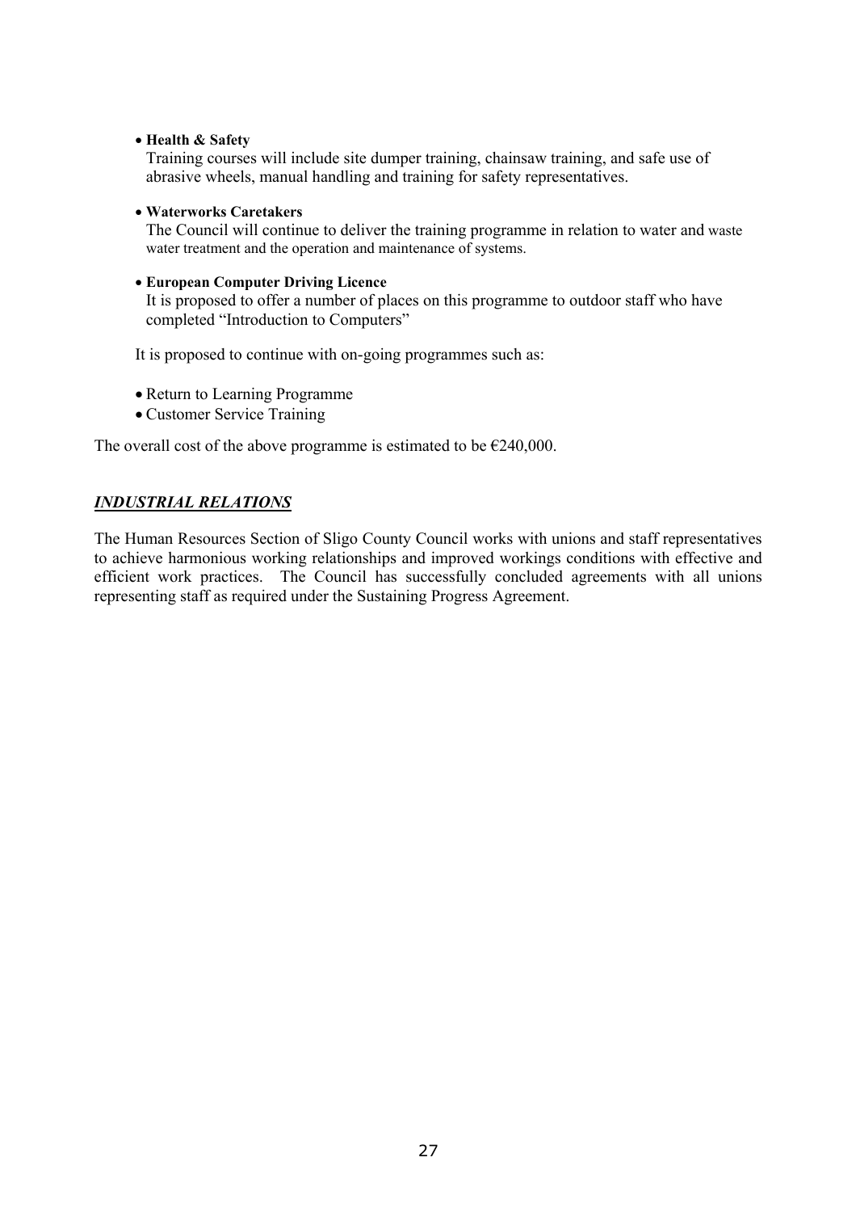- **Health & Safety**
  Training courses will include site dumper training, chainsaw training, and safe use of abrasive wheels, manual handling and training for safety representatives.

- **Waterworks Caretakers**
  The Council will continue to deliver the training programme in relation to water and waste water treatment and the operation and maintenance of systems.

- **European Computer Driving Licence**
  It is proposed to offer a number of places on this programme to outdoor staff who have completed "Introduction to Computers"

It is proposed to continue with on-going programmes such as:

- Return to Learning Programme
- Customer Service Training

The overall cost of the above programme is estimated to be €240,000.

## ***INDUSTRIAL RELATIONS***

The Human Resources Section of Sligo County Council works with unions and staff representatives to achieve harmonious working relationships and improved workings conditions with effective and efficient work practices. The Council has successfully concluded agreements with all unions representing staff as required under the Sustaining Progress Agreement.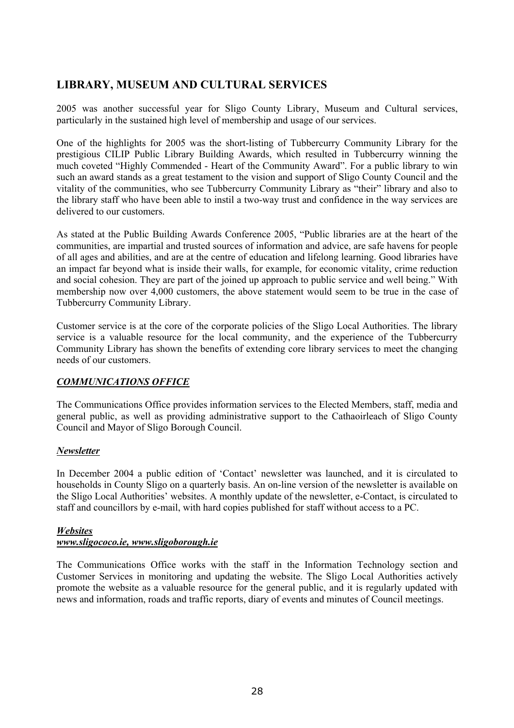## LIBRARY, MUSEUM AND CULTURAL SERVICES

2005 was another successful year for Sligo County Library, Museum and Cultural services, particularly in the sustained high level of membership and usage of our services.

One of the highlights for 2005 was the short-listing of Tubbercurry Community Library for the prestigious CILIP Public Library Building Awards, which resulted in Tubbercurry winning the much coveted "Highly Commended - Heart of the Community Award". For a public library to win such an award stands as a great testament to the vision and support of Sligo County Council and the vitality of the communities, who see Tubbercurry Community Library as "their" library and also to the library staff who have been able to instil a two-way trust and confidence in the way services are delivered to our customers.

As stated at the Public Building Awards Conference 2005, "Public libraries are at the heart of the communities, are impartial and trusted sources of information and advice, are safe havens for people of all ages and abilities, and are at the centre of education and lifelong learning. Good libraries have an impact far beyond what is inside their walls, for example, for economic vitality, crime reduction and social cohesion. They are part of the joined up approach to public service and well being." With membership now over 4,000 customers, the above statement would seem to be true in the case of Tubbercurry Community Library.

Customer service is at the core of the corporate policies of the Sligo Local Authorities. The library service is a valuable resource for the local community, and the experience of the Tubbercurry Community Library has shown the benefits of extending core library services to meet the changing needs of our customers.

### *COMMUNICATIONS OFFICE*

The Communications Office provides information services to the Elected Members, staff, media and general public, as well as providing administrative support to the Cathaoirleach of Sligo County Council and Mayor of Sligo Borough Council.

#### *Newsletter*

In December 2004 a public edition of 'Contact' newsletter was launched, and it is circulated to households in County Sligo on a quarterly basis. An on-line version of the newsletter is available on the Sligo Local Authorities' websites. A monthly update of the newsletter, e-Contact, is circulated to staff and councillors by e-mail, with hard copies published for staff without access to a PC.

#### *Websites*
#### *www.sligococo.ie, www.sligoborough.ie*

The Communications Office works with the staff in the Information Technology section and Customer Services in monitoring and updating the website. The Sligo Local Authorities actively promote the website as a valuable resource for the general public, and it is regularly updated with news and information, roads and traffic reports, diary of events and minutes of Council meetings.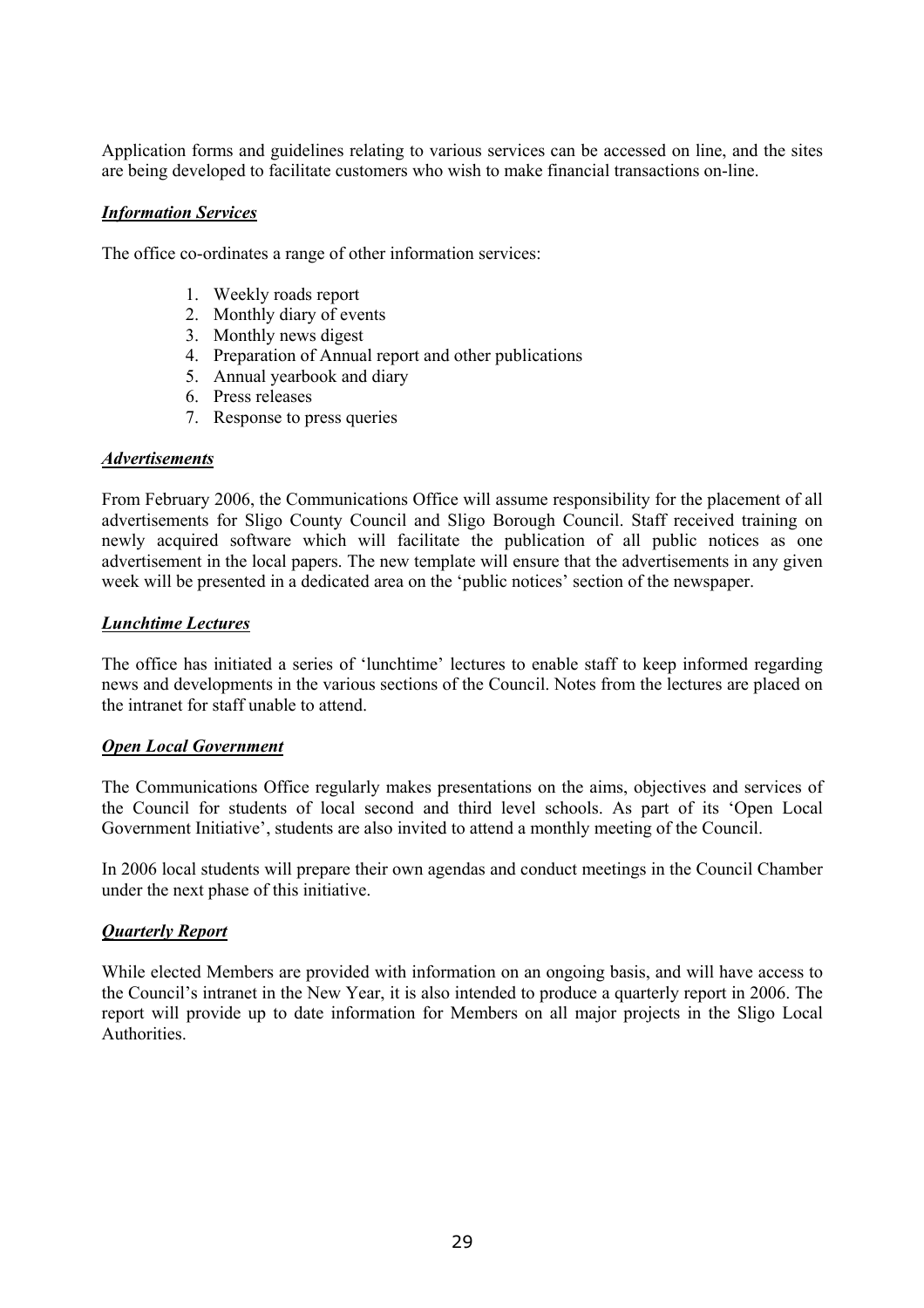Application forms and guidelines relating to various services can be accessed on line, and the sites are being developed to facilitate customers who wish to make financial transactions on-line.

### ***Information Services***

The office co-ordinates a range of other information services:

1. Weekly roads report
2. Monthly diary of events
3. Monthly news digest
4. Preparation of Annual report and other publications
5. Annual yearbook and diary
6. Press releases
7. Response to press queries

### ***Advertisements***

From February 2006, the Communications Office will assume responsibility for the placement of all advertisements for Sligo County Council and Sligo Borough Council. Staff received training on newly acquired software which will facilitate the publication of all public notices as one advertisement in the local papers. The new template will ensure that the advertisements in any given week will be presented in a dedicated area on the 'public notices' section of the newspaper.

### ***Lunchtime Lectures***

The office has initiated a series of 'lunchtime' lectures to enable staff to keep informed regarding news and developments in the various sections of the Council. Notes from the lectures are placed on the intranet for staff unable to attend.

### ***Open Local Government***

The Communications Office regularly makes presentations on the aims, objectives and services of the Council for students of local second and third level schools. As part of its 'Open Local Government Initiative', students are also invited to attend a monthly meeting of the Council.

In 2006 local students will prepare their own agendas and conduct meetings in the Council Chamber under the next phase of this initiative.

### ***Quarterly Report***

While elected Members are provided with information on an ongoing basis, and will have access to the Council's intranet in the New Year, it is also intended to produce a quarterly report in 2006. The report will provide up to date information for Members on all major projects in the Sligo Local Authorities.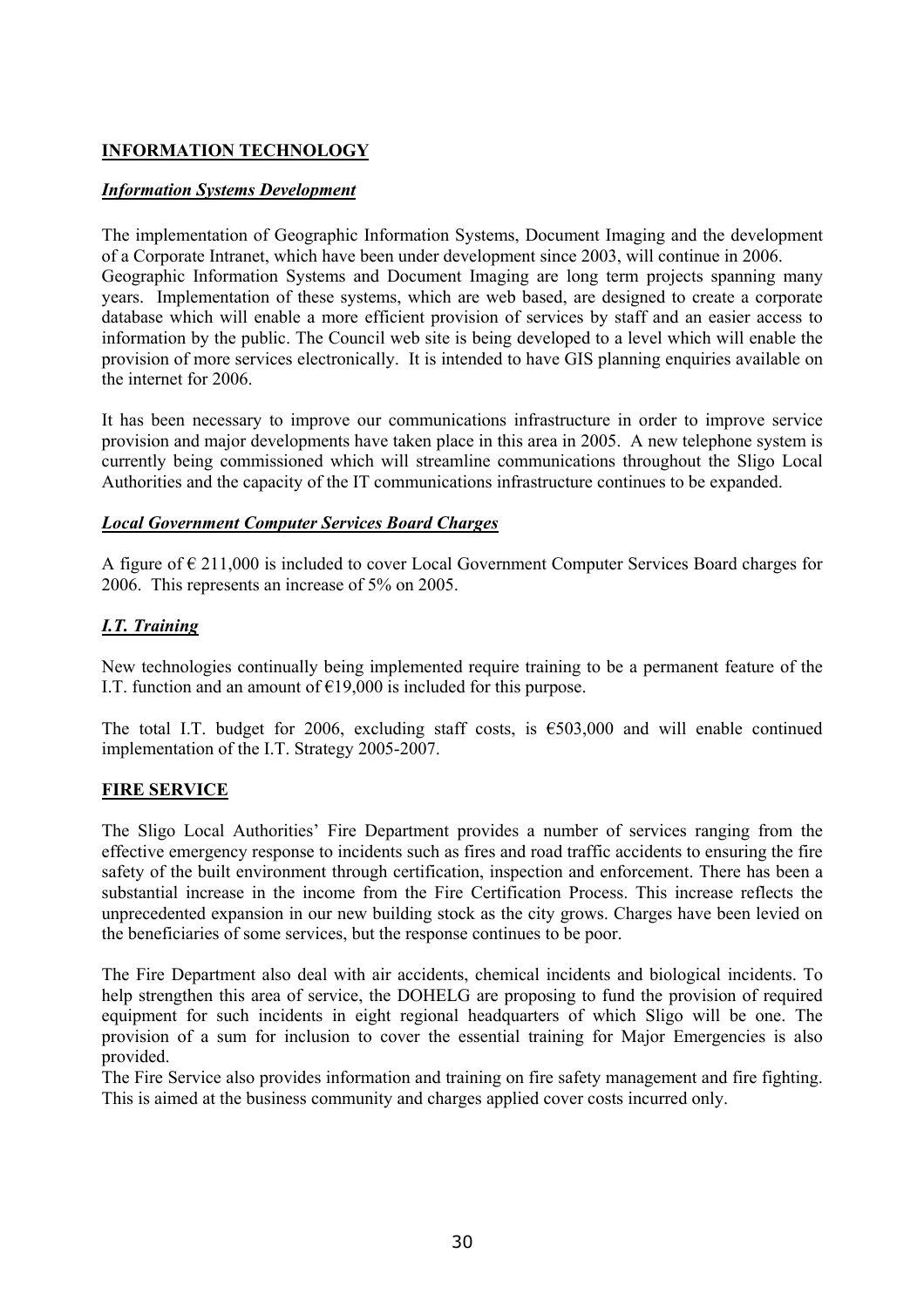## INFORMATION TECHNOLOGY

### *Information Systems Development*

The implementation of Geographic Information Systems, Document Imaging and the development of a Corporate Intranet, which have been under development since 2003, will continue in 2006. Geographic Information Systems and Document Imaging are long term projects spanning many years. Implementation of these systems, which are web based, are designed to create a corporate database which will enable a more efficient provision of services by staff and an easier access to information by the public. The Council web site is being developed to a level which will enable the provision of more services electronically. It is intended to have GIS planning enquiries available on the internet for 2006.

It has been necessary to improve our communications infrastructure in order to improve service provision and major developments have taken place in this area in 2005. A new telephone system is currently being commissioned which will streamline communications throughout the Sligo Local Authorities and the capacity of the IT communications infrastructure continues to be expanded.

### *Local Government Computer Services Board Charges*

A figure of € 211,000 is included to cover Local Government Computer Services Board charges for 2006. This represents an increase of 5% on 2005.

### *I.T. Training*

New technologies continually being implemented require training to be a permanent feature of the I.T. function and an amount of €19,000 is included for this purpose.

The total I.T. budget for 2006, excluding staff costs, is €503,000 and will enable continued implementation of the I.T. Strategy 2005-2007.

## FIRE SERVICE

The Sligo Local Authorities' Fire Department provides a number of services ranging from the effective emergency response to incidents such as fires and road traffic accidents to ensuring the fire safety of the built environment through certification, inspection and enforcement. There has been a substantial increase in the income from the Fire Certification Process. This increase reflects the unprecedented expansion in our new building stock as the city grows. Charges have been levied on the beneficiaries of some services, but the response continues to be poor.

The Fire Department also deal with air accidents, chemical incidents and biological incidents. To help strengthen this area of service, the DOHELG are proposing to fund the provision of required equipment for such incidents in eight regional headquarters of which Sligo will be one. The provision of a sum for inclusion to cover the essential training for Major Emergencies is also provided.

The Fire Service also provides information and training on fire safety management and fire fighting. This is aimed at the business community and charges applied cover costs incurred only.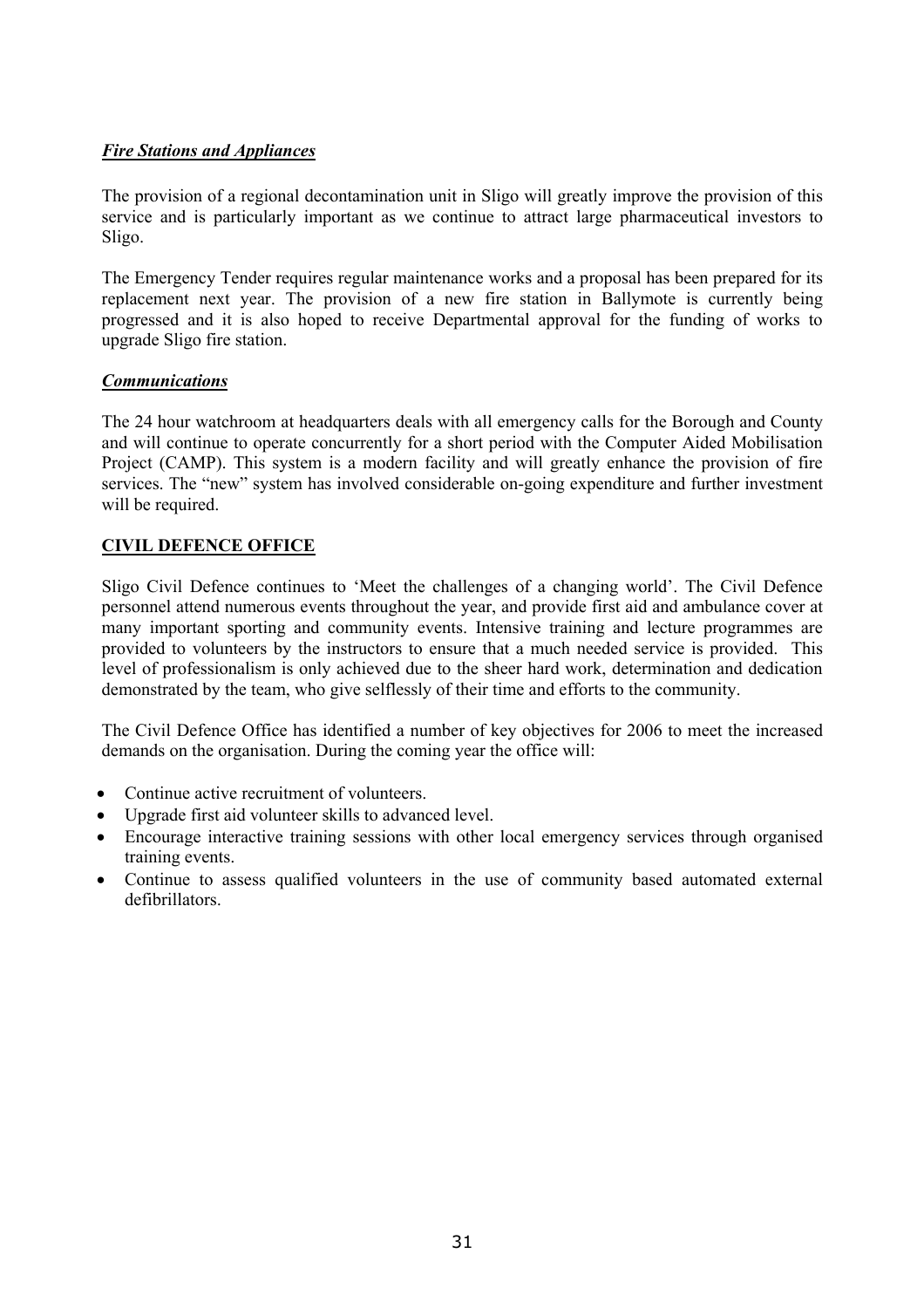***Fire Stations and Appliances***

The provision of a regional decontamination unit in Sligo will greatly improve the provision of this service and is particularly important as we continue to attract large pharmaceutical investors to Sligo.

The Emergency Tender requires regular maintenance works and a proposal has been prepared for its replacement next year. The provision of a new fire station in Ballymote is currently being progressed and it is also hoped to receive Departmental approval for the funding of works to upgrade Sligo fire station.

***Communications***

The 24 hour watchroom at headquarters deals with all emergency calls for the Borough and County and will continue to operate concurrently for a short period with the Computer Aided Mobilisation Project (CAMP). This system is a modern facility and will greatly enhance the provision of fire services. The "new" system has involved considerable on-going expenditure and further investment will be required.

**CIVIL DEFENCE OFFICE**

Sligo Civil Defence continues to 'Meet the challenges of a changing world'. The Civil Defence personnel attend numerous events throughout the year, and provide first aid and ambulance cover at many important sporting and community events. Intensive training and lecture programmes are provided to volunteers by the instructors to ensure that a much needed service is provided. This level of professionalism is only achieved due to the sheer hard work, determination and dedication demonstrated by the team, who give selflessly of their time and efforts to the community.

The Civil Defence Office has identified a number of key objectives for 2006 to meet the increased demands on the organisation. During the coming year the office will:

- Continue active recruitment of volunteers.
- Upgrade first aid volunteer skills to advanced level.
- Encourage interactive training sessions with other local emergency services through organised training events.
- Continue to assess qualified volunteers in the use of community based automated external defibrillators.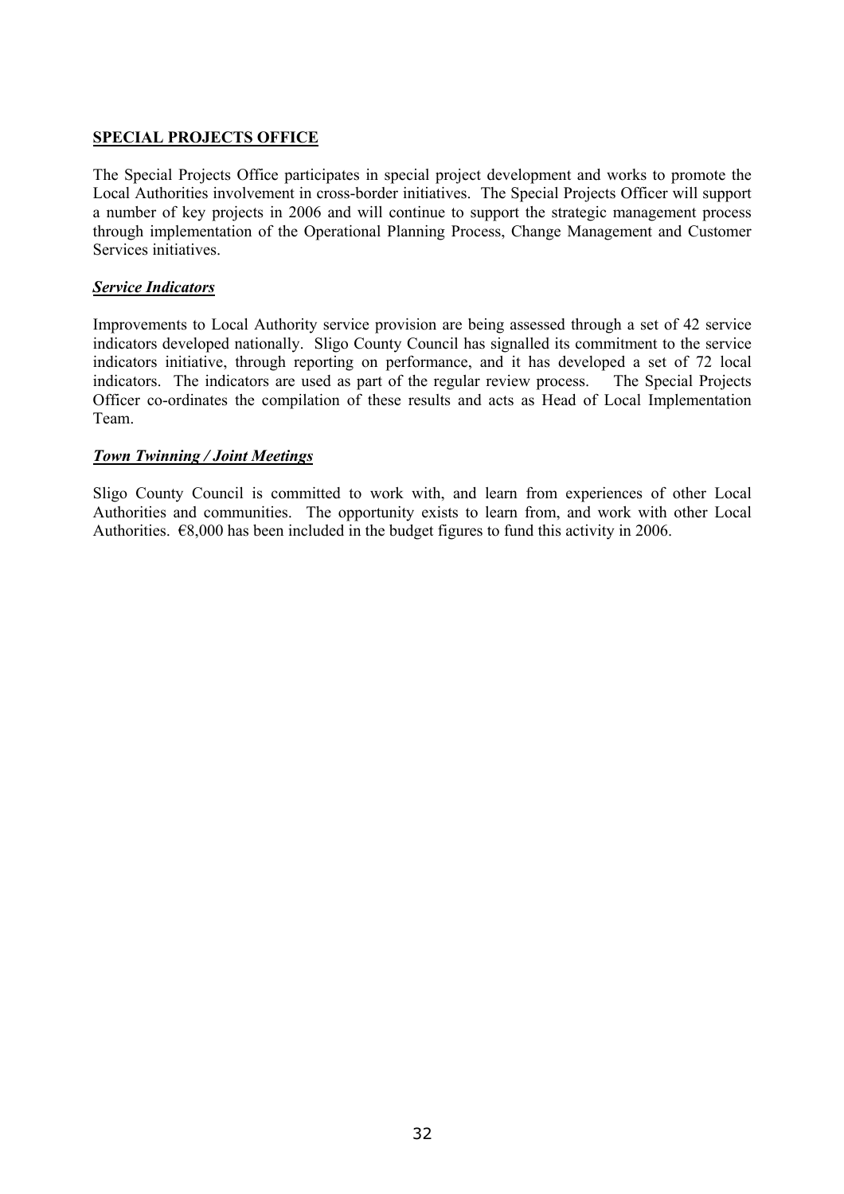## SPECIAL PROJECTS OFFICE

The Special Projects Office participates in special project development and works to promote the Local Authorities involvement in cross-border initiatives. The Special Projects Officer will support a number of key projects in 2006 and will continue to support the strategic management process through implementation of the Operational Planning Process, Change Management and Customer Services initiatives.

### ***Service Indicators***

Improvements to Local Authority service provision are being assessed through a set of 42 service indicators developed nationally. Sligo County Council has signalled its commitment to the service indicators initiative, through reporting on performance, and it has developed a set of 72 local indicators. The indicators are used as part of the regular review process. The Special Projects Officer co-ordinates the compilation of these results and acts as Head of Local Implementation Team.

### ***Town Twinning / Joint Meetings***

Sligo County Council is committed to work with, and learn from experiences of other Local Authorities and communities. The opportunity exists to learn from, and work with other Local Authorities. €8,000 has been included in the budget figures to fund this activity in 2006.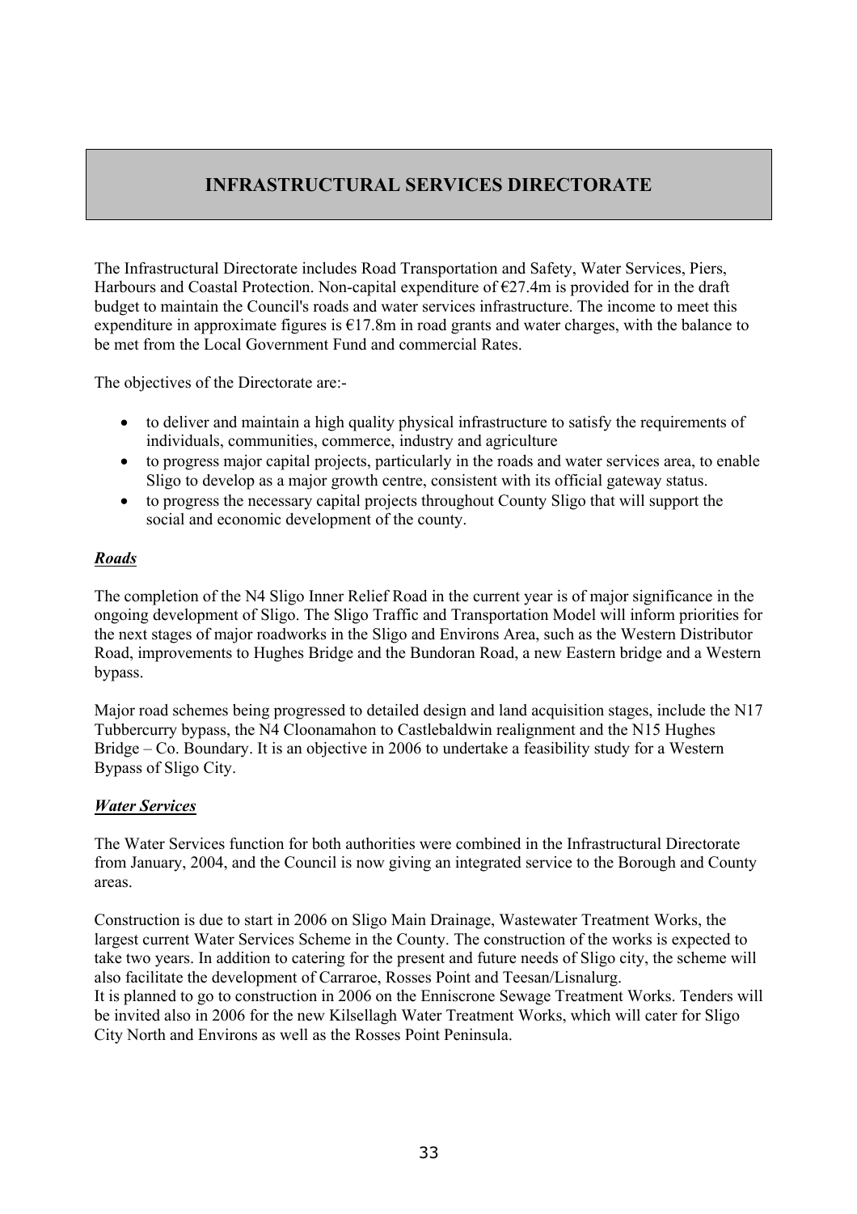# INFRASTRUCTURAL SERVICES DIRECTORATE

The Infrastructural Directorate includes Road Transportation and Safety, Water Services, Piers, Harbours and Coastal Protection. Non-capital expenditure of €27.4m is provided for in the draft budget to maintain the Council's roads and water services infrastructure. The income to meet this expenditure in approximate figures is €17.8m in road grants and water charges, with the balance to be met from the Local Government Fund and commercial Rates.

The objectives of the Directorate are:-

- to deliver and maintain a high quality physical infrastructure to satisfy the requirements of individuals, communities, commerce, industry and agriculture
- to progress major capital projects, particularly in the roads and water services area, to enable Sligo to develop as a major growth centre, consistent with its official gateway status.
- to progress the necessary capital projects throughout County Sligo that will support the social and economic development of the county.

***Roads***

The completion of the N4 Sligo Inner Relief Road in the current year is of major significance in the ongoing development of Sligo. The Sligo Traffic and Transportation Model will inform priorities for the next stages of major roadworks in the Sligo and Environs Area, such as the Western Distributor Road, improvements to Hughes Bridge and the Bundoran Road, a new Eastern bridge and a Western bypass.

Major road schemes being progressed to detailed design and land acquisition stages, include the N17 Tubbercurry bypass, the N4 Cloonamahon to Castlebaldwin realignment and the N15 Hughes Bridge – Co. Boundary. It is an objective in 2006 to undertake a feasibility study for a Western Bypass of Sligo City.

***Water Services***

The Water Services function for both authorities were combined in the Infrastructural Directorate from January, 2004, and the Council is now giving an integrated service to the Borough and County areas.

Construction is due to start in 2006 on Sligo Main Drainage, Wastewater Treatment Works, the largest current Water Services Scheme in the County. The construction of the works is expected to take two years. In addition to catering for the present and future needs of Sligo city, the scheme will also facilitate the development of Carraroe, Rosses Point and Teesan/Lisnalurg.
It is planned to go to construction in 2006 on the Enniscrone Sewage Treatment Works. Tenders will be invited also in 2006 for the new Kilsellagh Water Treatment Works, which will cater for Sligo City North and Environs as well as the Rosses Point Peninsula.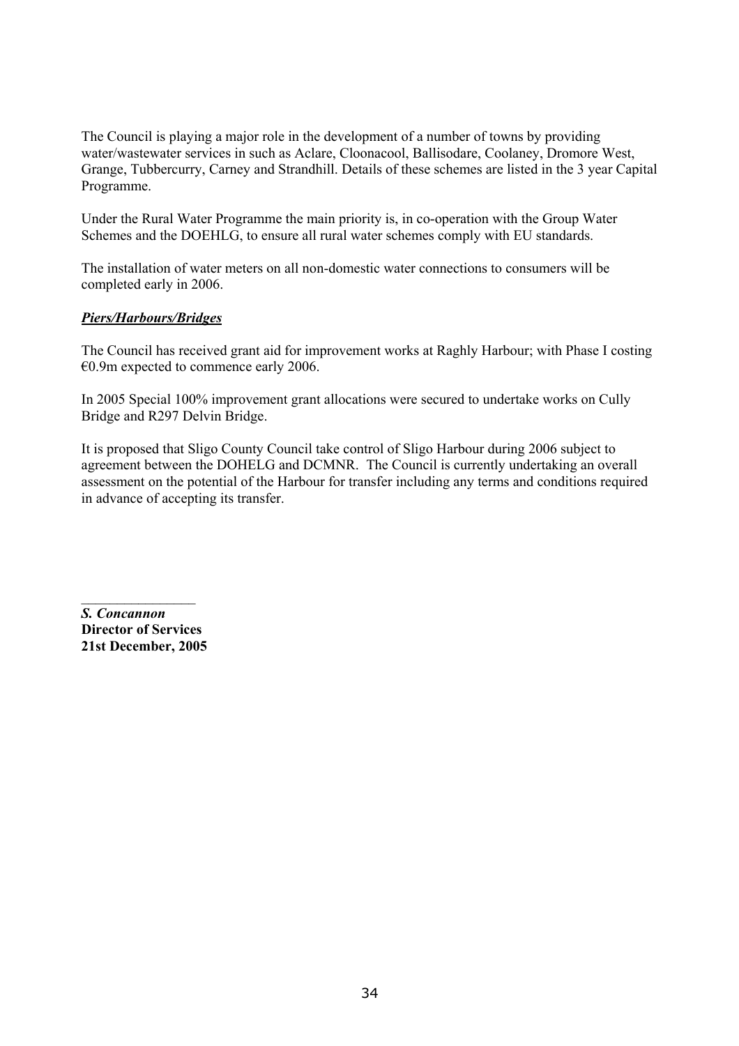The Council is playing a major role in the development of a number of towns by providing water/wastewater services in such as Aclare, Cloonacool, Ballisodare, Coolaney, Dromore West, Grange, Tubbercurry, Carney and Strandhill. Details of these schemes are listed in the 3 year Capital Programme.

Under the Rural Water Programme the main priority is, in co-operation with the Group Water Schemes and the DOEHLG, to ensure all rural water schemes comply with EU standards.

The installation of water meters on all non-domestic water connections to consumers will be completed early in 2006.

***Piers/Harbours/Bridges***

The Council has received grant aid for improvement works at Raghly Harbour; with Phase I costing €0.9m expected to commence early 2006.

In 2005 Special 100% improvement grant allocations were secured to undertake works on Cully Bridge and R297 Delvin Bridge.

It is proposed that Sligo County Council take control of Sligo Harbour during 2006 subject to agreement between the DOHELG and DCMNR. The Council is currently undertaking an overall assessment on the potential of the Harbour for transfer including any terms and conditions required in advance of accepting its transfer.

_______________

***S. Concannon***
**Director of Services**
**21st December, 2005**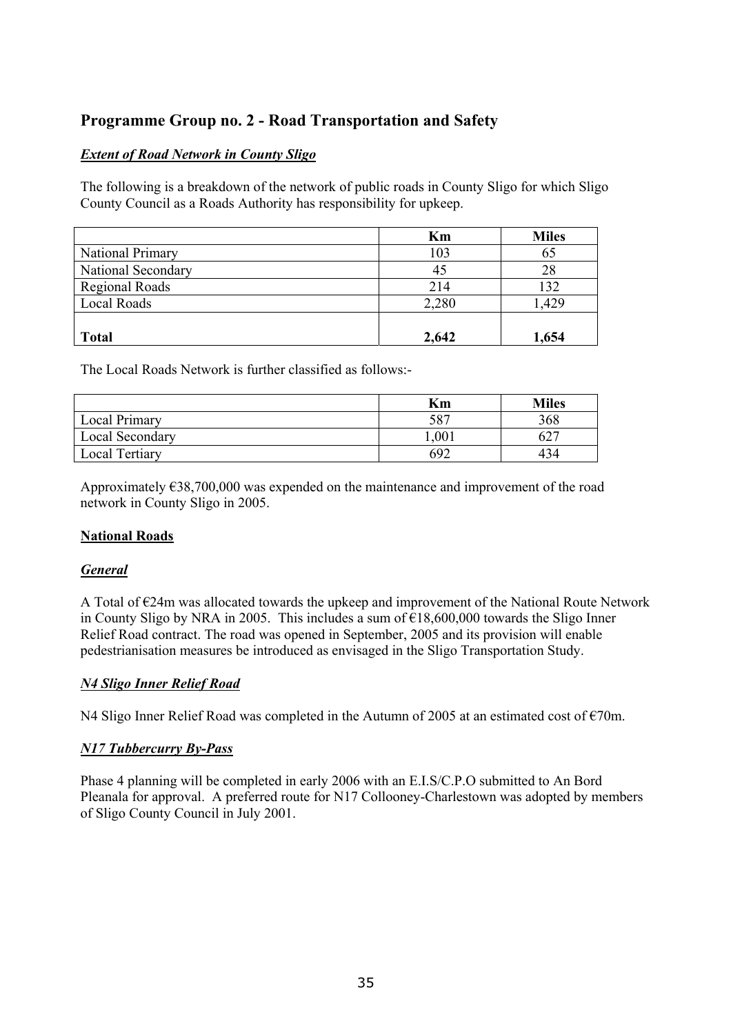## Programme Group no. 2 - Road Transportation and Safety

### ***Extent of Road Network in County Sligo***

The following is a breakdown of the network of public roads in County Sligo for which Sligo County Council as a Roads Authority has responsibility for upkeep.

| | Km | Miles |
|---|---|---|
| National Primary | 103 | 65 |
| National Secondary | 45 | 28 |
| Regional Roads | 214 | 132 |
| Local Roads | 2,280 | 1,429 |
| **Total** | **2,642** | **1,654** |

The Local Roads Network is further classified as follows:-

| | Km | Miles |
|---|---|---|
| Local Primary | 587 | 368 |
| Local Secondary | 1,001 | 627 |
| Local Tertiary | 692 | 434 |

Approximately €38,700,000 was expended on the maintenance and improvement of the road network in County Sligo in 2005.

### **National Roads**

### ***General***

A Total of €24m was allocated towards the upkeep and improvement of the National Route Network in County Sligo by NRA in 2005. This includes a sum of €18,600,000 towards the Sligo Inner Relief Road contract. The road was opened in September, 2005 and its provision will enable pedestrianisation measures be introduced as envisaged in the Sligo Transportation Study.

### ***N4 Sligo Inner Relief Road***

N4 Sligo Inner Relief Road was completed in the Autumn of 2005 at an estimated cost of €70m.

### ***N17 Tubbercurry By-Pass***

Phase 4 planning will be completed in early 2006 with an E.I.S/C.P.O submitted to An Bord Pleanala for approval. A preferred route for N17 Collooney-Charlestown was adopted by members of Sligo County Council in July 2001.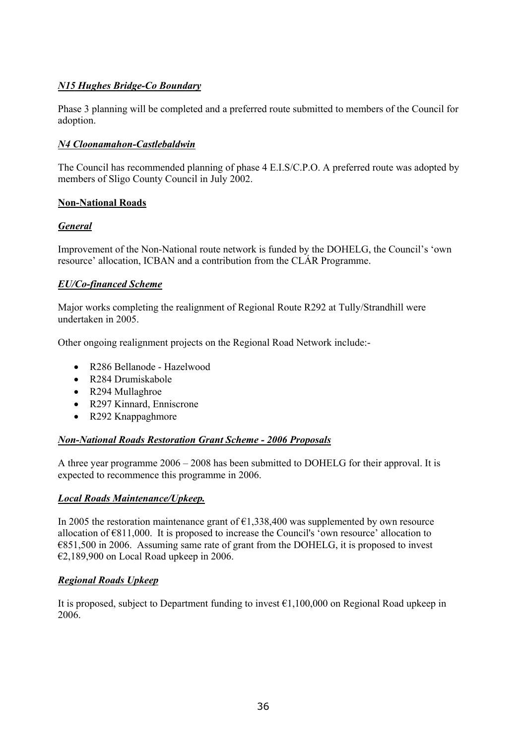***N15 Hughes Bridge-Co Boundary***

Phase 3 planning will be completed and a preferred route submitted to members of the Council for adoption.

***N4 Cloonamahon-Castlebaldwin***

The Council has recommended planning of phase 4 E.I.S/C.P.O. A preferred route was adopted by members of Sligo County Council in July 2002.

**Non-National Roads**

***General***

Improvement of the Non-National route network is funded by the DOHELG, the Council's 'own resource' allocation, ICBAN and a contribution from the CLÁR Programme.

***EU/Co-financed Scheme***

Major works completing the realignment of Regional Route R292 at Tully/Strandhill were undertaken in 2005.

Other ongoing realignment projects on the Regional Road Network include:-

- R286 Bellanode - Hazelwood
- R284 Drumiskabole
- R294 Mullaghroe
- R297 Kinnard, Enniscrone
- R292 Knappaghmore

***Non-National Roads Restoration Grant Scheme - 2006 Proposals***

A three year programme 2006 – 2008 has been submitted to DOHELG for their approval. It is expected to recommence this programme in 2006.

***Local Roads Maintenance/Upkeep.***

In 2005 the restoration maintenance grant of €1,338,400 was supplemented by own resource allocation of €811,000. It is proposed to increase the Council's 'own resource' allocation to €851,500 in 2006. Assuming same rate of grant from the DOHELG, it is proposed to invest €2,189,900 on Local Road upkeep in 2006.

***Regional Roads Upkeep***

It is proposed, subject to Department funding to invest €1,100,000 on Regional Road upkeep in 2006.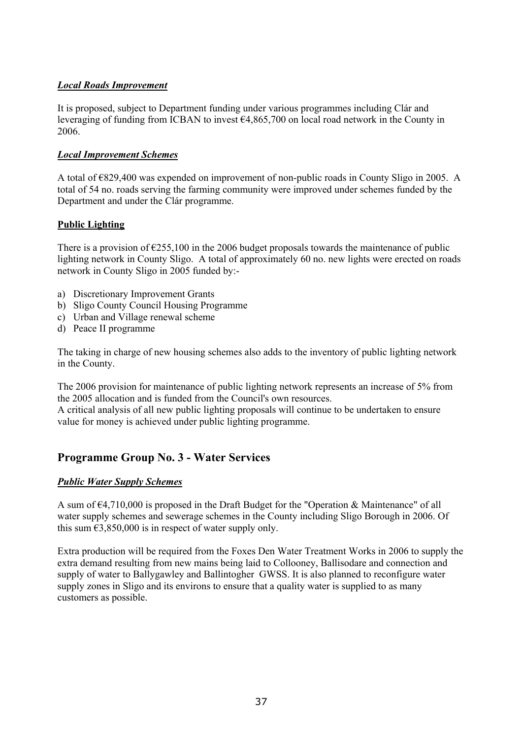***Local Roads Improvement***

It is proposed, subject to Department funding under various programmes including Clár and leveraging of funding from ICBAN to invest €4,865,700 on local road network in the County in 2006.

***Local Improvement Schemes***

A total of €829,400 was expended on improvement of non-public roads in County Sligo in 2005. A total of 54 no. roads serving the farming community were improved under schemes funded by the Department and under the Clár programme.

**Public Lighting**

There is a provision of €255,100 in the 2006 budget proposals towards the maintenance of public lighting network in County Sligo. A total of approximately 60 no. new lights were erected on roads network in County Sligo in 2005 funded by:-

a) Discretionary Improvement Grants
b) Sligo County Council Housing Programme
c) Urban and Village renewal scheme
d) Peace II programme

The taking in charge of new housing schemes also adds to the inventory of public lighting network in the County.

The 2006 provision for maintenance of public lighting network represents an increase of 5% from the 2005 allocation and is funded from the Council's own resources.
A critical analysis of all new public lighting proposals will continue to be undertaken to ensure value for money is achieved under public lighting programme.

## Programme Group No. 3 - Water Services

***Public Water Supply Schemes***

A sum of €4,710,000 is proposed in the Draft Budget for the "Operation & Maintenance" of all water supply schemes and sewerage schemes in the County including Sligo Borough in 2006. Of this sum €3,850,000 is in respect of water supply only.

Extra production will be required from the Foxes Den Water Treatment Works in 2006 to supply the extra demand resulting from new mains being laid to Collooney, Ballisodare and connection and supply of water to Ballygawley and Ballintogher GWSS. It is also planned to reconfigure water supply zones in Sligo and its environs to ensure that a quality water is supplied to as many customers as possible.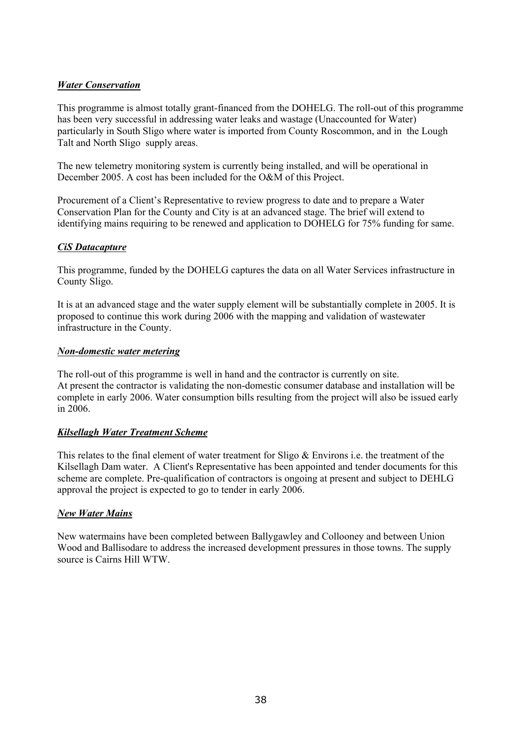***Water Conservation***

This programme is almost totally grant-financed from the DOHELG. The roll-out of this programme has been very successful in addressing water leaks and wastage (Unaccounted for Water) particularly in South Sligo where water is imported from County Roscommon, and in the Lough Talt and North Sligo supply areas.

The new telemetry monitoring system is currently being installed, and will be operational in December 2005. A cost has been included for the O&M of this Project.

Procurement of a Client's Representative to review progress to date and to prepare a Water Conservation Plan for the County and City is at an advanced stage. The brief will extend to identifying mains requiring to be renewed and application to DOHELG for 75% funding for same.

***CiS Datacapture***

This programme, funded by the DOHELG captures the data on all Water Services infrastructure in County Sligo.

It is at an advanced stage and the water supply element will be substantially complete in 2005. It is proposed to continue this work during 2006 with the mapping and validation of wastewater infrastructure in the County.

***Non-domestic water metering***

The roll-out of this programme is well in hand and the contractor is currently on site.
At present the contractor is validating the non-domestic consumer database and installation will be complete in early 2006. Water consumption bills resulting from the project will also be issued early in 2006.

***Kilsellagh Water Treatment Scheme***

This relates to the final element of water treatment for Sligo & Environs i.e. the treatment of the Kilsellagh Dam water. A Client's Representative has been appointed and tender documents for this scheme are complete. Pre-qualification of contractors is ongoing at present and subject to DEHLG approval the project is expected to go to tender in early 2006.

***New Water Mains***

New watermains have been completed between Ballygawley and Collooney and between Union Wood and Ballisodare to address the increased development pressures in those towns. The supply source is Cairns Hill WTW.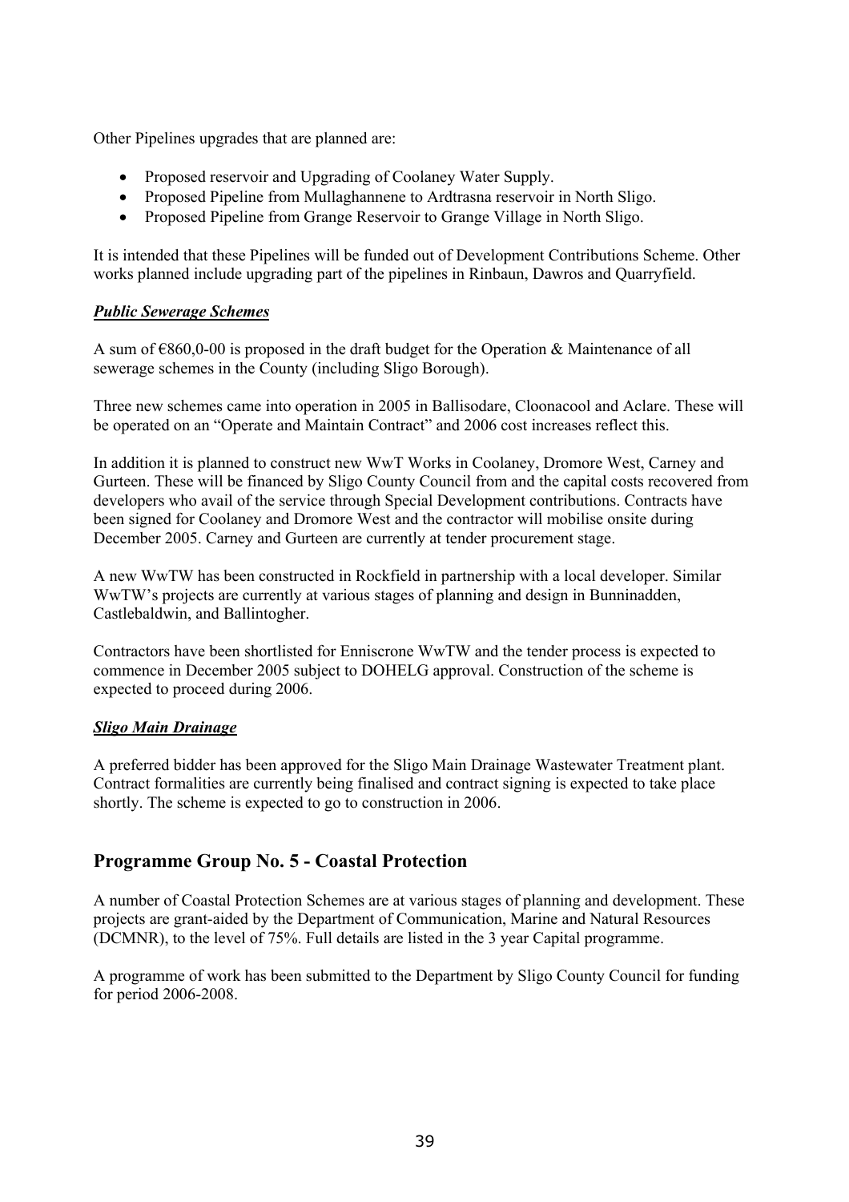Other Pipelines upgrades that are planned are:

- Proposed reservoir and Upgrading of Coolaney Water Supply.
- Proposed Pipeline from Mullaghannene to Ardtrasna reservoir in North Sligo.
- Proposed Pipeline from Grange Reservoir to Grange Village in North Sligo.

It is intended that these Pipelines will be funded out of Development Contributions Scheme. Other works planned include upgrading part of the pipelines in Rinbaun, Dawros and Quarryfield.

***Public Sewerage Schemes***

A sum of €860,0-00 is proposed in the draft budget for the Operation & Maintenance of all sewerage schemes in the County (including Sligo Borough).

Three new schemes came into operation in 2005 in Ballisodare, Cloonacool and Aclare. These will be operated on an "Operate and Maintain Contract" and 2006 cost increases reflect this.

In addition it is planned to construct new WwT Works in Coolaney, Dromore West, Carney and Gurteen. These will be financed by Sligo County Council from and the capital costs recovered from developers who avail of the service through Special Development contributions. Contracts have been signed for Coolaney and Dromore West and the contractor will mobilise onsite during December 2005. Carney and Gurteen are currently at tender procurement stage.

A new WwTW has been constructed in Rockfield in partnership with a local developer. Similar WwTW's projects are currently at various stages of planning and design in Bunninadden, Castlebaldwin, and Ballintogher.

Contractors have been shortlisted for Enniscrone WwTW and the tender process is expected to commence in December 2005 subject to DOHELG approval. Construction of the scheme is expected to proceed during 2006.

***Sligo Main Drainage***

A preferred bidder has been approved for the Sligo Main Drainage Wastewater Treatment plant. Contract formalities are currently being finalised and contract signing is expected to take place shortly. The scheme is expected to go to construction in 2006.

## Programme Group No. 5 - Coastal Protection

A number of Coastal Protection Schemes are at various stages of planning and development. These projects are grant-aided by the Department of Communication, Marine and Natural Resources (DCMNR), to the level of 75%. Full details are listed in the 3 year Capital programme.

A programme of work has been submitted to the Department by Sligo County Council for funding for period 2006-2008.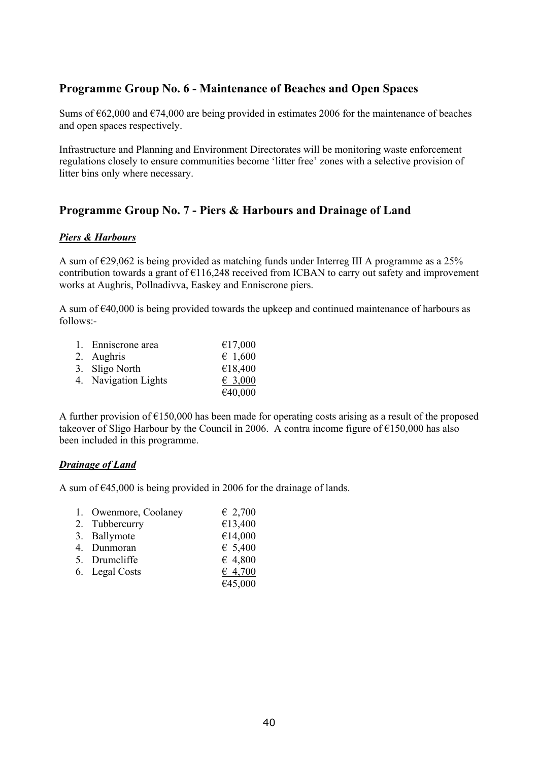## Programme Group No. 6 - Maintenance of Beaches and Open Spaces

Sums of €62,000 and €74,000 are being provided in estimates 2006 for the maintenance of beaches and open spaces respectively.

Infrastructure and Planning and Environment Directorates will be monitoring waste enforcement regulations closely to ensure communities become 'litter free' zones with a selective provision of litter bins only where necessary.

## Programme Group No. 7 - Piers & Harbours and Drainage of Land

***Piers & Harbours***

A sum of €29,062 is being provided as matching funds under Interreg III A programme as a 25% contribution towards a grant of €116,248 received from ICBAN to carry out safety and improvement works at Aughris, Pollnadivva, Easkey and Enniscrone piers.

A sum of €40,000 is being provided towards the upkeep and continued maintenance of harbours as follows:-

| | |
|---|---|
| 1. Enniscrone area | €17,000 |
| 2. Aughris | € 1,600 |
| 3. Sligo North | €18,400 |
| 4. Navigation Lights | € 3,000 |
| | €40,000 |

A further provision of €150,000 has been made for operating costs arising as a result of the proposed takeover of Sligo Harbour by the Council in 2006. A contra income figure of €150,000 has also been included in this programme.

***Drainage of Land***

A sum of €45,000 is being provided in 2006 for the drainage of lands.

| | |
|---|---|
| 1. Owenmore, Coolaney | € 2,700 |
| 2. Tubbercurry | €13,400 |
| 3. Ballymote | €14,000 |
| 4. Dunmoran | € 5,400 |
| 5. Drumcliffe | € 4,800 |
| 6. Legal Costs | € 4,700 |
| | €45,000 |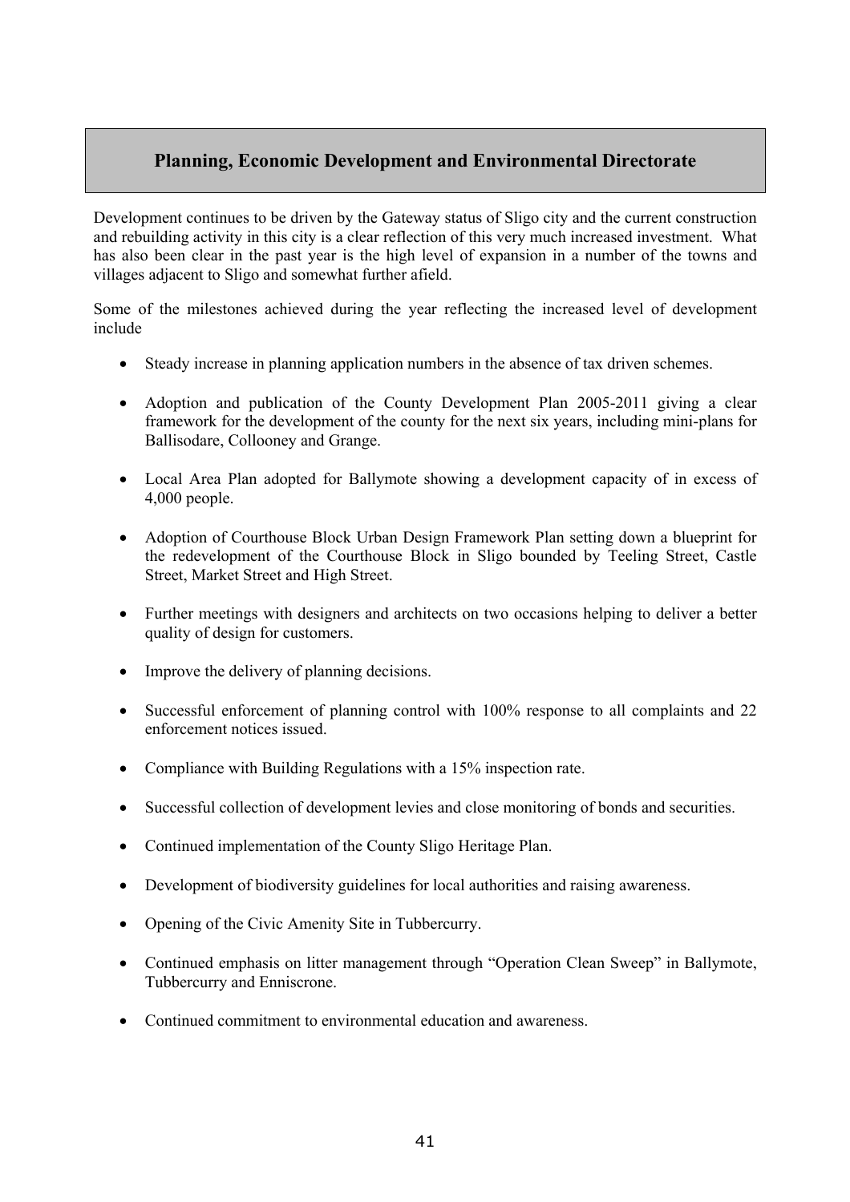## Planning, Economic Development and Environmental Directorate

Development continues to be driven by the Gateway status of Sligo city and the current construction and rebuilding activity in this city is a clear reflection of this very much increased investment. What has also been clear in the past year is the high level of expansion in a number of the towns and villages adjacent to Sligo and somewhat further afield.

Some of the milestones achieved during the year reflecting the increased level of development include

- Steady increase in planning application numbers in the absence of tax driven schemes.
- Adoption and publication of the County Development Plan 2005-2011 giving a clear framework for the development of the county for the next six years, including mini-plans for Ballisodare, Collooney and Grange.
- Local Area Plan adopted for Ballymote showing a development capacity of in excess of 4,000 people.
- Adoption of Courthouse Block Urban Design Framework Plan setting down a blueprint for the redevelopment of the Courthouse Block in Sligo bounded by Teeling Street, Castle Street, Market Street and High Street.
- Further meetings with designers and architects on two occasions helping to deliver a better quality of design for customers.
- Improve the delivery of planning decisions.
- Successful enforcement of planning control with 100% response to all complaints and 22 enforcement notices issued.
- Compliance with Building Regulations with a 15% inspection rate.
- Successful collection of development levies and close monitoring of bonds and securities.
- Continued implementation of the County Sligo Heritage Plan.
- Development of biodiversity guidelines for local authorities and raising awareness.
- Opening of the Civic Amenity Site in Tubbercurry.
- Continued emphasis on litter management through "Operation Clean Sweep" in Ballymote, Tubbercurry and Enniscrone.
- Continued commitment to environmental education and awareness.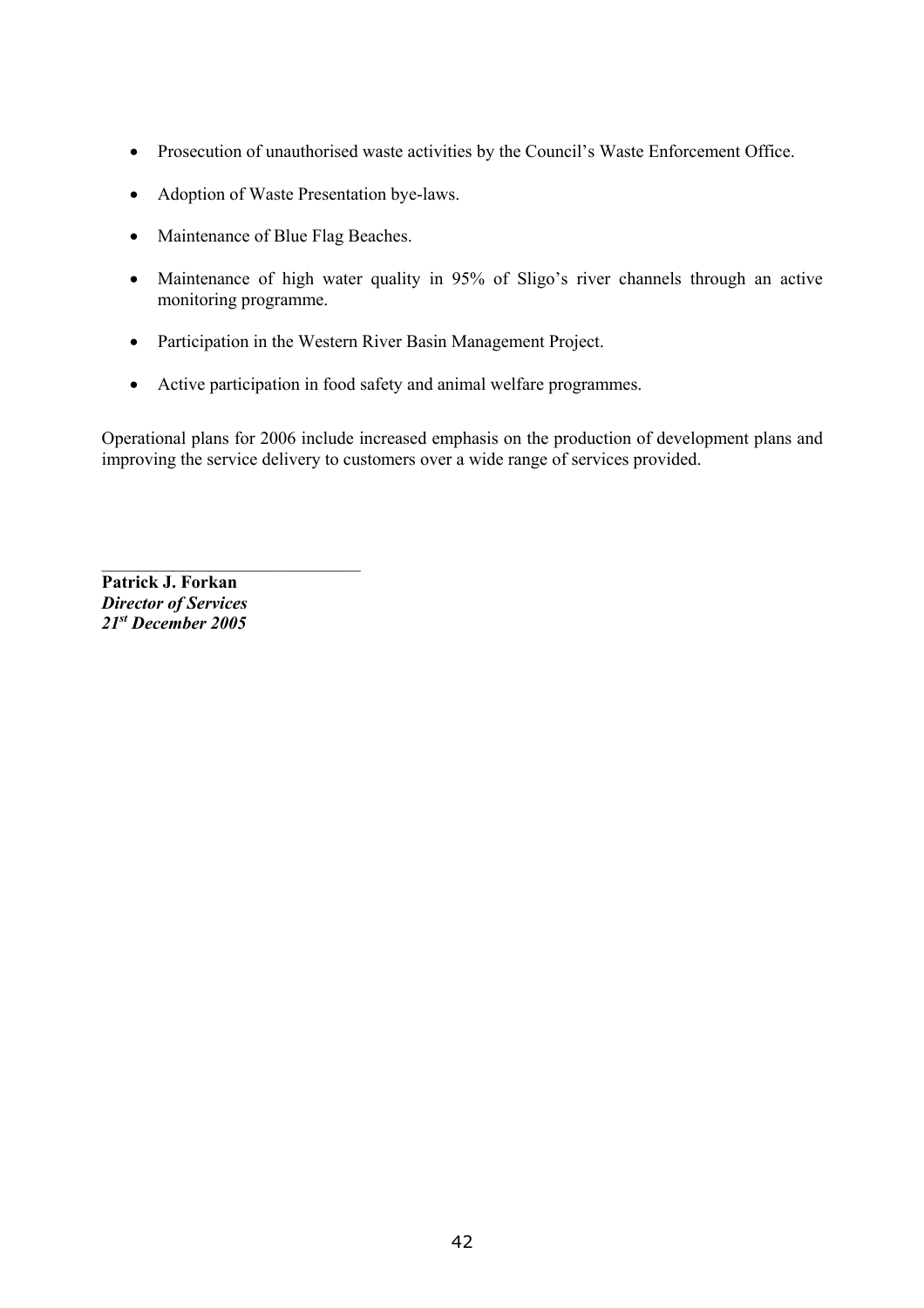- Prosecution of unauthorised waste activities by the Council's Waste Enforcement Office.
- Adoption of Waste Presentation bye-laws.
- Maintenance of Blue Flag Beaches.
- Maintenance of high water quality in 95% of Sligo's river channels through an active monitoring programme.
- Participation in the Western River Basin Management Project.
- Active participation in food safety and animal welfare programmes.

Operational plans for 2006 include increased emphasis on the production of development plans and improving the service delivery to customers over a wide range of services provided.

\_\_\_\_\_\_\_\_\_\_\_\_\_\_\_\_\_\_\_\_\_\_\_\_\_\_\_\_\_\_

**Patrick J. Forkan**
***Director of Services***
***21st December 2005***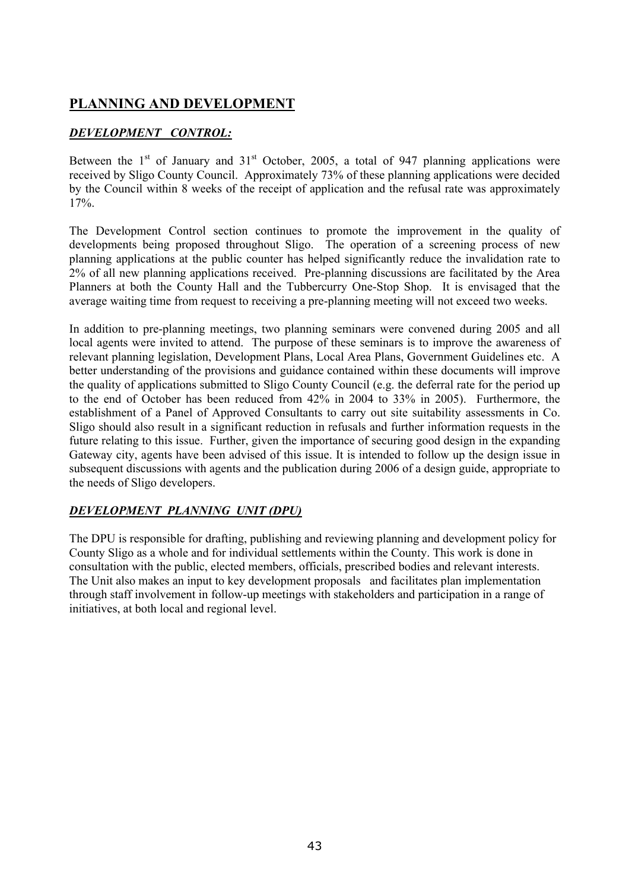## PLANNING AND DEVELOPMENT

### *DEVELOPMENT CONTROL:*

Between the 1st of January and 31st October, 2005, a total of 947 planning applications were received by Sligo County Council. Approximately 73% of these planning applications were decided by the Council within 8 weeks of the receipt of application and the refusal rate was approximately 17%.

The Development Control section continues to promote the improvement in the quality of developments being proposed throughout Sligo. The operation of a screening process of new planning applications at the public counter has helped significantly reduce the invalidation rate to 2% of all new planning applications received. Pre-planning discussions are facilitated by the Area Planners at both the County Hall and the Tubbercurry One-Stop Shop. It is envisaged that the average waiting time from request to receiving a pre-planning meeting will not exceed two weeks.

In addition to pre-planning meetings, two planning seminars were convened during 2005 and all local agents were invited to attend. The purpose of these seminars is to improve the awareness of relevant planning legislation, Development Plans, Local Area Plans, Government Guidelines etc. A better understanding of the provisions and guidance contained within these documents will improve the quality of applications submitted to Sligo County Council (e.g. the deferral rate for the period up to the end of October has been reduced from 42% in 2004 to 33% in 2005). Furthermore, the establishment of a Panel of Approved Consultants to carry out site suitability assessments in Co. Sligo should also result in a significant reduction in refusals and further information requests in the future relating to this issue. Further, given the importance of securing good design in the expanding Gateway city, agents have been advised of this issue. It is intended to follow up the design issue in subsequent discussions with agents and the publication during 2006 of a design guide, appropriate to the needs of Sligo developers.

### *DEVELOPMENT PLANNING UNIT (DPU)*

The DPU is responsible for drafting, publishing and reviewing planning and development policy for County Sligo as a whole and for individual settlements within the County. This work is done in consultation with the public, elected members, officials, prescribed bodies and relevant interests. The Unit also makes an input to key development proposals and facilitates plan implementation through staff involvement in follow-up meetings with stakeholders and participation in a range of initiatives, at both local and regional level.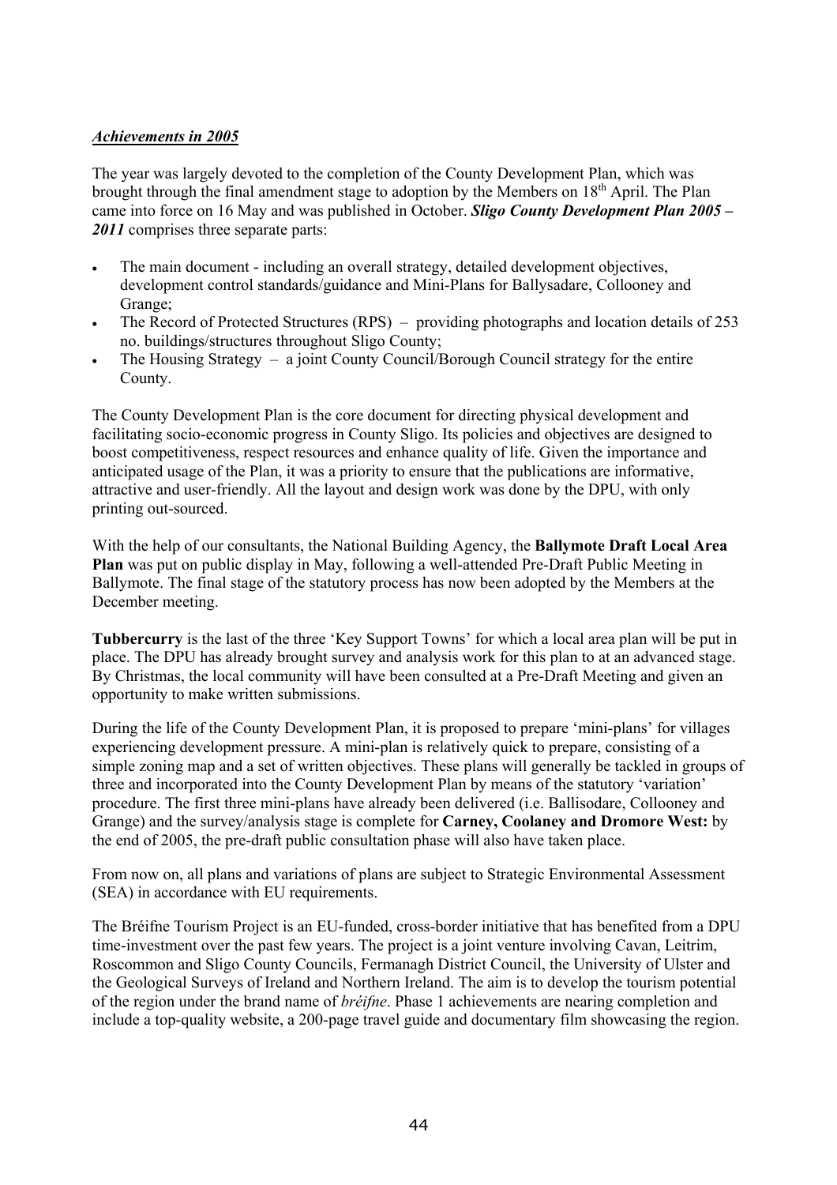***Achievements in 2005***

The year was largely devoted to the completion of the County Development Plan, which was brought through the final amendment stage to adoption by the Members on 18th April. The Plan came into force on 16 May and was published in October. ***Sligo County Development Plan 2005 – 2011*** comprises three separate parts:

- The main document - including an overall strategy, detailed development objectives, development control standards/guidance and Mini-Plans for Ballysadare, Collooney and Grange;
- The Record of Protected Structures (RPS) – providing photographs and location details of 253 no. buildings/structures throughout Sligo County;
- The Housing Strategy – a joint County Council/Borough Council strategy for the entire County.

The County Development Plan is the core document for directing physical development and facilitating socio-economic progress in County Sligo. Its policies and objectives are designed to boost competitiveness, respect resources and enhance quality of life. Given the importance and anticipated usage of the Plan, it was a priority to ensure that the publications are informative, attractive and user-friendly. All the layout and design work was done by the DPU, with only printing out-sourced.

With the help of our consultants, the National Building Agency, the **Ballymote Draft Local Area Plan** was put on public display in May, following a well-attended Pre-Draft Public Meeting in Ballymote. The final stage of the statutory process has now been adopted by the Members at the December meeting.

**Tubbercurry** is the last of the three 'Key Support Towns' for which a local area plan will be put in place. The DPU has already brought survey and analysis work for this plan to at an advanced stage. By Christmas, the local community will have been consulted at a Pre-Draft Meeting and given an opportunity to make written submissions.

During the life of the County Development Plan, it is proposed to prepare 'mini-plans' for villages experiencing development pressure. A mini-plan is relatively quick to prepare, consisting of a simple zoning map and a set of written objectives. These plans will generally be tackled in groups of three and incorporated into the County Development Plan by means of the statutory 'variation' procedure. The first three mini-plans have already been delivered (i.e. Ballisodare, Collooney and Grange) and the survey/analysis stage is complete for **Carney, Coolaney and Dromore West:** by the end of 2005, the pre-draft public consultation phase will also have taken place.

From now on, all plans and variations of plans are subject to Strategic Environmental Assessment (SEA) in accordance with EU requirements.

The Bréifne Tourism Project is an EU-funded, cross-border initiative that has benefited from a DPU time-investment over the past few years. The project is a joint venture involving Cavan, Leitrim, Roscommon and Sligo County Councils, Fermanagh District Council, the University of Ulster and the Geological Surveys of Ireland and Northern Ireland. The aim is to develop the tourism potential of the region under the brand name of *bréifne*. Phase 1 achievements are nearing completion and include a top-quality website, a 200-page travel guide and documentary film showcasing the region.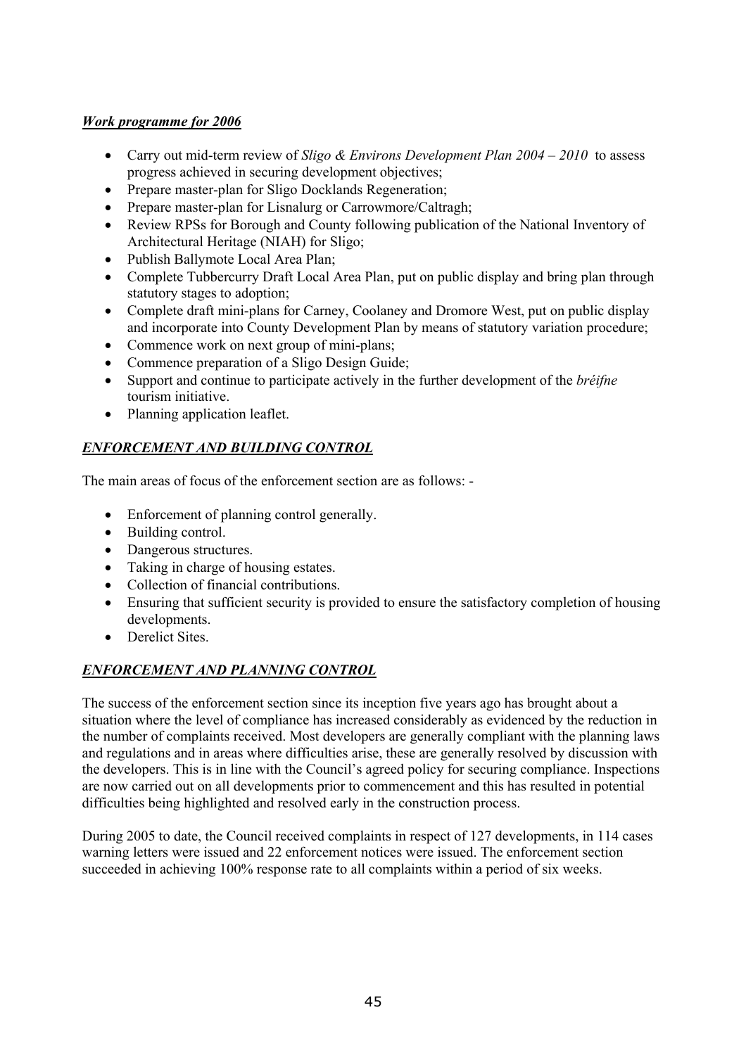***Work programme for 2006***

- Carry out mid-term review of *Sligo & Environs Development Plan 2004 – 2010* to assess progress achieved in securing development objectives;
- Prepare master-plan for Sligo Docklands Regeneration;
- Prepare master-plan for Lisnalurg or Carrowmore/Caltragh;
- Review RPSs for Borough and County following publication of the National Inventory of Architectural Heritage (NIAH) for Sligo;
- Publish Ballymote Local Area Plan;
- Complete Tubbercurry Draft Local Area Plan, put on public display and bring plan through statutory stages to adoption;
- Complete draft mini-plans for Carney, Coolaney and Dromore West, put on public display and incorporate into County Development Plan by means of statutory variation procedure;
- Commence work on next group of mini-plans;
- Commence preparation of a Sligo Design Guide;
- Support and continue to participate actively in the further development of the *bréifne* tourism initiative.
- Planning application leaflet.

***ENFORCEMENT AND BUILDING CONTROL***

The main areas of focus of the enforcement section are as follows: -

- Enforcement of planning control generally.
- Building control.
- Dangerous structures.
- Taking in charge of housing estates.
- Collection of financial contributions.
- Ensuring that sufficient security is provided to ensure the satisfactory completion of housing developments.
- Derelict Sites.

***ENFORCEMENT AND PLANNING CONTROL***

The success of the enforcement section since its inception five years ago has brought about a situation where the level of compliance has increased considerably as evidenced by the reduction in the number of complaints received. Most developers are generally compliant with the planning laws and regulations and in areas where difficulties arise, these are generally resolved by discussion with the developers. This is in line with the Council's agreed policy for securing compliance. Inspections are now carried out on all developments prior to commencement and this has resulted in potential difficulties being highlighted and resolved early in the construction process.

During 2005 to date, the Council received complaints in respect of 127 developments, in 114 cases warning letters were issued and 22 enforcement notices were issued. The enforcement section succeeded in achieving 100% response rate to all complaints within a period of six weeks.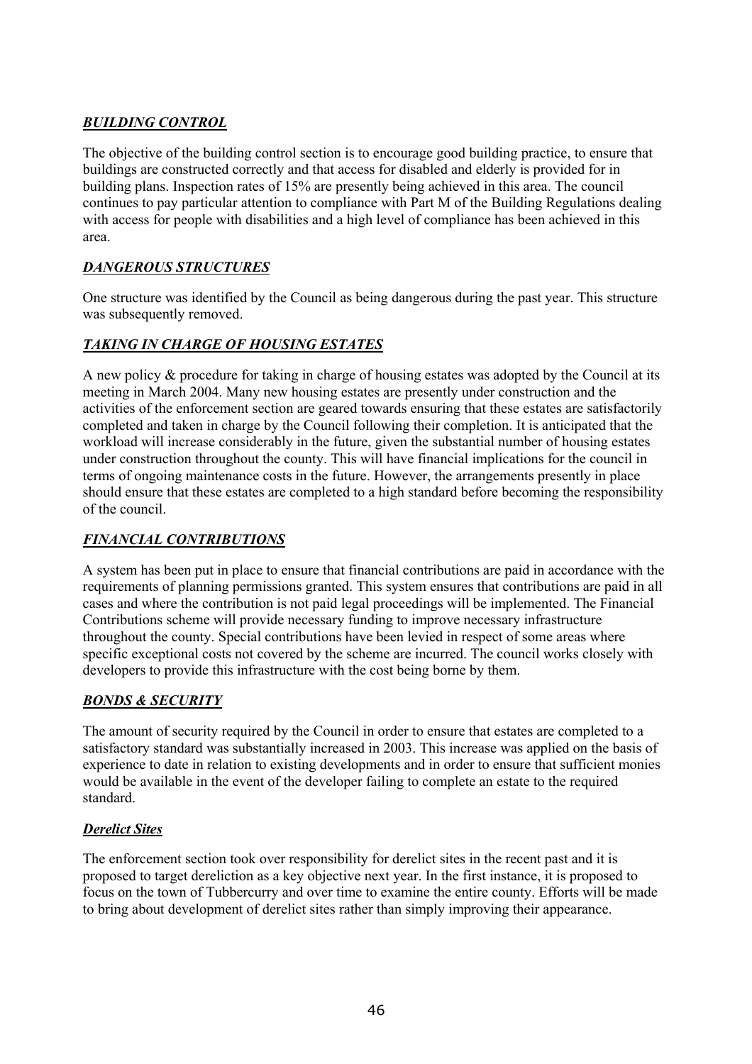## ***BUILDING CONTROL***

The objective of the building control section is to encourage good building practice, to ensure that buildings are constructed correctly and that access for disabled and elderly is provided for in building plans. Inspection rates of 15% are presently being achieved in this area. The council continues to pay particular attention to compliance with Part M of the Building Regulations dealing with access for people with disabilities and a high level of compliance has been achieved in this area.

## ***DANGEROUS STRUCTURES***

One structure was identified by the Council as being dangerous during the past year. This structure was subsequently removed.

## ***TAKING IN CHARGE OF HOUSING ESTATES***

A new policy & procedure for taking in charge of housing estates was adopted by the Council at its meeting in March 2004. Many new housing estates are presently under construction and the activities of the enforcement section are geared towards ensuring that these estates are satisfactorily completed and taken in charge by the Council following their completion. It is anticipated that the workload will increase considerably in the future, given the substantial number of housing estates under construction throughout the county. This will have financial implications for the council in terms of ongoing maintenance costs in the future. However, the arrangements presently in place should ensure that these estates are completed to a high standard before becoming the responsibility of the council.

## ***FINANCIAL CONTRIBUTIONS***

A system has been put in place to ensure that financial contributions are paid in accordance with the requirements of planning permissions granted. This system ensures that contributions are paid in all cases and where the contribution is not paid legal proceedings will be implemented. The Financial Contributions scheme will provide necessary funding to improve necessary infrastructure throughout the county. Special contributions have been levied in respect of some areas where specific exceptional costs not covered by the scheme are incurred. The council works closely with developers to provide this infrastructure with the cost being borne by them.

## ***BONDS & SECURITY***

The amount of security required by the Council in order to ensure that estates are completed to a satisfactory standard was substantially increased in 2003. This increase was applied on the basis of experience to date in relation to existing developments and in order to ensure that sufficient monies would be available in the event of the developer failing to complete an estate to the required standard.

## ***Derelict Sites***

The enforcement section took over responsibility for derelict sites in the recent past and it is proposed to target dereliction as a key objective next year. In the first instance, it is proposed to focus on the town of Tubbercurry and over time to examine the entire county. Efforts will be made to bring about development of derelict sites rather than simply improving their appearance.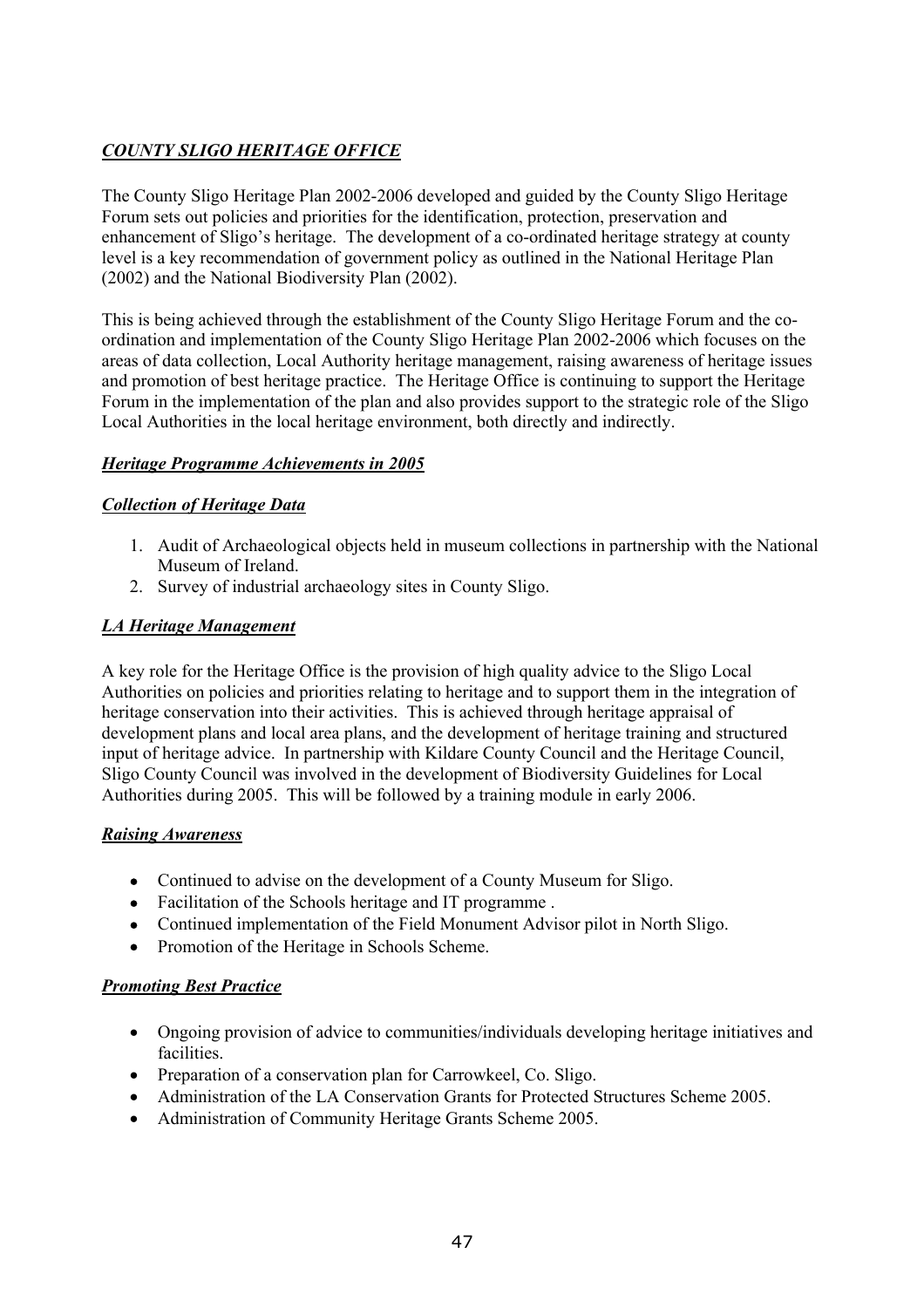## ***COUNTY SLIGO HERITAGE OFFICE***

The County Sligo Heritage Plan 2002-2006 developed and guided by the County Sligo Heritage Forum sets out policies and priorities for the identification, protection, preservation and enhancement of Sligo's heritage. The development of a co-ordinated heritage strategy at county level is a key recommendation of government policy as outlined in the National Heritage Plan (2002) and the National Biodiversity Plan (2002).

This is being achieved through the establishment of the County Sligo Heritage Forum and the co-ordination and implementation of the County Sligo Heritage Plan 2002-2006 which focuses on the areas of data collection, Local Authority heritage management, raising awareness of heritage issues and promotion of best heritage practice. The Heritage Office is continuing to support the Heritage Forum in the implementation of the plan and also provides support to the strategic role of the Sligo Local Authorities in the local heritage environment, both directly and indirectly.

### ***Heritage Programme Achievements in 2005***

### ***Collection of Heritage Data***

1. Audit of Archaeological objects held in museum collections in partnership with the National Museum of Ireland.
2. Survey of industrial archaeology sites in County Sligo.

### ***LA Heritage Management***

A key role for the Heritage Office is the provision of high quality advice to the Sligo Local Authorities on policies and priorities relating to heritage and to support them in the integration of heritage conservation into their activities. This is achieved through heritage appraisal of development plans and local area plans, and the development of heritage training and structured input of heritage advice. In partnership with Kildare County Council and the Heritage Council, Sligo County Council was involved in the development of Biodiversity Guidelines for Local Authorities during 2005. This will be followed by a training module in early 2006.

### ***Raising Awareness***

- Continued to advise on the development of a County Museum for Sligo.
- Facilitation of the Schools heritage and IT programme .
- Continued implementation of the Field Monument Advisor pilot in North Sligo.
- Promotion of the Heritage in Schools Scheme.

### ***Promoting Best Practice***

- Ongoing provision of advice to communities/individuals developing heritage initiatives and facilities.
- Preparation of a conservation plan for Carrowkeel, Co. Sligo.
- Administration of the LA Conservation Grants for Protected Structures Scheme 2005.
- Administration of Community Heritage Grants Scheme 2005.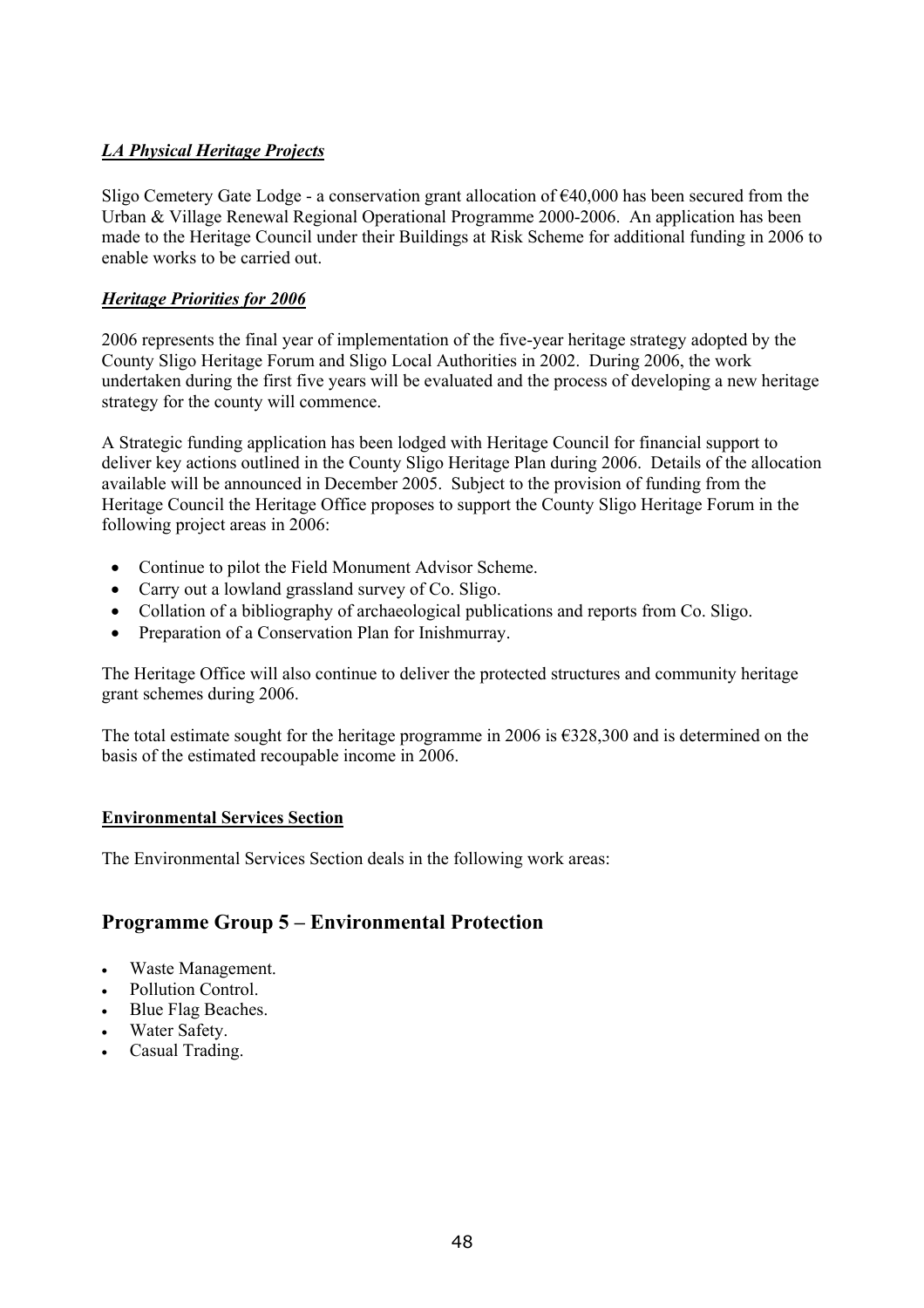***LA Physical Heritage Projects***

Sligo Cemetery Gate Lodge - a conservation grant allocation of €40,000 has been secured from the Urban & Village Renewal Regional Operational Programme 2000-2006. An application has been made to the Heritage Council under their Buildings at Risk Scheme for additional funding in 2006 to enable works to be carried out.

***Heritage Priorities for 2006***

2006 represents the final year of implementation of the five-year heritage strategy adopted by the County Sligo Heritage Forum and Sligo Local Authorities in 2002. During 2006, the work undertaken during the first five years will be evaluated and the process of developing a new heritage strategy for the county will commence.

A Strategic funding application has been lodged with Heritage Council for financial support to deliver key actions outlined in the County Sligo Heritage Plan during 2006. Details of the allocation available will be announced in December 2005. Subject to the provision of funding from the Heritage Council the Heritage Office proposes to support the County Sligo Heritage Forum in the following project areas in 2006:

- Continue to pilot the Field Monument Advisor Scheme.
- Carry out a lowland grassland survey of Co. Sligo.
- Collation of a bibliography of archaeological publications and reports from Co. Sligo.
- Preparation of a Conservation Plan for Inishmurray.

The Heritage Office will also continue to deliver the protected structures and community heritage grant schemes during 2006.

The total estimate sought for the heritage programme in 2006 is €328,300 and is determined on the basis of the estimated recoupable income in 2006.

**Environmental Services Section**

The Environmental Services Section deals in the following work areas:

## Programme Group 5 – Environmental Protection

- Waste Management.
- Pollution Control.
- Blue Flag Beaches.
- Water Safety.
- Casual Trading.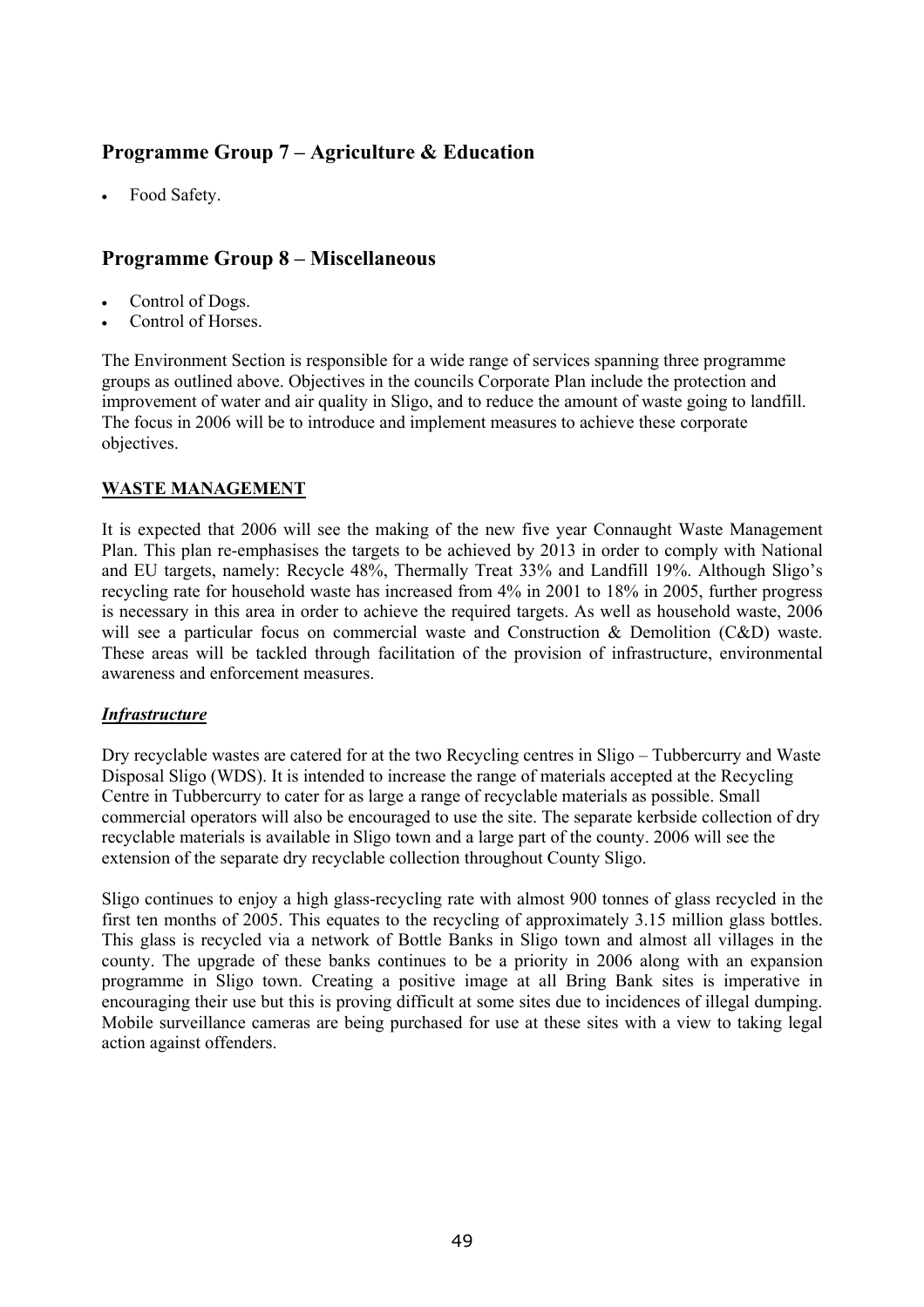## Programme Group 7 – Agriculture & Education

- Food Safety.

## Programme Group 8 – Miscellaneous

- Control of Dogs.
- Control of Horses.

The Environment Section is responsible for a wide range of services spanning three programme groups as outlined above. Objectives in the councils Corporate Plan include the protection and improvement of water and air quality in Sligo, and to reduce the amount of waste going to landfill. The focus in 2006 will be to introduce and implement measures to achieve these corporate objectives.

### WASTE MANAGEMENT

It is expected that 2006 will see the making of the new five year Connaught Waste Management Plan. This plan re-emphasises the targets to be achieved by 2013 in order to comply with National and EU targets, namely: Recycle 48%, Thermally Treat 33% and Landfill 19%. Although Sligo's recycling rate for household waste has increased from 4% in 2001 to 18% in 2005, further progress is necessary in this area in order to achieve the required targets. As well as household waste, 2006 will see a particular focus on commercial waste and Construction & Demolition (C&D) waste. These areas will be tackled through facilitation of the provision of infrastructure, environmental awareness and enforcement measures.

#### ***Infrastructure***

Dry recyclable wastes are catered for at the two Recycling centres in Sligo – Tubbercurry and Waste Disposal Sligo (WDS). It is intended to increase the range of materials accepted at the Recycling Centre in Tubbercurry to cater for as large a range of recyclable materials as possible. Small commercial operators will also be encouraged to use the site. The separate kerbside collection of dry recyclable materials is available in Sligo town and a large part of the county. 2006 will see the extension of the separate dry recyclable collection throughout County Sligo.

Sligo continues to enjoy a high glass-recycling rate with almost 900 tonnes of glass recycled in the first ten months of 2005. This equates to the recycling of approximately 3.15 million glass bottles. This glass is recycled via a network of Bottle Banks in Sligo town and almost all villages in the county. The upgrade of these banks continues to be a priority in 2006 along with an expansion programme in Sligo town. Creating a positive image at all Bring Bank sites is imperative in encouraging their use but this is proving difficult at some sites due to incidences of illegal dumping. Mobile surveillance cameras are being purchased for use at these sites with a view to taking legal action against offenders.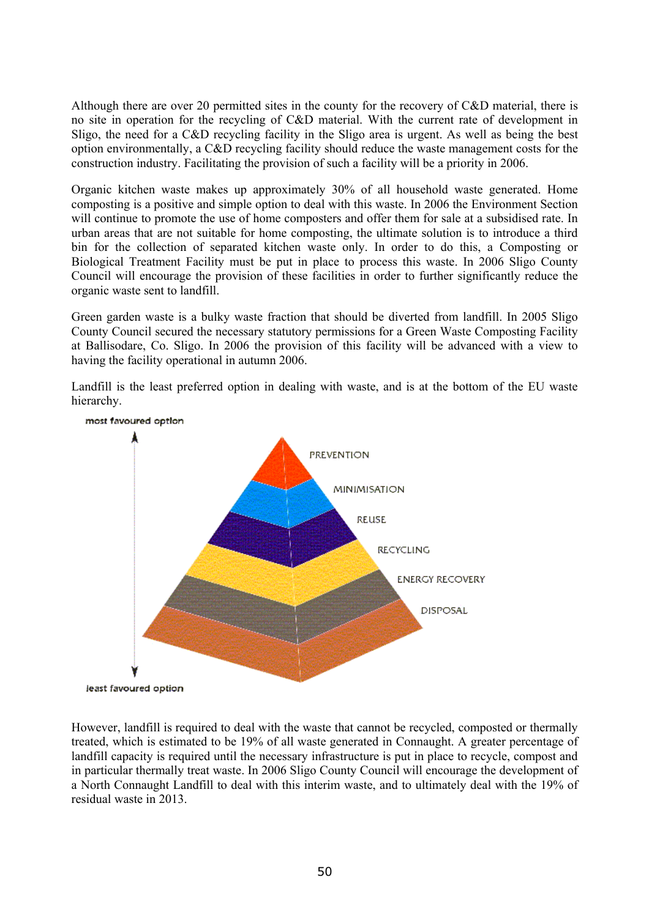Although there are over 20 permitted sites in the county for the recovery of C&D material, there is no site in operation for the recycling of C&D material. With the current rate of development in Sligo, the need for a C&D recycling facility in the Sligo area is urgent. As well as being the best option environmentally, a C&D recycling facility should reduce the waste management costs for the construction industry. Facilitating the provision of such a facility will be a priority in 2006.

Organic kitchen waste makes up approximately 30% of all household waste generated. Home composting is a positive and simple option to deal with this waste. In 2006 the Environment Section will continue to promote the use of home composters and offer them for sale at a subsidised rate. In urban areas that are not suitable for home composting, the ultimate solution is to introduce a third bin for the collection of separated kitchen waste only. In order to do this, a Composting or Biological Treatment Facility must be put in place to process this waste. In 2006 Sligo County Council will encourage the provision of these facilities in order to further significantly reduce the organic waste sent to landfill.

Green garden waste is a bulky waste fraction that should be diverted from landfill. In 2005 Sligo County Council secured the necessary statutory permissions for a Green Waste Composting Facility at Ballisodare, Co. Sligo. In 2006 the provision of this facility will be advanced with a view to having the facility operational in autumn 2006.

Landfill is the least preferred option in dealing with waste, and is at the bottom of the EU waste hierarchy.

most favoured option

PREVENTION

MINIMISATION

REUSE

RECYCLING

ENERGY RECOVERY

DISPOSAL

least favoured option

However, landfill is required to deal with the waste that cannot be recycled, composted or thermally treated, which is estimated to be 19% of all waste generated in Connaught. A greater percentage of landfill capacity is required until the necessary infrastructure is put in place to recycle, compost and in particular thermally treat waste. In 2006 Sligo County Council will encourage the development of a North Connaught Landfill to deal with this interim waste, and to ultimately deal with the 19% of residual waste in 2013.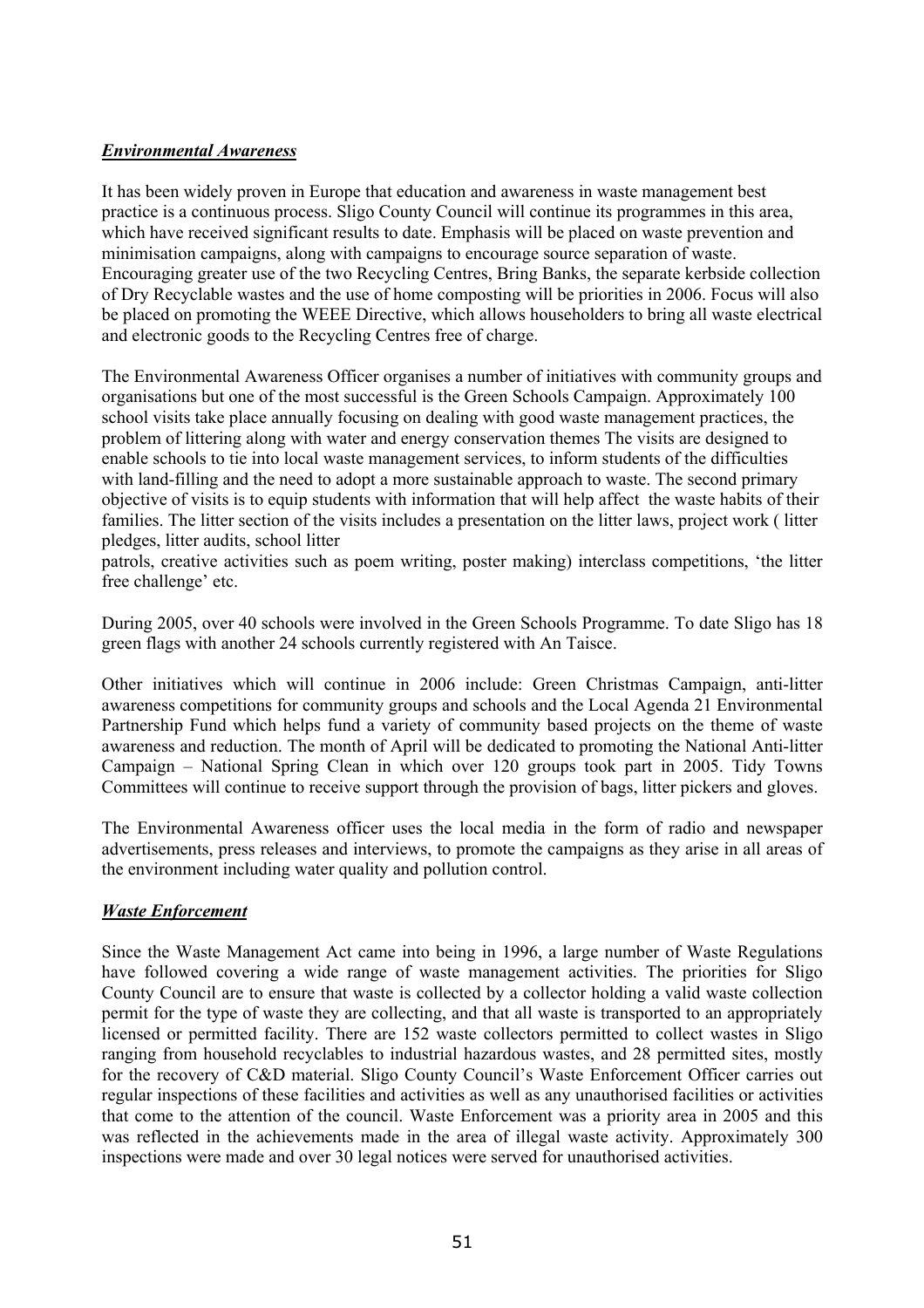***Environmental Awareness***

It has been widely proven in Europe that education and awareness in waste management best practice is a continuous process. Sligo County Council will continue its programmes in this area, which have received significant results to date. Emphasis will be placed on waste prevention and minimisation campaigns, along with campaigns to encourage source separation of waste. Encouraging greater use of the two Recycling Centres, Bring Banks, the separate kerbside collection of Dry Recyclable wastes and the use of home composting will be priorities in 2006. Focus will also be placed on promoting the WEEE Directive, which allows householders to bring all waste electrical and electronic goods to the Recycling Centres free of charge.

The Environmental Awareness Officer organises a number of initiatives with community groups and organisations but one of the most successful is the Green Schools Campaign. Approximately 100 school visits take place annually focusing on dealing with good waste management practices, the problem of littering along with water and energy conservation themes The visits are designed to enable schools to tie into local waste management services, to inform students of the difficulties with land-filling and the need to adopt a more sustainable approach to waste. The second primary objective of visits is to equip students with information that will help affect the waste habits of their families. The litter section of the visits includes a presentation on the litter laws, project work ( litter pledges, litter audits, school litter patrols, creative activities such as poem writing, poster making) interclass competitions, 'the litter free challenge' etc.

During 2005, over 40 schools were involved in the Green Schools Programme. To date Sligo has 18 green flags with another 24 schools currently registered with An Taisce.

Other initiatives which will continue in 2006 include: Green Christmas Campaign, anti-litter awareness competitions for community groups and schools and the Local Agenda 21 Environmental Partnership Fund which helps fund a variety of community based projects on the theme of waste awareness and reduction. The month of April will be dedicated to promoting the National Anti-litter Campaign – National Spring Clean in which over 120 groups took part in 2005. Tidy Towns Committees will continue to receive support through the provision of bags, litter pickers and gloves.

The Environmental Awareness officer uses the local media in the form of radio and newspaper advertisements, press releases and interviews, to promote the campaigns as they arise in all areas of the environment including water quality and pollution control.

***Waste Enforcement***

Since the Waste Management Act came into being in 1996, a large number of Waste Regulations have followed covering a wide range of waste management activities. The priorities for Sligo County Council are to ensure that waste is collected by a collector holding a valid waste collection permit for the type of waste they are collecting, and that all waste is transported to an appropriately licensed or permitted facility. There are 152 waste collectors permitted to collect wastes in Sligo ranging from household recyclables to industrial hazardous wastes, and 28 permitted sites, mostly for the recovery of C&D material. Sligo County Council's Waste Enforcement Officer carries out regular inspections of these facilities and activities as well as any unauthorised facilities or activities that come to the attention of the council. Waste Enforcement was a priority area in 2005 and this was reflected in the achievements made in the area of illegal waste activity. Approximately 300 inspections were made and over 30 legal notices were served for unauthorised activities.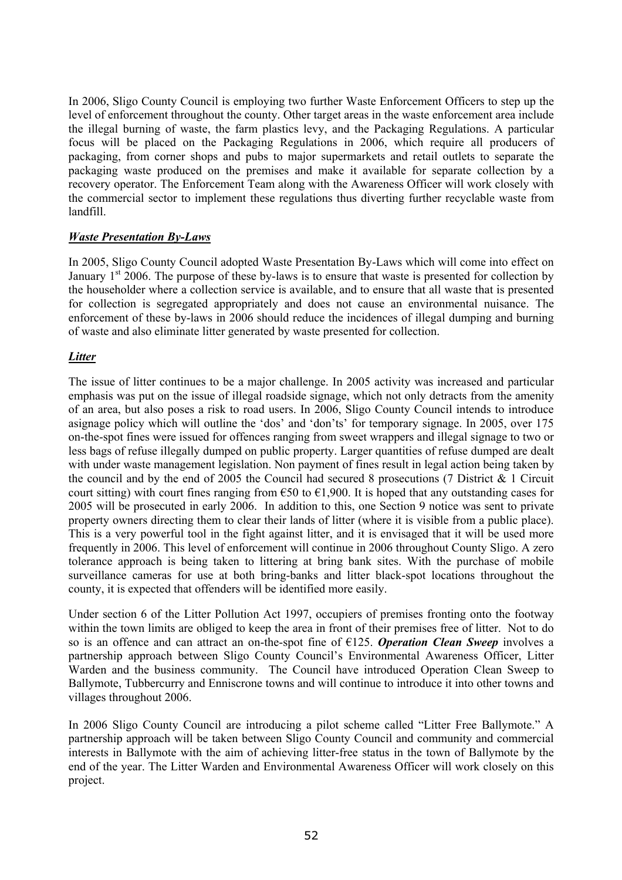In 2006, Sligo County Council is employing two further Waste Enforcement Officers to step up the level of enforcement throughout the county. Other target areas in the waste enforcement area include the illegal burning of waste, the farm plastics levy, and the Packaging Regulations. A particular focus will be placed on the Packaging Regulations in 2006, which require all producers of packaging, from corner shops and pubs to major supermarkets and retail outlets to separate the packaging waste produced on the premises and make it available for separate collection by a recovery operator. The Enforcement Team along with the Awareness Officer will work closely with the commercial sector to implement these regulations thus diverting further recyclable waste from landfill.

***Waste Presentation By-Laws***

In 2005, Sligo County Council adopted Waste Presentation By-Laws which will come into effect on January 1st 2006. The purpose of these by-laws is to ensure that waste is presented for collection by the householder where a collection service is available, and to ensure that all waste that is presented for collection is segregated appropriately and does not cause an environmental nuisance. The enforcement of these by-laws in 2006 should reduce the incidences of illegal dumping and burning of waste and also eliminate litter generated by waste presented for collection.

***Litter***

The issue of litter continues to be a major challenge. In 2005 activity was increased and particular emphasis was put on the issue of illegal roadside signage, which not only detracts from the amenity of an area, but also poses a risk to road users. In 2006, Sligo County Council intends to introduce asignage policy which will outline the 'dos' and 'don'ts' for temporary signage. In 2005, over 175 on-the-spot fines were issued for offences ranging from sweet wrappers and illegal signage to two or less bags of refuse illegally dumped on public property. Larger quantities of refuse dumped are dealt with under waste management legislation. Non payment of fines result in legal action being taken by the council and by the end of 2005 the Council had secured 8 prosecutions (7 District & 1 Circuit court sitting) with court fines ranging from €50 to €1,900. It is hoped that any outstanding cases for 2005 will be prosecuted in early 2006. In addition to this, one Section 9 notice was sent to private property owners directing them to clear their lands of litter (where it is visible from a public place). This is a very powerful tool in the fight against litter, and it is envisaged that it will be used more frequently in 2006. This level of enforcement will continue in 2006 throughout County Sligo. A zero tolerance approach is being taken to littering at bring bank sites. With the purchase of mobile surveillance cameras for use at both bring-banks and litter black-spot locations throughout the county, it is expected that offenders will be identified more easily.

Under section 6 of the Litter Pollution Act 1997, occupiers of premises fronting onto the footway within the town limits are obliged to keep the area in front of their premises free of litter. Not to do so is an offence and can attract an on-the-spot fine of €125. ***Operation Clean Sweep*** involves a partnership approach between Sligo County Council's Environmental Awareness Officer, Litter Warden and the business community. The Council have introduced Operation Clean Sweep to Ballymote, Tubbercurry and Enniscrone towns and will continue to introduce it into other towns and villages throughout 2006.

In 2006 Sligo County Council are introducing a pilot scheme called "Litter Free Ballymote." A partnership approach will be taken between Sligo County Council and community and commercial interests in Ballymote with the aim of achieving litter-free status in the town of Ballymote by the end of the year. The Litter Warden and Environmental Awareness Officer will work closely on this project.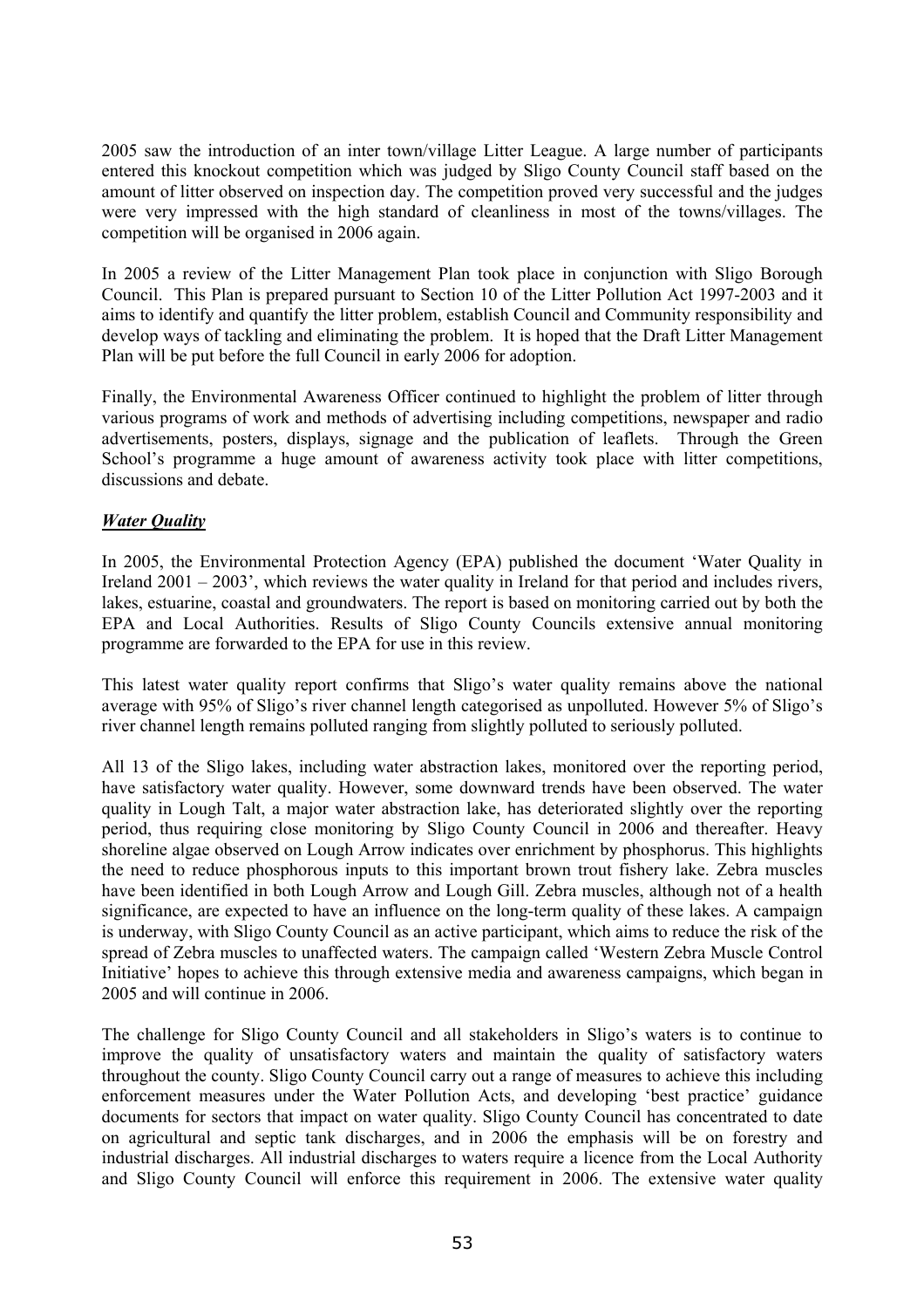2005 saw the introduction of an inter town/village Litter League. A large number of participants entered this knockout competition which was judged by Sligo County Council staff based on the amount of litter observed on inspection day. The competition proved very successful and the judges were very impressed with the high standard of cleanliness in most of the towns/villages. The competition will be organised in 2006 again.

In 2005 a review of the Litter Management Plan took place in conjunction with Sligo Borough Council. This Plan is prepared pursuant to Section 10 of the Litter Pollution Act 1997-2003 and it aims to identify and quantify the litter problem, establish Council and Community responsibility and develop ways of tackling and eliminating the problem. It is hoped that the Draft Litter Management Plan will be put before the full Council in early 2006 for adoption.

Finally, the Environmental Awareness Officer continued to highlight the problem of litter through various programs of work and methods of advertising including competitions, newspaper and radio advertisements, posters, displays, signage and the publication of leaflets. Through the Green School's programme a huge amount of awareness activity took place with litter competitions, discussions and debate.

***Water Quality***

In 2005, the Environmental Protection Agency (EPA) published the document 'Water Quality in Ireland 2001 – 2003', which reviews the water quality in Ireland for that period and includes rivers, lakes, estuarine, coastal and groundwaters. The report is based on monitoring carried out by both the EPA and Local Authorities. Results of Sligo County Councils extensive annual monitoring programme are forwarded to the EPA for use in this review.

This latest water quality report confirms that Sligo's water quality remains above the national average with 95% of Sligo's river channel length categorised as unpolluted. However 5% of Sligo's river channel length remains polluted ranging from slightly polluted to seriously polluted.

All 13 of the Sligo lakes, including water abstraction lakes, monitored over the reporting period, have satisfactory water quality. However, some downward trends have been observed. The water quality in Lough Talt, a major water abstraction lake, has deteriorated slightly over the reporting period, thus requiring close monitoring by Sligo County Council in 2006 and thereafter. Heavy shoreline algae observed on Lough Arrow indicates over enrichment by phosphorus. This highlights the need to reduce phosphorous inputs to this important brown trout fishery lake. Zebra muscles have been identified in both Lough Arrow and Lough Gill. Zebra muscles, although not of a health significance, are expected to have an influence on the long-term quality of these lakes. A campaign is underway, with Sligo County Council as an active participant, which aims to reduce the risk of the spread of Zebra muscles to unaffected waters. The campaign called 'Western Zebra Muscle Control Initiative' hopes to achieve this through extensive media and awareness campaigns, which began in 2005 and will continue in 2006.

The challenge for Sligo County Council and all stakeholders in Sligo's waters is to continue to improve the quality of unsatisfactory waters and maintain the quality of satisfactory waters throughout the county. Sligo County Council carry out a range of measures to achieve this including enforcement measures under the Water Pollution Acts, and developing 'best practice' guidance documents for sectors that impact on water quality. Sligo County Council has concentrated to date on agricultural and septic tank discharges, and in 2006 the emphasis will be on forestry and industrial discharges. All industrial discharges to waters require a licence from the Local Authority and Sligo County Council will enforce this requirement in 2006. The extensive water quality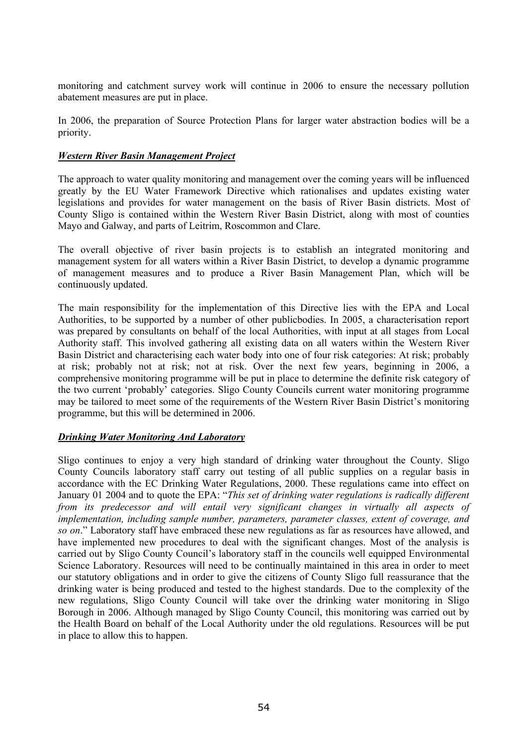monitoring and catchment survey work will continue in 2006 to ensure the necessary pollution abatement measures are put in place.

In 2006, the preparation of Source Protection Plans for larger water abstraction bodies will be a priority.

***Western River Basin Management Project***

The approach to water quality monitoring and management over the coming years will be influenced greatly by the EU Water Framework Directive which rationalises and updates existing water legislations and provides for water management on the basis of River Basin districts. Most of County Sligo is contained within the Western River Basin District, along with most of counties Mayo and Galway, and parts of Leitrim, Roscommon and Clare.

The overall objective of river basin projects is to establish an integrated monitoring and management system for all waters within a River Basin District, to develop a dynamic programme of management measures and to produce a River Basin Management Plan, which will be continuously updated.

The main responsibility for the implementation of this Directive lies with the EPA and Local Authorities, to be supported by a number of other publicbodies. In 2005, a characterisation report was prepared by consultants on behalf of the local Authorities, with input at all stages from Local Authority staff. This involved gathering all existing data on all waters within the Western River Basin District and characterising each water body into one of four risk categories: At risk; probably at risk; probably not at risk; not at risk. Over the next few years, beginning in 2006, a comprehensive monitoring programme will be put in place to determine the definite risk category of the two current 'probably' categories. Sligo County Councils current water monitoring programme may be tailored to meet some of the requirements of the Western River Basin District's monitoring programme, but this will be determined in 2006.

***Drinking Water Monitoring And Laboratory***

Sligo continues to enjoy a very high standard of drinking water throughout the County. Sligo County Councils laboratory staff carry out testing of all public supplies on a regular basis in accordance with the EC Drinking Water Regulations, 2000. These regulations came into effect on January 01 2004 and to quote the EPA: "*This set of drinking water regulations is radically different from its predecessor and will entail very significant changes in virtually all aspects of implementation, including sample number, parameters, parameter classes, extent of coverage, and so on*." Laboratory staff have embraced these new regulations as far as resources have allowed, and have implemented new procedures to deal with the significant changes. Most of the analysis is carried out by Sligo County Council's laboratory staff in the councils well equipped Environmental Science Laboratory. Resources will need to be continually maintained in this area in order to meet our statutory obligations and in order to give the citizens of County Sligo full reassurance that the drinking water is being produced and tested to the highest standards. Due to the complexity of the new regulations, Sligo County Council will take over the drinking water monitoring in Sligo Borough in 2006. Although managed by Sligo County Council, this monitoring was carried out by the Health Board on behalf of the Local Authority under the old regulations. Resources will be put in place to allow this to happen.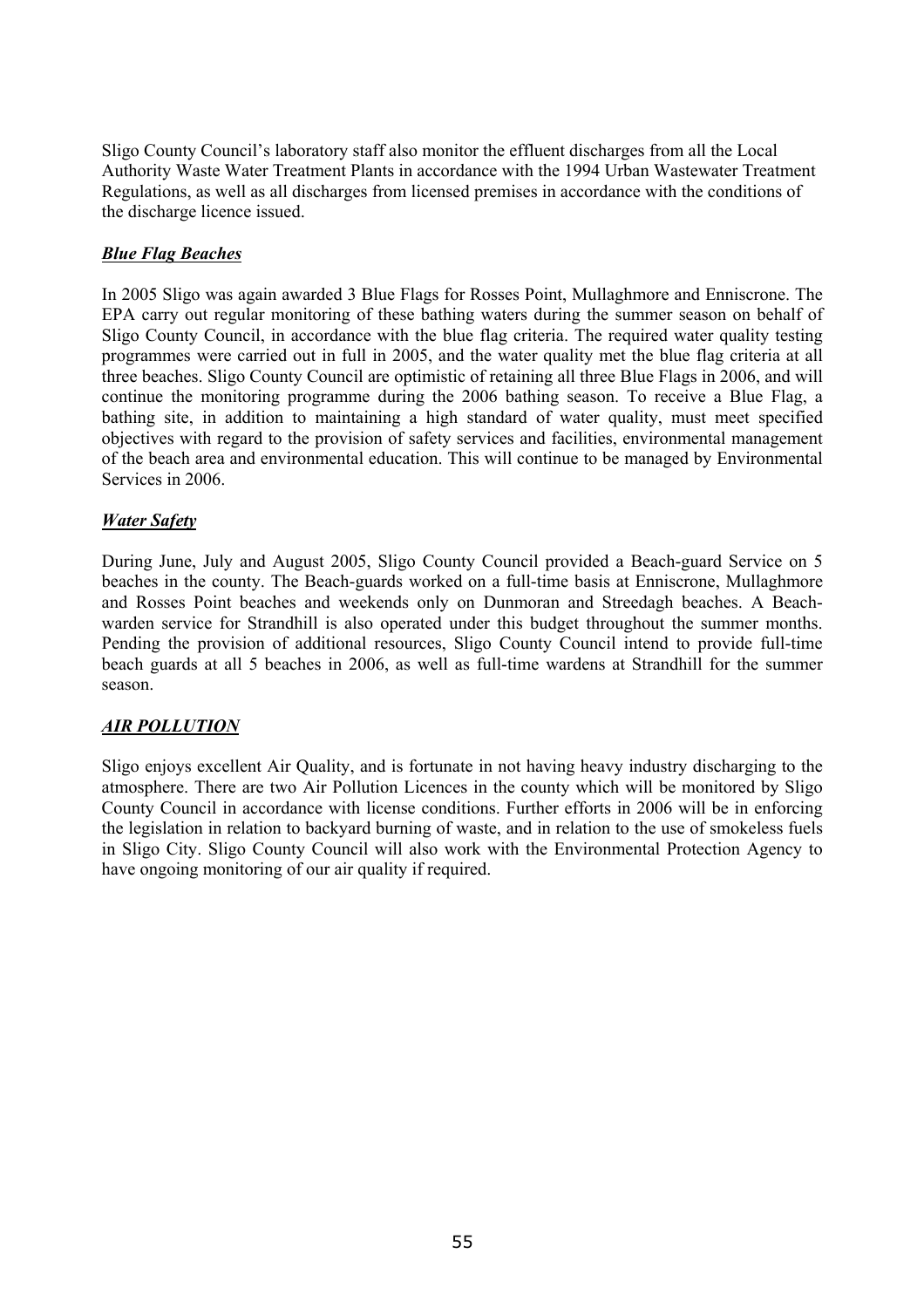Sligo County Council's laboratory staff also monitor the effluent discharges from all the Local Authority Waste Water Treatment Plants in accordance with the 1994 Urban Wastewater Treatment Regulations, as well as all discharges from licensed premises in accordance with the conditions of the discharge licence issued.

### ***Blue Flag Beaches***

In 2005 Sligo was again awarded 3 Blue Flags for Rosses Point, Mullaghmore and Enniscrone. The EPA carry out regular monitoring of these bathing waters during the summer season on behalf of Sligo County Council, in accordance with the blue flag criteria. The required water quality testing programmes were carried out in full in 2005, and the water quality met the blue flag criteria at all three beaches. Sligo County Council are optimistic of retaining all three Blue Flags in 2006, and will continue the monitoring programme during the 2006 bathing season. To receive a Blue Flag, a bathing site, in addition to maintaining a high standard of water quality, must meet specified objectives with regard to the provision of safety services and facilities, environmental management of the beach area and environmental education. This will continue to be managed by Environmental Services in 2006.

### ***Water Safety***

During June, July and August 2005, Sligo County Council provided a Beach-guard Service on 5 beaches in the county. The Beach-guards worked on a full-time basis at Enniscrone, Mullaghmore and Rosses Point beaches and weekends only on Dunmoran and Streedagh beaches. A Beach-warden service for Strandhill is also operated under this budget throughout the summer months. Pending the provision of additional resources, Sligo County Council intend to provide full-time beach guards at all 5 beaches in 2006, as well as full-time wardens at Strandhill for the summer season.

### ***AIR POLLUTION***

Sligo enjoys excellent Air Quality, and is fortunate in not having heavy industry discharging to the atmosphere. There are two Air Pollution Licences in the county which will be monitored by Sligo County Council in accordance with license conditions. Further efforts in 2006 will be in enforcing the legislation in relation to backyard burning of waste, and in relation to the use of smokeless fuels in Sligo City. Sligo County Council will also work with the Environmental Protection Agency to have ongoing monitoring of our air quality if required.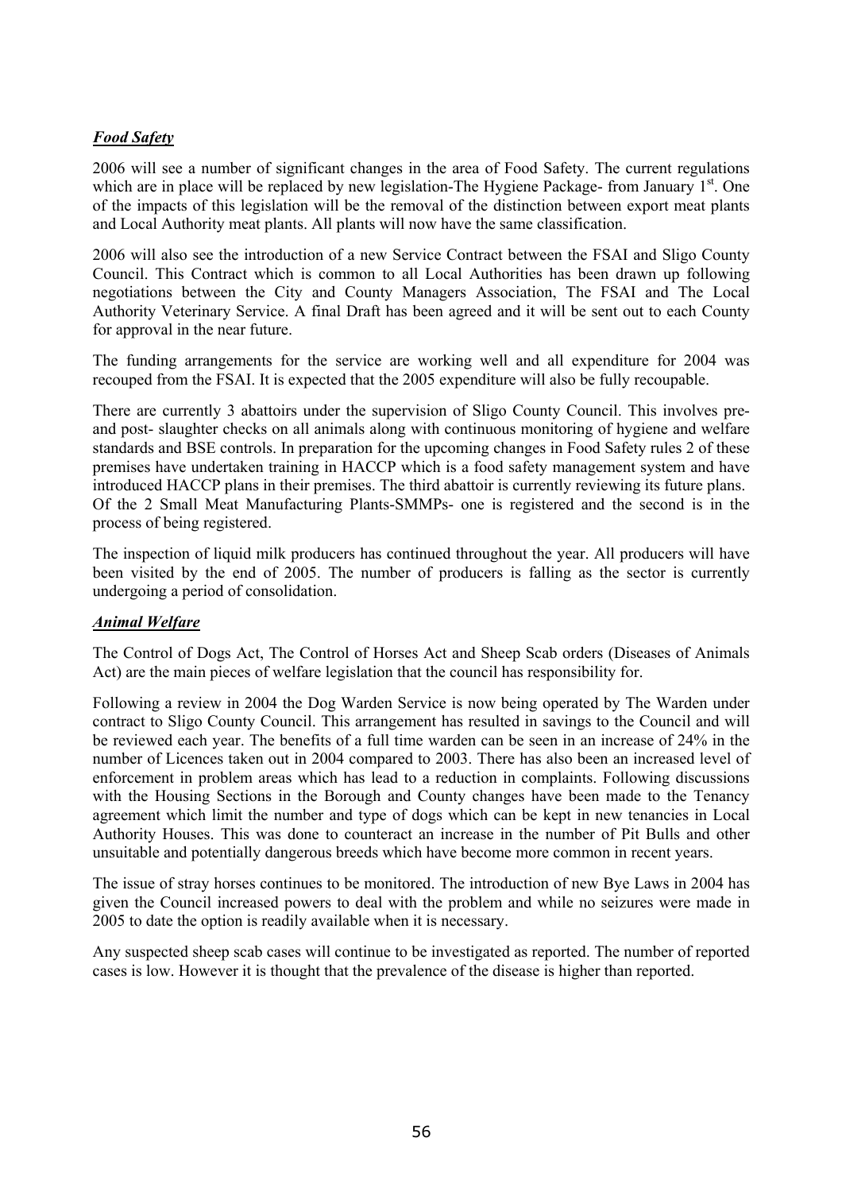## ***Food Safety***

2006 will see a number of significant changes in the area of Food Safety. The current regulations which are in place will be replaced by new legislation-The Hygiene Package- from January 1st. One of the impacts of this legislation will be the removal of the distinction between export meat plants and Local Authority meat plants. All plants will now have the same classification.

2006 will also see the introduction of a new Service Contract between the FSAI and Sligo County Council. This Contract which is common to all Local Authorities has been drawn up following negotiations between the City and County Managers Association, The FSAI and The Local Authority Veterinary Service. A final Draft has been agreed and it will be sent out to each County for approval in the near future.

The funding arrangements for the service are working well and all expenditure for 2004 was recouped from the FSAI. It is expected that the 2005 expenditure will also be fully recoupable.

There are currently 3 abattoirs under the supervision of Sligo County Council. This involves pre- and post- slaughter checks on all animals along with continuous monitoring of hygiene and welfare standards and BSE controls. In preparation for the upcoming changes in Food Safety rules 2 of these premises have undertaken training in HACCP which is a food safety management system and have introduced HACCP plans in their premises. The third abattoir is currently reviewing its future plans. Of the 2 Small Meat Manufacturing Plants-SMMPs- one is registered and the second is in the process of being registered.

The inspection of liquid milk producers has continued throughout the year. All producers will have been visited by the end of 2005. The number of producers is falling as the sector is currently undergoing a period of consolidation.

## ***Animal Welfare***

The Control of Dogs Act, The Control of Horses Act and Sheep Scab orders (Diseases of Animals Act) are the main pieces of welfare legislation that the council has responsibility for.

Following a review in 2004 the Dog Warden Service is now being operated by The Warden under contract to Sligo County Council. This arrangement has resulted in savings to the Council and will be reviewed each year. The benefits of a full time warden can be seen in an increase of 24% in the number of Licences taken out in 2004 compared to 2003. There has also been an increased level of enforcement in problem areas which has lead to a reduction in complaints. Following discussions with the Housing Sections in the Borough and County changes have been made to the Tenancy agreement which limit the number and type of dogs which can be kept in new tenancies in Local Authority Houses. This was done to counteract an increase in the number of Pit Bulls and other unsuitable and potentially dangerous breeds which have become more common in recent years.

The issue of stray horses continues to be monitored. The introduction of new Bye Laws in 2004 has given the Council increased powers to deal with the problem and while no seizures were made in 2005 to date the option is readily available when it is necessary.

Any suspected sheep scab cases will continue to be investigated as reported. The number of reported cases is low. However it is thought that the prevalence of the disease is higher than reported.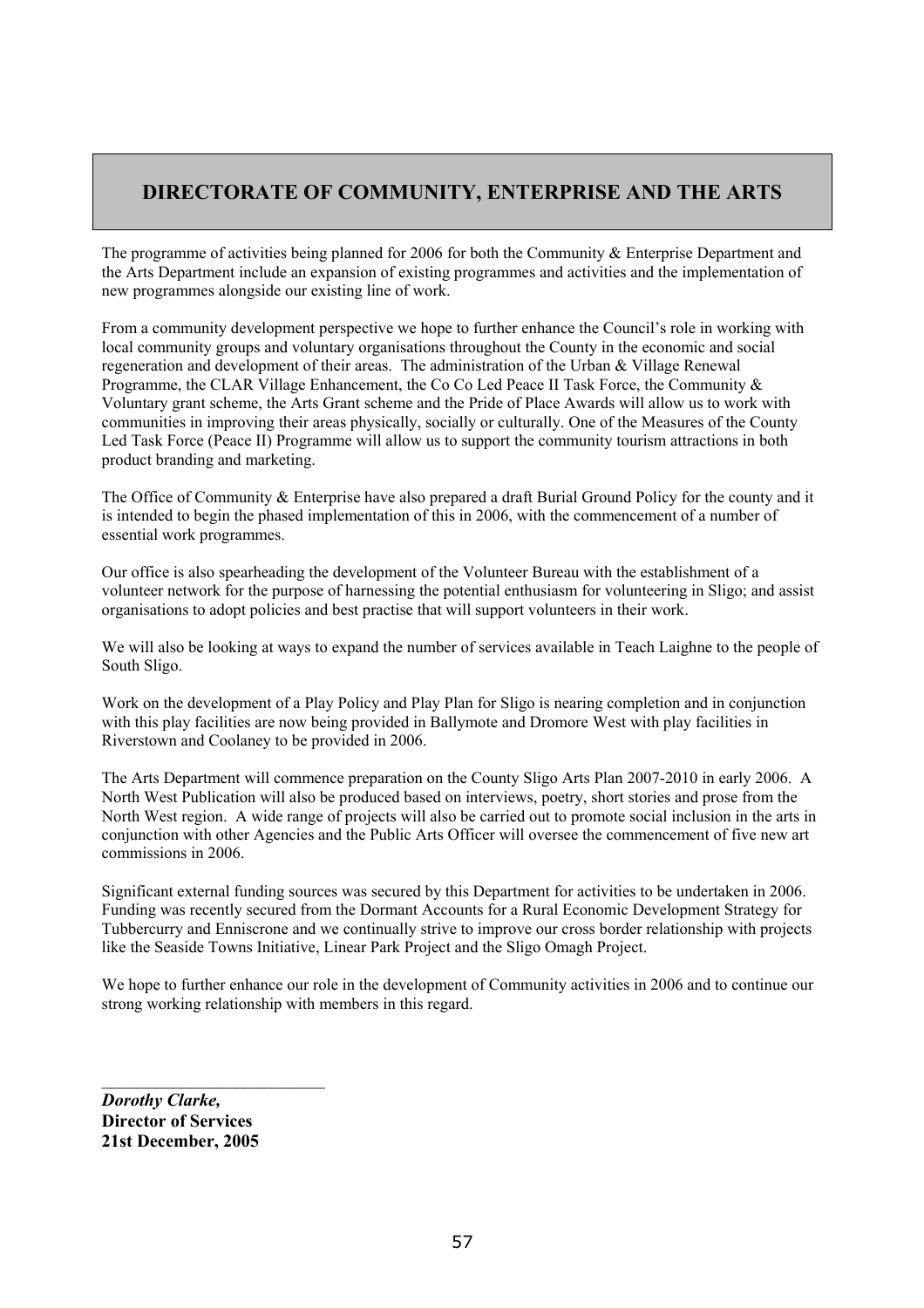# DIRECTORATE OF COMMUNITY, ENTERPRISE AND THE ARTS

The programme of activities being planned for 2006 for both the Community & Enterprise Department and the Arts Department include an expansion of existing programmes and activities and the implementation of new programmes alongside our existing line of work.

From a community development perspective we hope to further enhance the Council's role in working with local community groups and voluntary organisations throughout the County in the economic and social regeneration and development of their areas. The administration of the Urban & Village Renewal Programme, the CLAR Village Enhancement, the Co Co Led Peace II Task Force, the Community & Voluntary grant scheme, the Arts Grant scheme and the Pride of Place Awards will allow us to work with communities in improving their areas physically, socially or culturally. One of the Measures of the County Led Task Force (Peace II) Programme will allow us to support the community tourism attractions in both product branding and marketing.

The Office of Community & Enterprise have also prepared a draft Burial Ground Policy for the county and it is intended to begin the phased implementation of this in 2006, with the commencement of a number of essential work programmes.

Our office is also spearheading the development of the Volunteer Bureau with the establishment of a volunteer network for the purpose of harnessing the potential enthusiasm for volunteering in Sligo; and assist organisations to adopt policies and best practise that will support volunteers in their work.

We will also be looking at ways to expand the number of services available in Teach Laighne to the people of South Sligo.

Work on the development of a Play Policy and Play Plan for Sligo is nearing completion and in conjunction with this play facilities are now being provided in Ballymote and Dromore West with play facilities in Riverstown and Coolaney to be provided in 2006.

The Arts Department will commence preparation on the County Sligo Arts Plan 2007-2010 in early 2006. A North West Publication will also be produced based on interviews, poetry, short stories and prose from the North West region. A wide range of projects will also be carried out to promote social inclusion in the arts in conjunction with other Agencies and the Public Arts Officer will oversee the commencement of five new art commissions in 2006.

Significant external funding sources was secured by this Department for activities to be undertaken in 2006. Funding was recently secured from the Dormant Accounts for a Rural Economic Development Strategy for Tubbercurry and Enniscrone and we continually strive to improve our cross border relationship with projects like the Seaside Towns Initiative, Linear Park Project and the Sligo Omagh Project.

We hope to further enhance our role in the development of Community activities in 2006 and to continue our strong working relationship with members in this regard.

___________________________

***Dorothy Clarke,***
**Director of Services**
**21st December, 2005**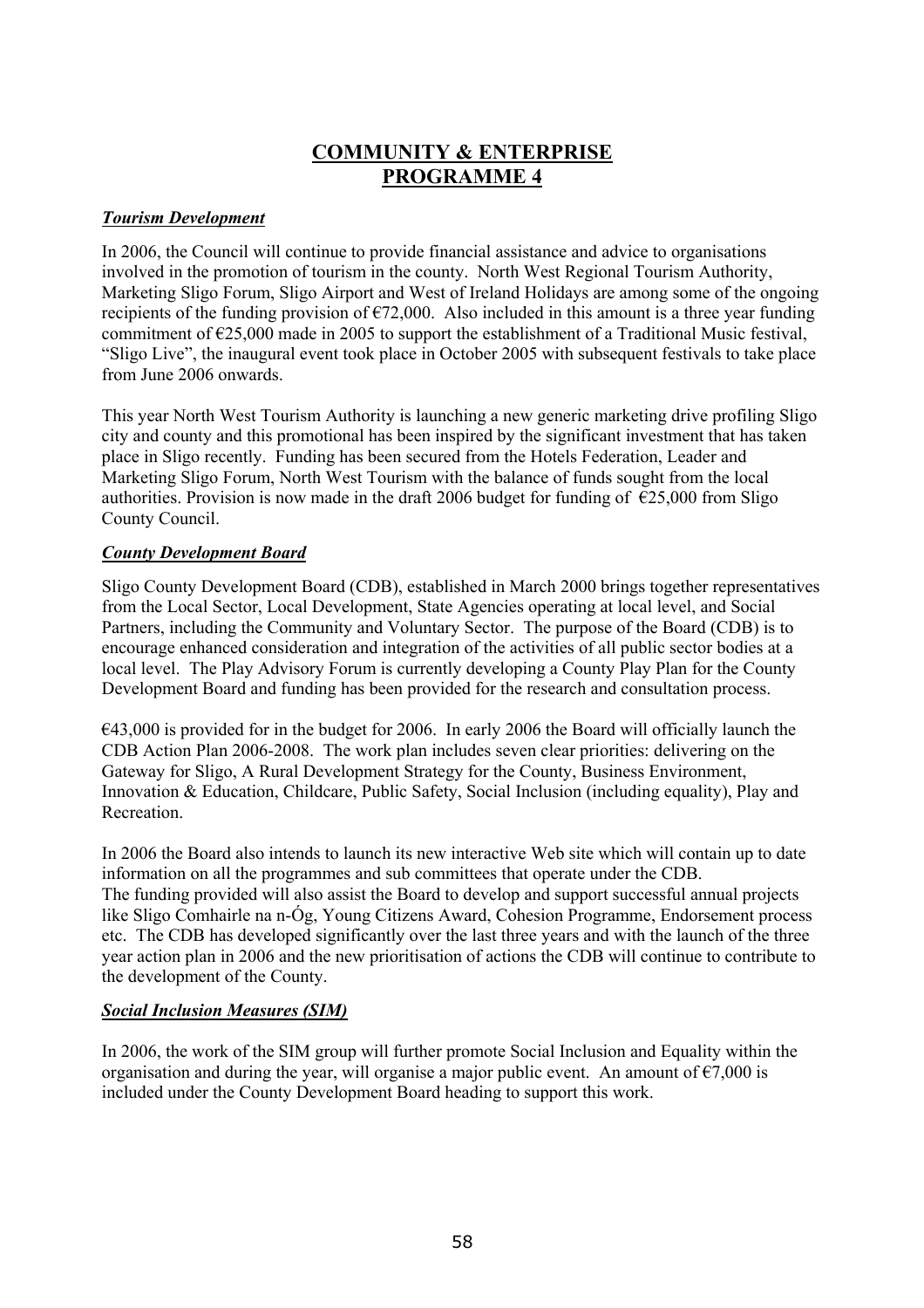# COMMUNITY & ENTERPRISE PROGRAMME 4

### ***Tourism Development***

In 2006, the Council will continue to provide financial assistance and advice to organisations involved in the promotion of tourism in the county. North West Regional Tourism Authority, Marketing Sligo Forum, Sligo Airport and West of Ireland Holidays are among some of the ongoing recipients of the funding provision of €72,000. Also included in this amount is a three year funding commitment of €25,000 made in 2005 to support the establishment of a Traditional Music festival, "Sligo Live", the inaugural event took place in October 2005 with subsequent festivals to take place from June 2006 onwards.

This year North West Tourism Authority is launching a new generic marketing drive profiling Sligo city and county and this promotional has been inspired by the significant investment that has taken place in Sligo recently. Funding has been secured from the Hotels Federation, Leader and Marketing Sligo Forum, North West Tourism with the balance of funds sought from the local authorities. Provision is now made in the draft 2006 budget for funding of €25,000 from Sligo County Council.

### ***County Development Board***

Sligo County Development Board (CDB), established in March 2000 brings together representatives from the Local Sector, Local Development, State Agencies operating at local level, and Social Partners, including the Community and Voluntary Sector. The purpose of the Board (CDB) is to encourage enhanced consideration and integration of the activities of all public sector bodies at a local level. The Play Advisory Forum is currently developing a County Play Plan for the County Development Board and funding has been provided for the research and consultation process.

€43,000 is provided for in the budget for 2006. In early 2006 the Board will officially launch the CDB Action Plan 2006-2008. The work plan includes seven clear priorities: delivering on the Gateway for Sligo, A Rural Development Strategy for the County, Business Environment, Innovation & Education, Childcare, Public Safety, Social Inclusion (including equality), Play and Recreation.

In 2006 the Board also intends to launch its new interactive Web site which will contain up to date information on all the programmes and sub committees that operate under the CDB.
The funding provided will also assist the Board to develop and support successful annual projects like Sligo Comhairle na n-Óg, Young Citizens Award, Cohesion Programme, Endorsement process etc. The CDB has developed significantly over the last three years and with the launch of the three year action plan in 2006 and the new prioritisation of actions the CDB will continue to contribute to the development of the County.

### ***Social Inclusion Measures (SIM)***

In 2006, the work of the SIM group will further promote Social Inclusion and Equality within the organisation and during the year, will organise a major public event. An amount of €7,000 is included under the County Development Board heading to support this work.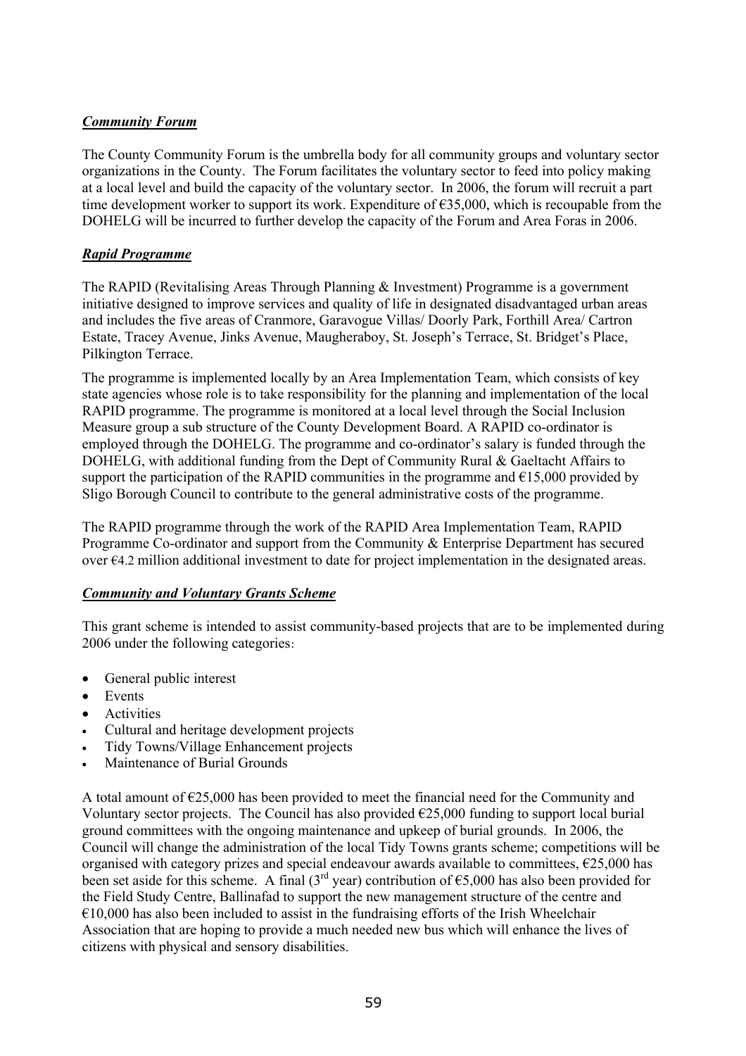## ***Community Forum***

The County Community Forum is the umbrella body for all community groups and voluntary sector organizations in the County. The Forum facilitates the voluntary sector to feed into policy making at a local level and build the capacity of the voluntary sector. In 2006, the forum will recruit a part time development worker to support its work. Expenditure of €35,000, which is recoupable from the DOHELG will be incurred to further develop the capacity of the Forum and Area Foras in 2006.

## ***Rapid Programme***

The RAPID (Revitalising Areas Through Planning & Investment) Programme is a government initiative designed to improve services and quality of life in designated disadvantaged urban areas and includes the five areas of Cranmore, Garavogue Villas/ Doorly Park, Forthill Area/ Cartron Estate, Tracey Avenue, Jinks Avenue, Maugheraboy, St. Joseph's Terrace, St. Bridget's Place, Pilkington Terrace.

The programme is implemented locally by an Area Implementation Team, which consists of key state agencies whose role is to take responsibility for the planning and implementation of the local RAPID programme. The programme is monitored at a local level through the Social Inclusion Measure group a sub structure of the County Development Board. A RAPID co-ordinator is employed through the DOHELG. The programme and co-ordinator's salary is funded through the DOHELG, with additional funding from the Dept of Community Rural & Gaeltacht Affairs to support the participation of the RAPID communities in the programme and €15,000 provided by Sligo Borough Council to contribute to the general administrative costs of the programme.

The RAPID programme through the work of the RAPID Area Implementation Team, RAPID Programme Co-ordinator and support from the Community & Enterprise Department has secured over €4.2 million additional investment to date for project implementation in the designated areas.

## ***Community and Voluntary Grants Scheme***

This grant scheme is intended to assist community-based projects that are to be implemented during 2006 under the following categories:

- General public interest
- Events
- Activities
- Cultural and heritage development projects
- Tidy Towns/Village Enhancement projects
- Maintenance of Burial Grounds

A total amount of €25,000 has been provided to meet the financial need for the Community and Voluntary sector projects. The Council has also provided €25,000 funding to support local burial ground committees with the ongoing maintenance and upkeep of burial grounds. In 2006, the Council will change the administration of the local Tidy Towns grants scheme; competitions will be organised with category prizes and special endeavour awards available to committees, €25,000 has been set aside for this scheme. A final (3rd year) contribution of €5,000 has also been provided for the Field Study Centre, Ballinafad to support the new management structure of the centre and €10,000 has also been included to assist in the fundraising efforts of the Irish Wheelchair Association that are hoping to provide a much needed new bus which will enhance the lives of citizens with physical and sensory disabilities.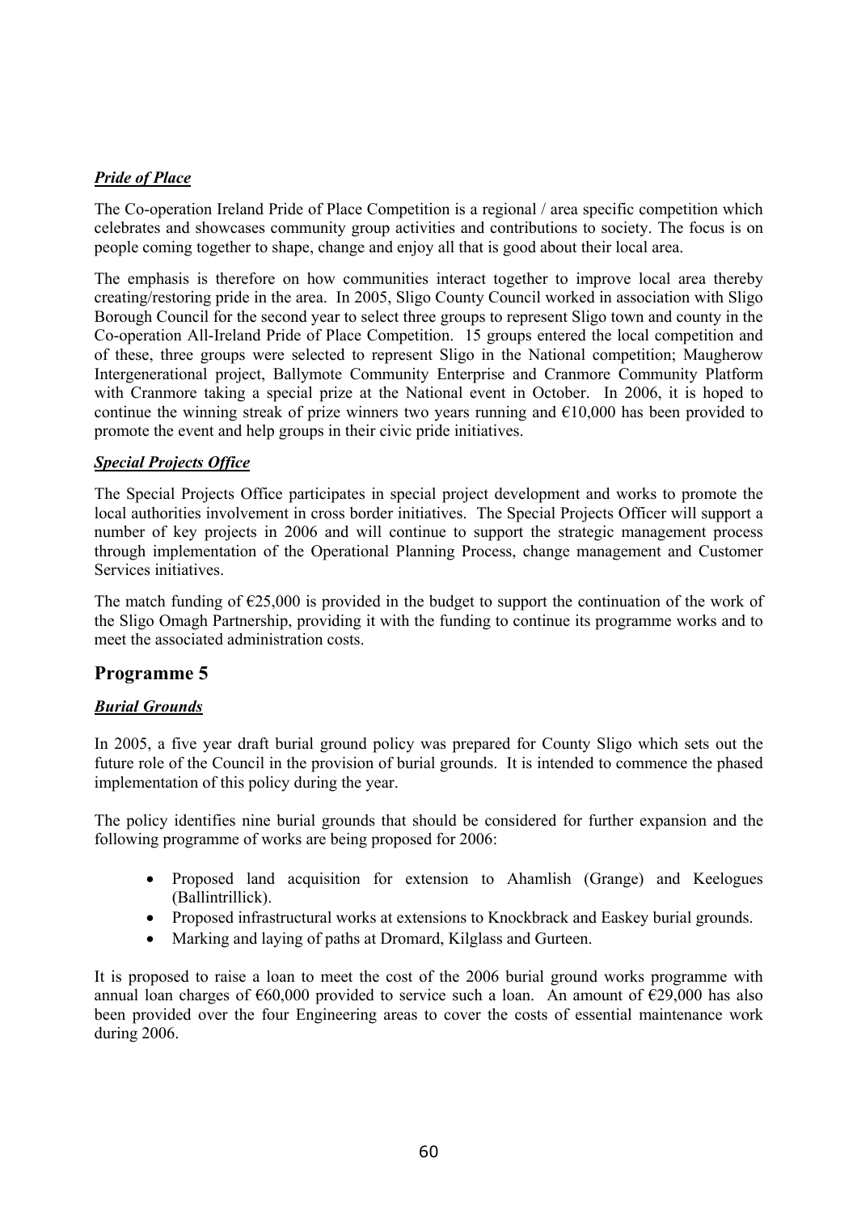***Pride of Place***

The Co-operation Ireland Pride of Place Competition is a regional / area specific competition which celebrates and showcases community group activities and contributions to society. The focus is on people coming together to shape, change and enjoy all that is good about their local area.

The emphasis is therefore on how communities interact together to improve local area thereby creating/restoring pride in the area. In 2005, Sligo County Council worked in association with Sligo Borough Council for the second year to select three groups to represent Sligo town and county in the Co-operation All-Ireland Pride of Place Competition. 15 groups entered the local competition and of these, three groups were selected to represent Sligo in the National competition; Maugherow Intergenerational project, Ballymote Community Enterprise and Cranmore Community Platform with Cranmore taking a special prize at the National event in October. In 2006, it is hoped to continue the winning streak of prize winners two years running and €10,000 has been provided to promote the event and help groups in their civic pride initiatives.

***Special Projects Office***

The Special Projects Office participates in special project development and works to promote the local authorities involvement in cross border initiatives. The Special Projects Officer will support a number of key projects in 2006 and will continue to support the strategic management process through implementation of the Operational Planning Process, change management and Customer Services initiatives.

The match funding of €25,000 is provided in the budget to support the continuation of the work of the Sligo Omagh Partnership, providing it with the funding to continue its programme works and to meet the associated administration costs.

## Programme 5

***Burial Grounds***

In 2005, a five year draft burial ground policy was prepared for County Sligo which sets out the future role of the Council in the provision of burial grounds. It is intended to commence the phased implementation of this policy during the year.

The policy identifies nine burial grounds that should be considered for further expansion and the following programme of works are being proposed for 2006:

- Proposed land acquisition for extension to Ahamlish (Grange) and Keelogues (Ballintrillick).
- Proposed infrastructural works at extensions to Knockbrack and Easkey burial grounds.
- Marking and laying of paths at Dromard, Kilglass and Gurteen.

It is proposed to raise a loan to meet the cost of the 2006 burial ground works programme with annual loan charges of €60,000 provided to service such a loan. An amount of €29,000 has also been provided over the four Engineering areas to cover the costs of essential maintenance work during 2006.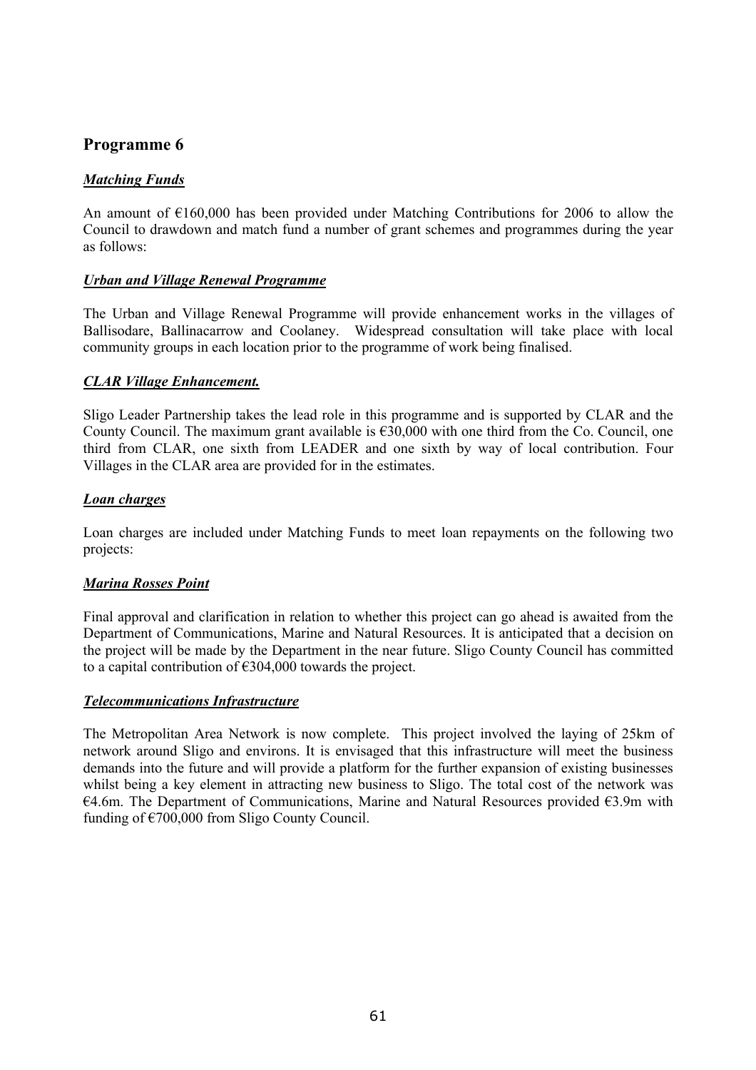## Programme 6

### ***Matching Funds***

An amount of €160,000 has been provided under Matching Contributions for 2006 to allow the Council to drawdown and match fund a number of grant schemes and programmes during the year as follows:

### ***Urban and Village Renewal Programme***

The Urban and Village Renewal Programme will provide enhancement works in the villages of Ballisodare, Ballinacarrow and Coolaney. Widespread consultation will take place with local community groups in each location prior to the programme of work being finalised.

### ***CLAR Village Enhancement.***

Sligo Leader Partnership takes the lead role in this programme and is supported by CLAR and the County Council. The maximum grant available is €30,000 with one third from the Co. Council, one third from CLAR, one sixth from LEADER and one sixth by way of local contribution. Four Villages in the CLAR area are provided for in the estimates.

### ***Loan charges***

Loan charges are included under Matching Funds to meet loan repayments on the following two projects:

### ***Marina Rosses Point***

Final approval and clarification in relation to whether this project can go ahead is awaited from the Department of Communications, Marine and Natural Resources. It is anticipated that a decision on the project will be made by the Department in the near future. Sligo County Council has committed to a capital contribution of €304,000 towards the project.

### ***Telecommunications Infrastructure***

The Metropolitan Area Network is now complete. This project involved the laying of 25km of network around Sligo and environs. It is envisaged that this infrastructure will meet the business demands into the future and will provide a platform for the further expansion of existing businesses whilst being a key element in attracting new business to Sligo. The total cost of the network was €4.6m. The Department of Communications, Marine and Natural Resources provided €3.9m with funding of €700,000 from Sligo County Council.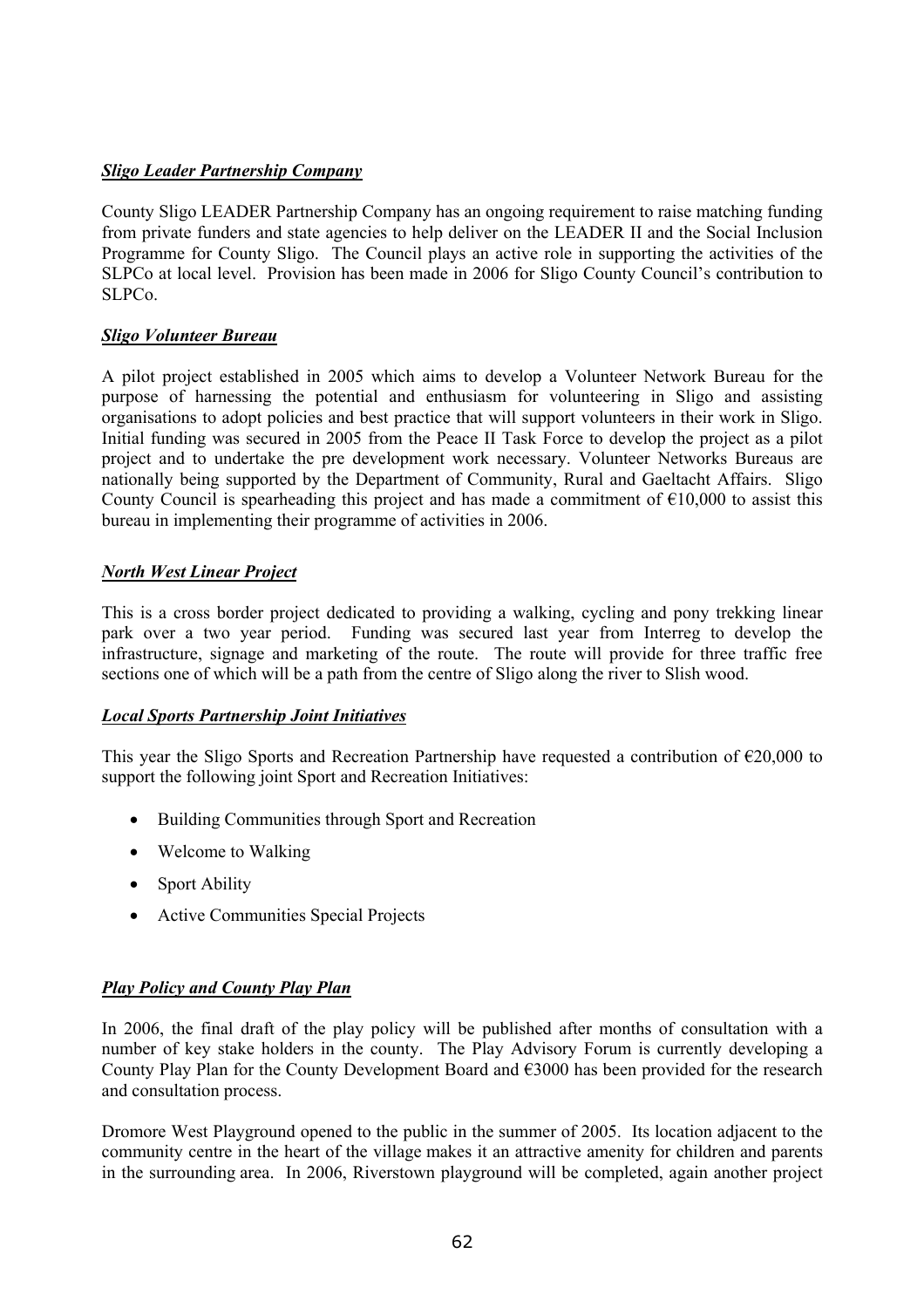***Sligo Leader Partnership Company***

County Sligo LEADER Partnership Company has an ongoing requirement to raise matching funding from private funders and state agencies to help deliver on the LEADER II and the Social Inclusion Programme for County Sligo. The Council plays an active role in supporting the activities of the SLPCo at local level. Provision has been made in 2006 for Sligo County Council's contribution to SLPCo.

***Sligo Volunteer Bureau***

A pilot project established in 2005 which aims to develop a Volunteer Network Bureau for the purpose of harnessing the potential and enthusiasm for volunteering in Sligo and assisting organisations to adopt policies and best practice that will support volunteers in their work in Sligo. Initial funding was secured in 2005 from the Peace II Task Force to develop the project as a pilot project and to undertake the pre development work necessary. Volunteer Networks Bureaus are nationally being supported by the Department of Community, Rural and Gaeltacht Affairs. Sligo County Council is spearheading this project and has made a commitment of €10,000 to assist this bureau in implementing their programme of activities in 2006.

***North West Linear Project***

This is a cross border project dedicated to providing a walking, cycling and pony trekking linear park over a two year period. Funding was secured last year from Interreg to develop the infrastructure, signage and marketing of the route. The route will provide for three traffic free sections one of which will be a path from the centre of Sligo along the river to Slish wood.

***Local Sports Partnership Joint Initiatives***

This year the Sligo Sports and Recreation Partnership have requested a contribution of €20,000 to support the following joint Sport and Recreation Initiatives:

- Building Communities through Sport and Recreation
- Welcome to Walking
- Sport Ability
- Active Communities Special Projects

***Play Policy and County Play Plan***

In 2006, the final draft of the play policy will be published after months of consultation with a number of key stake holders in the county. The Play Advisory Forum is currently developing a County Play Plan for the County Development Board and €3000 has been provided for the research and consultation process.

Dromore West Playground opened to the public in the summer of 2005. Its location adjacent to the community centre in the heart of the village makes it an attractive amenity for children and parents in the surrounding area. In 2006, Riverstown playground will be completed, again another project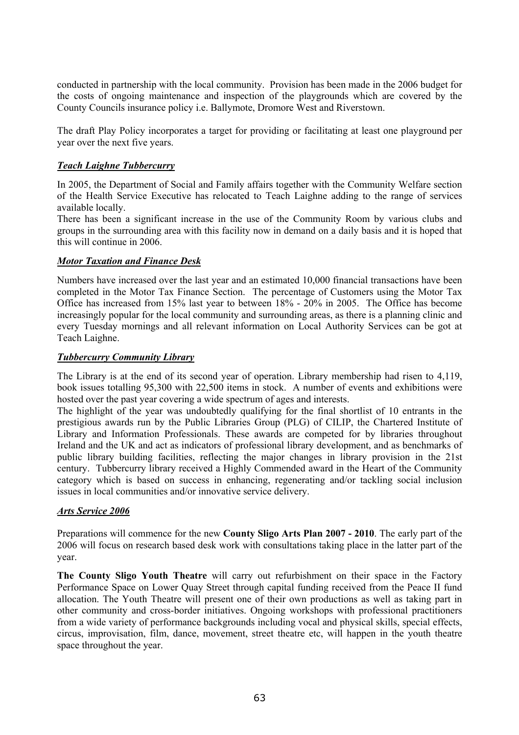conducted in partnership with the local community. Provision has been made in the 2006 budget for the costs of ongoing maintenance and inspection of the playgrounds which are covered by the County Councils insurance policy i.e. Ballymote, Dromore West and Riverstown.

The draft Play Policy incorporates a target for providing or facilitating at least one playground per year over the next five years.

### ***Teach Laighne Tubbercurry***

In 2005, the Department of Social and Family affairs together with the Community Welfare section of the Health Service Executive has relocated to Teach Laighne adding to the range of services available locally.

There has been a significant increase in the use of the Community Room by various clubs and groups in the surrounding area with this facility now in demand on a daily basis and it is hoped that this will continue in 2006.

### ***Motor Taxation and Finance Desk***

Numbers have increased over the last year and an estimated 10,000 financial transactions have been completed in the Motor Tax Finance Section. The percentage of Customers using the Motor Tax Office has increased from 15% last year to between 18% - 20% in 2005. The Office has become increasingly popular for the local community and surrounding areas, as there is a planning clinic and every Tuesday mornings and all relevant information on Local Authority Services can be got at Teach Laighne.

### ***Tubbercurry Community Library***

The Library is at the end of its second year of operation. Library membership had risen to 4,119, book issues totalling 95,300 with 22,500 items in stock. A number of events and exhibitions were hosted over the past year covering a wide spectrum of ages and interests.

The highlight of the year was undoubtedly qualifying for the final shortlist of 10 entrants in the prestigious awards run by the Public Libraries Group (PLG) of CILIP, the Chartered Institute of Library and Information Professionals. These awards are competed for by libraries throughout Ireland and the UK and act as indicators of professional library development, and as benchmarks of public library building facilities, reflecting the major changes in library provision in the 21st century. Tubbercurry library received a Highly Commended award in the Heart of the Community category which is based on success in enhancing, regenerating and/or tackling social inclusion issues in local communities and/or innovative service delivery.

### ***Arts Service 2006***

Preparations will commence for the new **County Sligo Arts Plan 2007 - 2010**. The early part of the 2006 will focus on research based desk work with consultations taking place in the latter part of the year.

**The County Sligo Youth Theatre** will carry out refurbishment on their space in the Factory Performance Space on Lower Quay Street through capital funding received from the Peace II fund allocation. The Youth Theatre will present one of their own productions as well as taking part in other community and cross-border initiatives. Ongoing workshops with professional practitioners from a wide variety of performance backgrounds including vocal and physical skills, special effects, circus, improvisation, film, dance, movement, street theatre etc, will happen in the youth theatre space throughout the year.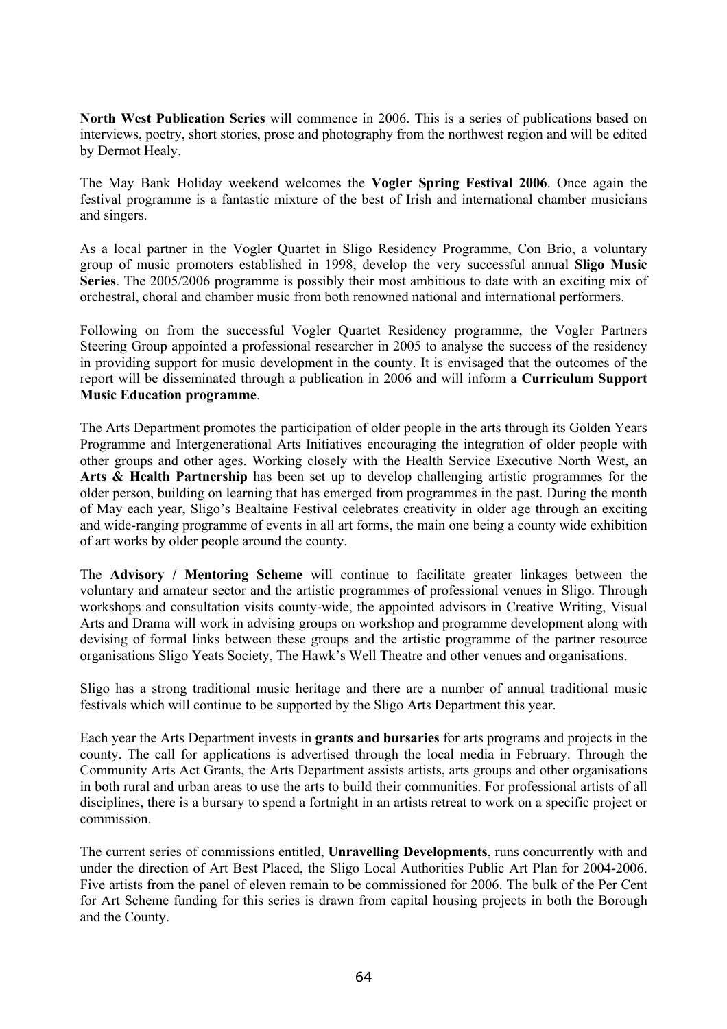**North West Publication Series** will commence in 2006. This is a series of publications based on interviews, poetry, short stories, prose and photography from the northwest region and will be edited by Dermot Healy.

The May Bank Holiday weekend welcomes the **Vogler Spring Festival 2006**. Once again the festival programme is a fantastic mixture of the best of Irish and international chamber musicians and singers.

As a local partner in the Vogler Quartet in Sligo Residency Programme, Con Brio, a voluntary group of music promoters established in 1998, develop the very successful annual **Sligo Music Series**. The 2005/2006 programme is possibly their most ambitious to date with an exciting mix of orchestral, choral and chamber music from both renowned national and international performers.

Following on from the successful Vogler Quartet Residency programme, the Vogler Partners Steering Group appointed a professional researcher in 2005 to analyse the success of the residency in providing support for music development in the county. It is envisaged that the outcomes of the report will be disseminated through a publication in 2006 and will inform a **Curriculum Support Music Education programme**.

The Arts Department promotes the participation of older people in the arts through its Golden Years Programme and Intergenerational Arts Initiatives encouraging the integration of older people with other groups and other ages. Working closely with the Health Service Executive North West, an **Arts & Health Partnership** has been set up to develop challenging artistic programmes for the older person, building on learning that has emerged from programmes in the past. During the month of May each year, Sligo's Bealtaine Festival celebrates creativity in older age through an exciting and wide-ranging programme of events in all art forms, the main one being a county wide exhibition of art works by older people around the county.

The **Advisory / Mentoring Scheme** will continue to facilitate greater linkages between the voluntary and amateur sector and the artistic programmes of professional venues in Sligo. Through workshops and consultation visits county-wide, the appointed advisors in Creative Writing, Visual Arts and Drama will work in advising groups on workshop and programme development along with devising of formal links between these groups and the artistic programme of the partner resource organisations Sligo Yeats Society, The Hawk's Well Theatre and other venues and organisations.

Sligo has a strong traditional music heritage and there are a number of annual traditional music festivals which will continue to be supported by the Sligo Arts Department this year.

Each year the Arts Department invests in **grants and bursaries** for arts programs and projects in the county. The call for applications is advertised through the local media in February. Through the Community Arts Act Grants, the Arts Department assists artists, arts groups and other organisations in both rural and urban areas to use the arts to build their communities. For professional artists of all disciplines, there is a bursary to spend a fortnight in an artists retreat to work on a specific project or commission.

The current series of commissions entitled, **Unravelling Developments**, runs concurrently with and under the direction of Art Best Placed, the Sligo Local Authorities Public Art Plan for 2004-2006. Five artists from the panel of eleven remain to be commissioned for 2006. The bulk of the Per Cent for Art Scheme funding for this series is drawn from capital housing projects in both the Borough and the County.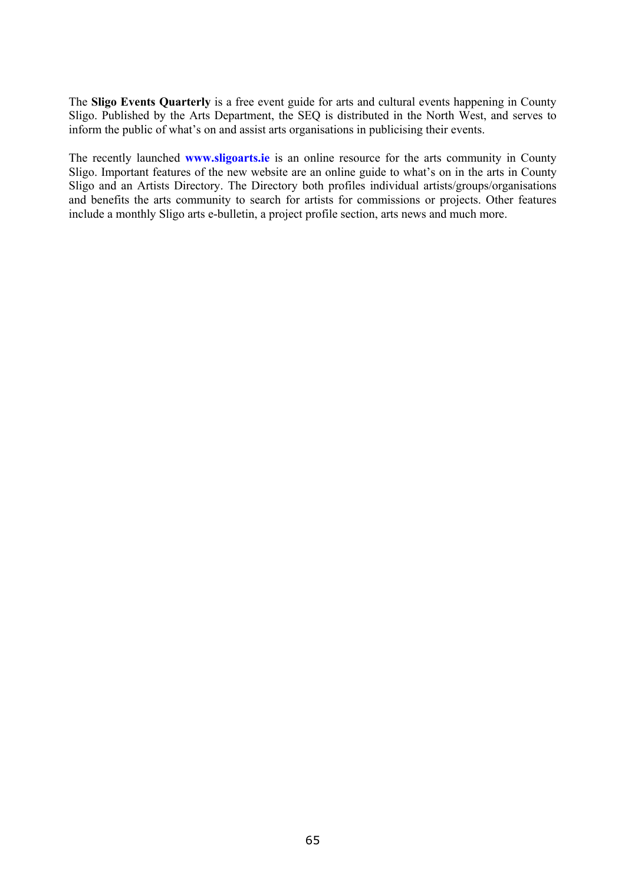The **Sligo Events Quarterly** is a free event guide for arts and cultural events happening in County Sligo. Published by the Arts Department, the SEQ is distributed in the North West, and serves to inform the public of what's on and assist arts organisations in publicising their events.

The recently launched **www.sligoarts.ie** is an online resource for the arts community in County Sligo. Important features of the new website are an online guide to what's on in the arts in County Sligo and an Artists Directory. The Directory both profiles individual artists/groups/organisations and benefits the arts community to search for artists for commissions or projects. Other features include a monthly Sligo arts e-bulletin, a project profile section, arts news and much more.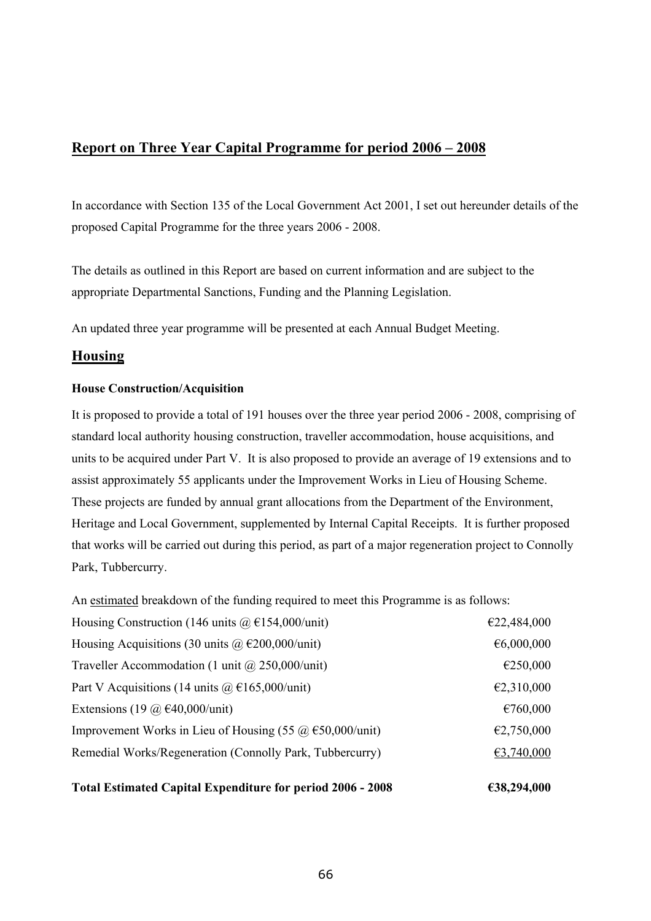## Report on Three Year Capital Programme for period 2006 – 2008

In accordance with Section 135 of the Local Government Act 2001, I set out hereunder details of the proposed Capital Programme for the three years 2006 - 2008.

The details as outlined in this Report are based on current information and are subject to the appropriate Departmental Sanctions, Funding and the Planning Legislation.

An updated three year programme will be presented at each Annual Budget Meeting.

## Housing

### House Construction/Acquisition

It is proposed to provide a total of 191 houses over the three year period 2006 - 2008, comprising of standard local authority housing construction, traveller accommodation, house acquisitions, and units to be acquired under Part V. It is also proposed to provide an average of 19 extensions and to assist approximately 55 applicants under the Improvement Works in Lieu of Housing Scheme. These projects are funded by annual grant allocations from the Department of the Environment, Heritage and Local Government, supplemented by Internal Capital Receipts. It is further proposed that works will be carried out during this period, as part of a major regeneration project to Connolly Park, Tubbercurry.

An estimated breakdown of the funding required to meet this Programme is as follows:

| | |
|---|---|
| Housing Construction (146 units @ €154,000/unit) | €22,484,000 |
| Housing Acquisitions (30 units @ €200,000/unit) | €6,000,000 |
| Traveller Accommodation (1 unit @ 250,000/unit) | €250,000 |
| Part V Acquisitions (14 units @ €165,000/unit) | €2,310,000 |
| Extensions (19 @ €40,000/unit) | €760,000 |
| Improvement Works in Lieu of Housing (55 @ €50,000/unit) | €2,750,000 |
| Remedial Works/Regeneration (Connolly Park, Tubbercurry) | €3,740,000 |
| **Total Estimated Capital Expenditure for period 2006 - 2008** | **€38,294,000** |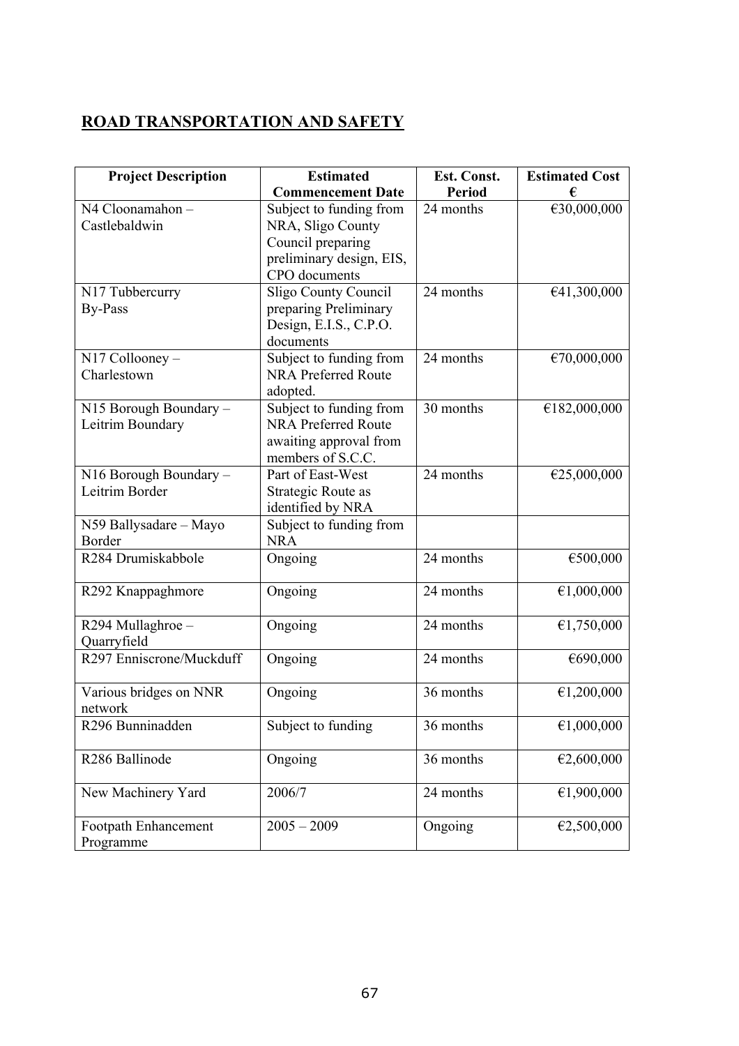## ROAD TRANSPORTATION AND SAFETY

| Project Description | Estimated Commencement Date | Est. Const. Period | Estimated Cost € |
|---|---|---|---|
| N4 Cloonamahon – Castlebaldwin | Subject to funding from NRA, Sligo County Council preparing preliminary design, EIS, CPO documents | 24 months | €30,000,000 |
| N17 Tubbercurry By-Pass | Sligo County Council preparing Preliminary Design, E.I.S., C.P.O. documents | 24 months | €41,300,000 |
| N17 Collooney – Charlestown | Subject to funding from NRA Preferred Route adopted. | 24 months | €70,000,000 |
| N15 Borough Boundary – Leitrim Boundary | Subject to funding from NRA Preferred Route awaiting approval from members of S.C.C. | 30 months | €182,000,000 |
| N16 Borough Boundary – Leitrim Border | Part of East-West Strategic Route as identified by NRA | 24 months | €25,000,000 |
| N59 Ballysadare – Mayo Border | Subject to funding from NRA | | |
| R284 Drumiskabbole | Ongoing | 24 months | €500,000 |
| R292 Knappaghmore | Ongoing | 24 months | €1,000,000 |
| R294 Mullaghroe – Quarryfield | Ongoing | 24 months | €1,750,000 |
| R297 Enniscrone/Muckduff | Ongoing | 24 months | €690,000 |
| Various bridges on NNR network | Ongoing | 36 months | €1,200,000 |
| R296 Bunninadden | Subject to funding | 36 months | €1,000,000 |
| R286 Ballinode | Ongoing | 36 months | €2,600,000 |
| New Machinery Yard | 2006/7 | 24 months | €1,900,000 |
| Footpath Enhancement Programme | 2005 – 2009 | Ongoing | €2,500,000 |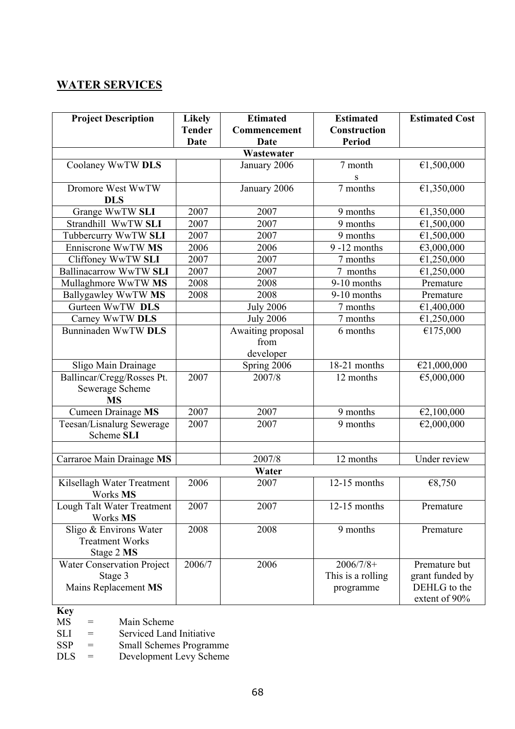## WATER SERVICES

| Project Description | Likely Tender Date | Etimated Commencement Date | Estimated Construction Period | Estimated Cost |
|---|---|---|---|---|
| **Wastewater** | | | | |
| Coolaney WwTW **DLS** | | January 2006 | 7 months | €1,500,000 |
| Dromore West WwTW **DLS** | | January 2006 | 7 months | €1,350,000 |
| Grange WwTW **SLI** | 2007 | 2007 | 9 months | €1,350,000 |
| Strandhill WwTW **SLI** | 2007 | 2007 | 9 months | €1,500,000 |
| Tubbercurry WwTW **SLI** | 2007 | 2007 | 9 months | €1,500,000 |
| Enniscrone WwTW **MS** | 2006 | 2006 | 9 -12 months | €3,000,000 |
| Cliffoney WwTW **SLI** | 2007 | 2007 | 7 months | €1,250,000 |
| Ballinacarrow WwTW **SLI** | 2007 | 2007 | 7 months | €1,250,000 |
| Mullaghmore WwTW **MS** | 2008 | 2008 | 9-10 months | Premature |
| Ballygawley WwTW **MS** | 2008 | 2008 | 9-10 months | Premature |
| Gurteen WwTW **DLS** | | July 2006 | 7 months | €1,400,000 |
| Carney WwTW **DLS** | | July 2006 | 7 months | €1,250,000 |
| Bunninaden WwTW **DLS** | | Awaiting proposal from developer | 6 months | €175,000 |
| Sligo Main Drainage | | Spring 2006 | 18-21 months | €21,000,000 |
| Ballincar/Cregg/Rosses Pt. Sewerage Scheme **MS** | 2007 | 2007/8 | 12 months | €5,000,000 |
| Cumeen Drainage **MS** | 2007 | 2007 | 9 months | €2,100,000 |
| Teesan/Lisnalurg Sewerage Scheme **SLI** | 2007 | 2007 | 9 months | €2,000,000 |
| | | | | |
| Carraroe Main Drainage **MS** | | 2007/8 | 12 months | Under review |
| **Water** | | | | |
| Kilsellagh Water Treatment Works **MS** | 2006 | 2007 | 12-15 months | €8,750 |
| Lough Talt Water Treatment Works **MS** | 2007 | 2007 | 12-15 months | Premature |
| Sligo & Environs Water Treatment Works Stage 2 **MS** | 2008 | 2008 | 9 months | Premature |
| Water Conservation Project Stage 3 Mains Replacement **MS** | 2006/7 | 2006 | 2006/7/8+ This is a rolling programme | Premature but grant funded by DEHLG to the extent of 90% |

**Key**

MS = Main Scheme
SLI = Serviced Land Initiative
SSP = Small Schemes Programme
DLS = Development Levy Scheme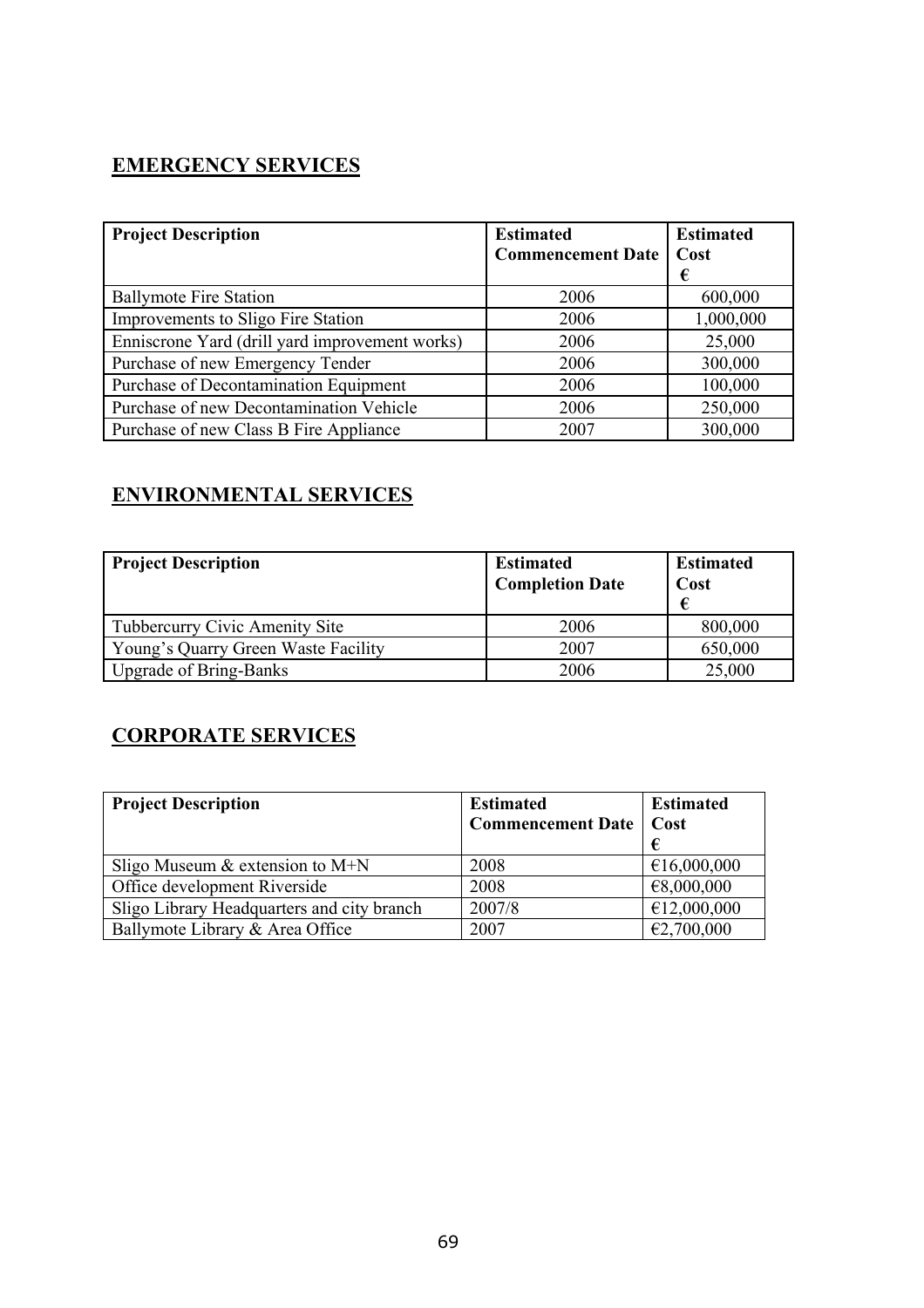## EMERGENCY SERVICES

| Project Description | Estimated Commencement Date | Estimated Cost € |
|---|---|---|
| Ballymote Fire Station | 2006 | 600,000 |
| Improvements to Sligo Fire Station | 2006 | 1,000,000 |
| Enniscrone Yard (drill yard improvement works) | 2006 | 25,000 |
| Purchase of new Emergency Tender | 2006 | 300,000 |
| Purchase of Decontamination Equipment | 2006 | 100,000 |
| Purchase of new Decontamination Vehicle | 2006 | 250,000 |
| Purchase of new Class B Fire Appliance | 2007 | 300,000 |

## ENVIRONMENTAL SERVICES

| Project Description | Estimated Completion Date | Estimated Cost € |
|---|---|---|
| Tubbercurry Civic Amenity Site | 2006 | 800,000 |
| Young's Quarry Green Waste Facility | 2007 | 650,000 |
| Upgrade of Bring-Banks | 2006 | 25,000 |

## CORPORATE SERVICES

| Project Description | Estimated Commencement Date | Estimated Cost € |
|---|---|---|
| Sligo Museum & extension to M+N | 2008 | €16,000,000 |
| Office development Riverside | 2008 | €8,000,000 |
| Sligo Library Headquarters and city branch | 2007/8 | €12,000,000 |
| Ballymote Library & Area Office | 2007 | €2,700,000 |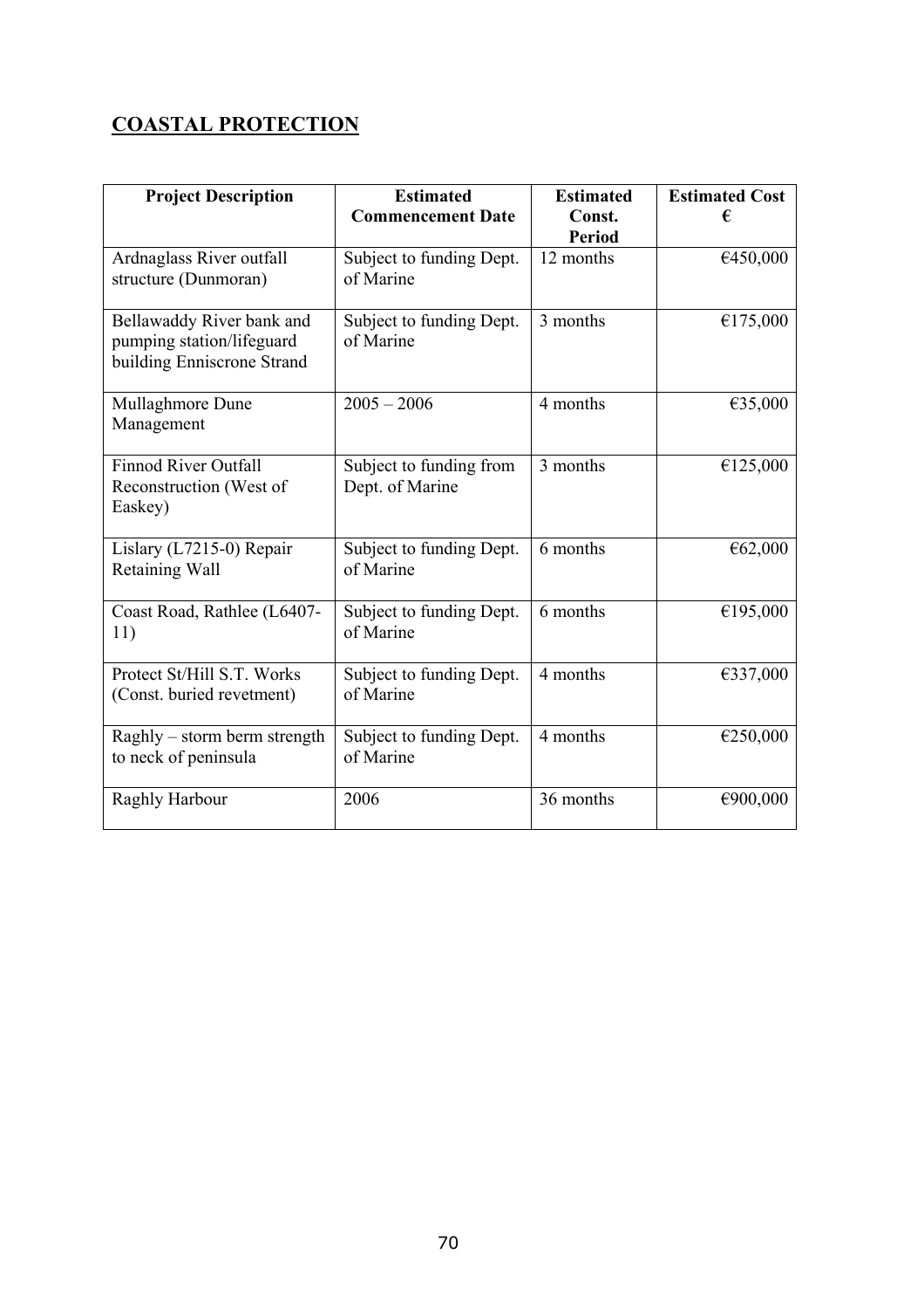## COASTAL PROTECTION

| Project Description | Estimated Commencement Date | Estimated Const. Period | Estimated Cost € |
|---|---|---|---|
| Ardnaglass River outfall structure (Dunmoran) | Subject to funding Dept. of Marine | 12 months | €450,000 |
| Bellawaddy River bank and pumping station/lifeguard building Enniscrone Strand | Subject to funding Dept. of Marine | 3 months | €175,000 |
| Mullaghmore Dune Management | 2005 – 2006 | 4 months | €35,000 |
| Finnod River Outfall Reconstruction (West of Easkey) | Subject to funding from Dept. of Marine | 3 months | €125,000 |
| Lislary (L7215-0) Repair Retaining Wall | Subject to funding Dept. of Marine | 6 months | €62,000 |
| Coast Road, Rathlee (L6407-11) | Subject to funding Dept. of Marine | 6 months | €195,000 |
| Protect St/Hill S.T. Works (Const. buried revetment) | Subject to funding Dept. of Marine | 4 months | €337,000 |
| Raghly – storm berm strength to neck of peninsula | Subject to funding Dept. of Marine | 4 months | €250,000 |
| Raghly Harbour | 2006 | 36 months | €900,000 |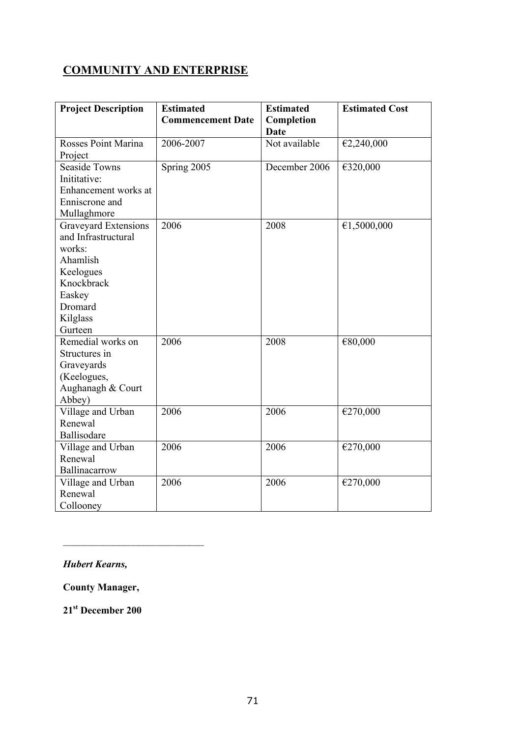## COMMUNITY AND ENTERPRISE

| Project Description | Estimated Commencement Date | Estimated Completion Date | Estimated Cost |
|---|---|---|---|
| Rosses Point Marina Project | 2006-2007 | Not available | €2,240,000 |
| Seaside Towns Inititative: Enhancement works at Enniscrone and Mullaghmore | Spring 2005 | December 2006 | €320,000 |
| Graveyard Extensions and Infrastructural works: Ahamlish Keelogues Knockbrack Easkey Dromard Kilglass Gurteen | 2006 | 2008 | €1,5000,000 |
| Remedial works on Structures in Graveyards (Keelogues, Aughanagh & Court Abbey) | 2006 | 2008 | €80,000 |
| Village and Urban Renewal Ballisodare | 2006 | 2006 | €270,000 |
| Village and Urban Renewal Ballinacarrow | 2006 | 2006 | €270,000 |
| Village and Urban Renewal Collooney | 2006 | 2006 | €270,000 |

\_\_\_\_\_\_\_\_\_\_\_\_\_\_\_\_\_\_\_\_\_\_\_\_\_\_\_\_

***Hubert Kearns,***

**County Manager,**

**21st December 200**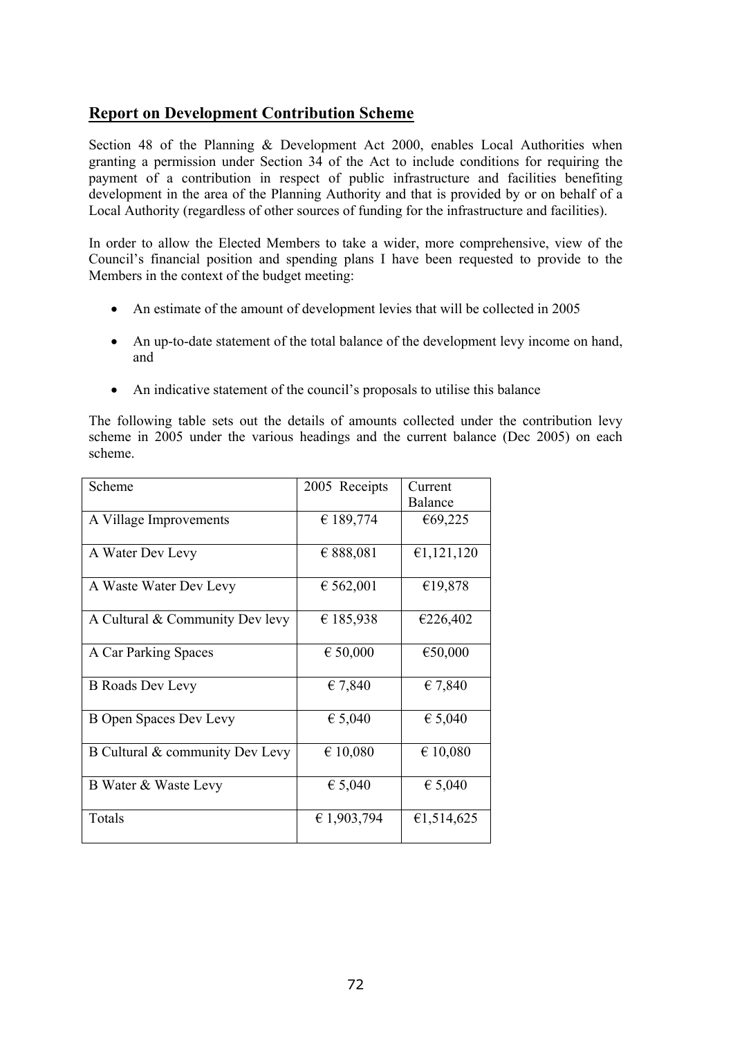## Report on Development Contribution Scheme

Section 48 of the Planning & Development Act 2000, enables Local Authorities when granting a permission under Section 34 of the Act to include conditions for requiring the payment of a contribution in respect of public infrastructure and facilities benefiting development in the area of the Planning Authority and that is provided by or on behalf of a Local Authority (regardless of other sources of funding for the infrastructure and facilities).

In order to allow the Elected Members to take a wider, more comprehensive, view of the Council's financial position and spending plans I have been requested to provide to the Members in the context of the budget meeting:

- An estimate of the amount of development levies that will be collected in 2005
- An up-to-date statement of the total balance of the development levy income on hand, and
- An indicative statement of the council's proposals to utilise this balance

The following table sets out the details of amounts collected under the contribution levy scheme in 2005 under the various headings and the current balance (Dec 2005) on each scheme.

| Scheme | 2005 Receipts | Current Balance |
|---|---|---|
| A Village Improvements | € 189,774 | €69,225 |
| A Water Dev Levy | € 888,081 | €1,121,120 |
| A Waste Water Dev Levy | € 562,001 | €19,878 |
| A Cultural & Community Dev levy | € 185,938 | €226,402 |
| A Car Parking Spaces | € 50,000 | €50,000 |
| B Roads Dev Levy | € 7,840 | € 7,840 |
| B Open Spaces Dev Levy | € 5,040 | € 5,040 |
| B Cultural & community Dev Levy | € 10,080 | € 10,080 |
| B Water & Waste Levy | € 5,040 | € 5,040 |
| Totals | € 1,903,794 | €1,514,625 |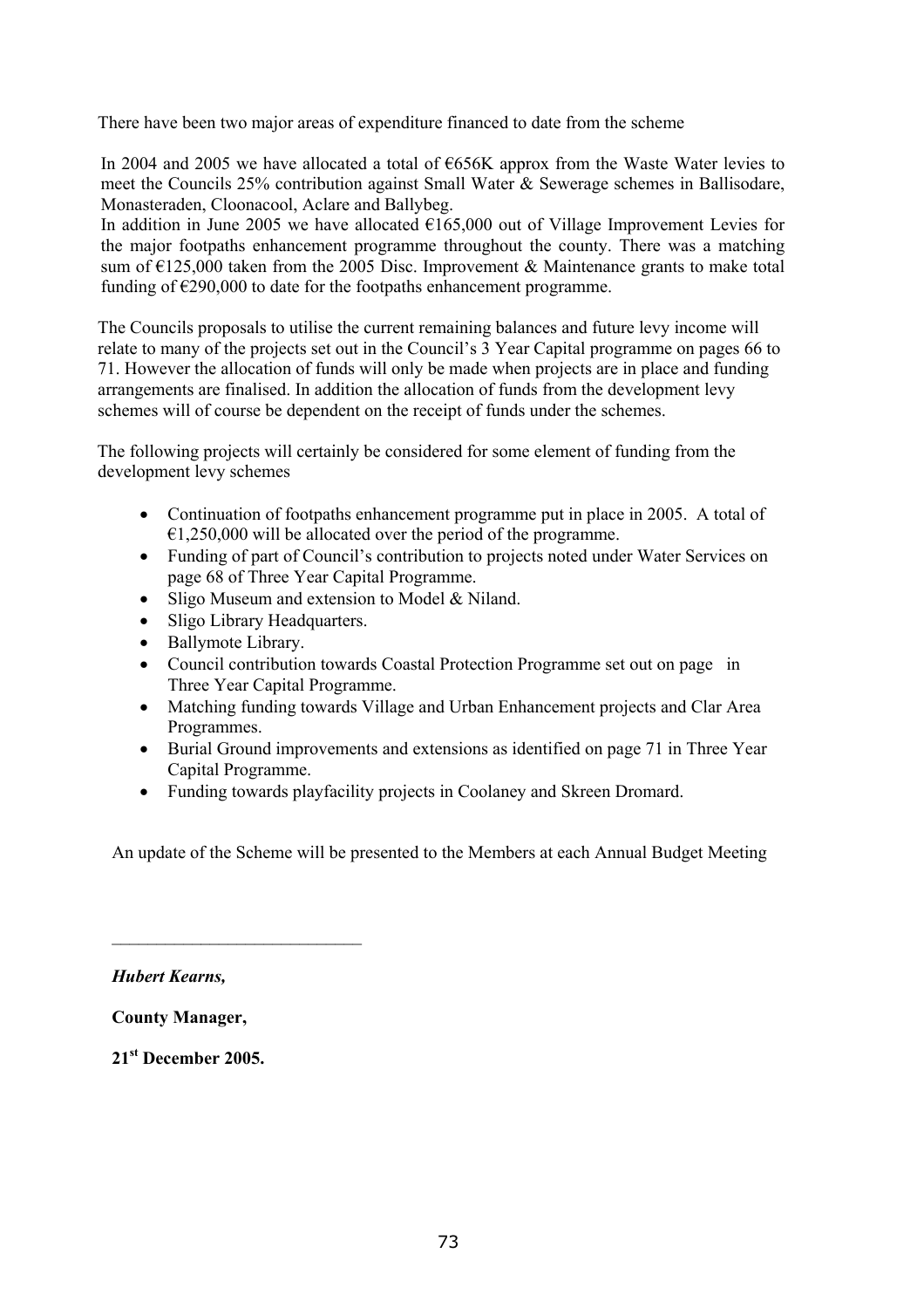There have been two major areas of expenditure financed to date from the scheme

In 2004 and 2005 we have allocated a total of €656K approx from the Waste Water levies to meet the Councils 25% contribution against Small Water & Sewerage schemes in Ballisodare, Monasteraden, Cloonacool, Aclare and Ballybeg.
In addition in June 2005 we have allocated €165,000 out of Village Improvement Levies for the major footpaths enhancement programme throughout the county. There was a matching sum of €125,000 taken from the 2005 Disc. Improvement & Maintenance grants to make total funding of €290,000 to date for the footpaths enhancement programme.

The Councils proposals to utilise the current remaining balances and future levy income will relate to many of the projects set out in the Council's 3 Year Capital programme on pages 66 to 71. However the allocation of funds will only be made when projects are in place and funding arrangements are finalised. In addition the allocation of funds from the development levy schemes will of course be dependent on the receipt of funds under the schemes.

The following projects will certainly be considered for some element of funding from the development levy schemes

- Continuation of footpaths enhancement programme put in place in 2005. A total of €1,250,000 will be allocated over the period of the programme.
- Funding of part of Council's contribution to projects noted under Water Services on page 68 of Three Year Capital Programme.
- Sligo Museum and extension to Model & Niland.
- Sligo Library Headquarters.
- Ballymote Library.
- Council contribution towards Coastal Protection Programme set out on page in Three Year Capital Programme.
- Matching funding towards Village and Urban Enhancement projects and Clar Area Programmes.
- Burial Ground improvements and extensions as identified on page 71 in Three Year Capital Programme.
- Funding towards playfacility projects in Coolaney and Skreen Dromard.

An update of the Scheme will be presented to the Members at each Annual Budget Meeting

___________________________

***Hubert Kearns,***

**County Manager,**

**21st December 2005.**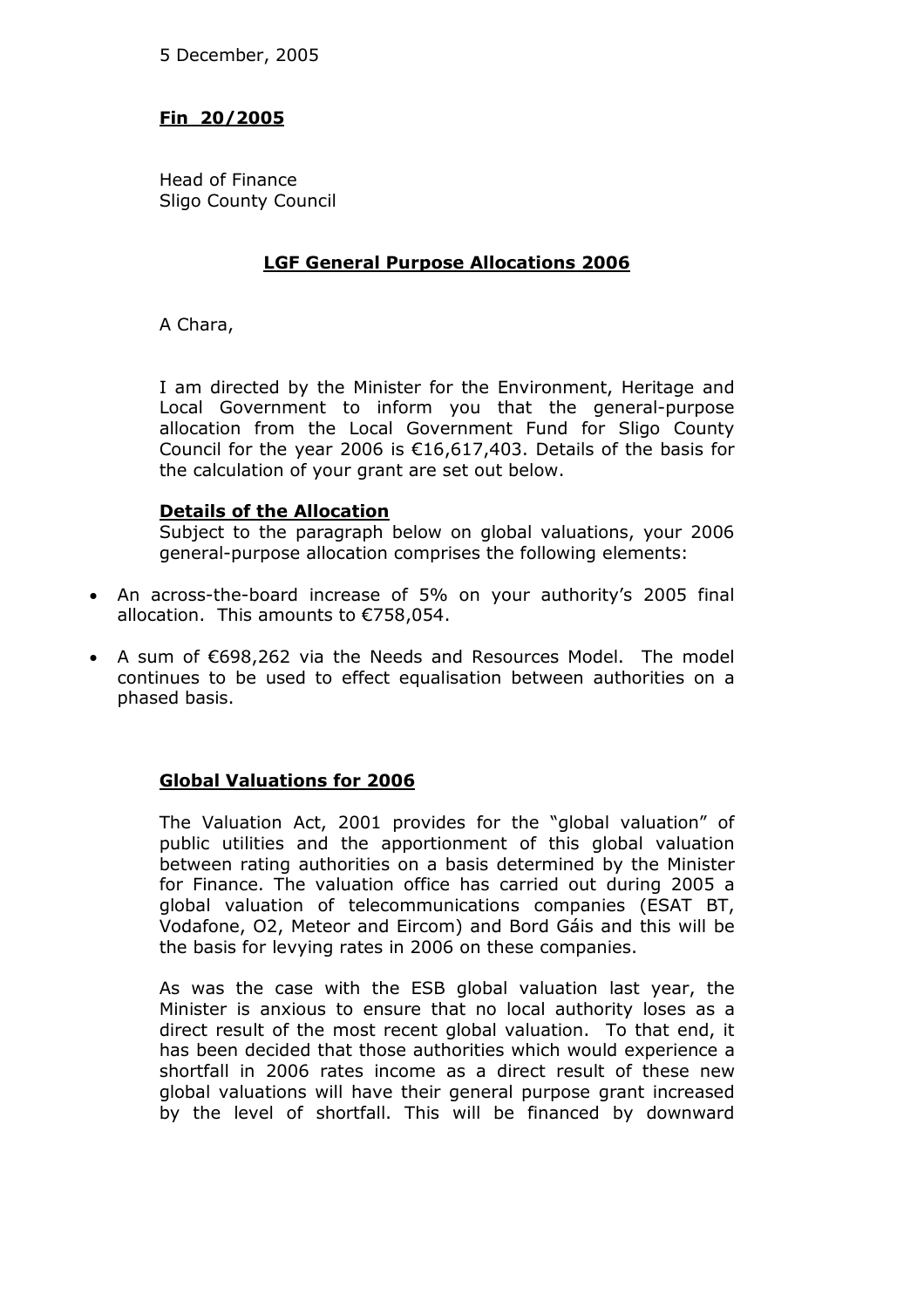5 December, 2005

**Fin 20/2005**

Head of Finance
Sligo County Council

**LGF General Purpose Allocations 2006**

A Chara,

I am directed by the Minister for the Environment, Heritage and Local Government to inform you that the general-purpose allocation from the Local Government Fund for Sligo County Council for the year 2006 is €16,617,403. Details of the basis for the calculation of your grant are set out below.

**Details of the Allocation**

Subject to the paragraph below on global valuations, your 2006 general-purpose allocation comprises the following elements:

- An across-the-board increase of 5% on your authority's 2005 final allocation. This amounts to €758,054.
- A sum of €698,262 via the Needs and Resources Model. The model continues to be used to effect equalisation between authorities on a phased basis.

**Global Valuations for 2006**

The Valuation Act, 2001 provides for the "global valuation" of public utilities and the apportionment of this global valuation between rating authorities on a basis determined by the Minister for Finance. The valuation office has carried out during 2005 a global valuation of telecommunications companies (ESAT BT, Vodafone, O2, Meteor and Eircom) and Bord Gáis and this will be the basis for levying rates in 2006 on these companies.

As was the case with the ESB global valuation last year, the Minister is anxious to ensure that no local authority loses as a direct result of the most recent global valuation. To that end, it has been decided that those authorities which would experience a shortfall in 2006 rates income as a direct result of these new global valuations will have their general purpose grant increased by the level of shortfall. This will be financed by downward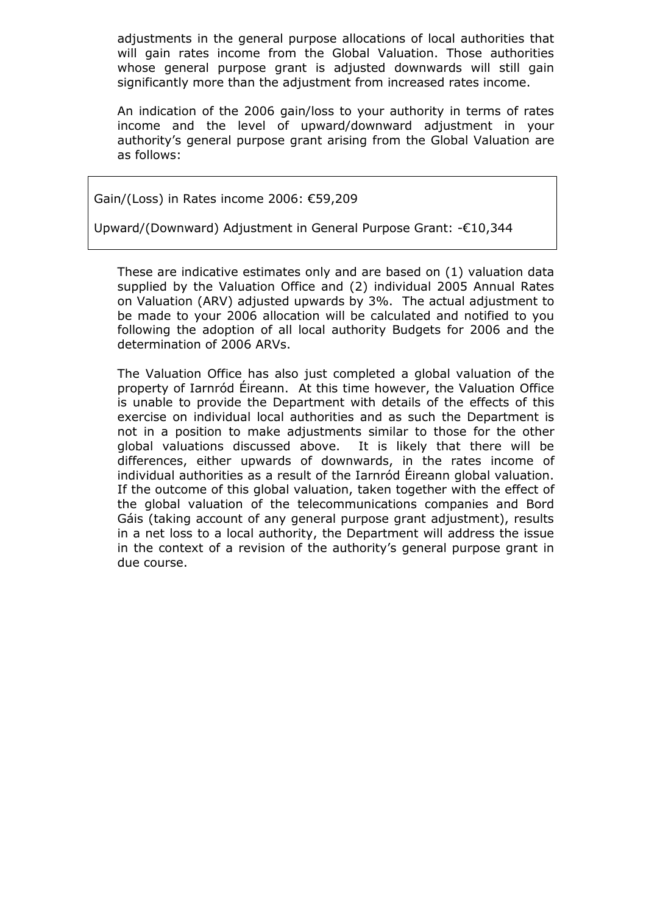adjustments in the general purpose allocations of local authorities that will gain rates income from the Global Valuation. Those authorities whose general purpose grant is adjusted downwards will still gain significantly more than the adjustment from increased rates income.

An indication of the 2006 gain/loss to your authority in terms of rates income and the level of upward/downward adjustment in your authority's general purpose grant arising from the Global Valuation are as follows:

Gain/(Loss) in Rates income 2006: €59,209

Upward/(Downward) Adjustment in General Purpose Grant: -€10,344

These are indicative estimates only and are based on (1) valuation data supplied by the Valuation Office and (2) individual 2005 Annual Rates on Valuation (ARV) adjusted upwards by 3%. The actual adjustment to be made to your 2006 allocation will be calculated and notified to you following the adoption of all local authority Budgets for 2006 and the determination of 2006 ARVs.

The Valuation Office has also just completed a global valuation of the property of Iarnród Éireann. At this time however, the Valuation Office is unable to provide the Department with details of the effects of this exercise on individual local authorities and as such the Department is not in a position to make adjustments similar to those for the other global valuations discussed above. It is likely that there will be differences, either upwards of downwards, in the rates income of individual authorities as a result of the Iarnród Éireann global valuation. If the outcome of this global valuation, taken together with the effect of the global valuation of the telecommunications companies and Bord Gáis (taking account of any general purpose grant adjustment), results in a net loss to a local authority, the Department will address the issue in the context of a revision of the authority's general purpose grant in due course.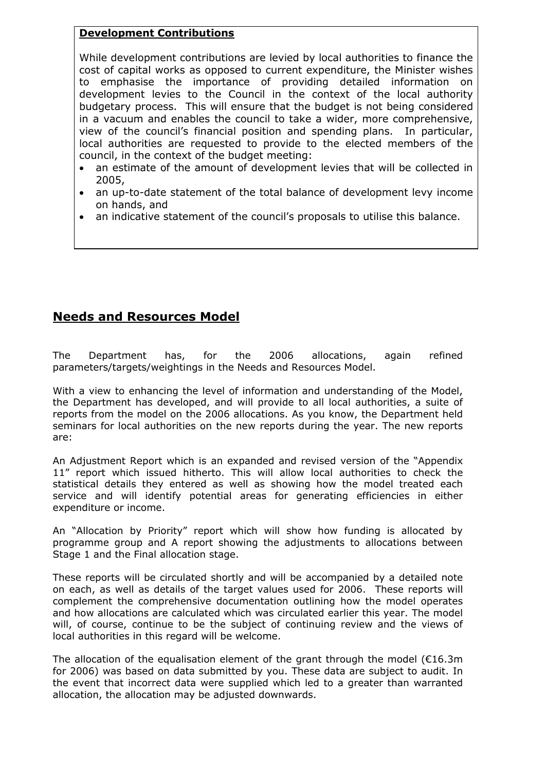**Development Contributions**

While development contributions are levied by local authorities to finance the cost of capital works as opposed to current expenditure, the Minister wishes to emphasise the importance of providing detailed information on development levies to the Council in the context of the local authority budgetary process. This will ensure that the budget is not being considered in a vacuum and enables the council to take a wider, more comprehensive, view of the council's financial position and spending plans. In particular, local authorities are requested to provide to the elected members of the council, in the context of the budget meeting:

- an estimate of the amount of development levies that will be collected in 2005,
- an up-to-date statement of the total balance of development levy income on hands, and
- an indicative statement of the council's proposals to utilise this balance.

## Needs and Resources Model

The Department has, for the 2006 allocations, again refined parameters/targets/weightings in the Needs and Resources Model.

With a view to enhancing the level of information and understanding of the Model, the Department has developed, and will provide to all local authorities, a suite of reports from the model on the 2006 allocations. As you know, the Department held seminars for local authorities on the new reports during the year. The new reports are:

An Adjustment Report which is an expanded and revised version of the "Appendix 11" report which issued hitherto. This will allow local authorities to check the statistical details they entered as well as showing how the model treated each service and will identify potential areas for generating efficiencies in either expenditure or income.

An "Allocation by Priority" report which will show how funding is allocated by programme group and A report showing the adjustments to allocations between Stage 1 and the Final allocation stage.

These reports will be circulated shortly and will be accompanied by a detailed note on each, as well as details of the target values used for 2006. These reports will complement the comprehensive documentation outlining how the model operates and how allocations are calculated which was circulated earlier this year. The model will, of course, continue to be the subject of continuing review and the views of local authorities in this regard will be welcome.

The allocation of the equalisation element of the grant through the model (€16.3m for 2006) was based on data submitted by you. These data are subject to audit. In the event that incorrect data were supplied which led to a greater than warranted allocation, the allocation may be adjusted downwards.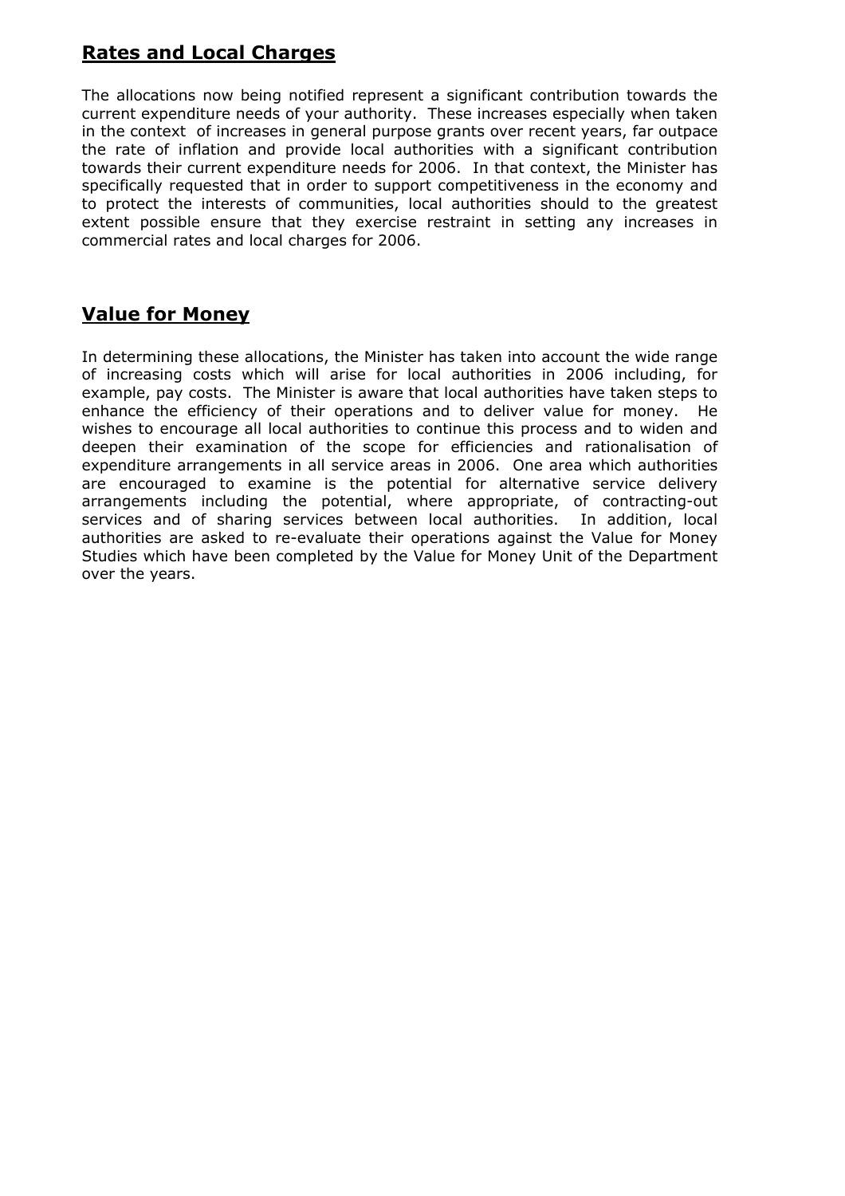## **Rates and Local Charges**

The allocations now being notified represent a significant contribution towards the current expenditure needs of your authority. These increases especially when taken in the context of increases in general purpose grants over recent years, far outpace the rate of inflation and provide local authorities with a significant contribution towards their current expenditure needs for 2006. In that context, the Minister has specifically requested that in order to support competitiveness in the economy and to protect the interests of communities, local authorities should to the greatest extent possible ensure that they exercise restraint in setting any increases in commercial rates and local charges for 2006.

## **Value for Money**

In determining these allocations, the Minister has taken into account the wide range of increasing costs which will arise for local authorities in 2006 including, for example, pay costs. The Minister is aware that local authorities have taken steps to enhance the efficiency of their operations and to deliver value for money. He wishes to encourage all local authorities to continue this process and to widen and deepen their examination of the scope for efficiencies and rationalisation of expenditure arrangements in all service areas in 2006. One area which authorities are encouraged to examine is the potential for alternative service delivery arrangements including the potential, where appropriate, of contracting-out services and of sharing services between local authorities. In addition, local authorities are asked to re-evaluate their operations against the Value for Money Studies which have been completed by the Value for Money Unit of the Department over the years.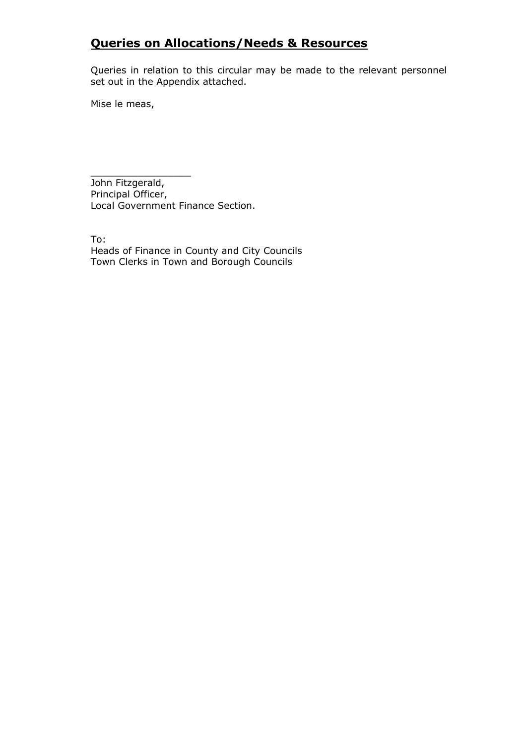## **Queries on Allocations/Needs & Resources**

Queries in relation to this circular may be made to the relevant personnel set out in the Appendix attached.

Mise le meas,

\_\_\_\_\_\_\_\_\_\_\_\_\_\_\_\_\_\_

John Fitzgerald,
Principal Officer,
Local Government Finance Section.

To:
Heads of Finance in County and City Councils
Town Clerks in Town and Borough Councils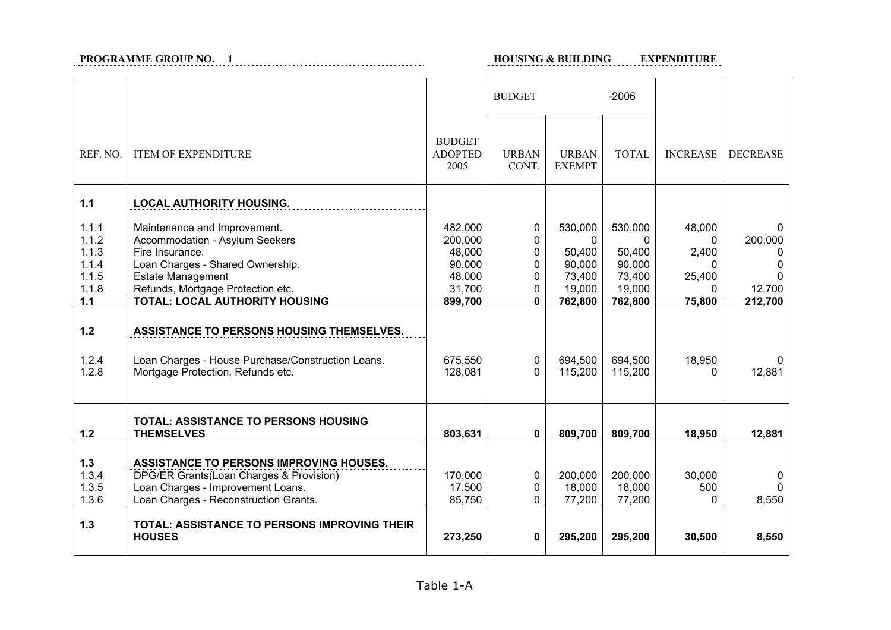**PROGRAMME GROUP NO. 1** **HOUSING & BUILDING** **EXPENDITURE**

| REF. NO. | ITEM OF EXPENDITURE | BUDGET ADOPTED 2005 | BUDGET -2006 | | | INCREASE | DECREASE |
|---|---|---|---|---|---|---|---|
| | | | URBAN CONT. | URBAN EXEMPT | TOTAL | | |
| **1.1** | **LOCAL AUTHORITY HOUSING.** | | | | | | |
| 1.1.1 | Maintenance and Improvement. | 482,000 | 0 | 530,000 | 530,000 | 48,000 | 0 |
| 1.1.2 | Accommodation - Asylum Seekers | 200,000 | 0 | 0 | 0 | 0 | 200,000 |
| 1.1.3 | Fire Insurance. | 48,000 | 0 | 50,400 | 50,400 | 2,400 | 0 |
| 1.1.4 | Loan Charges - Shared Ownership. | 90,000 | 0 | 90,000 | 90,000 | 0 | 0 |
| 1.1.5 | Estate Management | 48,000 | 0 | 73,400 | 73,400 | 25,400 | 0 |
| 1.1.8 | Refunds, Mortgage Protection etc. | 31,700 | 0 | 19,000 | 19,000 | 0 | 12,700 |
| **1.1** | **TOTAL: LOCAL AUTHORITY HOUSING** | **899,700** | **0** | **762,800** | **762,800** | **75,800** | **212,700** |
| **1.2** | **ASSISTANCE TO PERSONS HOUSING THEMSELVES.** | | | | | | |
| 1.2.4 | Loan Charges - House Purchase/Construction Loans. | 675,550 | 0 | 694,500 | 694,500 | 18,950 | 0 |
| 1.2.8 | Mortgage Protection, Refunds etc. | 128,081 | 0 | 115,200 | 115,200 | 0 | 12,881 |
| **1.2** | **TOTAL: ASSISTANCE TO PERSONS HOUSING THEMSELVES** | **803,631** | **0** | **809,700** | **809,700** | **18,950** | **12,881** |
| **1.3** | **ASSISTANCE TO PERSONS IMPROVING HOUSES.** | | | | | | |
| 1.3.4 | DPG/ER Grants(Loan Charges & Provision) | 170,000 | 0 | 200,000 | 200,000 | 30,000 | 0 |
| 1.3.5 | Loan Charges - Improvement Loans. | 17,500 | 0 | 18,000 | 18,000 | 500 | 0 |
| 1.3.6 | Loan Charges - Reconstruction Grants. | 85,750 | 0 | 77,200 | 77,200 | 0 | 8,550 |
| **1.3** | **TOTAL: ASSISTANCE TO PERSONS IMPROVING THEIR HOUSES** | **273,250** | **0** | **295,200** | **295,200** | **30,500** | **8,550** |

Table 1-A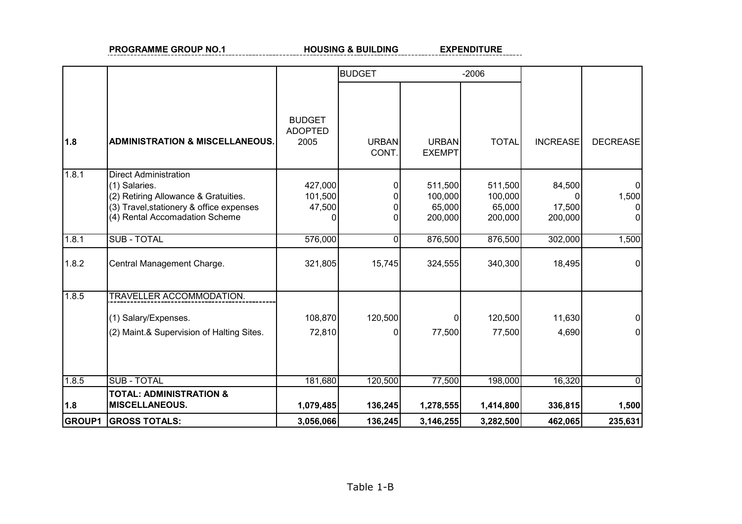**PROGRAMME GROUP NO.1** **HOUSING & BUILDING** **EXPENDITURE**

| | | | BUDGET | | -2006 | | |
|---|---|---|---|---|---|---|---|
| **1.8** | **ADMINISTRATION & MISCELLANEOUS.** | BUDGET ADOPTED 2005 | URBAN CONT. | URBAN EXEMPT | TOTAL | INCREASE | DECREASE |
| 1.8.1 | Direct Administration | | | | | | |
| | (1) Salaries. | 427,000 | 0 | 511,500 | 511,500 | 84,500 | 0 |
| | (2) Retiring Allowance & Gratuities. | 101,500 | 0 | 100,000 | 100,000 | 0 | 1,500 |
| | (3) Travel,stationery & office expenses | 47,500 | 0 | 65,000 | 65,000 | 17,500 | 0 |
| | (4) Rental Accomadation Scheme | 0 | 0 | 200,000 | 200,000 | 200,000 | 0 |
| 1.8.1 | SUB - TOTAL | 576,000 | 0 | 876,500 | 876,500 | 302,000 | 1,500 |
| 1.8.2 | Central Management Charge. | 321,805 | 15,745 | 324,555 | 340,300 | 18,495 | 0 |
| 1.8.5 | TRAVELLER ACCOMMODATION. | | | | | | |
| | (1) Salary/Expenses. | 108,870 | 120,500 | 0 | 120,500 | 11,630 | 0 |
| | (2) Maint.& Supervision of Halting Sites. | 72,810 | 0 | 77,500 | 77,500 | 4,690 | 0 |
| 1.8.5 | SUB - TOTAL | 181,680 | 120,500 | 77,500 | 198,000 | 16,320 | 0 |
| **1.8** | **TOTAL: ADMINISTRATION & MISCELLANEOUS.** | **1,079,485** | **136,245** | **1,278,555** | **1,414,800** | **336,815** | **1,500** |
| **GROUP1** | **GROSS TOTALS:** | **3,056,066** | **136,245** | **3,146,255** | **3,282,500** | **462,065** | **235,631** |

Table 1-B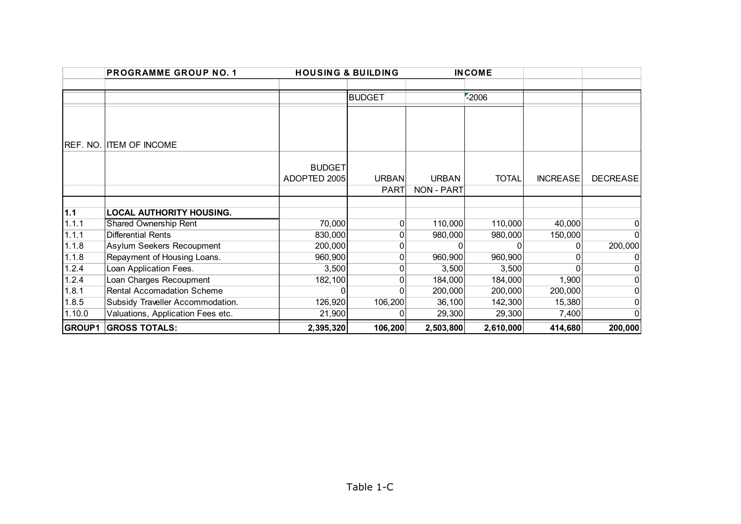| | PROGRAMME GROUP NO. 1 | HOUSING & BUILDING | | INCOME | | | |
|---|---|---|---|---|---|---|---|
| | | | BUDGET | | -2006 | | |
| REF. NO. | ITEM OF INCOME | BUDGET ADOPTED 2005 | URBAN PART | URBAN NON - PART | TOTAL | INCREASE | DECREASE |
| **1.1** | **LOCAL AUTHORITY HOUSING.** | | | | | | |
| 1.1.1 | Shared Ownership Rent | 70,000 | 0 | 110,000 | 110,000 | 40,000 | 0 |
| 1.1.1 | Differential Rents | 830,000 | 0 | 980,000 | 980,000 | 150,000 | 0 |
| 1.1.8 | Asylum Seekers Recoupment | 200,000 | 0 | 0 | 0 | 0 | 200,000 |
| 1.1.8 | Repayment of Housing Loans. | 960,900 | 0 | 960,900 | 960,900 | 0 | 0 |
| 1.2.4 | Loan Application Fees. | 3,500 | 0 | 3,500 | 3,500 | 0 | 0 |
| 1.2.4 | Loan Charges Recoupment | 182,100 | 0 | 184,000 | 184,000 | 1,900 | 0 |
| 1.8.1 | Rental Accomadation Scheme | 0 | 0 | 200,000 | 200,000 | 200,000 | 0 |
| 1.8.5 | Subsidy Traveller Accommodation. | 126,920 | 106,200 | 36,100 | 142,300 | 15,380 | 0 |
| 1.10.0 | Valuations, Application Fees etc. | 21,900 | 0 | 29,300 | 29,300 | 7,400 | 0 |
| **GROUP1** | **GROSS TOTALS:** | **2,395,320** | **106,200** | **2,503,800** | **2,610,000** | **414,680** | **200,000** |

Table 1-C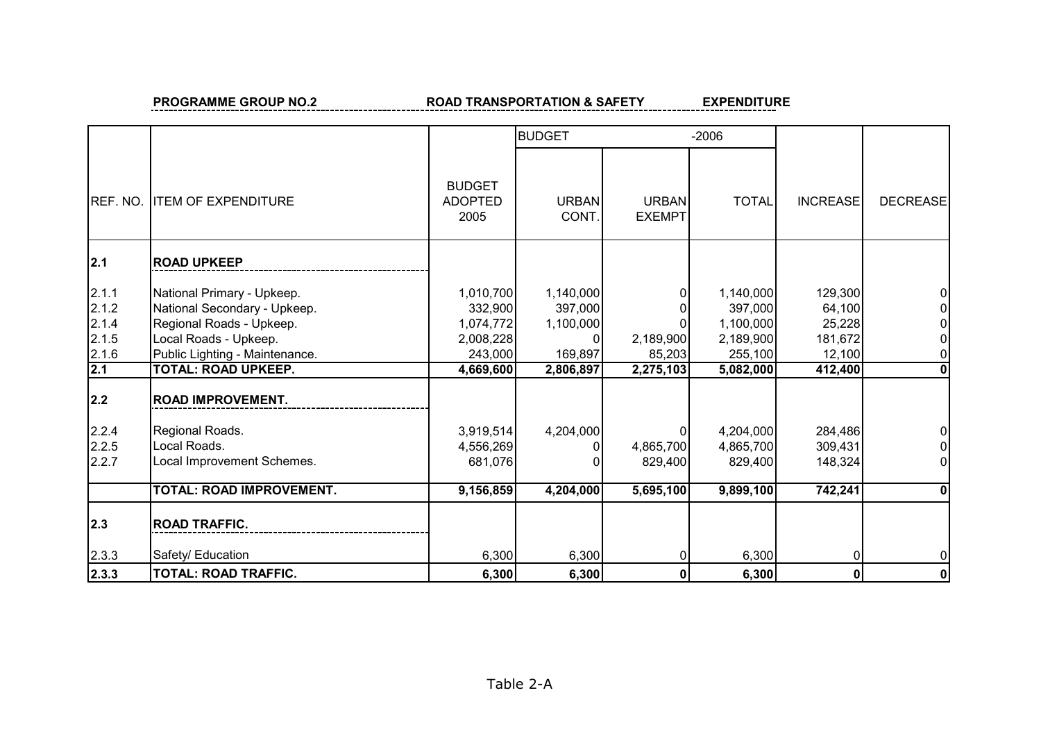**PROGRAMME GROUP NO.2** **ROAD TRANSPORTATION & SAFETY** **EXPENDITURE**

| REF. NO. | ITEM OF EXPENDITURE | BUDGET ADOPTED 2005 | BUDGET -2006 URBAN CONT. | URBAN EXEMPT | TOTAL | INCREASE | DECREASE |
|---|---|---|---|---|---|---|---|
| **2.1** | **ROAD UPKEEP** | | | | | | |
| 2.1.1 | National Primary - Upkeep. | 1,010,700 | 1,140,000 | 0 | 1,140,000 | 129,300 | 0 |
| 2.1.2 | National Secondary - Upkeep. | 332,900 | 397,000 | 0 | 397,000 | 64,100 | 0 |
| 2.1.4 | Regional Roads - Upkeep. | 1,074,772 | 1,100,000 | 0 | 1,100,000 | 25,228 | 0 |
| 2.1.5 | Local Roads - Upkeep. | 2,008,228 | 0 | 2,189,900 | 2,189,900 | 181,672 | 0 |
| 2.1.6 | Public Lighting - Maintenance. | 243,000 | 169,897 | 85,203 | 255,100 | 12,100 | 0 |
| **2.1** | **TOTAL: ROAD UPKEEP.** | **4,669,600** | **2,806,897** | **2,275,103** | **5,082,000** | **412,400** | **0** |
| **2.2** | **ROAD IMPROVEMENT.** | | | | | | |
| 2.2.4 | Regional Roads. | 3,919,514 | 4,204,000 | 0 | 4,204,000 | 284,486 | 0 |
| 2.2.5 | Local Roads. | 4,556,269 | 0 | 4,865,700 | 4,865,700 | 309,431 | 0 |
| 2.2.7 | Local Improvement Schemes. | 681,076 | 0 | 829,400 | 829,400 | 148,324 | 0 |
| | **TOTAL: ROAD IMPROVEMENT.** | **9,156,859** | **4,204,000** | **5,695,100** | **9,899,100** | **742,241** | **0** |
| **2.3** | **ROAD TRAFFIC.** | | | | | | |
| 2.3.3 | Safety/ Education | 6,300 | 6,300 | 0 | 6,300 | 0 | 0 |
| **2.3.3** | **TOTAL: ROAD TRAFFIC.** | **6,300** | **6,300** | **0** | **6,300** | **0** | **0** |

Table 2-A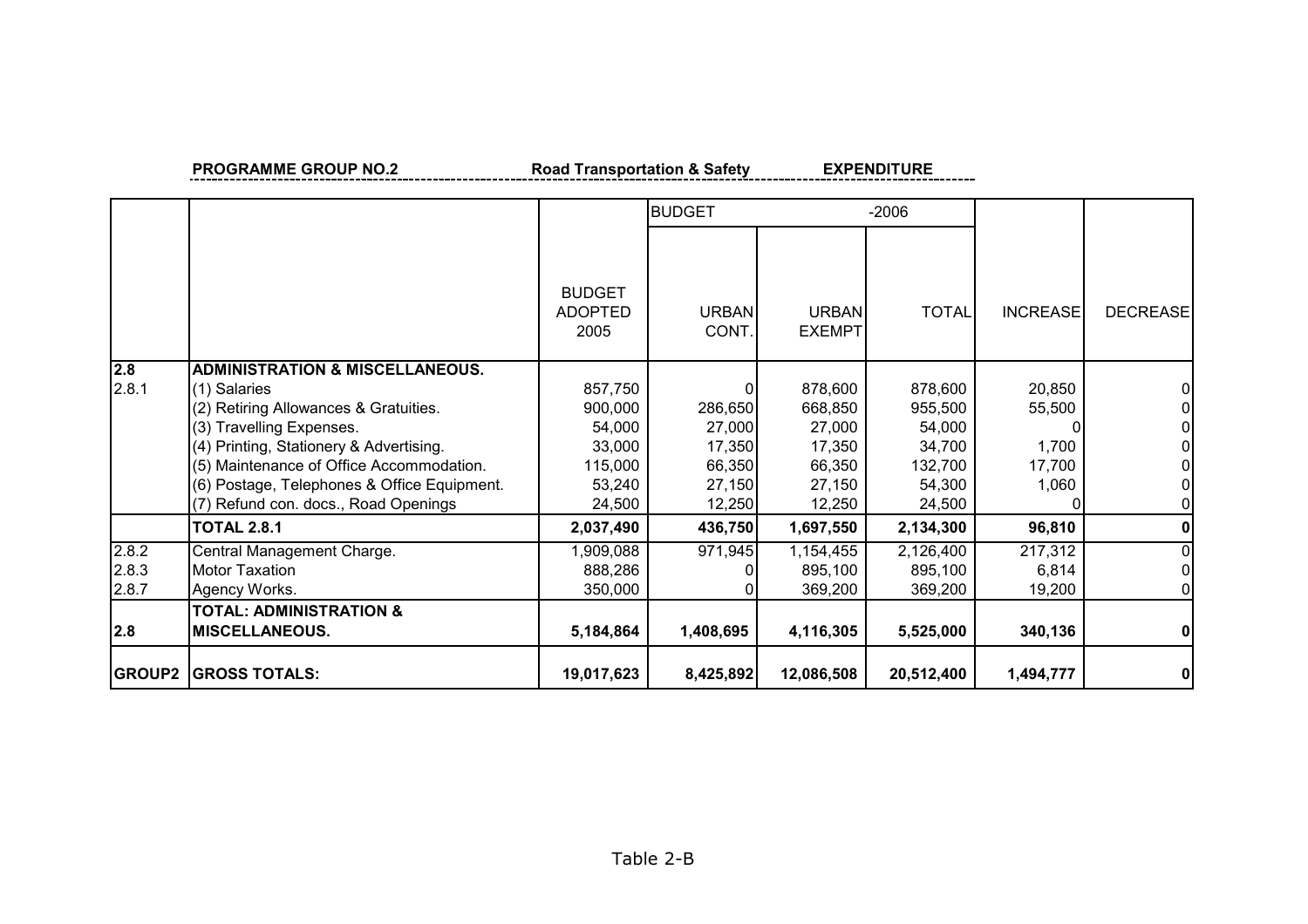**PROGRAMME GROUP NO.2** **Road Transportation & Safety** **EXPENDITURE**

| | | BUDGET ADOPTED 2005 | BUDGET -2006 | | | INCREASE | DECREASE |
|---|---|---|---|---|---|---|---|
| | | | URBAN CONT. | URBAN EXEMPT | TOTAL | | |
| **2.8** | **ADMINISTRATION & MISCELLANEOUS.** | | | | | | |
| 2.8.1 | (1) Salaries | 857,750 | 0 | 878,600 | 878,600 | 20,850 | 0 |
| | (2) Retiring Allowances & Gratuities. | 900,000 | 286,650 | 668,850 | 955,500 | 55,500 | 0 |
| | (3) Travelling Expenses. | 54,000 | 27,000 | 27,000 | 54,000 | 0 | 0 |
| | (4) Printing, Stationery & Advertising. | 33,000 | 17,350 | 17,350 | 34,700 | 1,700 | 0 |
| | (5) Maintenance of Office Accommodation. | 115,000 | 66,350 | 66,350 | 132,700 | 17,700 | 0 |
| | (6) Postage, Telephones & Office Equipment. | 53,240 | 27,150 | 27,150 | 54,300 | 1,060 | 0 |
| | (7) Refund con. docs., Road Openings | 24,500 | 12,250 | 12,250 | 24,500 | 0 | 0 |
| | **TOTAL 2.8.1** | **2,037,490** | **436,750** | **1,697,550** | **2,134,300** | **96,810** | **0** |
| 2.8.2 | Central Management Charge. | 1,909,088 | 971,945 | 1,154,455 | 2,126,400 | 217,312 | 0 |
| 2.8.3 | Motor Taxation | 888,286 | 0 | 895,100 | 895,100 | 6,814 | 0 |
| 2.8.7 | Agency Works. | 350,000 | 0 | 369,200 | 369,200 | 19,200 | 0 |
| **2.8** | **TOTAL: ADMINISTRATION & MISCELLANEOUS.** | **5,184,864** | **1,408,695** | **4,116,305** | **5,525,000** | **340,136** | **0** |
| **GROUP2** | **GROSS TOTALS:** | **19,017,623** | **8,425,892** | **12,086,508** | **20,512,400** | **1,494,777** | **0** |

Table 2-B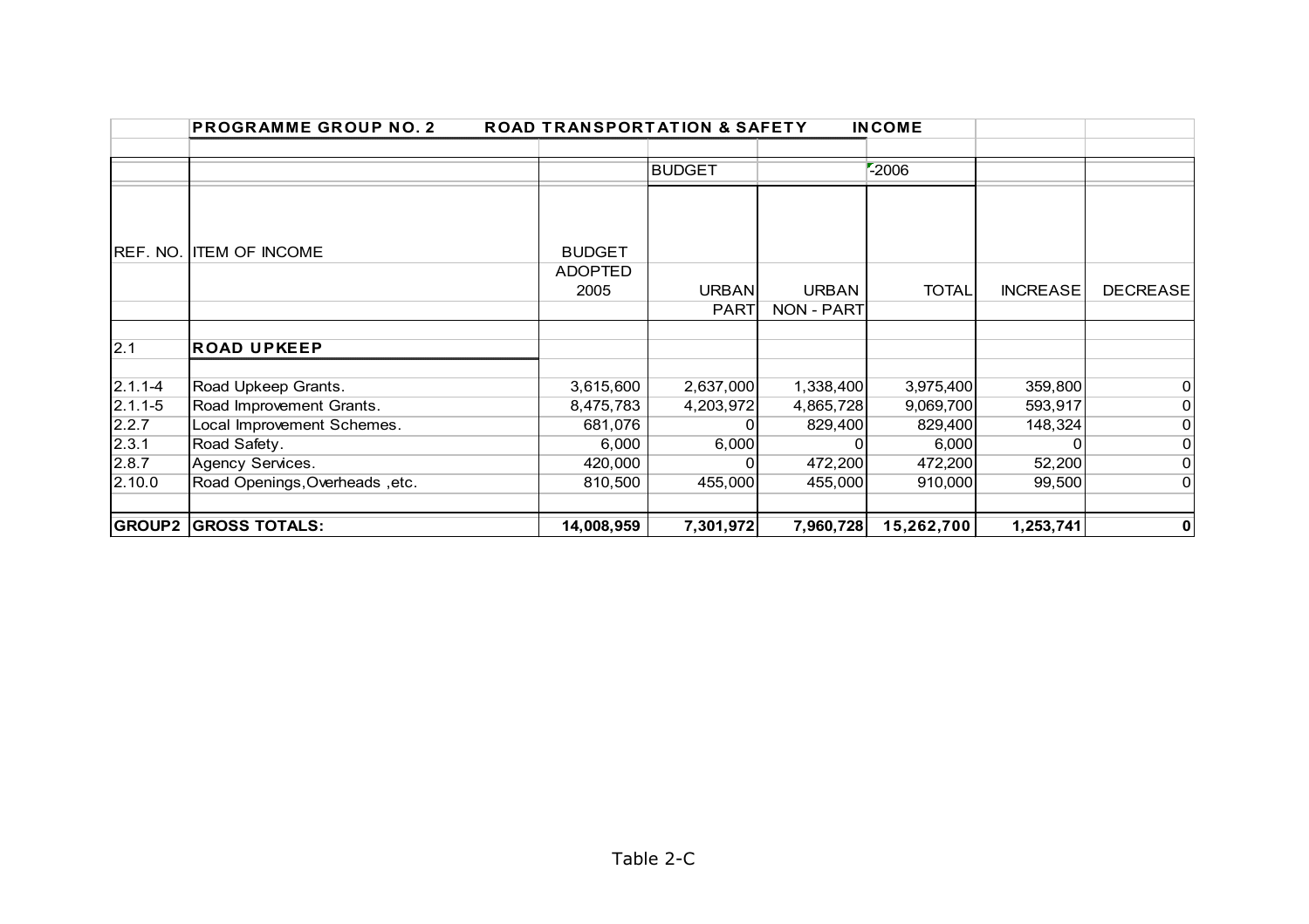| | PROGRAMME GROUP NO. 2 ROAD TRANSPORTATION & SAFETY INCOME | | | | | | |
|---|---|---|---|---|---|---|---|
| | | | BUDGET | | -2006 | | |
| REF. NO. | ITEM OF INCOME | BUDGET ADOPTED 2005 | URBAN PART | URBAN NON - PART | TOTAL | INCREASE | DECREASE |
| 2.1 | **ROAD UPKEEP** | | | | | | |
| 2.1.1-4 | Road Upkeep Grants. | 3,615,600 | 2,637,000 | 1,338,400 | 3,975,400 | 359,800 | 0 |
| 2.1.1-5 | Road Improvement Grants. | 8,475,783 | 4,203,972 | 4,865,728 | 9,069,700 | 593,917 | 0 |
| 2.2.7 | Local Improvement Schemes. | 681,076 | 0 | 829,400 | 829,400 | 148,324 | 0 |
| 2.3.1 | Road Safety. | 6,000 | 6,000 | 0 | 6,000 | 0 | 0 |
| 2.8.7 | Agency Services. | 420,000 | 0 | 472,200 | 472,200 | 52,200 | 0 |
| 2.10.0 | Road Openings,Overheads ,etc. | 810,500 | 455,000 | 455,000 | 910,000 | 99,500 | 0 |
| **GROUP2** | **GROSS TOTALS:** | **14,008,959** | **7,301,972** | **7,960,728** | **15,262,700** | **1,253,741** | **0** |

Table 2-C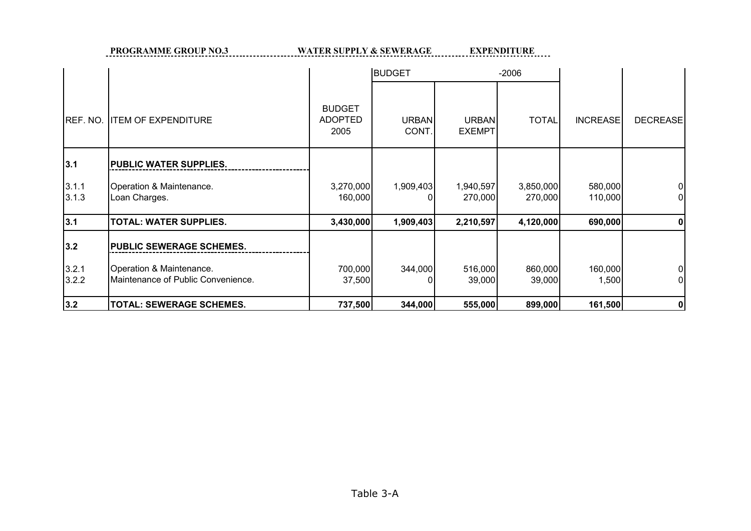**PROGRAMME GROUP NO.3 WATER SUPPLY & SEWERAGE EXPENDITURE**

| REF. NO. | ITEM OF EXPENDITURE | BUDGET ADOPTED 2005 | BUDGET URBAN CONT. | -2006 URBAN EXEMPT | TOTAL | INCREASE | DECREASE |
|---|---|---|---|---|---|---|---|
| **3.1** | **PUBLIC WATER SUPPLIES.** | | | | | | |
| 3.1.1 | Operation & Maintenance. | 3,270,000 | 1,909,403 | 1,940,597 | 3,850,000 | 580,000 | 0 |
| 3.1.3 | Loan Charges. | 160,000 | 0 | 270,000 | 270,000 | 110,000 | 0 |
| **3.1** | **TOTAL: WATER SUPPLIES.** | **3,430,000** | **1,909,403** | **2,210,597** | **4,120,000** | **690,000** | **0** |
| **3.2** | **PUBLIC SEWERAGE SCHEMES.** | | | | | | |
| 3.2.1 | Operation & Maintenance. | 700,000 | 344,000 | 516,000 | 860,000 | 160,000 | 0 |
| 3.2.2 | Maintenance of Public Convenience. | 37,500 | 0 | 39,000 | 39,000 | 1,500 | 0 |
| **3.2** | **TOTAL: SEWERAGE SCHEMES.** | **737,500** | **344,000** | **555,000** | **899,000** | **161,500** | **0** |

Table 3-A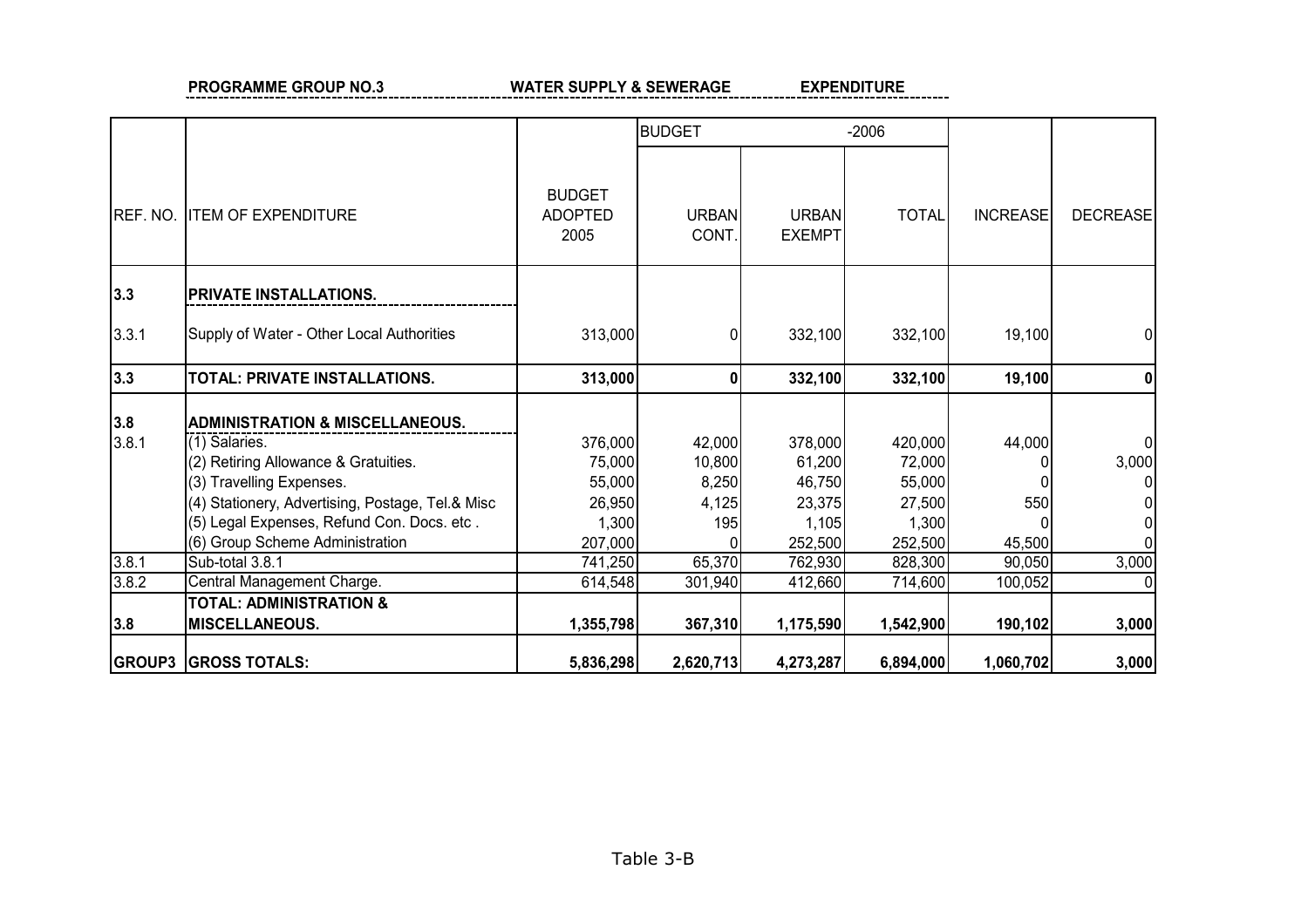**PROGRAMME GROUP NO.3 WATER SUPPLY & SEWERAGE EXPENDITURE**

| REF. NO. | ITEM OF EXPENDITURE | BUDGET ADOPTED 2005 | BUDGET -2006 | | | INCREASE | DECREASE |
|---|---|---|---|---|---|---|---|
| | | | URBAN CONT. | URBAN EXEMPT | TOTAL | | |
| **3.3** | **PRIVATE INSTALLATIONS.** | | | | | | |
| 3.3.1 | Supply of Water - Other Local Authorities | 313,000 | 0 | 332,100 | 332,100 | 19,100 | 0 |
| **3.3** | **TOTAL: PRIVATE INSTALLATIONS.** | **313,000** | **0** | **332,100** | **332,100** | **19,100** | **0** |
| **3.8** | **ADMINISTRATION & MISCELLANEOUS.** | | | | | | |
| 3.8.1 | (1) Salaries. | 376,000 | 42,000 | 378,000 | 420,000 | 44,000 | 0 |
| | (2) Retiring Allowance & Gratuities. | 75,000 | 10,800 | 61,200 | 72,000 | 0 | 3,000 |
| | (3) Travelling Expenses. | 55,000 | 8,250 | 46,750 | 55,000 | 0 | 0 |
| | (4) Stationery, Advertising, Postage, Tel.& Misc | 26,950 | 4,125 | 23,375 | 27,500 | 550 | 0 |
| | (5) Legal Expenses, Refund Con. Docs. etc . | 1,300 | 195 | 1,105 | 1,300 | 0 | 0 |
| | (6) Group Scheme Administration | 207,000 | 0 | 252,500 | 252,500 | 45,500 | 0 |
| 3.8.1 | Sub-total 3.8.1 | 741,250 | 65,370 | 762,930 | 828,300 | 90,050 | 3,000 |
| 3.8.2 | Central Management Charge. | 614,548 | 301,940 | 412,660 | 714,600 | 100,052 | 0 |
| **3.8** | **TOTAL: ADMINISTRATION & MISCELLANEOUS.** | **1,355,798** | **367,310** | **1,175,590** | **1,542,900** | **190,102** | **3,000** |
| **GROUP3** | **GROSS TOTALS:** | **5,836,298** | **2,620,713** | **4,273,287** | **6,894,000** | **1,060,702** | **3,000** |

Table 3-B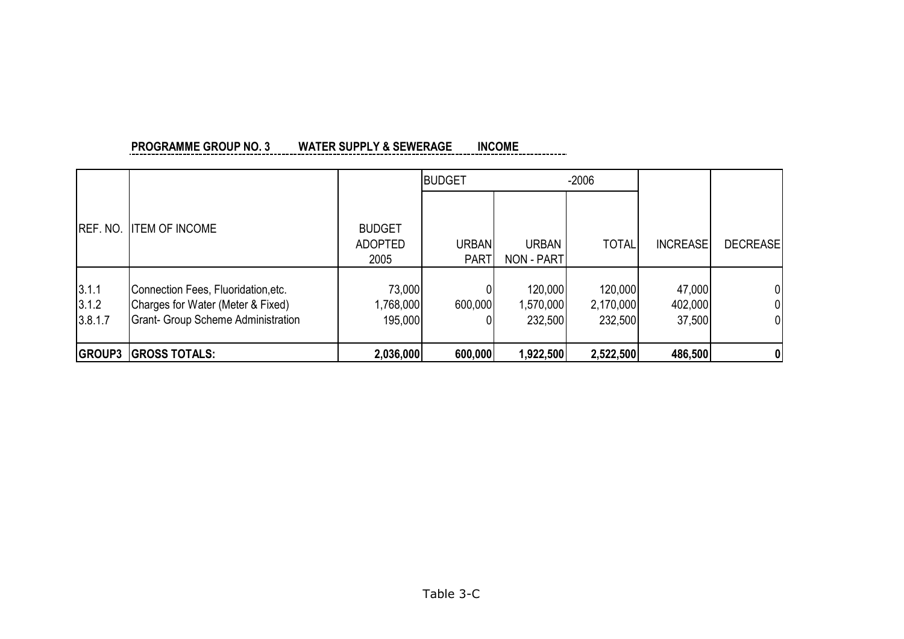**PROGRAMME GROUP NO. 3 WATER SUPPLY & SEWERAGE INCOME**

| REF. NO. | ITEM OF INCOME | BUDGET ADOPTED 2005 | BUDGET | -2006 | | INCREASE | DECREASE |
|---|---|---|---|---|---|---|---|
| | | | URBAN PART | URBAN NON - PART | TOTAL | | |
| 3.1.1 | Connection Fees, Fluoridation,etc. | 73,000 | 0 | 120,000 | 120,000 | 47,000 | 0 |
| 3.1.2 | Charges for Water (Meter & Fixed) | 1,768,000 | 600,000 | 1,570,000 | 2,170,000 | 402,000 | 0 |
| 3.8.1.7 | Grant- Group Scheme Administration | 195,000 | 0 | 232,500 | 232,500 | 37,500 | 0 |
| **GROUP3** | **GROSS TOTALS:** | **2,036,000** | **600,000** | **1,922,500** | **2,522,500** | **486,500** | **0** |

Table 3-C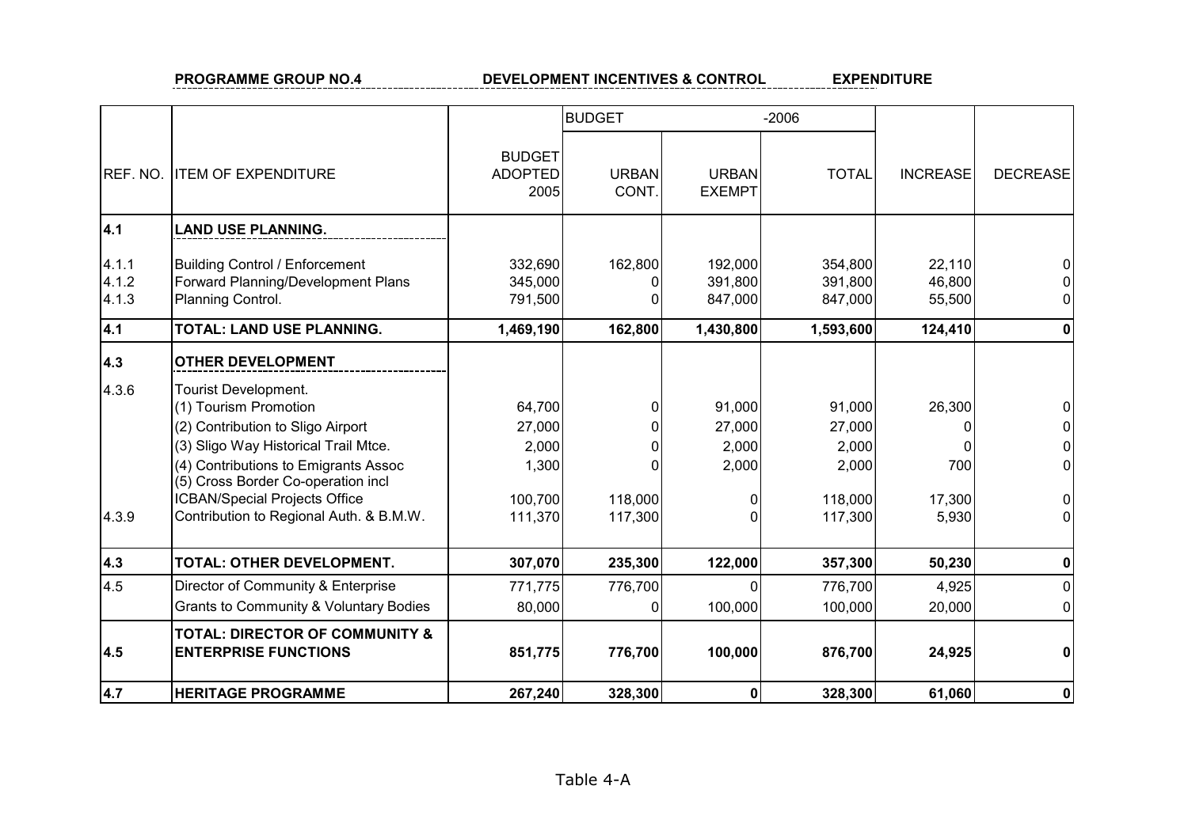**PROGRAMME GROUP NO.4** **DEVELOPMENT INCENTIVES & CONTROL** **EXPENDITURE**

| | | | BUDGET | | -2006 | | |
|---|---|---|---|---|---|---|---|
| REF. NO. | ITEM OF EXPENDITURE | BUDGET ADOPTED 2005 | URBAN CONT. | URBAN EXEMPT | TOTAL | INCREASE | DECREASE |
| **4.1** | **LAND USE PLANNING.** | | | | | | |
| 4.1.1 | Building Control / Enforcement | 332,690 | 162,800 | 192,000 | 354,800 | 22,110 | 0 |
| 4.1.2 | Forward Planning/Development Plans | 345,000 | 0 | 391,800 | 391,800 | 46,800 | 0 |
| 4.1.3 | Planning Control. | 791,500 | 0 | 847,000 | 847,000 | 55,500 | 0 |
| **4.1** | **TOTAL: LAND USE PLANNING.** | **1,469,190** | **162,800** | **1,430,800** | **1,593,600** | **124,410** | **0** |
| **4.3** | **OTHER DEVELOPMENT** | | | | | | |
| 4.3.6 | Tourist Development. | | | | | | |
| | (1) Tourism Promotion | 64,700 | 0 | 91,000 | 91,000 | 26,300 | 0 |
| | (2) Contribution to Sligo Airport | 27,000 | 0 | 27,000 | 27,000 | 0 | 0 |
| | (3) Sligo Way Historical Trail Mtce. | 2,000 | 0 | 2,000 | 2,000 | 0 | 0 |
| | (4) Contributions to Emigrants Assoc | 1,300 | 0 | 2,000 | 2,000 | 700 | 0 |
| | (5) Cross Border Co-operation incl ICBAN/Special Projects Office | 100,700 | 118,000 | 0 | 118,000 | 17,300 | 0 |
| 4.3.9 | Contribution to Regional Auth. & B.M.W. | 111,370 | 117,300 | 0 | 117,300 | 5,930 | 0 |
| **4.3** | **TOTAL: OTHER DEVELOPMENT.** | **307,070** | **235,300** | **122,000** | **357,300** | **50,230** | **0** |
| 4.5 | Director of Community & Enterprise | 771,775 | 776,700 | 0 | 776,700 | 4,925 | 0 |
| | Grants to Community & Voluntary Bodies | 80,000 | 0 | 100,000 | 100,000 | 20,000 | 0 |
| **4.5** | **TOTAL: DIRECTOR OF COMMUNITY & ENTERPRISE FUNCTIONS** | **851,775** | **776,700** | **100,000** | **876,700** | **24,925** | **0** |
| **4.7** | **HERITAGE PROGRAMME** | **267,240** | **328,300** | **0** | **328,300** | **61,060** | **0** |

Table 4-A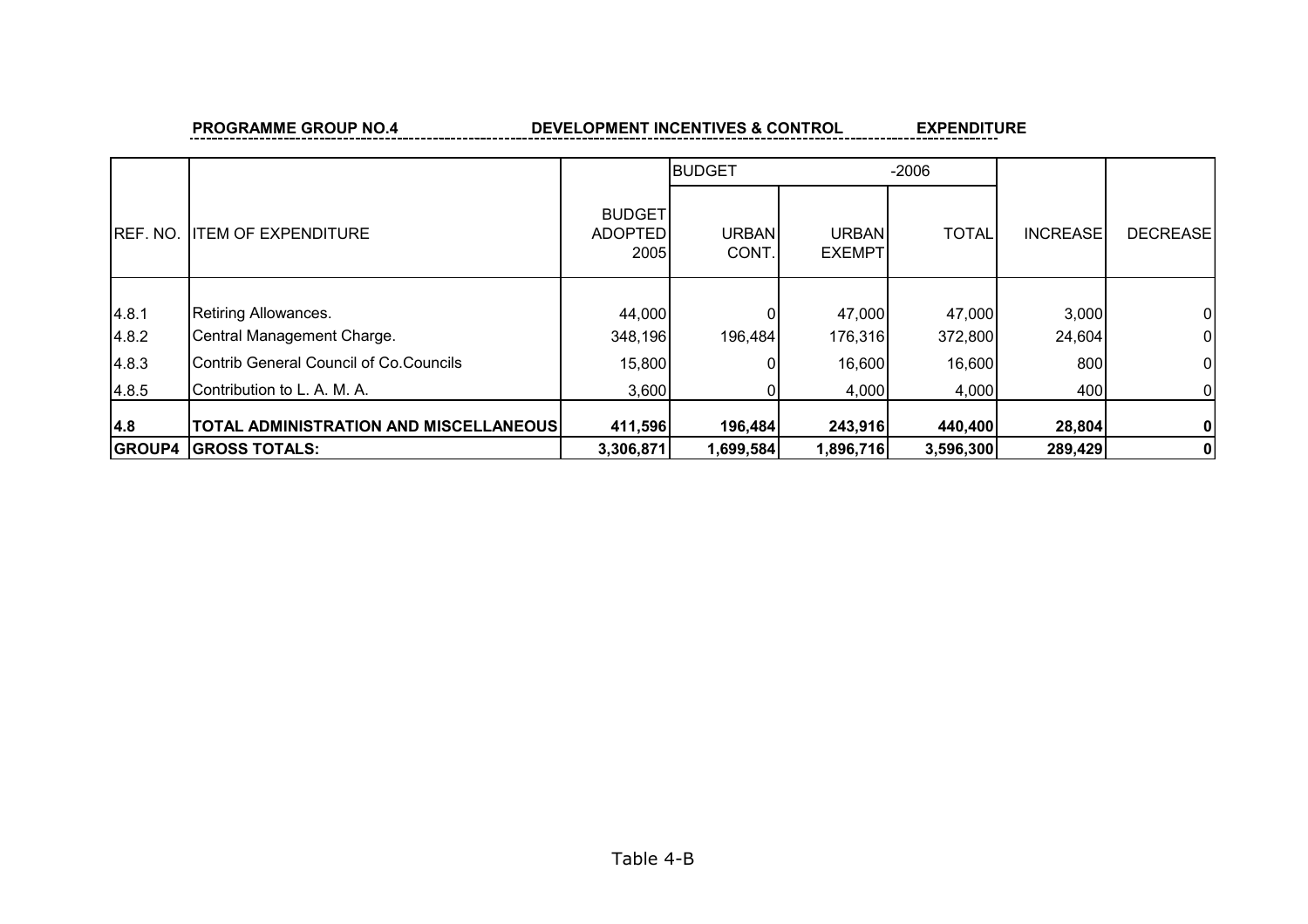**PROGRAMME GROUP NO.4** **DEVELOPMENT INCENTIVES & CONTROL** **EXPENDITURE**

| REF. NO. | ITEM OF EXPENDITURE | BUDGET ADOPTED 2005 | BUDGET | | -2006 | INCREASE | DECREASE |
|---|---|---|---|---|---|---|---|
| | | | URBAN CONT. | URBAN EXEMPT | TOTAL | | |
| 4.8.1 | Retiring Allowances. | 44,000 | 0 | 47,000 | 47,000 | 3,000 | 0 |
| 4.8.2 | Central Management Charge. | 348,196 | 196,484 | 176,316 | 372,800 | 24,604 | 0 |
| 4.8.3 | Contrib General Council of Co.Councils | 15,800 | 0 | 16,600 | 16,600 | 800 | 0 |
| 4.8.5 | Contribution to L. A. M. A. | 3,600 | 0 | 4,000 | 4,000 | 400 | 0 |
| **4.8** | **TOTAL ADMINISTRATION AND MISCELLANEOUS** | **411,596** | **196,484** | **243,916** | **440,400** | **28,804** | **0** |
| **GROUP4** | **GROSS TOTALS:** | **3,306,871** | **1,699,584** | **1,896,716** | **3,596,300** | **289,429** | **0** |

Table 4-B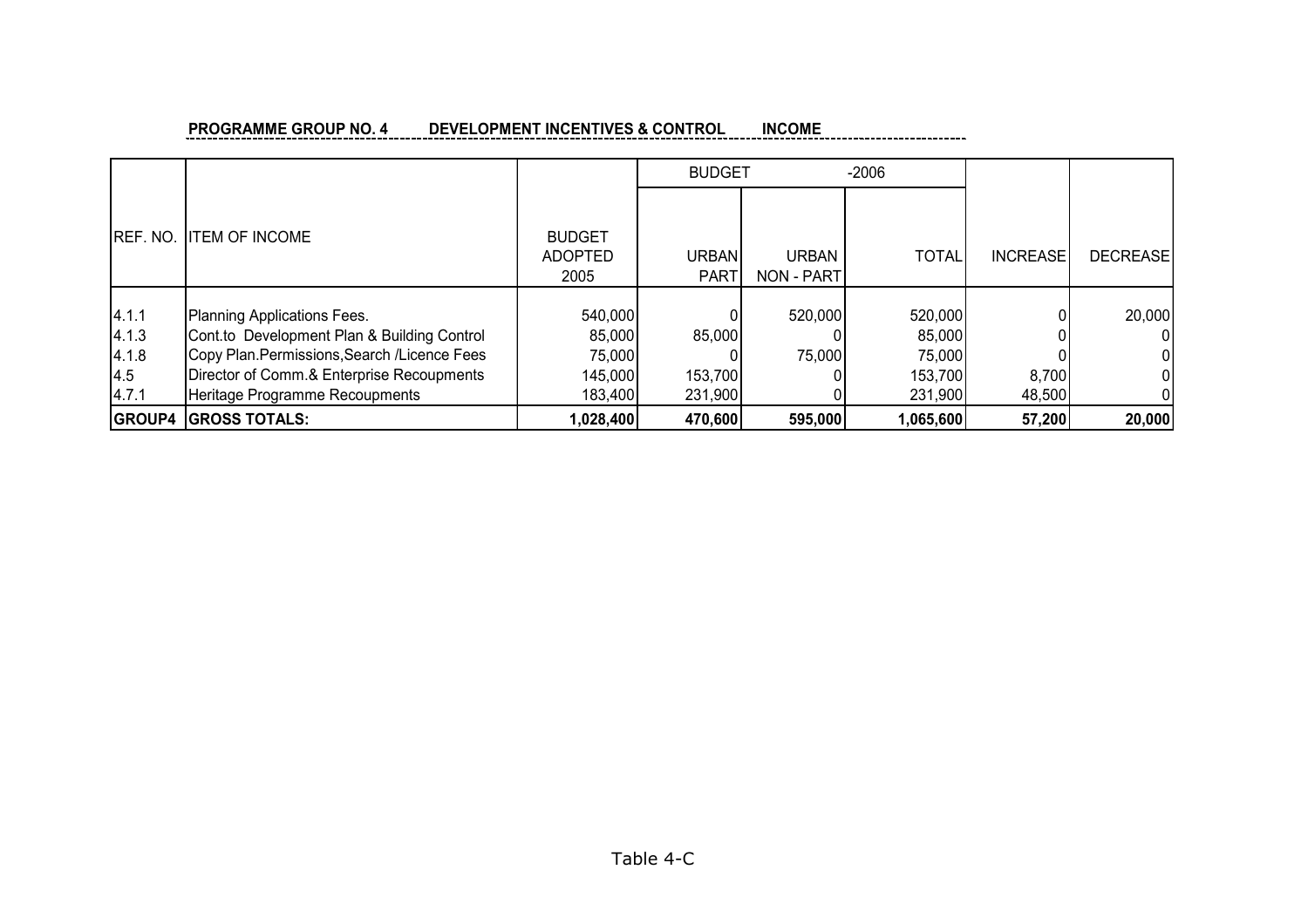**PROGRAMME GROUP NO. 4 DEVELOPMENT INCENTIVES & CONTROL INCOME**

| REF. NO. | ITEM OF INCOME | BUDGET ADOPTED 2005 | BUDGET -2006 | | | INCREASE | DECREASE |
|---|---|---|---|---|---|---|---|
| | | | URBAN PART | URBAN NON - PART | TOTAL | | |
| 4.1.1 | Planning Applications Fees. | 540,000 | 0 | 520,000 | 520,000 | 0 | 20,000 |
| 4.1.3 | Cont.to Development Plan & Building Control | 85,000 | 85,000 | 0 | 85,000 | 0 | 0 |
| 4.1.8 | Copy Plan.Permissions,Search /Licence Fees | 75,000 | 0 | 75,000 | 75,000 | 0 | 0 |
| 4.5 | Director of Comm.& Enterprise Recoupments | 145,000 | 153,700 | 0 | 153,700 | 8,700 | 0 |
| 4.7.1 | Heritage Programme Recoupments | 183,400 | 231,900 | 0 | 231,900 | 48,500 | 0 |
| **GROUP4** | **GROSS TOTALS:** | **1,028,400** | **470,600** | **595,000** | **1,065,600** | **57,200** | **20,000** |

Table 4-C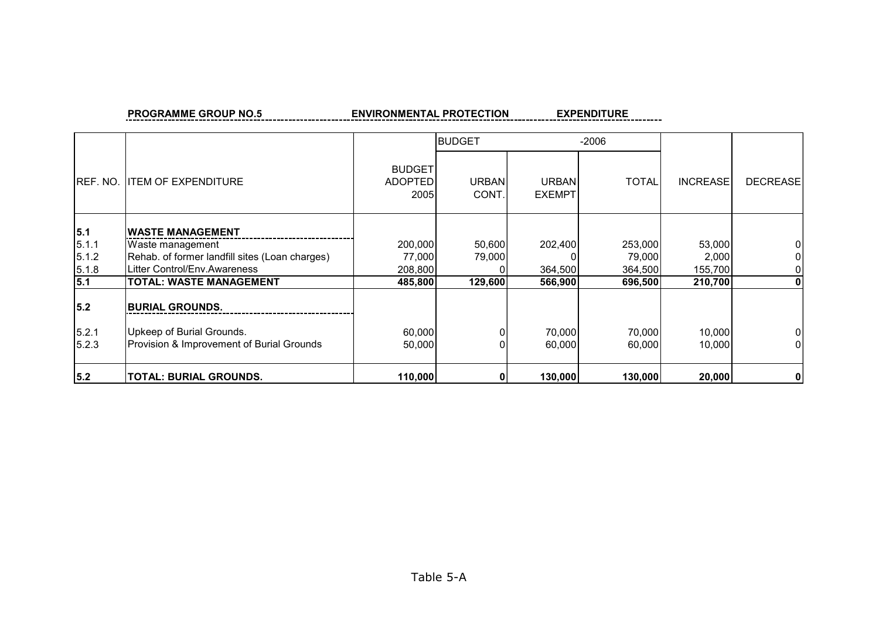**PROGRAMME GROUP NO.5** **ENVIRONMENTAL PROTECTION** **EXPENDITURE**

| REF. NO. | ITEM OF EXPENDITURE | BUDGET ADOPTED 2005 | BUDGET -2006 | | | INCREASE | DECREASE |
|---|---|---|---|---|---|---|---|
| | | | URBAN CONT. | URBAN EXEMPT | TOTAL | | |
| **5.1** | **WASTE MANAGEMENT** | | | | | | |
| 5.1.1 | Waste management | 200,000 | 50,600 | 202,400 | 253,000 | 53,000 | 0 |
| 5.1.2 | Rehab. of former landfill sites (Loan charges) | 77,000 | 79,000 | 0 | 79,000 | 2,000 | 0 |
| 5.1.8 | Litter Control/Env.Awareness | 208,800 | 0 | 364,500 | 364,500 | 155,700 | 0 |
| **5.1** | **TOTAL: WASTE MANAGEMENT** | **485,800** | **129,600** | **566,900** | **696,500** | **210,700** | **0** |
| **5.2** | **BURIAL GROUNDS.** | | | | | | |
| 5.2.1 | Upkeep of Burial Grounds. | 60,000 | 0 | 70,000 | 70,000 | 10,000 | 0 |
| 5.2.3 | Provision & Improvement of Burial Grounds | 50,000 | 0 | 60,000 | 60,000 | 10,000 | 0 |
| **5.2** | **TOTAL: BURIAL GROUNDS.** | **110,000** | **0** | **130,000** | **130,000** | **20,000** | **0** |

Table 5-A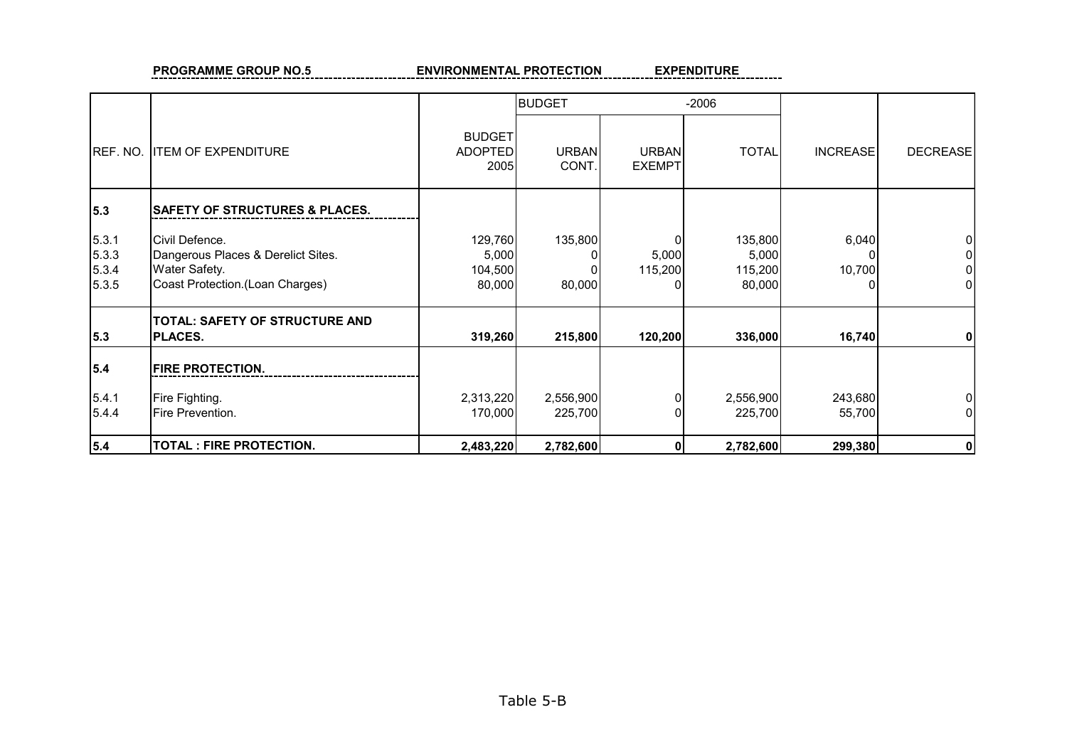**PROGRAMME GROUP NO.5** **ENVIRONMENTAL PROTECTION** **EXPENDITURE**

| REF. NO. | ITEM OF EXPENDITURE | BUDGET ADOPTED 2005 | BUDGET -2006 URBAN CONT. | URBAN EXEMPT | TOTAL | INCREASE | DECREASE |
|---|---|---|---|---|---|---|---|
| **5.3** | **SAFETY OF STRUCTURES & PLACES.** | | | | | | |
| 5.3.1 | Civil Defence. | 129,760 | 135,800 | 0 | 135,800 | 6,040 | 0 |
| 5.3.3 | Dangerous Places & Derelict Sites. | 5,000 | 0 | 5,000 | 5,000 | 0 | 0 |
| 5.3.4 | Water Safety. | 104,500 | 0 | 115,200 | 115,200 | 10,700 | 0 |
| 5.3.5 | Coast Protection.(Loan Charges) | 80,000 | 80,000 | 0 | 80,000 | 0 | 0 |
| **5.3** | **TOTAL: SAFETY OF STRUCTURE AND PLACES.** | **319,260** | **215,800** | **120,200** | **336,000** | **16,740** | **0** |
| **5.4** | **FIRE PROTECTION.** | | | | | | |
| 5.4.1 | Fire Fighting. | 2,313,220 | 2,556,900 | 0 | 2,556,900 | 243,680 | 0 |
| 5.4.4 | Fire Prevention. | 170,000 | 225,700 | 0 | 225,700 | 55,700 | 0 |
| **5.4** | **TOTAL : FIRE PROTECTION.** | **2,483,220** | **2,782,600** | **0** | **2,782,600** | **299,380** | **0** |

Table 5-B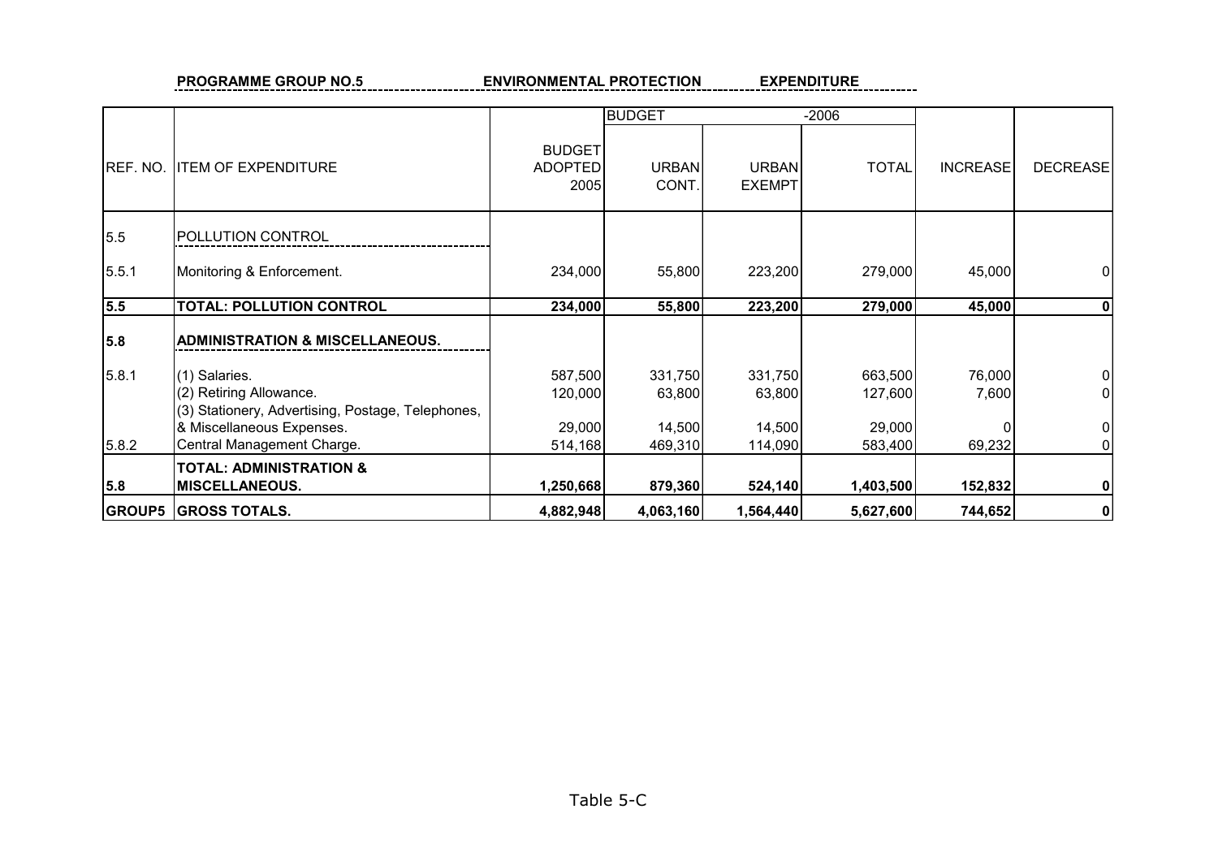**PROGRAMME GROUP NO.5** **ENVIRONMENTAL PROTECTION** **EXPENDITURE**

| REF. NO. | ITEM OF EXPENDITURE | BUDGET ADOPTED 2005 | BUDGET URBAN CONT. | -2006 URBAN EXEMPT | TOTAL | INCREASE | DECREASE |
|---|---|---|---|---|---|---|---|
| 5.5 | POLLUTION CONTROL | | | | | | |
| 5.5.1 | Monitoring & Enforcement. | 234,000 | 55,800 | 223,200 | 279,000 | 45,000 | 0 |
| **5.5** | **TOTAL: POLLUTION CONTROL** | **234,000** | **55,800** | **223,200** | **279,000** | **45,000** | **0** |
| **5.8** | **ADMINISTRATION & MISCELLANEOUS.** | | | | | | |
| 5.8.1 | (1) Salaries. | 587,500 | 331,750 | 331,750 | 663,500 | 76,000 | 0 |
| | (2) Retiring Allowance. | 120,000 | 63,800 | 63,800 | 127,600 | 7,600 | 0 |
| | (3) Stationery, Advertising, Postage, Telephones, & Miscellaneous Expenses. | 29,000 | 14,500 | 14,500 | 29,000 | 0 | 0 |
| 5.8.2 | Central Management Charge. | 514,168 | 469,310 | 114,090 | 583,400 | 69,232 | 0 |
| **5.8** | **TOTAL: ADMINISTRATION & MISCELLANEOUS.** | **1,250,668** | **879,360** | **524,140** | **1,403,500** | **152,832** | **0** |
| **GROUP5** | **GROSS TOTALS.** | **4,882,948** | **4,063,160** | **1,564,440** | **5,627,600** | **744,652** | **0** |

Table 5-C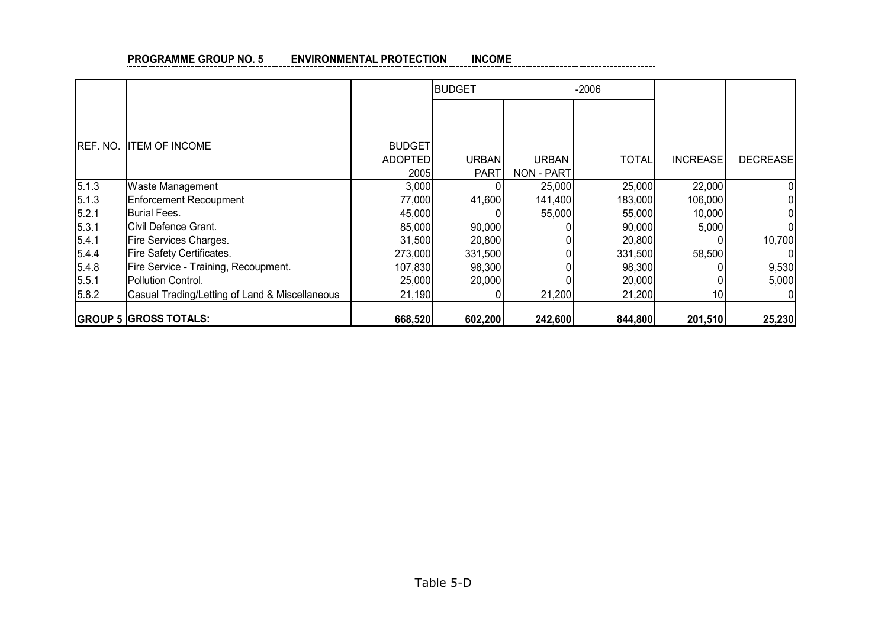**PROGRAMME GROUP NO. 5 ENVIRONMENTAL PROTECTION INCOME**

| REF. NO. | ITEM OF INCOME | BUDGET ADOPTED 2005 | BUDGET | -2006 | | INCREASE | DECREASE |
|---|---|---|---|---|---|---|---|
| | | | URBAN PART | URBAN NON - PART | TOTAL | | |
| 5.1.3 | Waste Management | 3,000 | 0 | 25,000 | 25,000 | 22,000 | 0 |
| 5.1.3 | Enforcement Recoupment | 77,000 | 41,600 | 141,400 | 183,000 | 106,000 | 0 |
| 5.2.1 | Burial Fees. | 45,000 | 0 | 55,000 | 55,000 | 10,000 | 0 |
| 5.3.1 | Civil Defence Grant. | 85,000 | 90,000 | 0 | 90,000 | 5,000 | 0 |
| 5.4.1 | Fire Services Charges. | 31,500 | 20,800 | 0 | 20,800 | 0 | 10,700 |
| 5.4.4 | Fire Safety Certificates. | 273,000 | 331,500 | 0 | 331,500 | 58,500 | 0 |
| 5.4.8 | Fire Service - Training, Recoupment. | 107,830 | 98,300 | 0 | 98,300 | 0 | 9,530 |
| 5.5.1 | Pollution Control. | 25,000 | 20,000 | 0 | 20,000 | 0 | 5,000 |
| 5.8.2 | Casual Trading/Letting of Land & Miscellaneous | 21,190 | 0 | 21,200 | 21,200 | 10 | 0 |
| **GROUP 5** | **GROSS TOTALS:** | **668,520** | **602,200** | **242,600** | **844,800** | **201,510** | **25,230** |

Table 5-D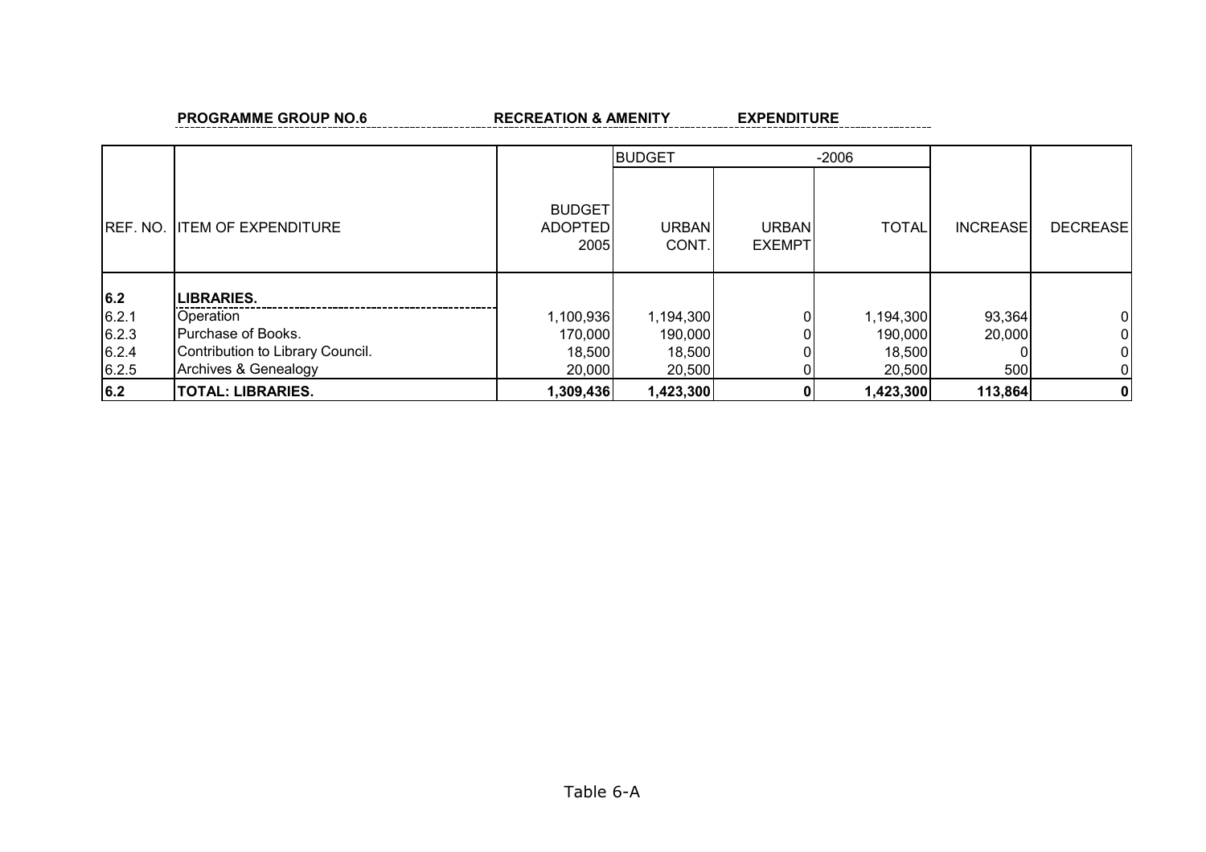**PROGRAMME GROUP NO.6** **RECREATION & AMENITY** **EXPENDITURE**

| REF. NO. | ITEM OF EXPENDITURE | BUDGET ADOPTED 2005 | BUDGET URBAN CONT. | -2006 URBAN EXEMPT | TOTAL | INCREASE | DECREASE |
|---|---|---|---|---|---|---|---|
| **6.2** | **LIBRARIES.** | | | | | | |
| 6.2.1 | Operation | 1,100,936 | 1,194,300 | 0 | 1,194,300 | 93,364 | 0 |
| 6.2.3 | Purchase of Books. | 170,000 | 190,000 | 0 | 190,000 | 20,000 | 0 |
| 6.2.4 | Contribution to Library Council. | 18,500 | 18,500 | 0 | 18,500 | 0 | 0 |
| 6.2.5 | Archives & Genealogy | 20,000 | 20,500 | 0 | 20,500 | 500 | 0 |
| **6.2** | **TOTAL: LIBRARIES.** | **1,309,436** | **1,423,300** | **0** | **1,423,300** | **113,864** | **0** |

Table 6-A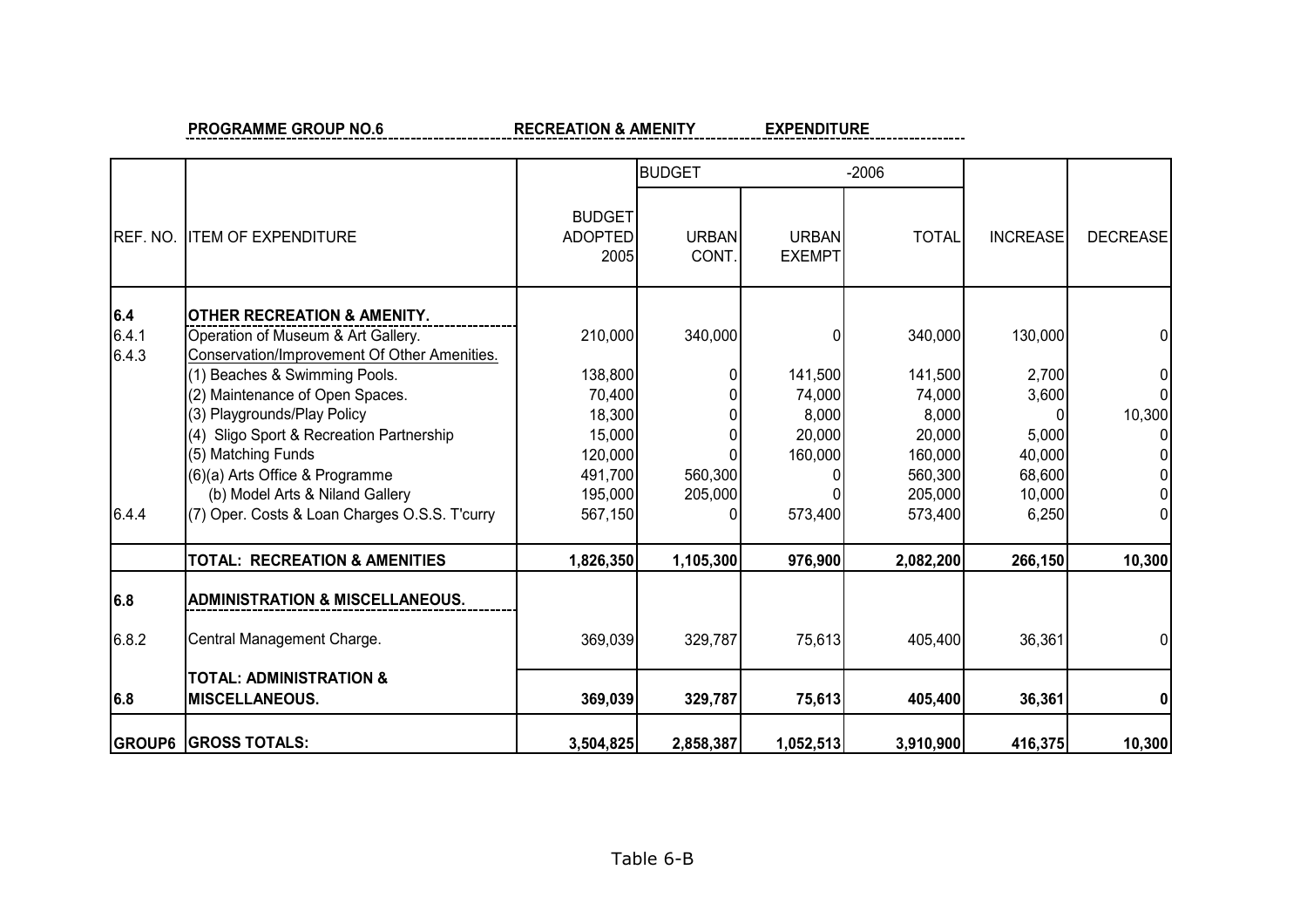**PROGRAMME GROUP NO.6** **RECREATION & AMENITY** **EXPENDITURE**

| REF. NO. | ITEM OF EXPENDITURE | BUDGET ADOPTED 2005 | BUDGET URBAN CONT. | URBAN EXEMPT | -2006 TOTAL | INCREASE | DECREASE |
|---|---|---|---|---|---|---|---|
| **6.4** | **OTHER RECREATION & AMENITY.** | | | | | | |
| 6.4.1 | Operation of Museum & Art Gallery. | 210,000 | 340,000 | 0 | 340,000 | 130,000 | 0 |
| 6.4.3 | Conservation/Improvement Of Other Amenities. | | | | | | |
| | (1) Beaches & Swimming Pools. | 138,800 | 0 | 141,500 | 141,500 | 2,700 | 0 |
| | (2) Maintenance of Open Spaces. | 70,400 | 0 | 74,000 | 74,000 | 3,600 | 0 |
| | (3) Playgrounds/Play Policy | 18,300 | 0 | 8,000 | 8,000 | 0 | 10,300 |
| | (4) Sligo Sport & Recreation Partnership | 15,000 | 0 | 20,000 | 20,000 | 5,000 | 0 |
| | (5) Matching Funds | 120,000 | 0 | 160,000 | 160,000 | 40,000 | 0 |
| | (6)(a) Arts Office & Programme | 491,700 | 560,300 | 0 | 560,300 | 68,600 | 0 |
| | (b) Model Arts & Niland Gallery | 195,000 | 205,000 | 0 | 205,000 | 10,000 | 0 |
| 6.4.4 | (7) Oper. Costs & Loan Charges O.S.S. T'curry | 567,150 | 0 | 573,400 | 573,400 | 6,250 | 0 |
| | **TOTAL: RECREATION & AMENITIES** | **1,826,350** | **1,105,300** | **976,900** | **2,082,200** | **266,150** | **10,300** |
| **6.8** | **ADMINISTRATION & MISCELLANEOUS.** | | | | | | |
| 6.8.2 | Central Management Charge. | 369,039 | 329,787 | 75,613 | 405,400 | 36,361 | 0 |
| **6.8** | **TOTAL: ADMINISTRATION & MISCELLANEOUS.** | **369,039** | **329,787** | **75,613** | **405,400** | **36,361** | **0** |
| **GROUP6** | **GROSS TOTALS:** | **3,504,825** | **2,858,387** | **1,052,513** | **3,910,900** | **416,375** | **10,300** |

Table 6-B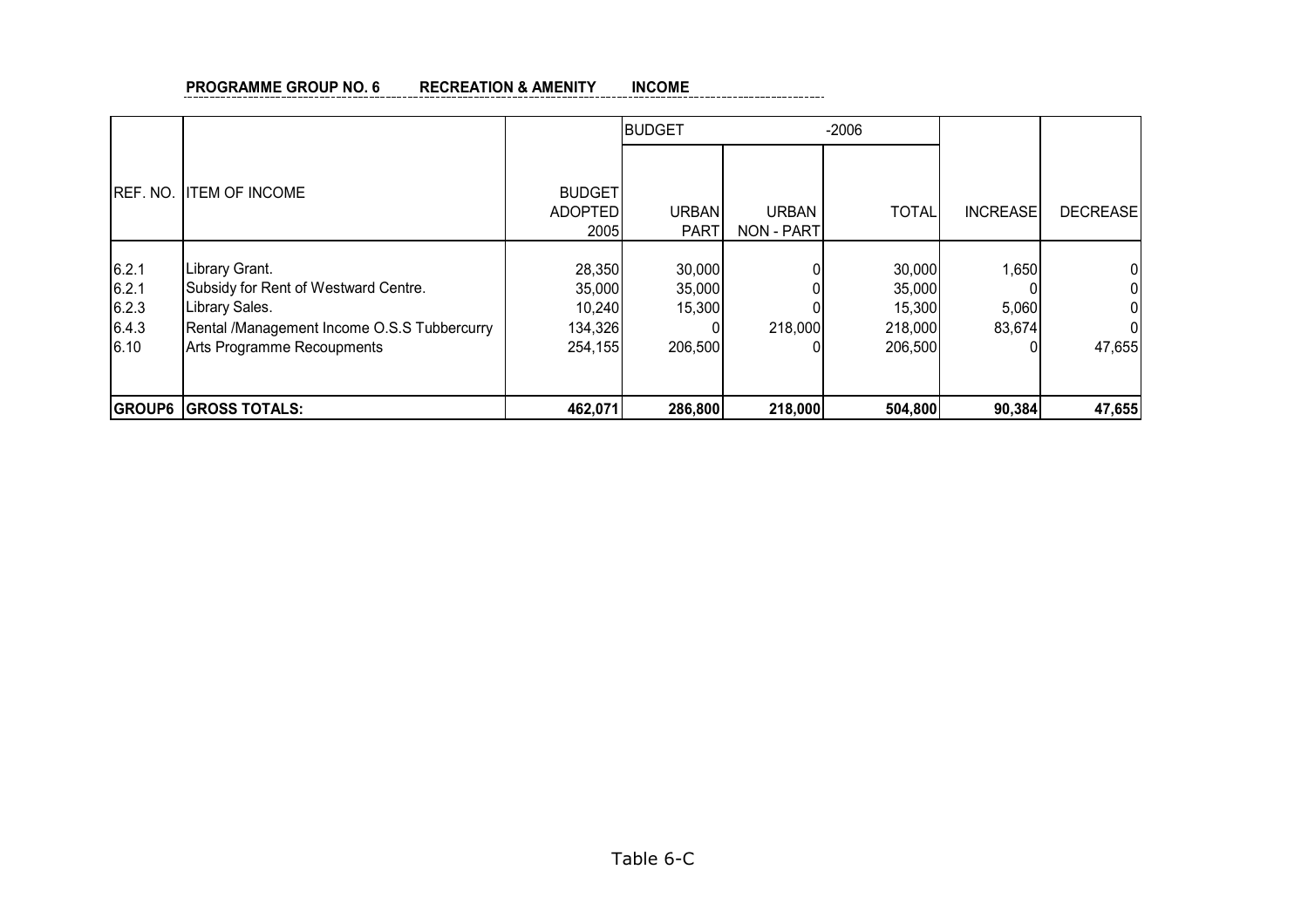**PROGRAMME GROUP NO. 6 RECREATION & AMENITY INCOME**

| | | | BUDGET | | -2006 | | |
|---|---|---|---|---|---|---|---|
| REF. NO. | ITEM OF INCOME | BUDGET ADOPTED 2005 | URBAN PART | URBAN NON - PART | TOTAL | INCREASE | DECREASE |
| 6.2.1 | Library Grant. | 28,350 | 30,000 | 0 | 30,000 | 1,650 | 0 |
| 6.2.1 | Subsidy for Rent of Westward Centre. | 35,000 | 35,000 | 0 | 35,000 | 0 | 0 |
| 6.2.3 | Library Sales. | 10,240 | 15,300 | 0 | 15,300 | 5,060 | 0 |
| 6.4.3 | Rental /Management Income O.S.S Tubbercurry | 134,326 | 0 | 218,000 | 218,000 | 83,674 | 0 |
| 6.10 | Arts Programme Recoupments | 254,155 | 206,500 | 0 | 206,500 | 0 | 47,655 |
| **GROUP6** | **GROSS TOTALS:** | **462,071** | **286,800** | **218,000** | **504,800** | **90,384** | **47,655** |

Table 6-C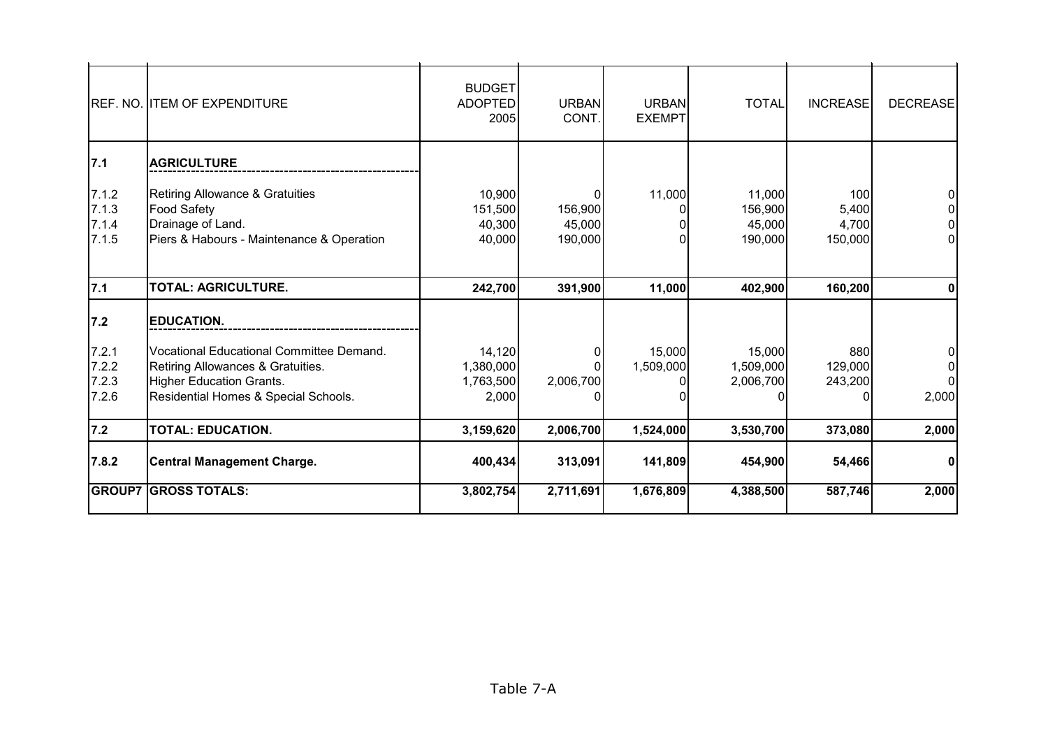| REF. NO. | ITEM OF EXPENDITURE | BUDGET ADOPTED 2005 | URBAN CONT. | URBAN EXEMPT | TOTAL | INCREASE | DECREASE |
|---|---|---|---|---|---|---|---|
| **7.1** | **AGRICULTURE** | | | | | | |
| 7.1.2 | Retiring Allowance & Gratuities | 10,900 | 0 | 11,000 | 11,000 | 100 | 0 |
| 7.1.3 | Food Safety | 151,500 | 156,900 | 0 | 156,900 | 5,400 | 0 |
| 7.1.4 | Drainage of Land. | 40,300 | 45,000 | 0 | 45,000 | 4,700 | 0 |
| 7.1.5 | Piers & Habours - Maintenance & Operation | 40,000 | 190,000 | 0 | 190,000 | 150,000 | 0 |
| **7.1** | **TOTAL: AGRICULTURE.** | **242,700** | **391,900** | **11,000** | **402,900** | **160,200** | **0** |
| **7.2** | **EDUCATION.** | | | | | | |
| 7.2.1 | Vocational Educational Committee Demand. | 14,120 | 0 | 15,000 | 15,000 | 880 | 0 |
| 7.2.2 | Retiring Allowances & Gratuities. | 1,380,000 | 0 | 1,509,000 | 1,509,000 | 129,000 | 0 |
| 7.2.3 | Higher Education Grants. | 1,763,500 | 2,006,700 | 0 | 2,006,700 | 243,200 | 0 |
| 7.2.6 | Residential Homes & Special Schools. | 2,000 | 0 | 0 | 0 | 0 | 2,000 |
| **7.2** | **TOTAL: EDUCATION.** | **3,159,620** | **2,006,700** | **1,524,000** | **3,530,700** | **373,080** | **2,000** |
| **7.8.2** | **Central Management Charge.** | **400,434** | **313,091** | **141,809** | **454,900** | **54,466** | **0** |
| **GROUP7** | **GROSS TOTALS:** | **3,802,754** | **2,711,691** | **1,676,809** | **4,388,500** | **587,746** | **2,000** |

Table 7-A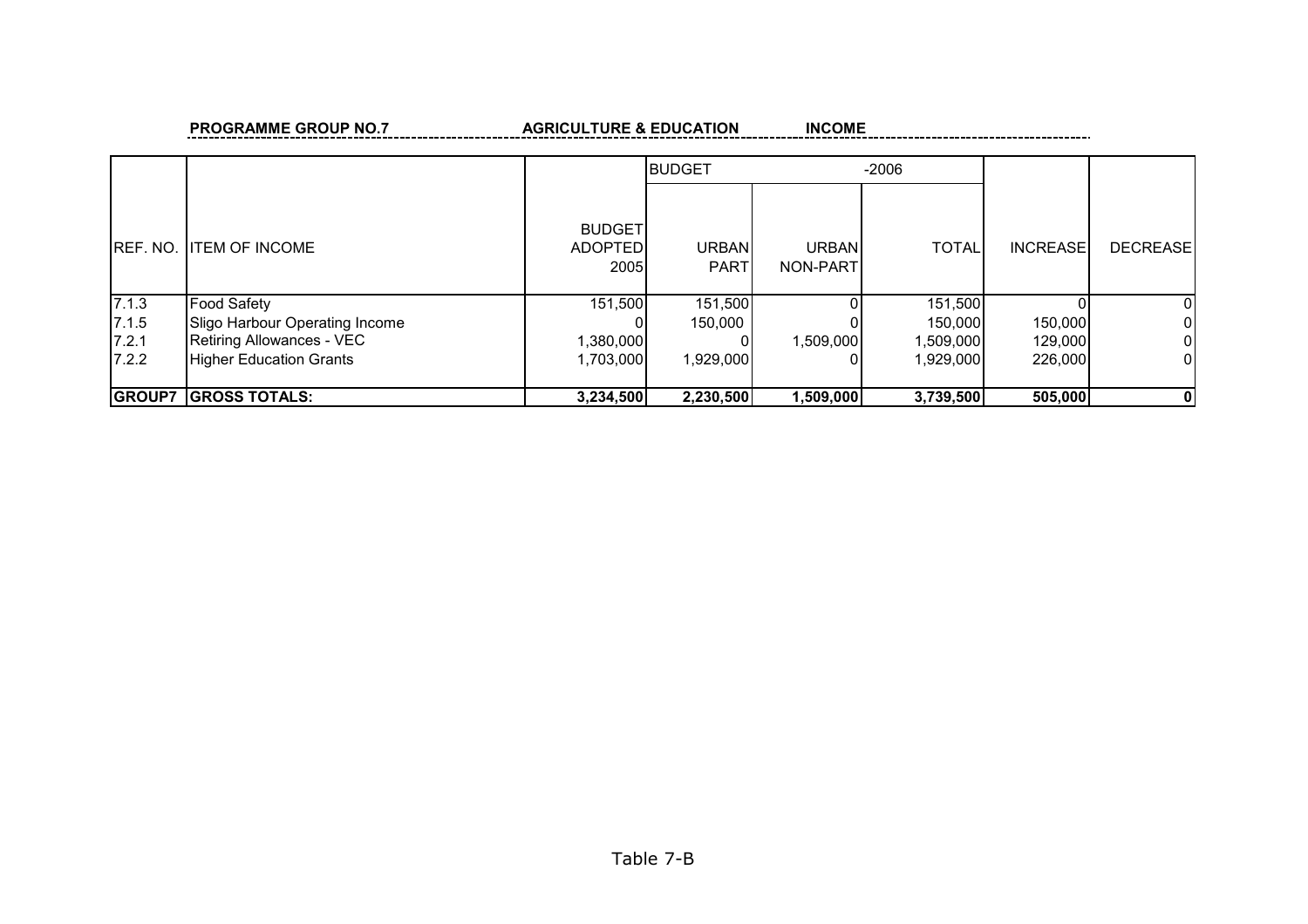**PROGRAMME GROUP NO.7** **AGRICULTURE & EDUCATION** **INCOME**

| REF. NO. | ITEM OF INCOME | BUDGET ADOPTED 2005 | BUDGET -2006 URBAN PART | URBAN NON-PART | TOTAL | INCREASE | DECREASE |
|---|---|---|---|---|---|---|---|
| 7.1.3 | Food Safety | 151,500 | 151,500 | 0 | 151,500 | 0 | 0 |
| 7.1.5 | Sligo Harbour Operating Income | 0 | 150,000 | 0 | 150,000 | 150,000 | 0 |
| 7.2.1 | Retiring Allowances - VEC | 1,380,000 | 0 | 1,509,000 | 1,509,000 | 129,000 | 0 |
| 7.2.2 | Higher Education Grants | 1,703,000 | 1,929,000 | 0 | 1,929,000 | 226,000 | 0 |
| **GROUP7** | **GROSS TOTALS:** | **3,234,500** | **2,230,500** | **1,509,000** | **3,739,500** | **505,000** | **0** |

Table 7-B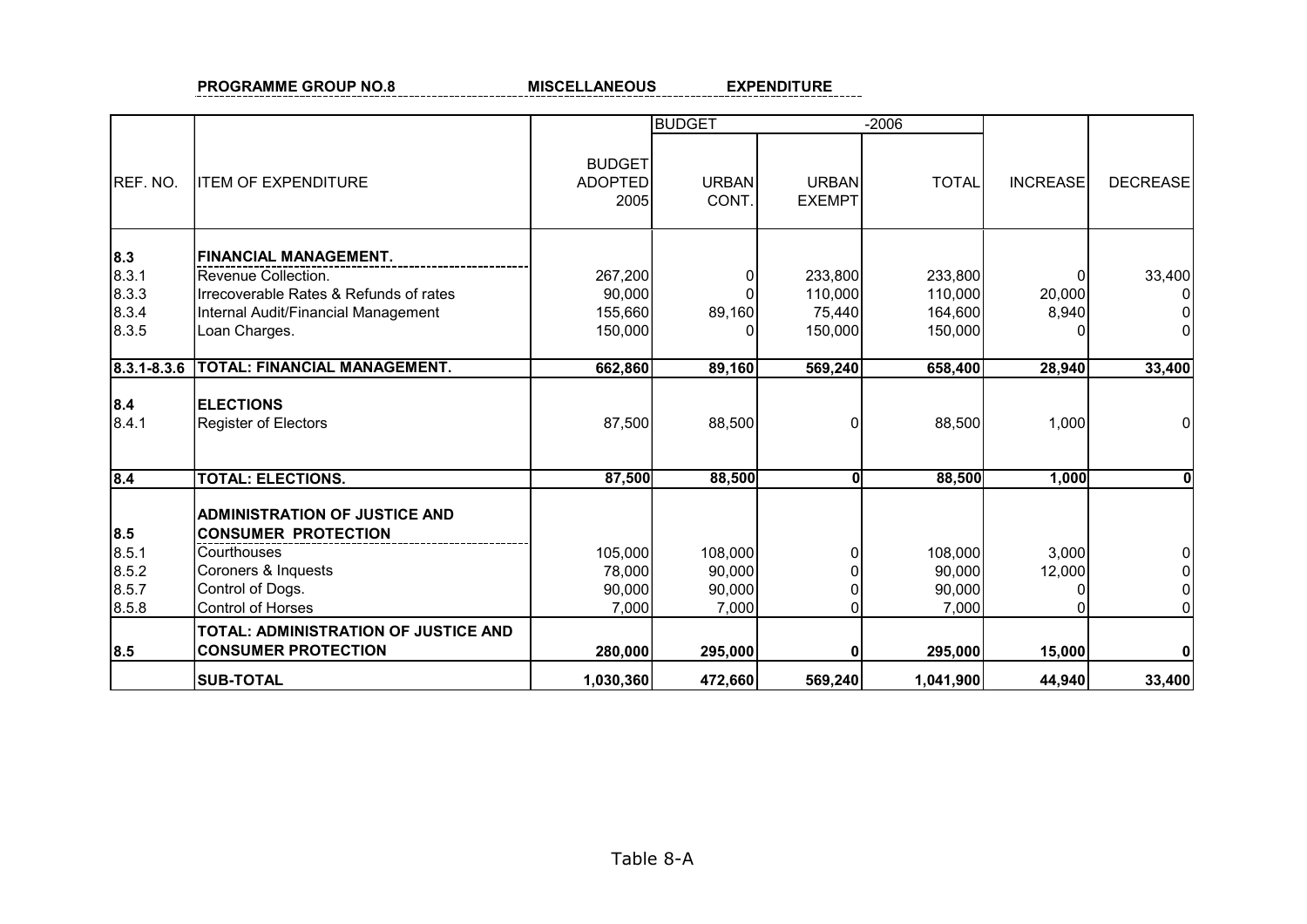**PROGRAMME GROUP NO.8** **MISCELLANEOUS** **EXPENDITURE**

| REF. NO. | ITEM OF EXPENDITURE | BUDGET ADOPTED 2005 | BUDGET URBAN CONT. | URBAN EXEMPT | -2006 TOTAL | INCREASE | DECREASE |
|---|---|---|---|---|---|---|---|
| **8.3** | **FINANCIAL MANAGEMENT.** | | | | | | |
| 8.3.1 | Revenue Collection. | 267,200 | 0 | 233,800 | 233,800 | 0 | 33,400 |
| 8.3.3 | Irrecoverable Rates & Refunds of rates | 90,000 | 0 | 110,000 | 110,000 | 20,000 | 0 |
| 8.3.4 | Internal Audit/Financial Management | 155,660 | 89,160 | 75,440 | 164,600 | 8,940 | 0 |
| 8.3.5 | Loan Charges. | 150,000 | 0 | 150,000 | 150,000 | 0 | 0 |
| **8.3.1-8.3.6** | **TOTAL: FINANCIAL MANAGEMENT.** | **662,860** | **89,160** | **569,240** | **658,400** | **28,940** | **33,400** |
| **8.4** | **ELECTIONS** | | | | | | |
| 8.4.1 | Register of Electors | 87,500 | 88,500 | 0 | 88,500 | 1,000 | 0 |
| **8.4** | **TOTAL: ELECTIONS.** | **87,500** | **88,500** | **0** | **88,500** | **1,000** | **0** |
| **8.5** | **ADMINISTRATION OF JUSTICE AND CONSUMER PROTECTION** | | | | | | |
| 8.5.1 | Courthouses | 105,000 | 108,000 | 0 | 108,000 | 3,000 | 0 |
| 8.5.2 | Coroners & Inquests | 78,000 | 90,000 | 0 | 90,000 | 12,000 | 0 |
| 8.5.7 | Control of Dogs. | 90,000 | 90,000 | 0 | 90,000 | 0 | 0 |
| 8.5.8 | Control of Horses | 7,000 | 7,000 | 0 | 7,000 | 0 | 0 |
| **8.5** | **TOTAL: ADMINISTRATION OF JUSTICE AND CONSUMER PROTECTION** | **280,000** | **295,000** | **0** | **295,000** | **15,000** | **0** |
| | **SUB-TOTAL** | **1,030,360** | **472,660** | **569,240** | **1,041,900** | **44,940** | **33,400** |

Table 8-A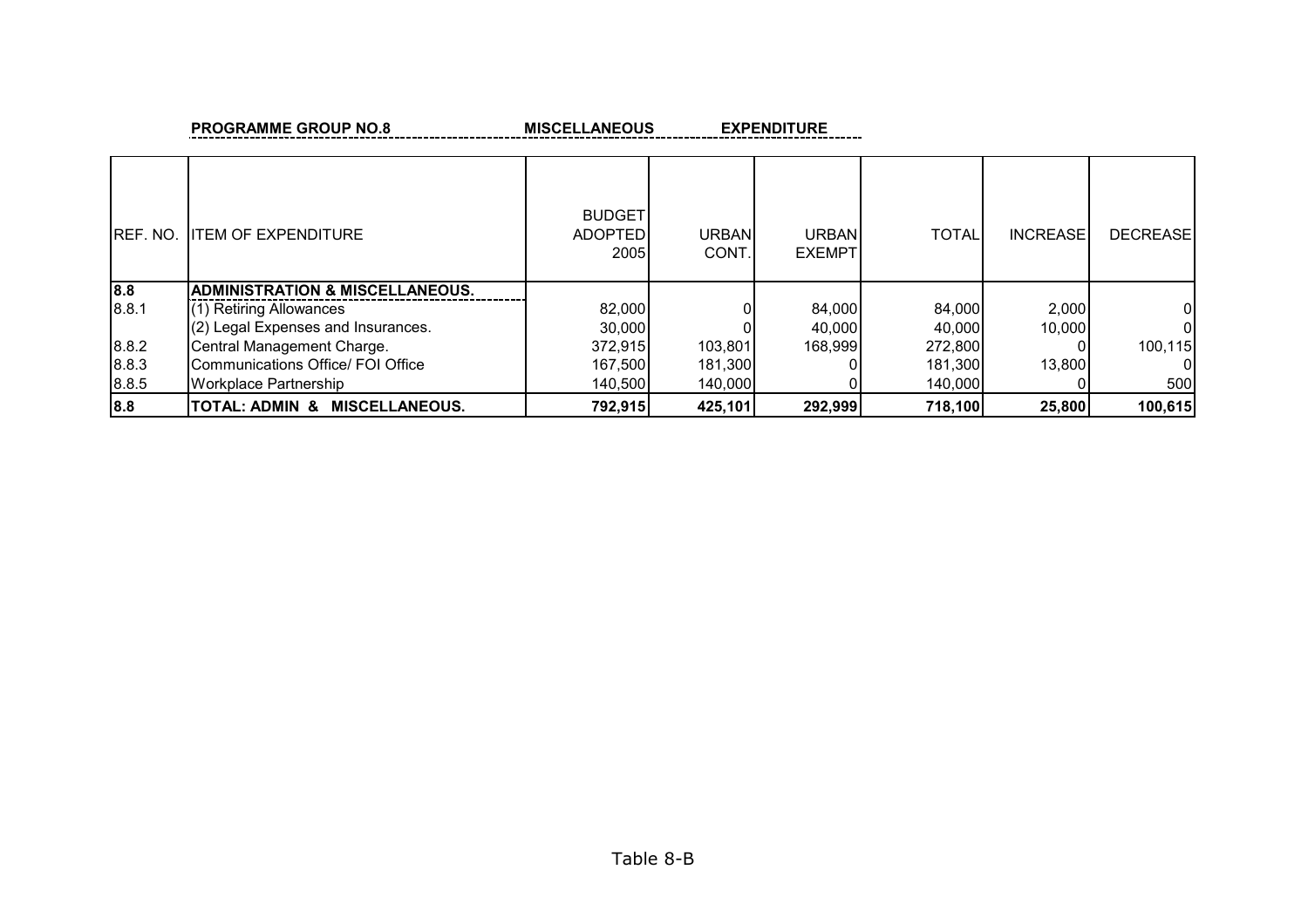**PROGRAMME GROUP NO.8 MISCELLANEOUS EXPENDITURE**

| REF. NO. | ITEM OF EXPENDITURE | BUDGET ADOPTED 2005 | URBAN CONT. | URBAN EXEMPT | TOTAL | INCREASE | DECREASE |
|---|---|---|---|---|---|---|---|
| **8.8** | **ADMINISTRATION & MISCELLANEOUS.** | | | | | | |
| 8.8.1 | (1) Retiring Allowances | 82,000 | 0 | 84,000 | 84,000 | 2,000 | 0 |
| | (2) Legal Expenses and Insurances. | 30,000 | 0 | 40,000 | 40,000 | 10,000 | 0 |
| 8.8.2 | Central Management Charge. | 372,915 | 103,801 | 168,999 | 272,800 | 0 | 100,115 |
| 8.8.3 | Communications Office/ FOI Office | 167,500 | 181,300 | 0 | 181,300 | 13,800 | 0 |
| 8.8.5 | Workplace Partnership | 140,500 | 140,000 | 0 | 140,000 | 0 | 500 |
| **8.8** | **TOTAL: ADMIN & MISCELLANEOUS.** | **792,915** | **425,101** | **292,999** | **718,100** | **25,800** | **100,615** |

Table 8-B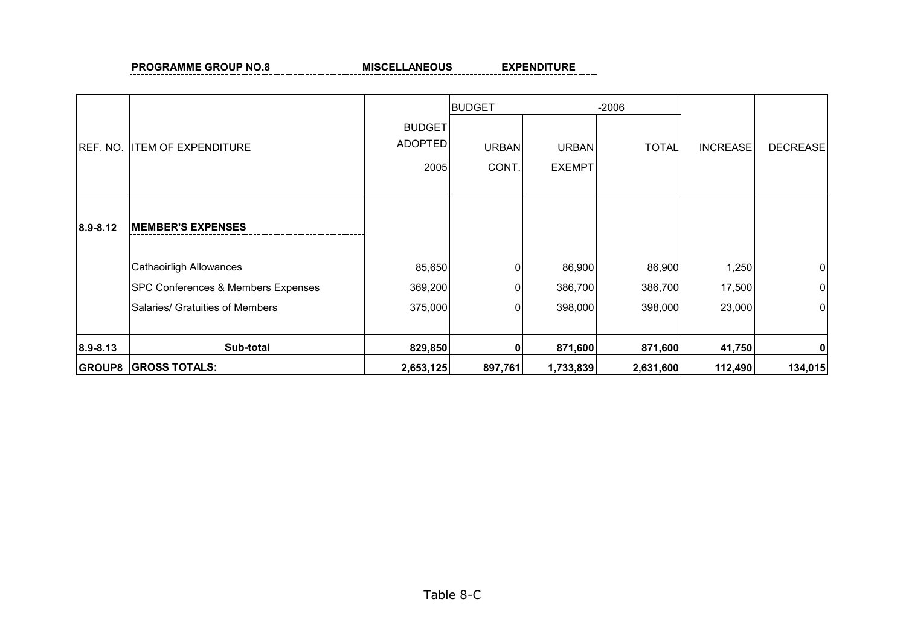**PROGRAMME GROUP NO.8** **MISCELLANEOUS** **EXPENDITURE**

| REF. NO. | ITEM OF EXPENDITURE | BUDGET ADOPTED 2005 | BUDGET URBAN CONT. | URBAN EXEMPT | -2006 TOTAL | INCREASE | DECREASE |
|---|---|---|---|---|---|---|---|
| **8.9-8.12** | **MEMBER'S EXPENSES** | | | | | | |
| | Cathaoirligh Allowances | 85,650 | 0 | 86,900 | 86,900 | 1,250 | 0 |
| | SPC Conferences & Members Expenses | 369,200 | 0 | 386,700 | 386,700 | 17,500 | 0 |
| | Salaries/ Gratuities of Members | 375,000 | 0 | 398,000 | 398,000 | 23,000 | 0 |
| **8.9-8.13** | **Sub-total** | **829,850** | **0** | **871,600** | **871,600** | **41,750** | **0** |
| **GROUP8** | **GROSS TOTALS:** | **2,653,125** | **897,761** | **1,733,839** | **2,631,600** | **112,490** | **134,015** |

Table 8-C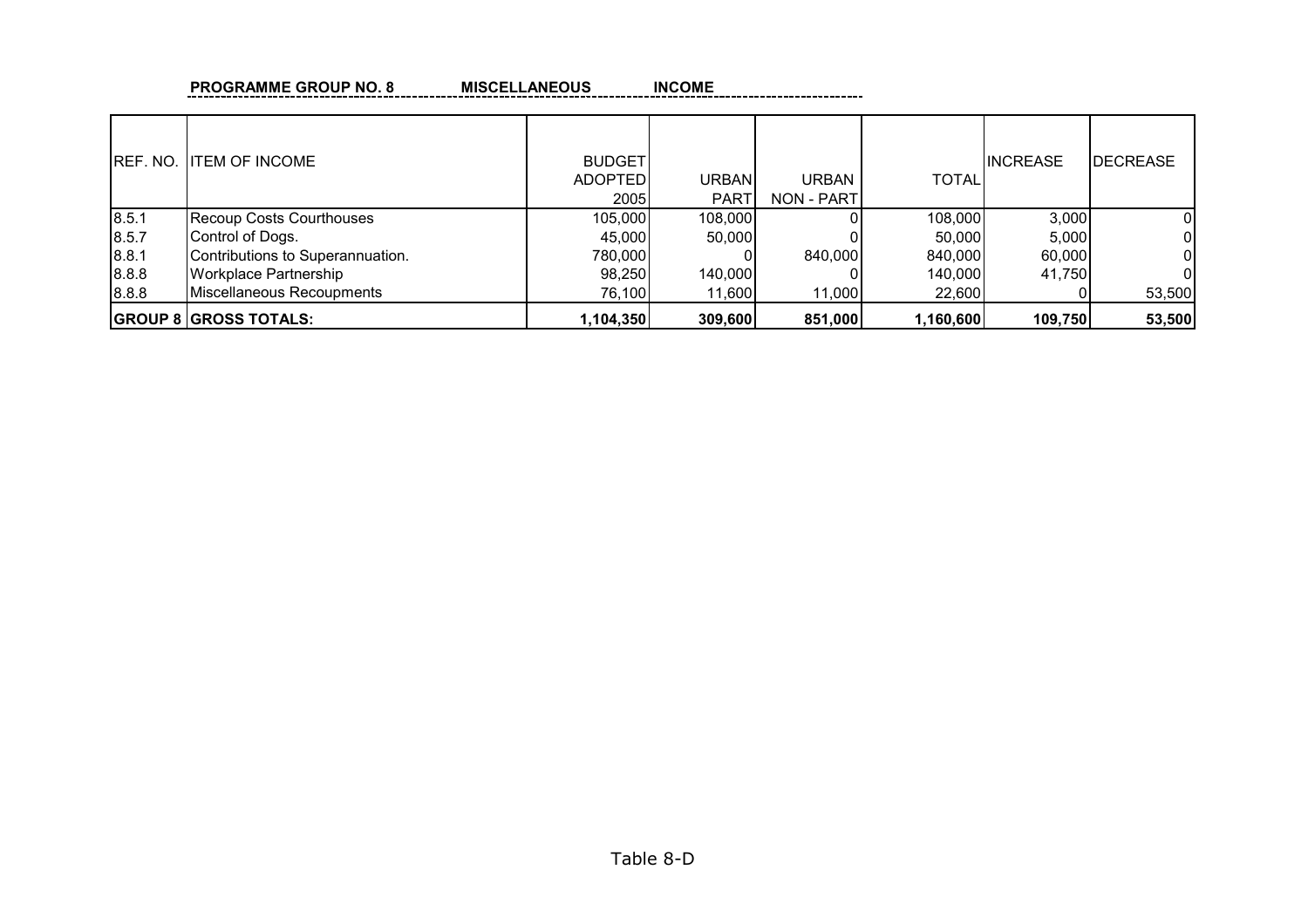**PROGRAMME GROUP NO. 8 MISCELLANEOUS INCOME**

| REF. NO. | ITEM OF INCOME | BUDGET ADOPTED 2005 | URBAN PART | URBAN NON - PART | TOTAL | INCREASE | DECREASE |
|---|---|---|---|---|---|---|---|
| 8.5.1 | Recoup Costs Courthouses | 105,000 | 108,000 | 0 | 108,000 | 3,000 | 0 |
| 8.5.7 | Control of Dogs. | 45,000 | 50,000 | 0 | 50,000 | 5,000 | 0 |
| 8.8.1 | Contributions to Superannuation. | 780,000 | 0 | 840,000 | 840,000 | 60,000 | 0 |
| 8.8.8 | Workplace Partnership | 98,250 | 140,000 | 0 | 140,000 | 41,750 | 0 |
| 8.8.8 | Miscellaneous Recoupments | 76,100 | 11,600 | 11,000 | 22,600 | 0 | 53,500 |
| **GROUP 8** | **GROSS TOTALS:** | **1,104,350** | **309,600** | **851,000** | **1,160,600** | **109,750** | **53,500** |

Table 8-D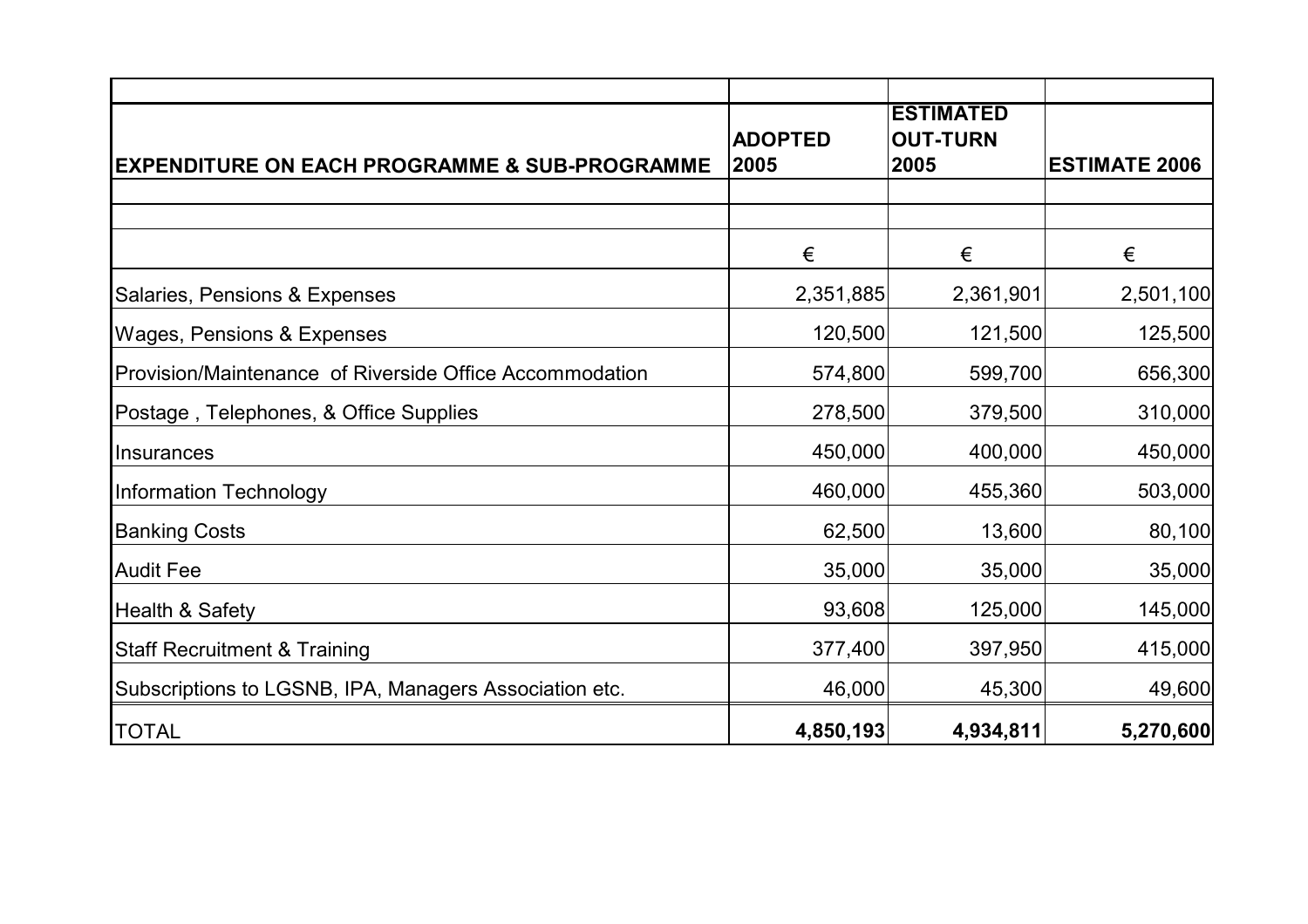| EXPENDITURE ON EACH PROGRAMME & SUB-PROGRAMME | ADOPTED 2005 | ESTIMATED OUT-TURN 2005 | ESTIMATE 2006 |
|---|---|---|---|
| | € | € | € |
| Salaries, Pensions & Expenses | 2,351,885 | 2,361,901 | 2,501,100 |
| Wages, Pensions & Expenses | 120,500 | 121,500 | 125,500 |
| Provision/Maintenance of Riverside Office Accommodation | 574,800 | 599,700 | 656,300 |
| Postage , Telephones, & Office Supplies | 278,500 | 379,500 | 310,000 |
| Insurances | 450,000 | 400,000 | 450,000 |
| Information Technology | 460,000 | 455,360 | 503,000 |
| Banking Costs | 62,500 | 13,600 | 80,100 |
| Audit Fee | 35,000 | 35,000 | 35,000 |
| Health & Safety | 93,608 | 125,000 | 145,000 |
| Staff Recruitment & Training | 377,400 | 397,950 | 415,000 |
| Subscriptions to LGSNB, IPA, Managers Association etc. | 46,000 | 45,300 | 49,600 |
| TOTAL | **4,850,193** | **4,934,811** | **5,270,600** |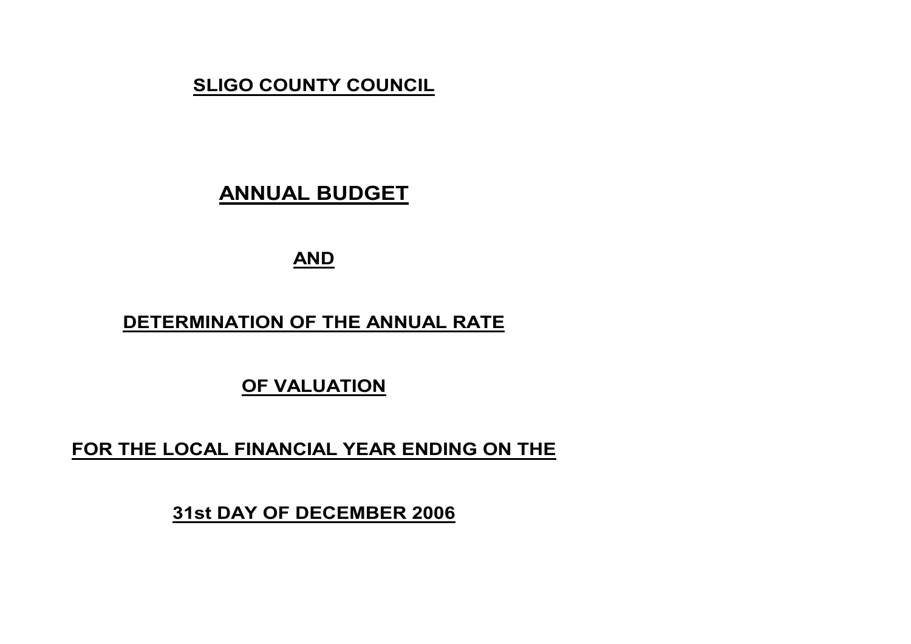**SLIGO COUNTY COUNCIL**

# ANNUAL BUDGET

**AND**

**DETERMINATION OF THE ANNUAL RATE**

**OF VALUATION**

**FOR THE LOCAL FINANCIAL YEAR ENDING ON THE**

**31st DAY OF DECEMBER 2006**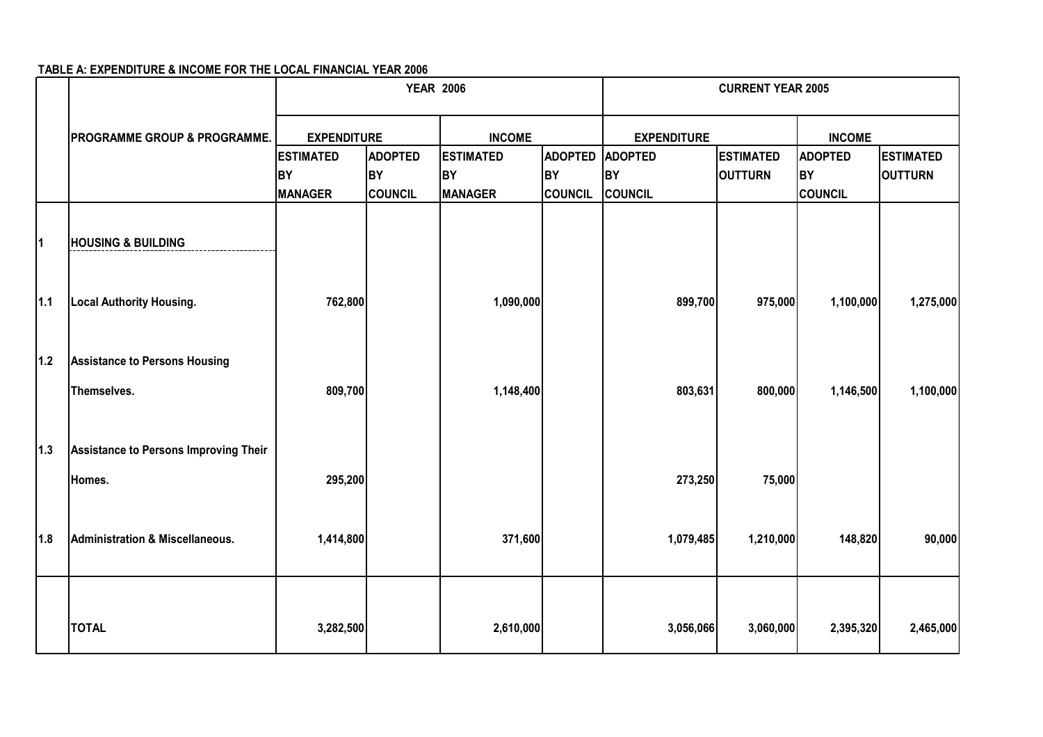**TABLE A: EXPENDITURE & INCOME FOR THE LOCAL FINANCIAL YEAR 2006**

| | PROGRAMME GROUP & PROGRAMME. | YEAR 2006 | | | | CURRENT YEAR 2005 | | | |
|---|---|---|---|---|---|---|---|---|---|
| | | EXPENDITURE | | INCOME | | EXPENDITURE | | INCOME | |
| | | ESTIMATED BY MANAGER | ADOPTED BY COUNCIL | ESTIMATED BY MANAGER | ADOPTED BY COUNCIL | ADOPTED BY COUNCIL | ESTIMATED OUTTURN | ADOPTED BY COUNCIL | ESTIMATED OUTTURN |
| 1 | HOUSING & BUILDING | | | | | | | | |
| 1.1 | Local Authority Housing. | 762,800 | | 1,090,000 | | 899,700 | 975,000 | 1,100,000 | 1,275,000 |
| 1.2 | Assistance to Persons Housing Themselves. | 809,700 | | 1,148,400 | | 803,631 | 800,000 | 1,146,500 | 1,100,000 |
| 1.3 | Assistance to Persons Improving Their Homes. | 295,200 | | | | 273,250 | 75,000 | | |
| 1.8 | Administration & Miscellaneous. | 1,414,800 | | 371,600 | | 1,079,485 | 1,210,000 | 148,820 | 90,000 |
| | TOTAL | 3,282,500 | | 2,610,000 | | 3,056,066 | 3,060,000 | 2,395,320 | 2,465,000 |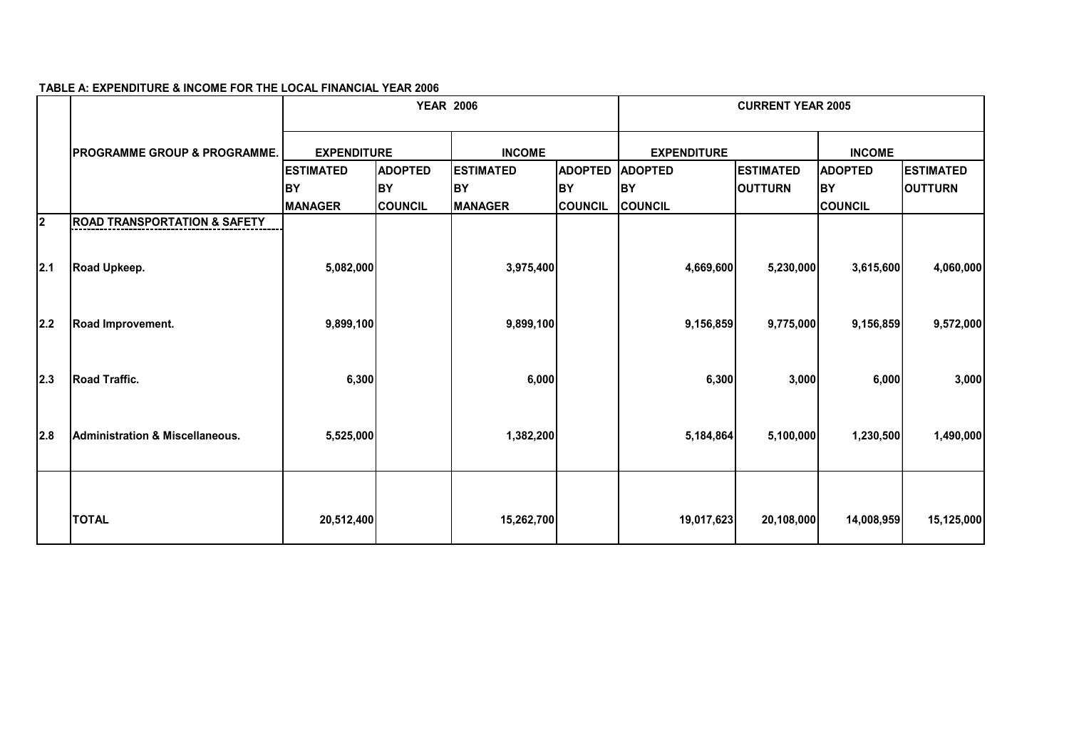**TABLE A: EXPENDITURE & INCOME FOR THE LOCAL FINANCIAL YEAR 2006**

| | PROGRAMME GROUP & PROGRAMME. | YEAR 2006 | | | | CURRENT YEAR 2005 | | | |
|---|---|---|---|---|---|---|---|---|---|
| | | EXPENDITURE | | INCOME | | EXPENDITURE | | INCOME | |
| | | ESTIMATED BY MANAGER | ADOPTED BY COUNCIL | ESTIMATED BY MANAGER | ADOPTED BY COUNCIL | ADOPTED BY COUNCIL | ESTIMATED OUTTURN | ADOPTED BY COUNCIL | ESTIMATED OUTTURN |
| 2 | ROAD TRANSPORTATION & SAFETY | | | | | | | | |
| 2.1 | Road Upkeep. | 5,082,000 | | 3,975,400 | | 4,669,600 | 5,230,000 | 3,615,600 | 4,060,000 |
| 2.2 | Road Improvement. | 9,899,100 | | 9,899,100 | | 9,156,859 | 9,775,000 | 9,156,859 | 9,572,000 |
| 2.3 | Road Traffic. | 6,300 | | 6,000 | | 6,300 | 3,000 | 6,000 | 3,000 |
| 2.8 | Administration & Miscellaneous. | 5,525,000 | | 1,382,200 | | 5,184,864 | 5,100,000 | 1,230,500 | 1,490,000 |
| | TOTAL | 20,512,400 | | 15,262,700 | | 19,017,623 | 20,108,000 | 14,008,959 | 15,125,000 |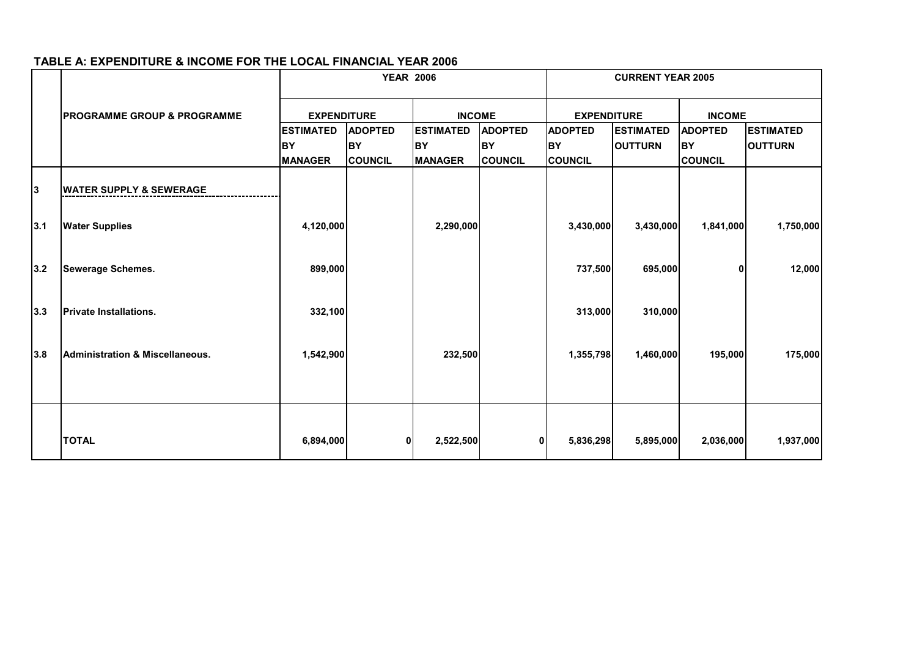**TABLE A: EXPENDITURE & INCOME FOR THE LOCAL FINANCIAL YEAR 2006**

| | PROGRAMME GROUP & PROGRAMME | YEAR 2006 | | | | CURRENT YEAR 2005 | | | |
|---|---|---|---|---|---|---|---|---|---|
| | | EXPENDITURE | | INCOME | | EXPENDITURE | | INCOME | |
| | | ESTIMATED BY MANAGER | ADOPTED BY COUNCIL | ESTIMATED BY MANAGER | ADOPTED BY COUNCIL | ADOPTED BY COUNCIL | ESTIMATED OUTTURN | ADOPTED BY COUNCIL | ESTIMATED OUTTURN |
| 3 | WATER SUPPLY & SEWERAGE | | | | | | | | |
| 3.1 | Water Supplies | 4,120,000 | | 2,290,000 | | 3,430,000 | 3,430,000 | 1,841,000 | 1,750,000 |
| 3.2 | Sewerage Schemes. | 899,000 | | | | 737,500 | 695,000 | 0 | 12,000 |
| 3.3 | Private Installations. | 332,100 | | | | 313,000 | 310,000 | | |
| 3.8 | Administration & Miscellaneous. | 1,542,900 | | 232,500 | | 1,355,798 | 1,460,000 | 195,000 | 175,000 |
| | TOTAL | 6,894,000 | 0 | 2,522,500 | 0 | 5,836,298 | 5,895,000 | 2,036,000 | 1,937,000 |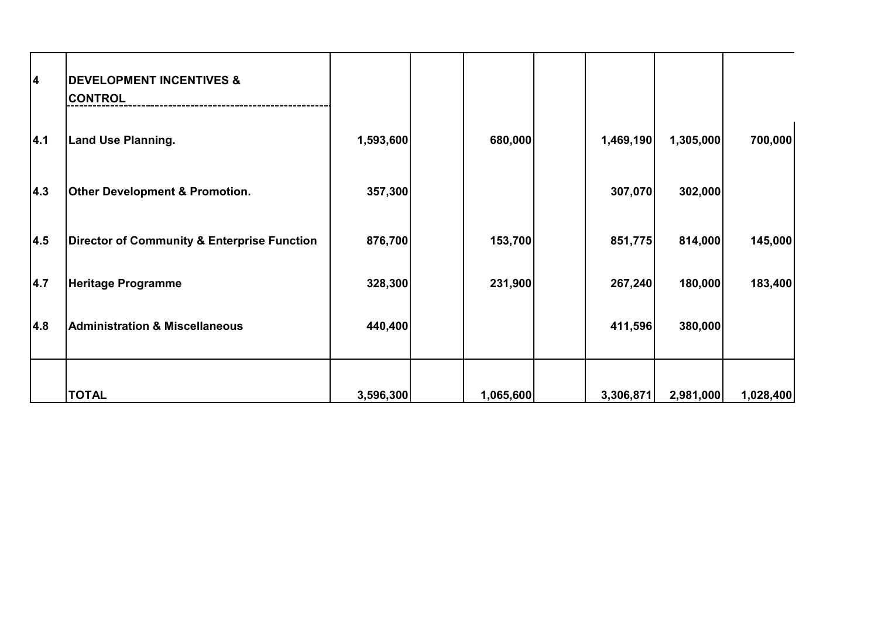| | | | | | | | | |
|---|---|---|---|---|---|---|---|---|
| 4 | DEVELOPMENT INCENTIVES & CONTROL | | | | | | | |
| 4.1 | Land Use Planning. | 1,593,600 | | 680,000 | | 1,469,190 | 1,305,000 | 700,000 |
| 4.3 | Other Development & Promotion. | 357,300 | | | | 307,070 | 302,000 | |
| 4.5 | Director of Community & Enterprise Function | 876,700 | | 153,700 | | 851,775 | 814,000 | 145,000 |
| 4.7 | Heritage Programme | 328,300 | | 231,900 | | 267,240 | 180,000 | 183,400 |
| 4.8 | Administration & Miscellaneous | 440,400 | | | | 411,596 | 380,000 | |
| | **TOTAL** | **3,596,300** | | **1,065,600** | | **3,306,871** | **2,981,000** | **1,028,400** |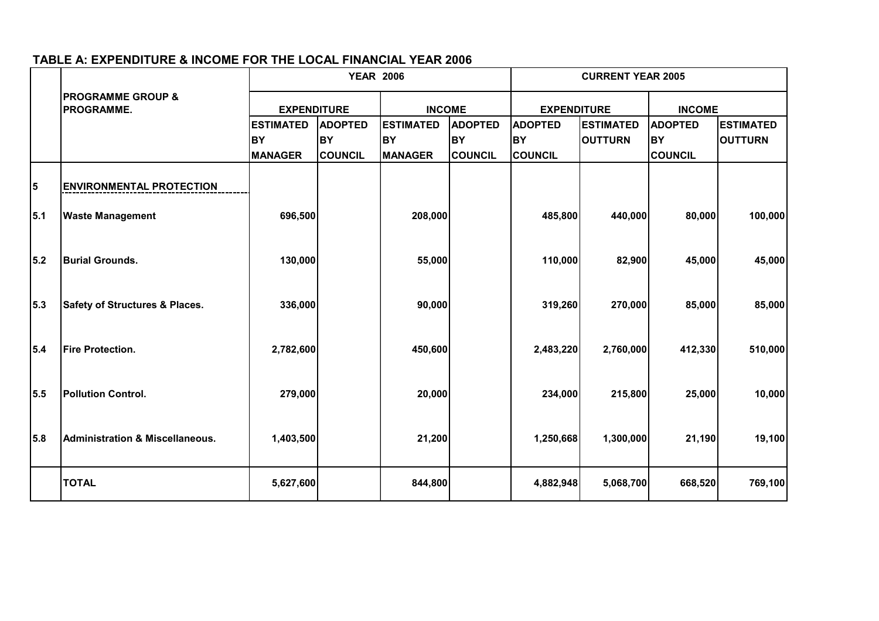**TABLE A: EXPENDITURE & INCOME FOR THE LOCAL FINANCIAL YEAR 2006**

| | PROGRAMME GROUP & PROGRAMME. | YEAR 2006 | | | | CURRENT YEAR 2005 | | | |
|---|---|---|---|---|---|---|---|---|---|
| | | EXPENDITURE | | INCOME | | EXPENDITURE | | INCOME | |
| | | ESTIMATED BY MANAGER | ADOPTED BY COUNCIL | ESTIMATED BY MANAGER | ADOPTED BY COUNCIL | ADOPTED BY COUNCIL | ESTIMATED OUTTURN | ADOPTED BY COUNCIL | ESTIMATED OUTTURN |
| 5 | ENVIRONMENTAL PROTECTION | | | | | | | | |
| 5.1 | Waste Management | 696,500 | | 208,000 | | 485,800 | 440,000 | 80,000 | 100,000 |
| 5.2 | Burial Grounds. | 130,000 | | 55,000 | | 110,000 | 82,900 | 45,000 | 45,000 |
| 5.3 | Safety of Structures & Places. | 336,000 | | 90,000 | | 319,260 | 270,000 | 85,000 | 85,000 |
| 5.4 | Fire Protection. | 2,782,600 | | 450,600 | | 2,483,220 | 2,760,000 | 412,330 | 510,000 |
| 5.5 | Pollution Control. | 279,000 | | 20,000 | | 234,000 | 215,800 | 25,000 | 10,000 |
| 5.8 | Administration & Miscellaneous. | 1,403,500 | | 21,200 | | 1,250,668 | 1,300,000 | 21,190 | 19,100 |
| | TOTAL | 5,627,600 | | 844,800 | | 4,882,948 | 5,068,700 | 668,520 | 769,100 |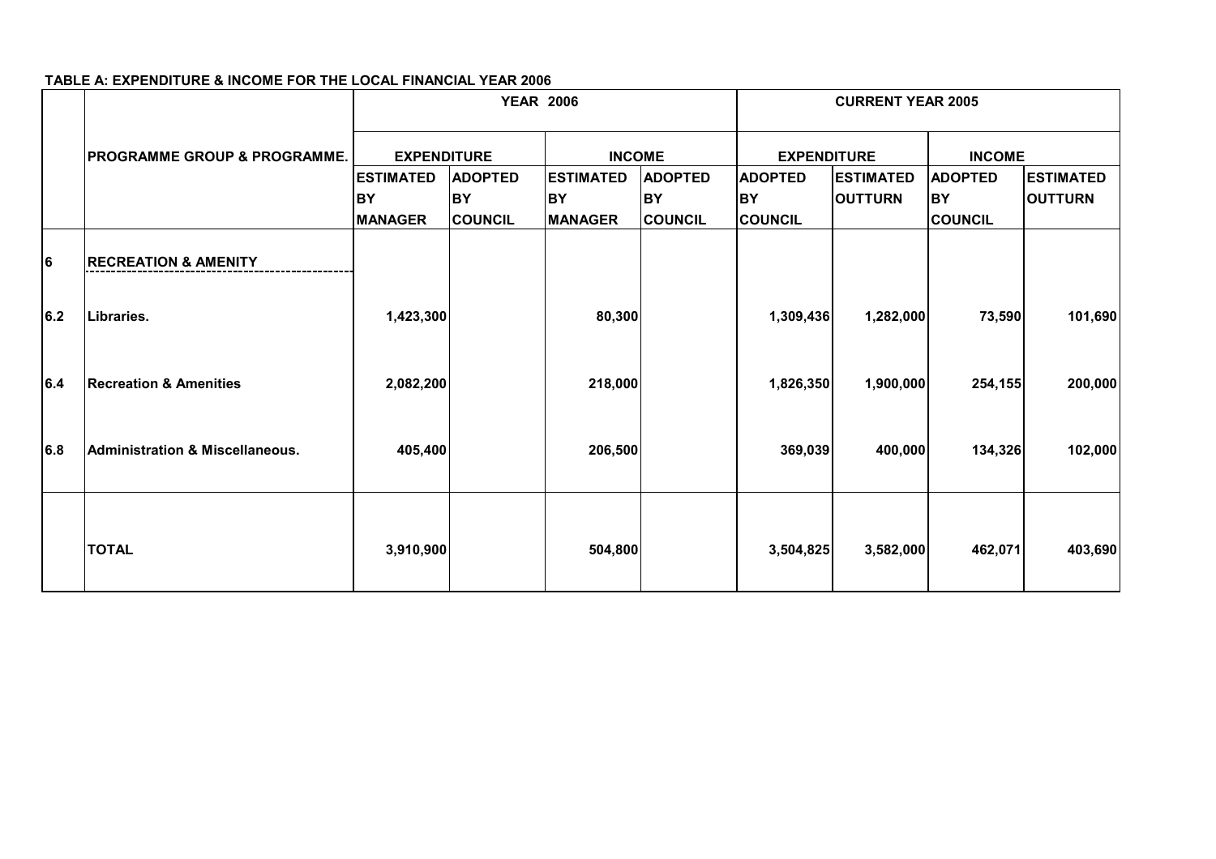**TABLE A: EXPENDITURE & INCOME FOR THE LOCAL FINANCIAL YEAR 2006**

| | PROGRAMME GROUP & PROGRAMME. | YEAR 2006 | | | | CURRENT YEAR 2005 | | | |
|---|---|---|---|---|---|---|---|---|---|
| | | EXPENDITURE | | INCOME | | EXPENDITURE | | INCOME | |
| | | ESTIMATED BY MANAGER | ADOPTED BY COUNCIL | ESTIMATED BY MANAGER | ADOPTED BY COUNCIL | ADOPTED BY COUNCIL | ESTIMATED OUTTURN | ADOPTED BY COUNCIL | ESTIMATED OUTTURN |
| 6 | RECREATION & AMENITY | | | | | | | | |
| 6.2 | Libraries. | 1,423,300 | | 80,300 | | 1,309,436 | 1,282,000 | 73,590 | 101,690 |
| 6.4 | Recreation & Amenities | 2,082,200 | | 218,000 | | 1,826,350 | 1,900,000 | 254,155 | 200,000 |
| 6.8 | Administration & Miscellaneous. | 405,400 | | 206,500 | | 369,039 | 400,000 | 134,326 | 102,000 |
| | TOTAL | 3,910,900 | | 504,800 | | 3,504,825 | 3,582,000 | 462,071 | 403,690 |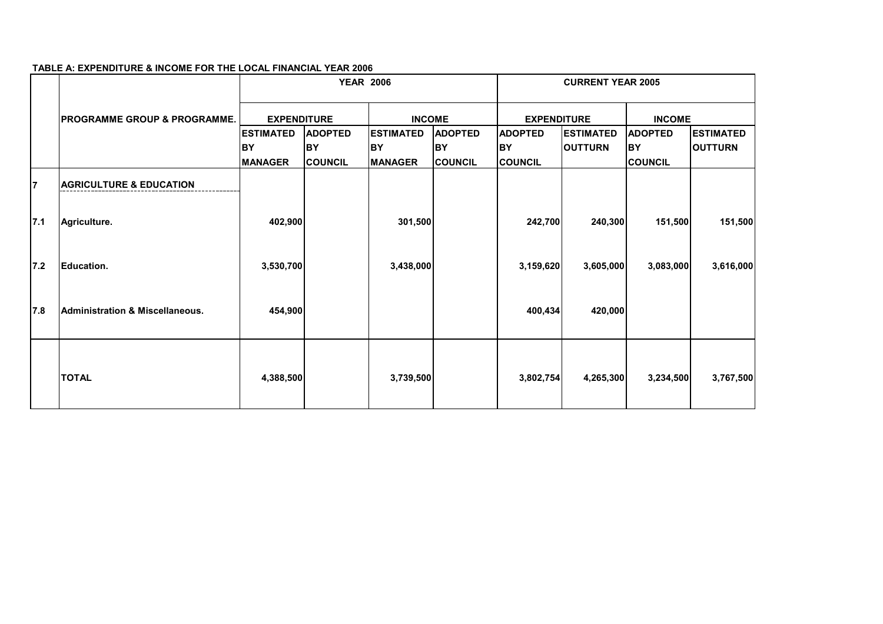**TABLE A: EXPENDITURE & INCOME FOR THE LOCAL FINANCIAL YEAR 2006**

| | PROGRAMME GROUP & PROGRAMME. | YEAR 2006 | | | | CURRENT YEAR 2005 | | | |
|---|---|---|---|---|---|---|---|---|---|
| | | EXPENDITURE | | INCOME | | EXPENDITURE | | INCOME | |
| | | ESTIMATED BY MANAGER | ADOPTED BY COUNCIL | ESTIMATED BY MANAGER | ADOPTED BY COUNCIL | ADOPTED BY COUNCIL | ESTIMATED OUTTURN | ADOPTED BY COUNCIL | ESTIMATED OUTTURN |
| 7 | AGRICULTURE & EDUCATION | | | | | | | | |
| 7.1 | Agriculture. | 402,900 | | 301,500 | | 242,700 | 240,300 | 151,500 | 151,500 |
| 7.2 | Education. | 3,530,700 | | 3,438,000 | | 3,159,620 | 3,605,000 | 3,083,000 | 3,616,000 |
| 7.8 | Administration & Miscellaneous. | 454,900 | | | | 400,434 | 420,000 | | |
| | TOTAL | 4,388,500 | | 3,739,500 | | 3,802,754 | 4,265,300 | 3,234,500 | 3,767,500 |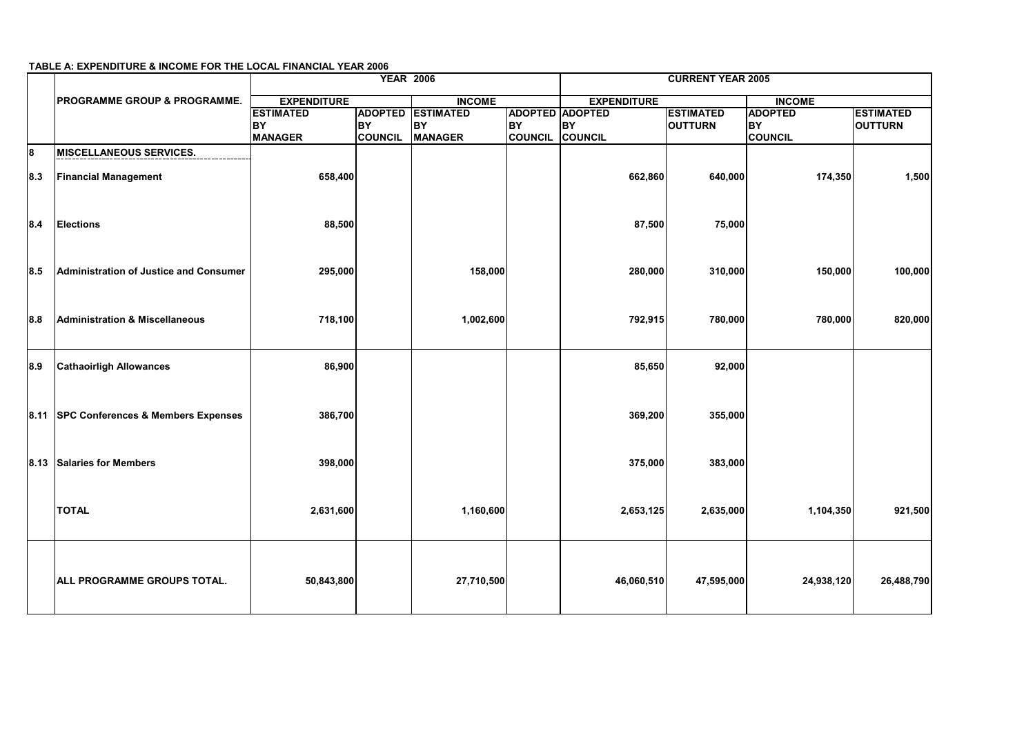**TABLE A: EXPENDITURE & INCOME FOR THE LOCAL FINANCIAL YEAR 2006**

| | PROGRAMME GROUP & PROGRAMME. | YEAR 2006 | | | | CURRENT YEAR 2005 | | | |
|---|---|---|---|---|---|---|---|---|---|
| | | EXPENDITURE | | INCOME | | EXPENDITURE | | INCOME | |
| | | ESTIMATED BY MANAGER | ADOPTED BY COUNCIL | ESTIMATED BY MANAGER | ADOPTED BY COUNCIL | ADOPTED BY COUNCIL | ESTIMATED OUTTURN | ADOPTED BY COUNCIL | ESTIMATED OUTTURN |
| 8 | MISCELLANEOUS SERVICES. | | | | | | | | |
| 8.3 | Financial Management | 658,400 | | | | 662,860 | 640,000 | 174,350 | 1,500 |
| 8.4 | Elections | 88,500 | | | | 87,500 | 75,000 | | |
| 8.5 | Administration of Justice and Consumer | 295,000 | | 158,000 | | 280,000 | 310,000 | 150,000 | 100,000 |
| 8.8 | Administration & Miscellaneous | 718,100 | | 1,002,600 | | 792,915 | 780,000 | 780,000 | 820,000 |
| 8.9 | Cathaoirligh Allowances | 86,900 | | | | 85,650 | 92,000 | | |
| 8.11 | SPC Conferences & Members Expenses | 386,700 | | | | 369,200 | 355,000 | | |
| 8.13 | Salaries for Members | 398,000 | | | | 375,000 | 383,000 | | |
| | TOTAL | 2,631,600 | | 1,160,600 | | 2,653,125 | 2,635,000 | 1,104,350 | 921,500 |
| | ALL PROGRAMME GROUPS TOTAL. | 50,843,800 | | 27,710,500 | | 46,060,510 | 47,595,000 | 24,938,120 | 26,488,790 |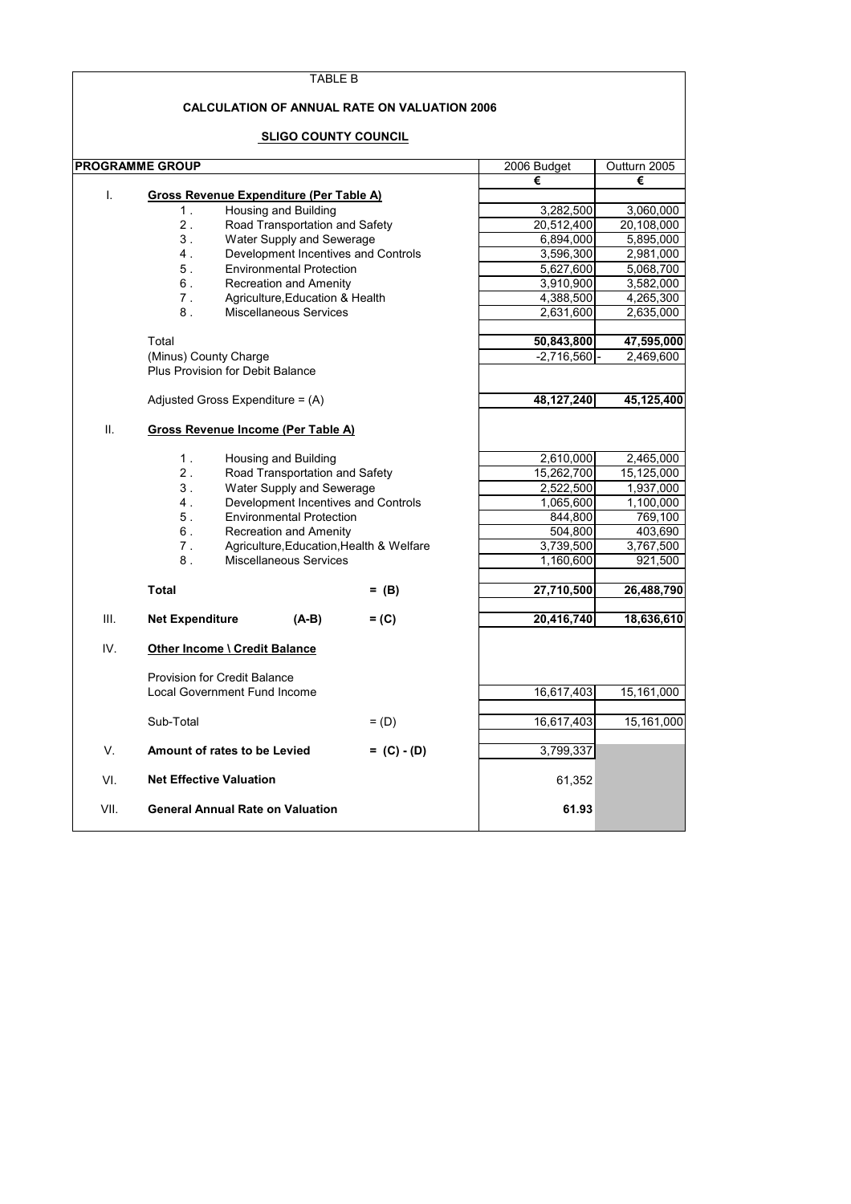TABLE B

**CALCULATION OF ANNUAL RATE ON VALUATION 2006**

**SLIGO COUNTY COUNCIL**

| **PROGRAMME GROUP** | | | | 2006 Budget | Outturn 2005 |
|---|---|---|---|---|---|
| | | | | **€** | **€** |
| I. | **Gross Revenue Expenditure (Per Table A)** | | | | |
| | 1 . | Housing and Building | | 3,282,500 | 3,060,000 |
| | 2 . | Road Transportation and Safety | | 20,512,400 | 20,108,000 |
| | 3 . | Water Supply and Sewerage | | 6,894,000 | 5,895,000 |
| | 4 . | Development Incentives and Controls | | 3,596,300 | 2,981,000 |
| | 5 . | Environmental Protection | | 5,627,600 | 5,068,700 |
| | 6 . | Recreation and Amenity | | 3,910,900 | 3,582,000 |
| | 7 . | Agriculture,Education & Health | | 4,388,500 | 4,265,300 |
| | 8 . | Miscellaneous Services | | 2,631,600 | 2,635,000 |
| | Total | | | **50,843,800** | **47,595,000** |
| | (Minus) County Charge | | | -2,716,560 | - 2,469,600 |
| | Plus Provision for Debit Balance | | | | |
| | Adjusted Gross Expenditure = (A) | | | **48,127,240** | **45,125,400** |
| II. | **Gross Revenue Income (Per Table A)** | | | | |
| | 1 . | Housing and Building | | 2,610,000 | 2,465,000 |
| | 2 . | Road Transportation and Safety | | 15,262,700 | 15,125,000 |
| | 3 . | Water Supply and Sewerage | | 2,522,500 | 1,937,000 |
| | 4 . | Development Incentives and Controls | | 1,065,600 | 1,100,000 |
| | 5 . | Environmental Protection | | 844,800 | 769,100 |
| | 6 . | Recreation and Amenity | | 504,800 | 403,690 |
| | 7 . | Agriculture,Education,Health & Welfare | | 3,739,500 | 3,767,500 |
| | 8 . | Miscellaneous Services | | 1,160,600 | 921,500 |
| | **Total** | | **= (B)** | **27,710,500** | **26,488,790** |
| III. | **Net Expenditure** | **(A-B)** | **= (C)** | **20,416,740** | **18,636,610** |
| IV. | **Other Income \ Credit Balance** | | | | |
| | Provision for Credit Balance | | | | |
| | Local Government Fund Income | | | 16,617,403 | 15,161,000 |
| | Sub-Total | | = (D) | 16,617,403 | 15,161,000 |
| V. | **Amount of rates to be Levied** | | **= (C) - (D)** | 3,799,337 | |
| VI. | **Net Effective Valuation** | | | 61,352 | |
| VII. | **General Annual Rate on Valuation** | | | **61.93** | |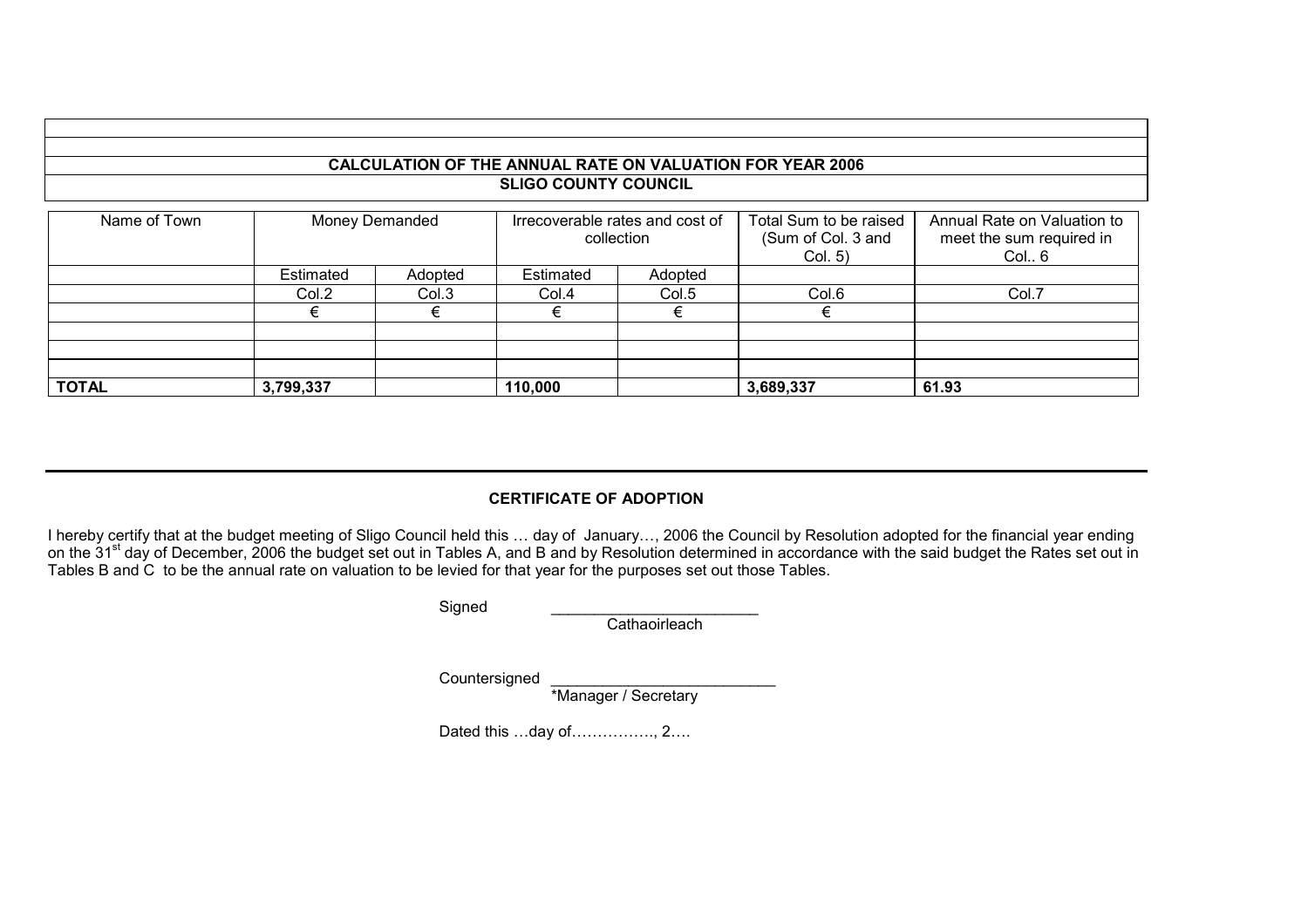**CALCULATION OF THE ANNUAL RATE ON VALUATION FOR YEAR 2006**

**SLIGO COUNTY COUNCIL**

| Name of Town | Money Demanded | | Irrecoverable rates and cost of collection | | Total Sum to be raised (Sum of Col. 3 and Col. 5) | Annual Rate on Valuation to meet the sum required in Col.. 6 |
|---|---|---|---|---|---|---|
| | Estimated | Adopted | Estimated | Adopted | | |
| | Col.2 | Col.3 | Col.4 | Col.5 | Col.6 | Col.7 |
| | € | € | € | € | € | |
| | | | | | | |
| | | | | | | |
| | | | | | | |
| **TOTAL** | **3,799,337** | | **110,000** | | **3,689,337** | **61.93** |

**CERTIFICATE OF ADOPTION**

I hereby certify that at the budget meeting of Sligo Council held this … day of January…, 2006 the Council by Resolution adopted for the financial year ending on the 31st day of December, 2006 the budget set out in Tables A, and B and by Resolution determined in accordance with the said budget the Rates set out in Tables B and C to be the annual rate on valuation to be levied for that year for the purposes set out those Tables.

Signed \_\_\_\_\_\_\_\_\_\_\_\_\_\_\_\_\_\_\_\_\_\_\_\_
Cathaoirleach

Countersigned \_\_\_\_\_\_\_\_\_\_\_\_\_\_\_\_\_\_\_\_\_\_\_\_\_\_
*Manager / Secretary

Dated this …day of……………., 2….